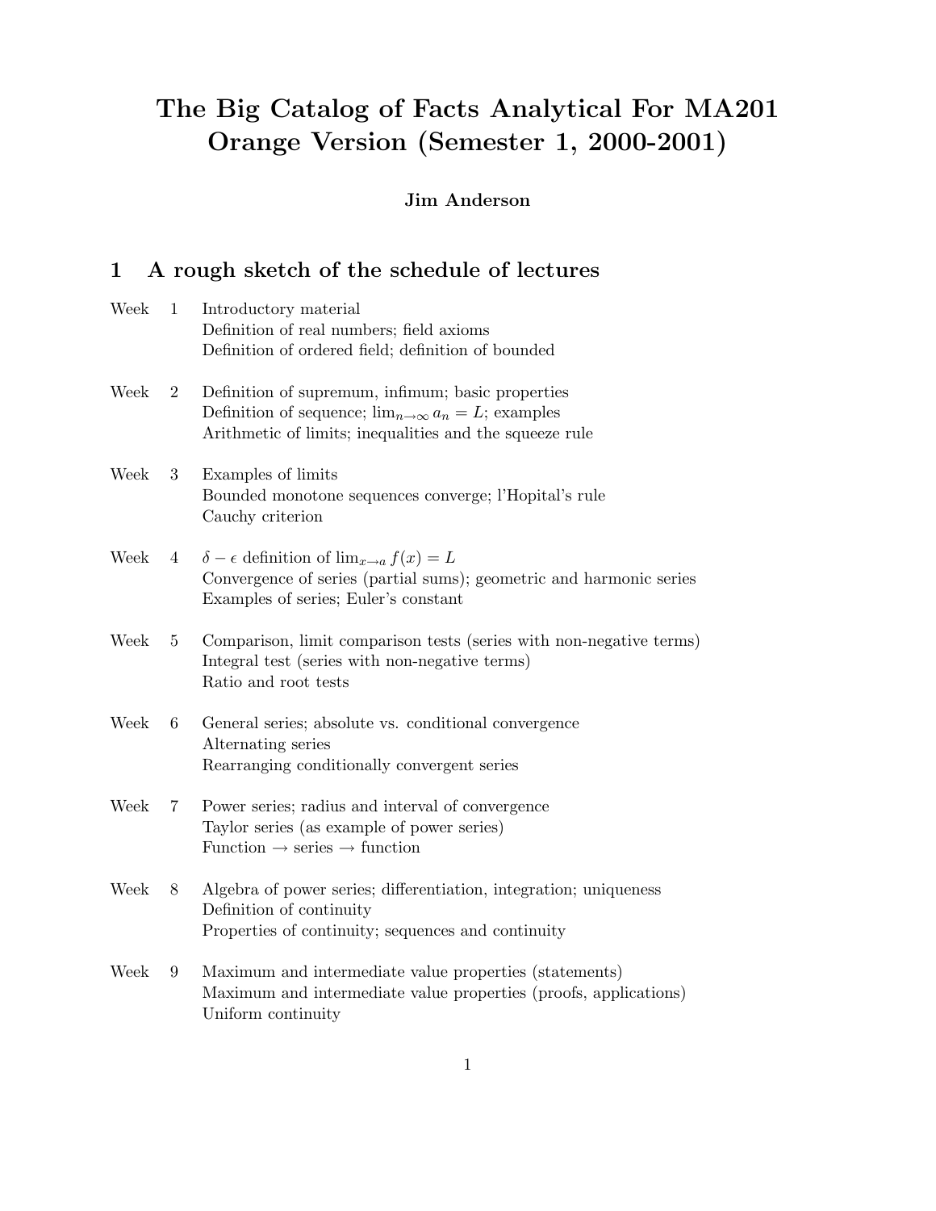# The Big Catalog of Facts Analytical For MA201 Orange Version (Semester 1, 2000-2001)

**Jim Anderson**

## 1 A rough sketch of the schedule of lectures

| | | |
|---|---|---|
| Week | 1 | Introductory material<br>Definition of real numbers; field axioms<br>Definition of ordered field; definition of bounded |
| Week | 2 | Definition of supremum, infimum; basic properties<br>Definition of sequence; $\lim_{n\to\infty} a_n = L$; examples<br>Arithmetic of limits; inequalities and the squeeze rule |
| Week | 3 | Examples of limits<br>Bounded monotone sequences converge; l'Hopital's rule<br>Cauchy criterion |
| Week | 4 | $\delta - \epsilon$ definition of $\lim_{x\to a} f(x) = L$<br>Convergence of series (partial sums); geometric and harmonic series<br>Examples of series; Euler's constant |
| Week | 5 | Comparison, limit comparison tests (series with non-negative terms)<br>Integral test (series with non-negative terms)<br>Ratio and root tests |
| Week | 6 | General series; absolute vs. conditional convergence<br>Alternating series<br>Rearranging conditionally convergent series |
| Week | 7 | Power series; radius and interval of convergence<br>Taylor series (as example of power series)<br>Function $\to$ series $\to$ function |
| Week | 8 | Algebra of power series; differentiation, integration; uniqueness<br>Definition of continuity<br>Properties of continuity; sequences and continuity |
| Week | 9 | Maximum and intermediate value properties (statements)<br>Maximum and intermediate value properties (proofs, applications)<br>Uniform continuity |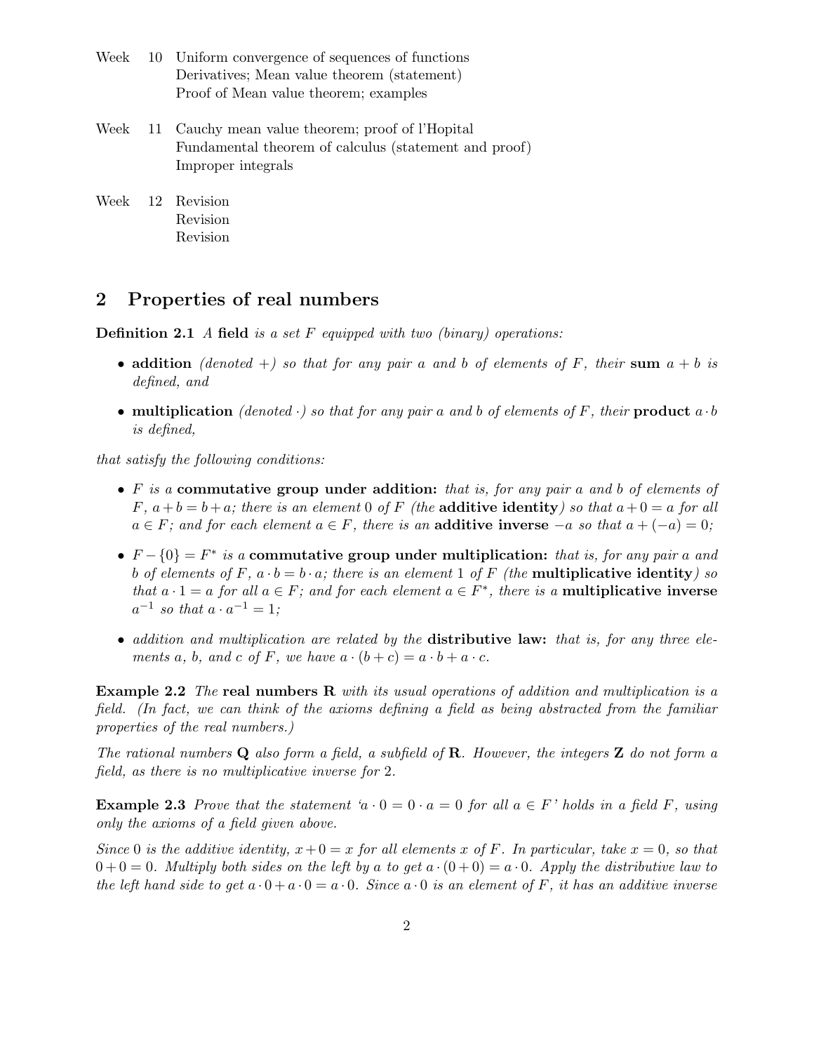| | | |
|---|---|---|
| Week | 10 | Uniform convergence of sequences of functions<br>Derivatives; Mean value theorem (statement)<br>Proof of Mean value theorem; examples |
| Week | 11 | Cauchy mean value theorem; proof of l'Hopital<br>Fundamental theorem of calculus (statement and proof)<br>Improper integrals |
| Week | 12 | Revision<br>Revision<br>Revision |

## 2 Properties of real numbers

**Definition 2.1** *A* **field** *is a set $F$ equipped with two (binary) operations:*

- **addition** *(denoted $+$) so that for any pair $a$ and $b$ of elements of $F$, their* **sum** *$a + b$ is defined, and*
- **multiplication** *(denoted $\cdot$) so that for any pair $a$ and $b$ of elements of $F$, their* **product** *$a \cdot b$ is defined,*

*that satisfy the following conditions:*

- *$F$ is a* **commutative group under addition:** *that is, for any pair $a$ and $b$ of elements of $F$, $a + b = b + a$; there is an element $0$ of $F$ (the* **additive identity***) so that $a + 0 = a$ for all $a \in F$; and for each element $a \in F$, there is an* **additive inverse** *$-a$ so that $a + (-a) = 0$;*
- *$F - \{0\} = F^*$ is a* **commutative group under multiplication:** *that is, for any pair $a$ and $b$ of elements of $F$, $a \cdot b = b \cdot a$; there is an element $1$ of $F$ (the* **multiplicative identity***) so that $a \cdot 1 = a$ for all $a \in F$; and for each element $a \in F^*$, there is a* **multiplicative inverse** *$a^{-1}$ so that $a \cdot a^{-1} = 1$;*
- *addition and multiplication are related by the* **distributive law:** *that is, for any three elements $a$, $b$, and $c$ of $F$, we have $a \cdot (b + c) = a \cdot b + a \cdot c$.*

**Example 2.2** *The* **real numbers R** *with its usual operations of addition and multiplication is a field. (In fact, we can think of the axioms defining a field as being abstracted from the familiar properties of the real numbers.)*

*The rational numbers* **Q** *also form a field, a subfield of* **R**. *However, the integers* **Z** *do not form a field, as there is no multiplicative inverse for 2.*

**Example 2.3** *Prove that the statement '$a \cdot 0 = 0 \cdot a = 0$ for all $a \in F$' holds in a field $F$, using only the axioms of a field given above.*

*Since $0$ is the additive identity, $x + 0 = x$ for all elements $x$ of $F$. In particular, take $x = 0$, so that $0 + 0 = 0$. Multiply both sides on the left by $a$ to get $a \cdot (0 + 0) = a \cdot 0$. Apply the distributive law to the left hand side to get $a \cdot 0 + a \cdot 0 = a \cdot 0$. Since $a \cdot 0$ is an element of $F$, it has an additive inverse*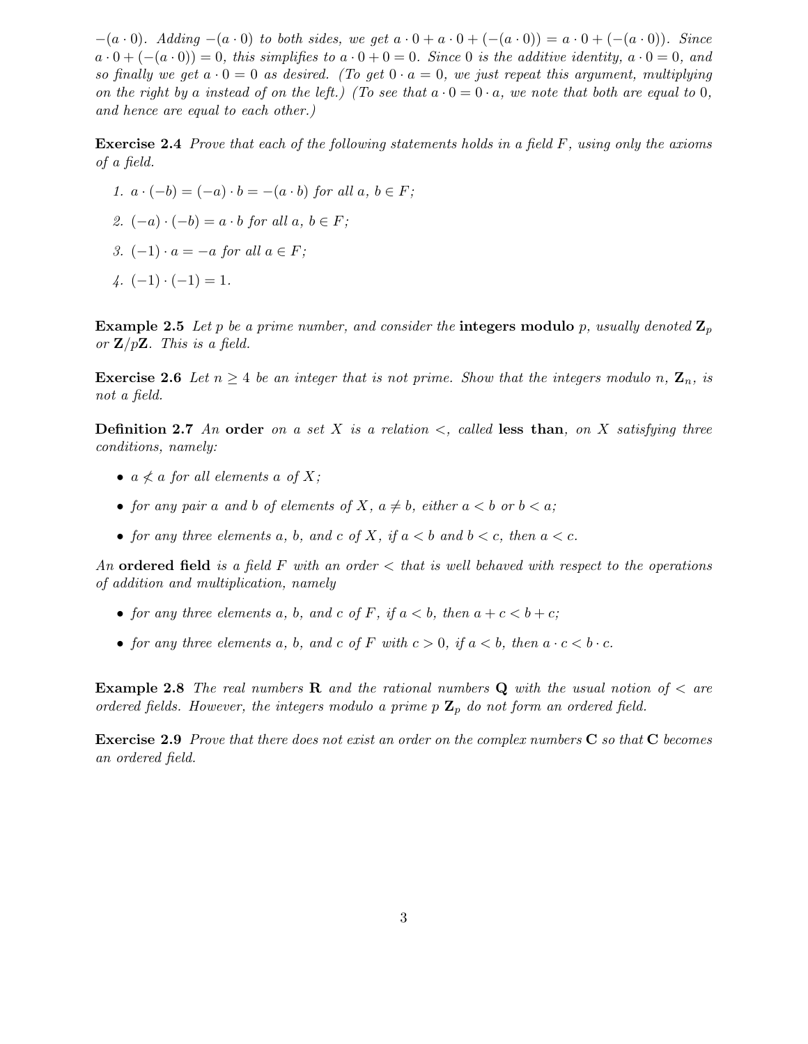$-(a \cdot 0)$. *Adding* $-(a \cdot 0)$ *to both sides, we get* $a \cdot 0 + a \cdot 0 + (-(a \cdot 0)) = a \cdot 0 + (-(a \cdot 0))$. *Since* $a \cdot 0 + (-(a \cdot 0)) = 0$*, this simplifies to* $a \cdot 0 + 0 = 0$*. Since* $0$ *is the additive identity,* $a \cdot 0 = 0$*, and so finally we get* $a \cdot 0 = 0$ *as desired. (To get* $0 \cdot a = 0$*, we just repeat this argument, multiplying on the right by* $a$ *instead of on the left.) (To see that* $a \cdot 0 = 0 \cdot a$*, we note that both are equal to* $0$*, and hence are equal to each other.)*

**Exercise 2.4** *Prove that each of the following statements holds in a field* $F$*, using only the axioms of a field.*

1. $a \cdot (-b) = (-a) \cdot b = -(a \cdot b)$ *for all* $a, b \in F$*;*
2. $(-a) \cdot (-b) = a \cdot b$ *for all* $a, b \in F$*;*
3. $(-1) \cdot a = -a$ *for all* $a \in F$*;*
4. $(-1) \cdot (-1) = 1$.

**Example 2.5** *Let* $p$ *be a prime number, and consider the* **integers modulo** $p$*, usually denoted* $\mathbf{Z}_p$ *or* $\mathbf{Z}/p\mathbf{Z}$*. This is a field.*

**Exercise 2.6** *Let* $n \geq 4$ *be an integer that is not prime. Show that the integers modulo* $n$*,* $\mathbf{Z}_n$*, is not a field.*

**Definition 2.7** *An* **order** *on a set* $X$ *is a relation* $<$*, called* **less than***, on* $X$ *satisfying three conditions, namely:*

- $a \not< a$ *for all elements* $a$ *of* $X$*;*
- *for any pair* $a$ *and* $b$ *of elements of* $X$*,* $a \neq b$*, either* $a < b$ *or* $b < a$*;*
- *for any three elements* $a$*,* $b$*, and* $c$ *of* $X$*, if* $a < b$ *and* $b < c$*, then* $a < c$*.*

*An* **ordered field** *is a field* $F$ *with an order* $<$ *that is well behaved with respect to the operations of addition and multiplication, namely*

- *for any three elements* $a$*,* $b$*, and* $c$ *of* $F$*, if* $a < b$*, then* $a + c < b + c$*;*
- *for any three elements* $a$*,* $b$*, and* $c$ *of* $F$ *with* $c > 0$*, if* $a < b$*, then* $a \cdot c < b \cdot c$*.*

**Example 2.8** *The real numbers* $\mathbf{R}$ *and the rational numbers* $\mathbf{Q}$ *with the usual notion of* $<$ *are ordered fields. However, the integers modulo a prime* $p$ $\mathbf{Z}_p$ *do not form an ordered field.*

**Exercise 2.9** *Prove that there does not exist an order on the complex numbers* $\mathbf{C}$ *so that* $\mathbf{C}$ *becomes an ordered field.*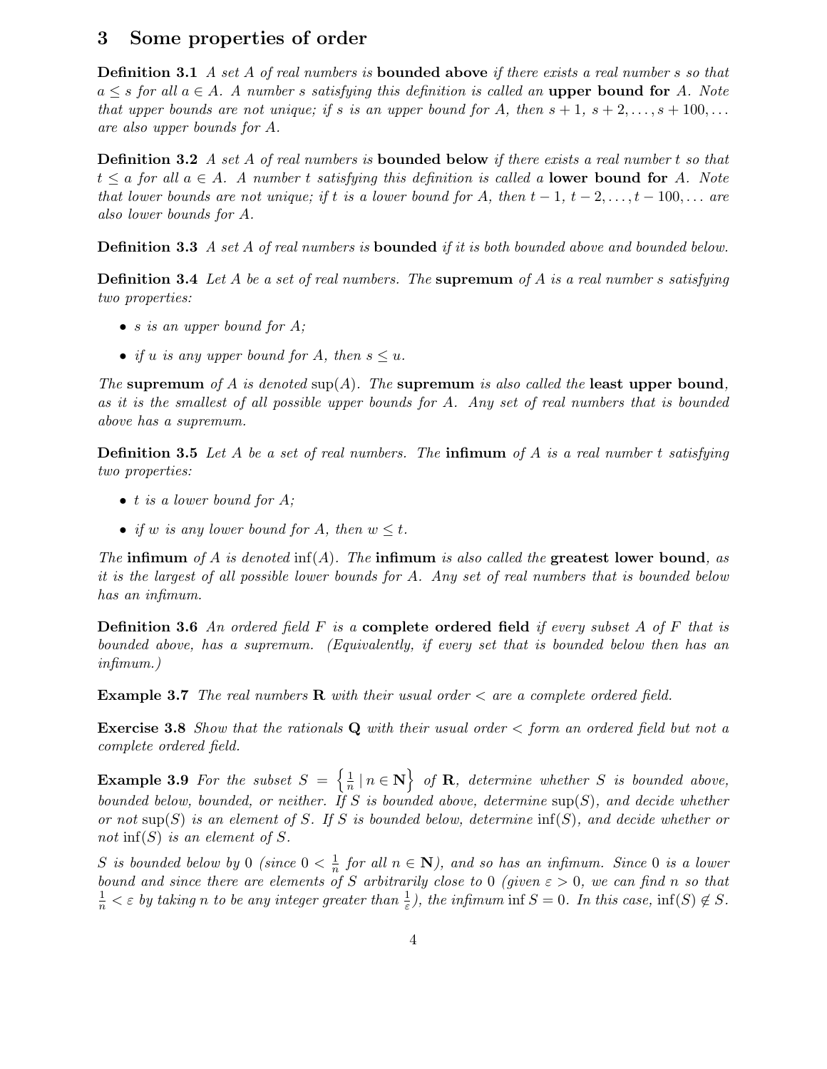## 3 Some properties of order

**Definition 3.1** *A set $A$ of real numbers is* **bounded above** *if there exists a real number $s$ so that $a \leq s$ for all $a \in A$. A number $s$ satisfying this definition is called an* **upper bound for** *$A$. Note that upper bounds are not unique; if $s$ is an upper bound for $A$, then $s+1$, $s+2, \ldots, s+100, \ldots$ are also upper bounds for $A$.*

**Definition 3.2** *A set $A$ of real numbers is* **bounded below** *if there exists a real number $t$ so that $t \leq a$ for all $a \in A$. A number $t$ satisfying this definition is called a* **lower bound for** *$A$. Note that lower bounds are not unique; if $t$ is a lower bound for $A$, then $t-1$, $t-2, \ldots, t-100, \ldots$ are also lower bounds for $A$.*

**Definition 3.3** *A set $A$ of real numbers is* **bounded** *if it is both bounded above and bounded below.*

**Definition 3.4** *Let $A$ be a set of real numbers. The* **supremum** *of $A$ is a real number $s$ satisfying two properties:*

- *$s$ is an upper bound for $A$;*
- *if $u$ is any upper bound for $A$, then $s \leq u$.*

*The* **supremum** *of $A$ is denoted $\sup(A)$. The* **supremum** *is also called the* **least upper bound***, as it is the smallest of all possible upper bounds for $A$. Any set of real numbers that is bounded above has a supremum.*

**Definition 3.5** *Let $A$ be a set of real numbers. The* **infimum** *of $A$ is a real number $t$ satisfying two properties:*

- *$t$ is a lower bound for $A$;*
- *if $w$ is any lower bound for $A$, then $w \leq t$.*

*The* **infimum** *of $A$ is denoted $\inf(A)$. The* **infimum** *is also called the* **greatest lower bound***, as it is the largest of all possible lower bounds for $A$. Any set of real numbers that is bounded below has an infimum.*

**Definition 3.6** *An ordered field $F$ is a* **complete ordered field** *if every subset $A$ of $F$ that is bounded above, has a supremum. (Equivalently, if every set that is bounded below then has an infimum.)*

**Example 3.7** *The real numbers $\mathbf{R}$ with their usual order $<$ are a complete ordered field.*

**Exercise 3.8** *Show that the rationals $\mathbf{Q}$ with their usual order $<$ form an ordered field but not a complete ordered field.*

**Example 3.9** *For the subset $S = \left\{ \frac{1}{n} \mid n \in \mathbf{N} \right\}$ of $\mathbf{R}$, determine whether $S$ is bounded above, bounded below, bounded, or neither. If $S$ is bounded above, determine $\sup(S)$, and decide whether or not $\sup(S)$ is an element of $S$. If $S$ is bounded below, determine $\inf(S)$, and decide whether or not $\inf(S)$ is an element of $S$.*

*$S$ is bounded below by 0 (since $0 < \frac{1}{n}$ for all $n \in \mathbf{N}$), and so has an infimum. Since 0 is a lower bound and since there are elements of $S$ arbitrarily close to 0 (given $\varepsilon > 0$, we can find $n$ so that $\frac{1}{n} < \varepsilon$ by taking $n$ to be any integer greater than $\frac{1}{\varepsilon}$), the infimum $\inf S = 0$. In this case, $\inf(S) \notin S$.*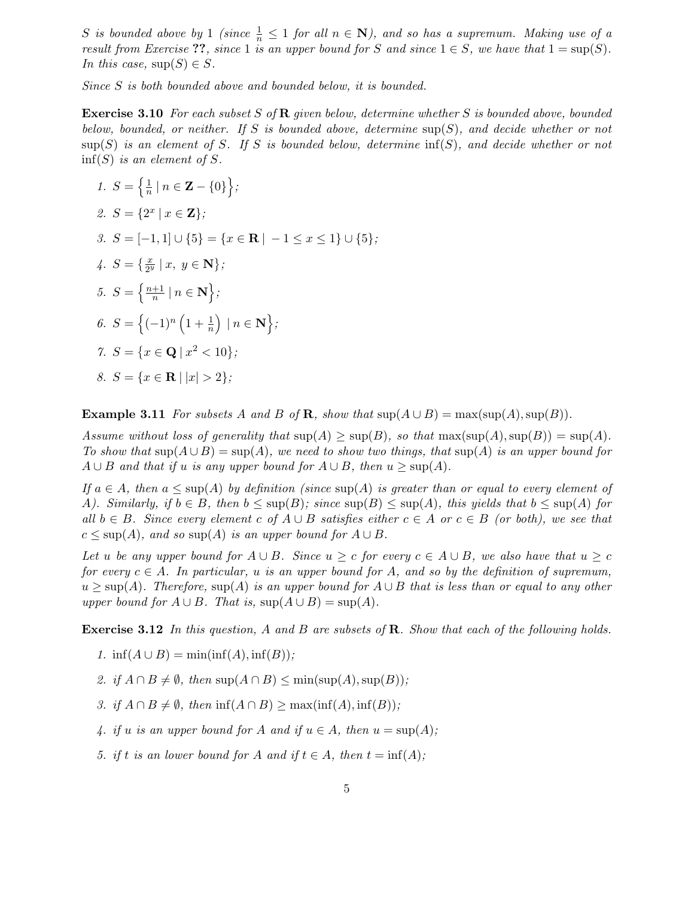*$S$ is bounded above by 1 (since $\frac{1}{n} \leq 1$ for all $n \in \mathbf{N}$), and so has a supremum. Making use of a result from Exercise **??**, since 1 is an upper bound for $S$ and since $1 \in S$, we have that $1 = \sup(S)$. In this case, $\sup(S) \in S$.*

*Since $S$ is both bounded above and bounded below, it is bounded.*

**Exercise 3.10** *For each subset $S$ of $\mathbf{R}$ given below, determine whether $S$ is bounded above, bounded below, bounded, or neither. If $S$ is bounded above, determine $\sup(S)$, and decide whether or not $\sup(S)$ is an element of $S$. If $S$ is bounded below, determine $\inf(S)$, and decide whether or not $\inf(S)$ is an element of $S$.*

1. $S = \left\{ \frac{1}{n} \mid n \in \mathbf{Z} - \{0\} \right\}$;
2. $S = \{2^x \mid x \in \mathbf{Z}\}$;
3. $S = [-1, 1] \cup \{5\} = \{x \in \mathbf{R} \mid -1 \leq x \leq 1\} \cup \{5\}$;
4. $S = \{ \frac{x}{2^y} \mid x,\ y \in \mathbf{N} \}$;
5. $S = \left\{ \frac{n+1}{n} \mid n \in \mathbf{N} \right\}$;
6. $S = \left\{ (-1)^n \left(1 + \frac{1}{n}\right) \mid n \in \mathbf{N} \right\}$;
7. $S = \{x \in \mathbf{Q} \mid x^2 < 10\}$;
8. $S = \{x \in \mathbf{R} \mid |x| > 2\}$;

**Example 3.11** *For subsets $A$ and $B$ of $\mathbf{R}$, show that $\sup(A \cup B) = \max(\sup(A), \sup(B))$.*

*Assume without loss of generality that $\sup(A) \geq \sup(B)$, so that $\max(\sup(A), \sup(B)) = \sup(A)$. To show that $\sup(A \cup B) = \sup(A)$, we need to show two things, that $\sup(A)$ is an upper bound for $A \cup B$ and that if $u$ is any upper bound for $A \cup B$, then $u \geq \sup(A)$.*

*If $a \in A$, then $a \leq \sup(A)$ by definition (since $\sup(A)$ is greater than or equal to every element of $A$). Similarly, if $b \in B$, then $b \leq \sup(B)$; since $\sup(B) \leq \sup(A)$, this yields that $b \leq \sup(A)$ for all $b \in B$. Since every element $c$ of $A \cup B$ satisfies either $c \in A$ or $c \in B$ (or both), we see that $c \leq \sup(A)$, and so $\sup(A)$ is an upper bound for $A \cup B$.*

*Let $u$ be any upper bound for $A \cup B$. Since $u \geq c$ for every $c \in A \cup B$, we also have that $u \geq c$ for every $c \in A$. In particular, $u$ is an upper bound for $A$, and so by the definition of supremum, $u \geq \sup(A)$. Therefore, $\sup(A)$ is an upper bound for $A \cup B$ that is less than or equal to any other upper bound for $A \cup B$. That is, $\sup(A \cup B) = \sup(A)$.*

**Exercise 3.12** *In this question, $A$ and $B$ are subsets of $\mathbf{R}$. Show that each of the following holds.*

1. $\inf(A \cup B) = \min(\inf(A), \inf(B))$;
2. *if* $A \cap B \neq \emptyset$, *then* $\sup(A \cap B) \leq \min(\sup(A), \sup(B))$;
3. *if* $A \cap B \neq \emptyset$, *then* $\inf(A \cap B) \geq \max(\inf(A), \inf(B))$;
4. *if $u$ is an upper bound for $A$ and if $u \in A$, then $u = \sup(A)$;*
5. *if $t$ is an lower bound for $A$ and if $t \in A$, then $t = \inf(A)$;*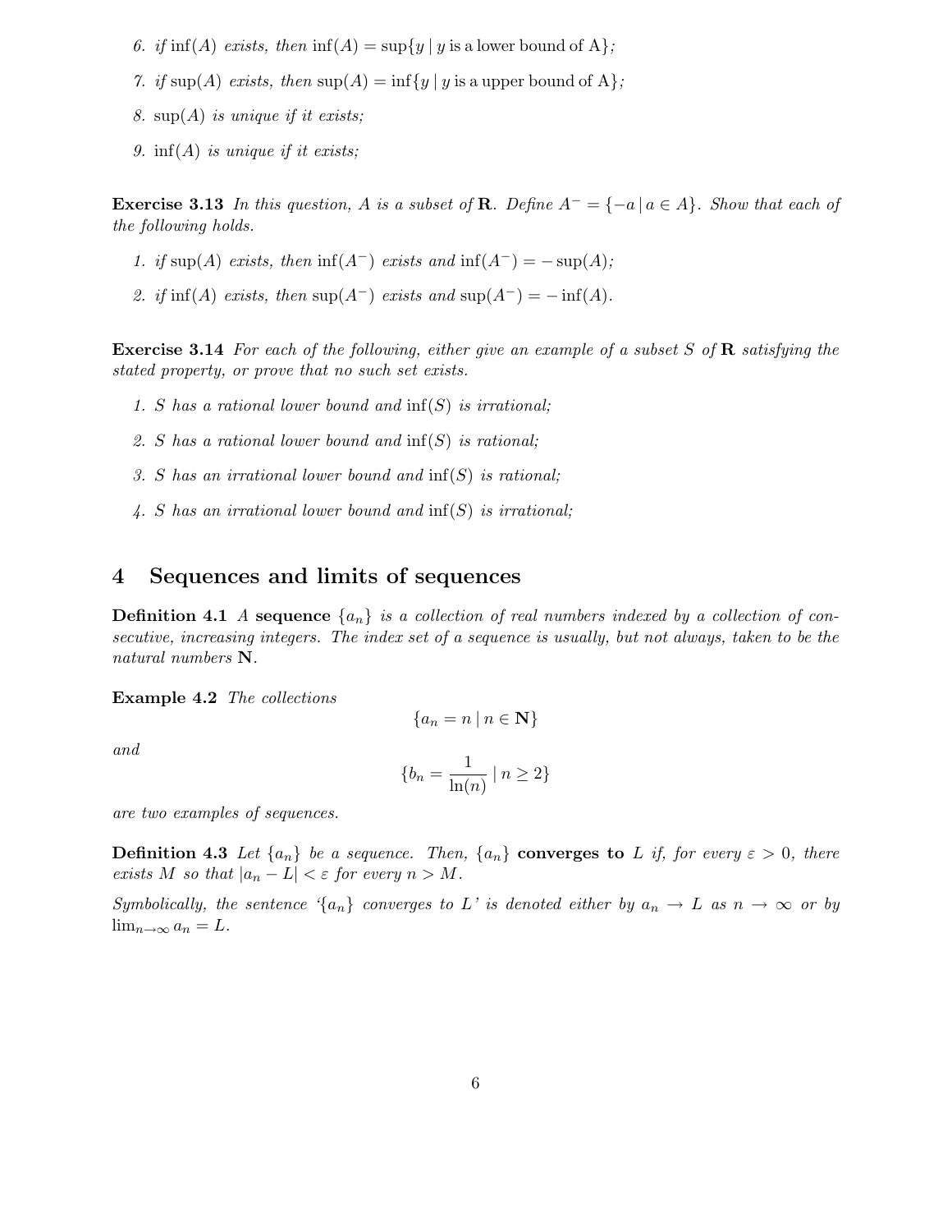6. *if* $\inf(A)$ *exists, then* $\inf(A) = \sup\{y \mid y \text{ is a lower bound of A}\}$*;*

7. *if* $\sup(A)$ *exists, then* $\sup(A) = \inf\{y \mid y \text{ is a upper bound of A}\}$*;*

8. $\sup(A)$ *is unique if it exists;*

9. $\inf(A)$ *is unique if it exists;*

**Exercise 3.13** *In this question, $A$ is a subset of $\mathbf{R}$. Define $A^- = \{-a \mid a \in A\}$. Show that each of the following holds.*

1. *if* $\sup(A)$ *exists, then* $\inf(A^-)$ *exists and* $\inf(A^-) = -\sup(A)$*;*

2. *if* $\inf(A)$ *exists, then* $\sup(A^-)$ *exists and* $\sup(A^-) = -\inf(A)$*.*

**Exercise 3.14** *For each of the following, either give an example of a subset $S$ of $\mathbf{R}$ satisfying the stated property, or prove that no such set exists.*

1. *$S$ has a rational lower bound and $\inf(S)$ is irrational;*

2. *$S$ has a rational lower bound and $\inf(S)$ is rational;*

3. *$S$ has an irrational lower bound and $\inf(S)$ is rational;*

4. *$S$ has an irrational lower bound and $\inf(S)$ is irrational;*

# 4 Sequences and limits of sequences

**Definition 4.1** *A* **sequence** *$\{a_n\}$ is a collection of real numbers indexed by a collection of consecutive, increasing integers. The index set of a sequence is usually, but not always, taken to be the natural numbers $\mathbf{N}$.*

**Example 4.2** *The collections*

$$\{a_n = n \mid n \in \mathbf{N}\}$$

*and*

$$\{b_n = \frac{1}{\ln(n)} \mid n \geq 2\}$$

*are two examples of sequences.*

**Definition 4.3** *Let $\{a_n\}$ be a sequence. Then, $\{a_n\}$* **converges to** *$L$ if, for every $\varepsilon > 0$, there exists $M$ so that $|a_n - L| < \varepsilon$ for every $n > M$.*

*Symbolically, the sentence '$\{a_n\}$ converges to $L$' is denoted either by $a_n \to L$ as $n \to \infty$ or by $\lim_{n\to\infty} a_n = L$.*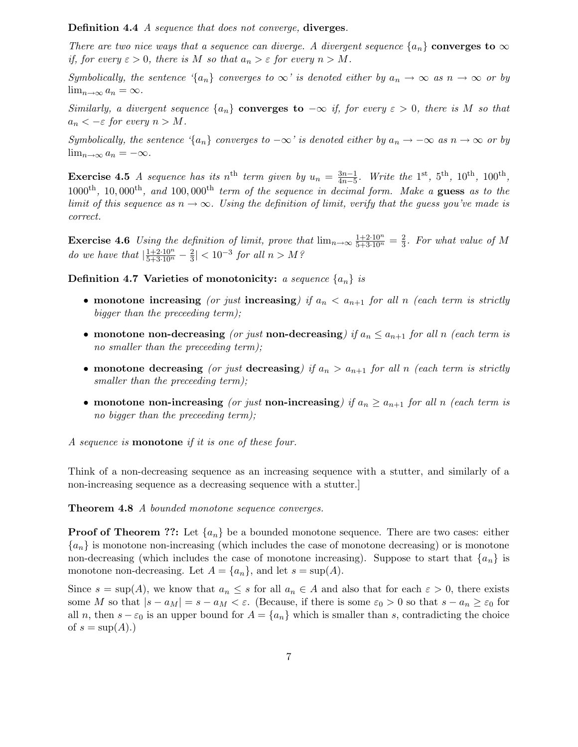**Definition 4.4** *A sequence that does not converge,* **diverges**.

*There are two nice ways that a sequence can diverge. A divergent sequence $\{a_n\}$* **converges to** $\infty$ *if, for every $\varepsilon > 0$, there is $M$ so that $a_n > \varepsilon$ for every $n > M$.*

*Symbolically, the sentence '$\{a_n\}$ converges to $\infty$' is denoted either by $a_n \to \infty$ as $n \to \infty$ or by $\lim_{n\to\infty} a_n = \infty$.*

*Similarly, a divergent sequence $\{a_n\}$* **converges to** $-\infty$ *if, for every $\varepsilon > 0$, there is $M$ so that $a_n < -\varepsilon$ for every $n > M$.*

*Symbolically, the sentence '$\{a_n\}$ converges to $-\infty$' is denoted either by $a_n \to -\infty$ as $n \to \infty$ or by $\lim_{n\to\infty} a_n = -\infty$.*

**Exercise 4.5** *A sequence has its $n^{\text{th}}$ term given by $u_n = \frac{3n-1}{4n-5}$. Write the $1^{\text{st}}$, $5^{\text{th}}$, $10^{\text{th}}$, $100^{\text{th}}$, $1000^{\text{th}}$, $10,000^{\text{th}}$, and $100,000^{\text{th}}$ term of the sequence in decimal form. Make a* **guess** *as to the limit of this sequence as $n \to \infty$. Using the definition of limit, verify that the guess you've made is correct.*

**Exercise 4.6** *Using the definition of limit, prove that $\lim_{n\to\infty} \frac{1+2\cdot 10^n}{5+3\cdot 10^n} = \frac{2}{3}$. For what value of $M$ do we have that $|\frac{1+2\cdot 10^n}{5+3\cdot 10^n} - \frac{2}{3}| < 10^{-3}$ for all $n > M$?*

**Definition 4.7 Varieties of monotonicity:** *a sequence $\{a_n\}$ is*

- **monotone increasing** *(or just* **increasing***) if $a_n < a_{n+1}$ for all $n$ (each term is strictly bigger than the preceeding term);*
- **monotone non-decreasing** *(or just* **non-decreasing***) if $a_n \le a_{n+1}$ for all $n$ (each term is no smaller than the preceeding term);*
- **monotone decreasing** *(or just* **decreasing***) if $a_n > a_{n+1}$ for all $n$ (each term is strictly smaller than the preceeding term);*
- **monotone non-increasing** *(or just* **non-increasing***) if $a_n \ge a_{n+1}$ for all $n$ (each term is no bigger than the preceeding term);*

*A sequence is* **monotone** *if it is one of these four.*

Think of a non-decreasing sequence as an increasing sequence with a stutter, and similarly of a non-increasing sequence as a decreasing sequence with a stutter.]

**Theorem 4.8** *A bounded monotone sequence converges.*

**Proof of Theorem ??:** Let $\{a_n\}$ be a bounded monotone sequence. There are two cases: either $\{a_n\}$ is monotone non-increasing (which includes the case of monotone decreasing) or is monotone non-decreasing (which includes the case of monotone increasing). Suppose to start that $\{a_n\}$ is monotone non-decreasing. Let $A = \{a_n\}$, and let $s = \sup(A)$.

Since $s = \sup(A)$, we know that $a_n \le s$ for all $a_n \in A$ and also that for each $\varepsilon > 0$, there exists some $M$ so that $|s - a_M| = s - a_M < \varepsilon$. (Because, if there is some $\varepsilon_0 > 0$ so that $s - a_n \ge \varepsilon_0$ for all $n$, then $s - \varepsilon_0$ is an upper bound for $A = \{a_n\}$ which is smaller than $s$, contradicting the choice of $s = \sup(A)$.)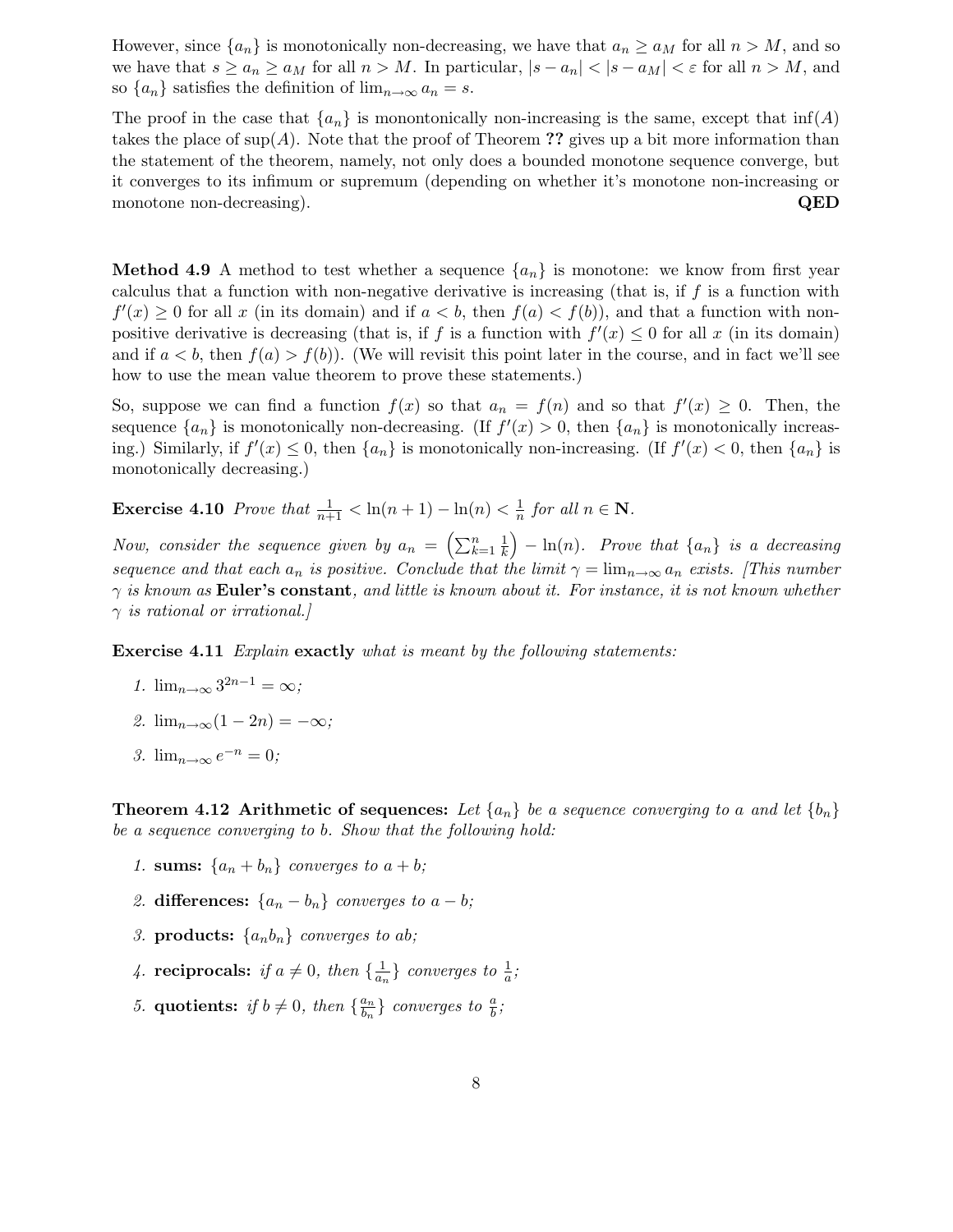However, since $\{a_n\}$ is monotonically non-decreasing, we have that $a_n \geq a_M$ for all $n > M$, and so we have that $s \geq a_n \geq a_M$ for all $n > M$. In particular, $|s - a_n| < |s - a_M| < \varepsilon$ for all $n > M$, and so $\{a_n\}$ satisfies the definition of $\lim_{n\to\infty} a_n = s$.

The proof in the case that $\{a_n\}$ is monontonically non-increasing is the same, except that $\inf(A)$ takes the place of $\sup(A)$. Note that the proof of Theorem **??** gives up a bit more information than the statement of the theorem, namely, not only does a bounded monotone sequence converge, but it converges to its infimum or supremum (depending on whether it's monotone non-increasing or monotone non-decreasing). **QED**

**Method 4.9** A method to test whether a sequence $\{a_n\}$ is monotone: we know from first year calculus that a function with non-negative derivative is increasing (that is, if $f$ is a function with $f'(x) \geq 0$ for all $x$ (in its domain) and if $a < b$, then $f(a) < f(b)$), and that a function with non-positive derivative is decreasing (that is, if $f$ is a function with $f'(x) \leq 0$ for all $x$ (in its domain) and if $a < b$, then $f(a) > f(b)$). (We will revisit this point later in the course, and in fact we'll see how to use the mean value theorem to prove these statements.)

So, suppose we can find a function $f(x)$ so that $a_n = f(n)$ and so that $f'(x) \geq 0$. Then, the sequence $\{a_n\}$ is monotonically non-decreasing. (If $f'(x) > 0$, then $\{a_n\}$ is monotonically increasing.) Similarly, if $f'(x) \leq 0$, then $\{a_n\}$ is monotonically non-increasing. (If $f'(x) < 0$, then $\{a_n\}$ is monotonically decreasing.)

**Exercise 4.10** *Prove that* $\frac{1}{n+1} < \ln(n+1) - \ln(n) < \frac{1}{n}$ *for all* $n \in \mathbf{N}$.

*Now, consider the sequence given by* $a_n = \left(\sum_{k=1}^{n} \frac{1}{k}\right) - \ln(n)$. *Prove that* $\{a_n\}$ *is a decreasing sequence and that each* $a_n$ *is positive. Conclude that the limit* $\gamma = \lim_{n\to\infty} a_n$ *exists. [This number* $\gamma$ *is known as* **Euler's constant**, *and little is known about it. For instance, it is not known whether* $\gamma$ *is rational or irrational.]*

**Exercise 4.11** *Explain* **exactly** *what is meant by the following statements:*

1. $\lim_{n\to\infty} 3^{2n-1} = \infty$;
2. $\lim_{n\to\infty} (1 - 2n) = -\infty$;
3. $\lim_{n\to\infty} e^{-n} = 0$;

**Theorem 4.12 Arithmetic of sequences:** *Let* $\{a_n\}$ *be a sequence converging to* $a$ *and let* $\{b_n\}$ *be a sequence converging to* $b$. *Show that the following hold:*

1. **sums:** $\{a_n + b_n\}$ *converges to* $a + b$;
2. **differences:** $\{a_n - b_n\}$ *converges to* $a - b$;
3. **products:** $\{a_n b_n\}$ *converges to* $ab$;
4. **reciprocals:** *if* $a \neq 0$, *then* $\{\frac{1}{a_n}\}$ *converges to* $\frac{1}{a}$;
5. **quotients:** *if* $b \neq 0$, *then* $\{\frac{a_n}{b_n}\}$ *converges to* $\frac{a}{b}$;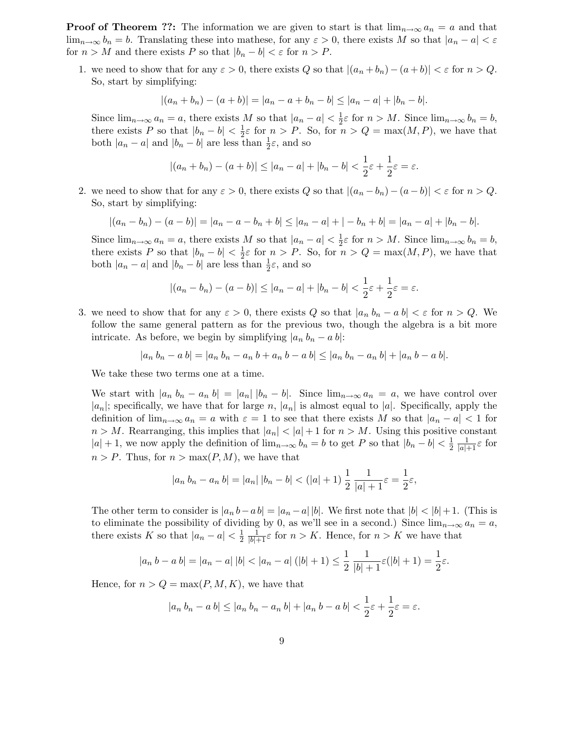**Proof of Theorem ??:** The information we are given to start is that $\lim_{n\to\infty} a_n = a$ and that $\lim_{n\to\infty} b_n = b$. Translating these into mathese, for any $\varepsilon > 0$, there exists $M$ so that $|a_n - a| < \varepsilon$ for $n > M$ and there exists $P$ so that $|b_n - b| < \varepsilon$ for $n > P$.

1. we need to show that for any $\varepsilon > 0$, there exists $Q$ so that $|(a_n + b_n) - (a + b)| < \varepsilon$ for $n > Q$. So, start by simplifying:

   $$|(a_n + b_n) - (a + b)| = |a_n - a + b_n - b| \leq |a_n - a| + |b_n - b|.$$

   Since $\lim_{n\to\infty} a_n = a$, there exists $M$ so that $|a_n - a| < \frac{1}{2}\varepsilon$ for $n > M$. Since $\lim_{n\to\infty} b_n = b$, there exists $P$ so that $|b_n - b| < \frac{1}{2}\varepsilon$ for $n > P$. So, for $n > Q = \max(M, P)$, we have that both $|a_n - a|$ and $|b_n - b|$ are less than $\frac{1}{2}\varepsilon$, and so

   $$|(a_n + b_n) - (a + b)| \leq |a_n - a| + |b_n - b| < \frac{1}{2}\varepsilon + \frac{1}{2}\varepsilon = \varepsilon.$$

2. we need to show that for any $\varepsilon > 0$, there exists $Q$ so that $|(a_n - b_n) - (a - b)| < \varepsilon$ for $n > Q$. So, start by simplifying:

   $$|(a_n - b_n) - (a - b)| = |a_n - a - b_n + b| \leq |a_n - a| + |-b_n + b| = |a_n - a| + |b_n - b|.$$

   Since $\lim_{n\to\infty} a_n = a$, there exists $M$ so that $|a_n - a| < \frac{1}{2}\varepsilon$ for $n > M$. Since $\lim_{n\to\infty} b_n = b$, there exists $P$ so that $|b_n - b| < \frac{1}{2}\varepsilon$ for $n > P$. So, for $n > Q = \max(M, P)$, we have that both $|a_n - a|$ and $|b_n - b|$ are less than $\frac{1}{2}\varepsilon$, and so

   $$|(a_n - b_n) - (a - b)| \leq |a_n - a| + |b_n - b| < \frac{1}{2}\varepsilon + \frac{1}{2}\varepsilon = \varepsilon.$$

3. we need to show that for any $\varepsilon > 0$, there exists $Q$ so that $|a_n\, b_n - a\, b| < \varepsilon$ for $n > Q$. We follow the same general pattern as for the previous two, though the algebra is a bit more intricate. As before, we begin by simplifying $|a_n\, b_n - a\, b|$:

   $$|a_n\, b_n - a\, b| = |a_n\, b_n - a_n\, b + a_n\, b - a\, b| \leq |a_n\, b_n - a_n\, b| + |a_n\, b - a\, b|.$$

   We take these two terms one at a time.

   We start with $|a_n\, b_n - a_n\, b| = |a_n|\, |b_n - b|$. Since $\lim_{n\to\infty} a_n = a$, we have control over $|a_n|$; specifically, we have that for large $n$, $|a_n|$ is almost equal to $|a|$. Specifically, apply the definition of $\lim_{n\to\infty} a_n = a$ with $\varepsilon = 1$ to see that there exists $M$ so that $|a_n - a| < 1$ for $n > M$. Rearranging, this implies that $|a_n| < |a| + 1$ for $n > M$. Using this positive constant $|a| + 1$, we now apply the definition of $\lim_{n\to\infty} b_n = b$ to get $P$ so that $|b_n - b| < \frac{1}{2}\,\frac{1}{|a|+1}\varepsilon$ for $n > P$. Thus, for $n > \max(P, M)$, we have that

   $$|a_n\, b_n - a_n\, b| = |a_n|\, |b_n - b| < (|a| + 1)\, \frac{1}{2}\, \frac{1}{|a| + 1}\varepsilon = \frac{1}{2}\varepsilon,$$

   The other term to consider is $|a_n\, b - a\, b| = |a_n - a|\, |b|$. We first note that $|b| < |b| + 1$. (This is to eliminate the possibility of dividing by 0, as we'll see in a second.) Since $\lim_{n\to\infty} a_n = a$, there exists $K$ so that $|a_n - a| < \frac{1}{2}\,\frac{1}{|b|+1}\varepsilon$ for $n > K$. Hence, for $n > K$ we have that

   $$|a_n\, b - a\, b| = |a_n - a|\, |b| < |a_n - a|\, (|b| + 1) \leq \frac{1}{2}\, \frac{1}{|b| + 1}\varepsilon(|b| + 1) = \frac{1}{2}\varepsilon.$$

   Hence, for $n > Q = \max(P, M, K)$, we have that

   $$|a_n\, b_n - a\, b| \leq |a_n\, b_n - a_n\, b| + |a_n\, b - a\, b| < \frac{1}{2}\varepsilon + \frac{1}{2}\varepsilon = \varepsilon.$$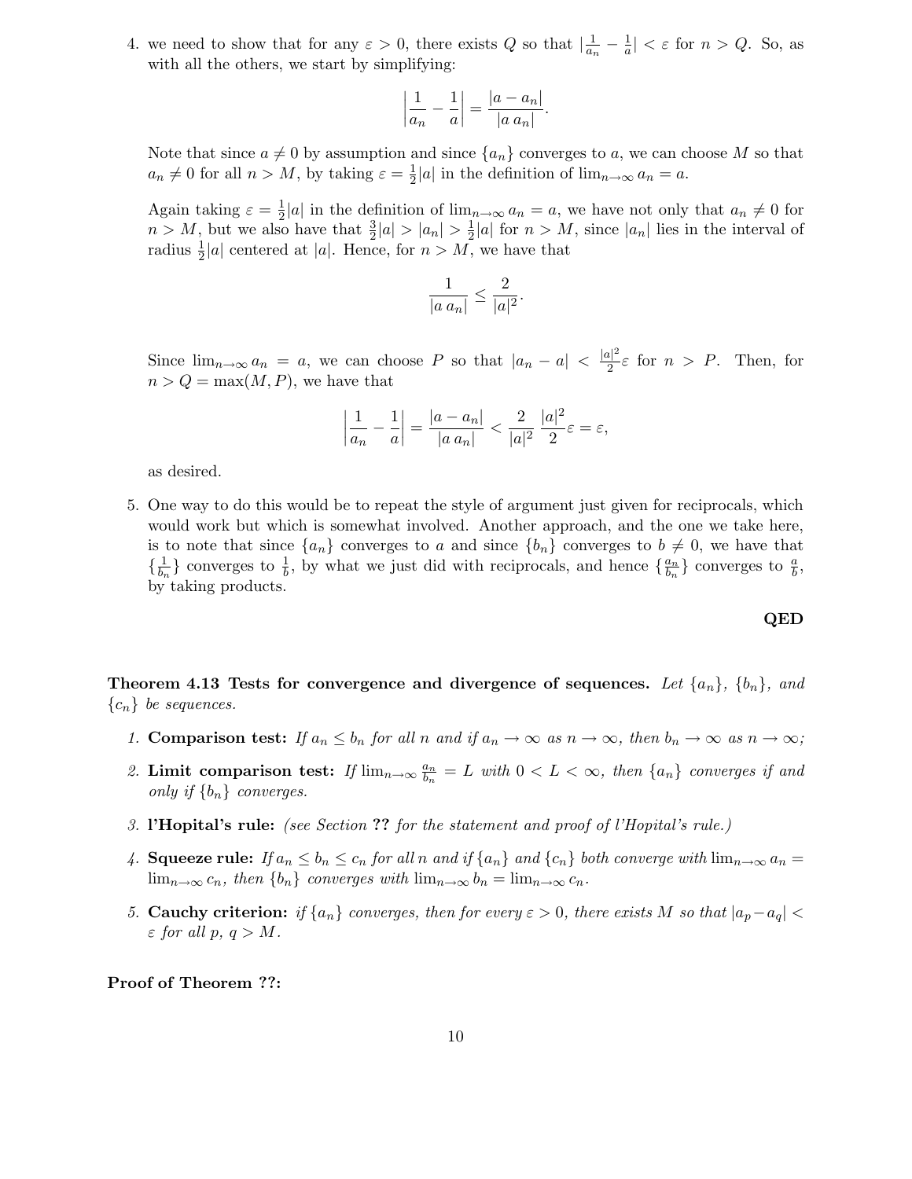4. we need to show that for any $\varepsilon > 0$, there exists $Q$ so that $|\frac{1}{a_n} - \frac{1}{a}| < \varepsilon$ for $n > Q$. So, as with all the others, we start by simplifying:

$$\left|\frac{1}{a_n} - \frac{1}{a}\right| = \frac{|a - a_n|}{|a\, a_n|}.$$

Note that since $a \neq 0$ by assumption and since $\{a_n\}$ converges to $a$, we can choose $M$ so that $a_n \neq 0$ for all $n > M$, by taking $\varepsilon = \frac{1}{2}|a|$ in the definition of $\lim_{n\to\infty} a_n = a$.

Again taking $\varepsilon = \frac{1}{2}|a|$ in the definition of $\lim_{n\to\infty} a_n = a$, we have not only that $a_n \neq 0$ for $n > M$, but we also have that $\frac{3}{2}|a| > |a_n| > \frac{1}{2}|a|$ for $n > M$, since $|a_n|$ lies in the interval of radius $\frac{1}{2}|a|$ centered at $|a|$. Hence, for $n > M$, we have that

$$\frac{1}{|a\, a_n|} \leq \frac{2}{|a|^2}.$$

Since $\lim_{n\to\infty} a_n = a$, we can choose $P$ so that $|a_n - a| < \frac{|a|^2}{2}\varepsilon$ for $n > P$. Then, for $n > Q = \max(M, P)$, we have that

$$\left|\frac{1}{a_n} - \frac{1}{a}\right| = \frac{|a - a_n|}{|a\, a_n|} < \frac{2}{|a|^2}\,\frac{|a|^2}{2}\varepsilon = \varepsilon,$$

as desired.

5. One way to do this would be to repeat the style of argument just given for reciprocals, which would work but which is somewhat involved. Another approach, and the one we take here, is to note that since $\{a_n\}$ converges to $a$ and since $\{b_n\}$ converges to $b \neq 0$, we have that $\{\frac{1}{b_n}\}$ converges to $\frac{1}{b}$, by what we just did with reciprocals, and hence $\{\frac{a_n}{b_n}\}$ converges to $\frac{a}{b}$, by taking products.

**QED**

**Theorem 4.13 Tests for convergence and divergence of sequences.** *Let $\{a_n\}$, $\{b_n\}$, and $\{c_n\}$ be sequences.*

1. **Comparison test:** *If $a_n \leq b_n$ for all $n$ and if $a_n \to \infty$ as $n \to \infty$, then $b_n \to \infty$ as $n \to \infty$;*
2. **Limit comparison test:** *If $\lim_{n\to\infty} \frac{a_n}{b_n} = L$ with $0 < L < \infty$, then $\{a_n\}$ converges if and only if $\{b_n\}$ converges.*
3. **l'Hopital's rule:** *(see Section **??** for the statement and proof of l'Hopital's rule.)*
4. **Squeeze rule:** *If $a_n \leq b_n \leq c_n$ for all $n$ and if $\{a_n\}$ and $\{c_n\}$ both converge with $\lim_{n\to\infty} a_n = \lim_{n\to\infty} c_n$, then $\{b_n\}$ converges with $\lim_{n\to\infty} b_n = \lim_{n\to\infty} c_n$.*
5. **Cauchy criterion:** *if $\{a_n\}$ converges, then for every $\varepsilon > 0$, there exists $M$ so that $|a_p - a_q| < \varepsilon$ for all $p$, $q > M$.*

**Proof of Theorem ??:**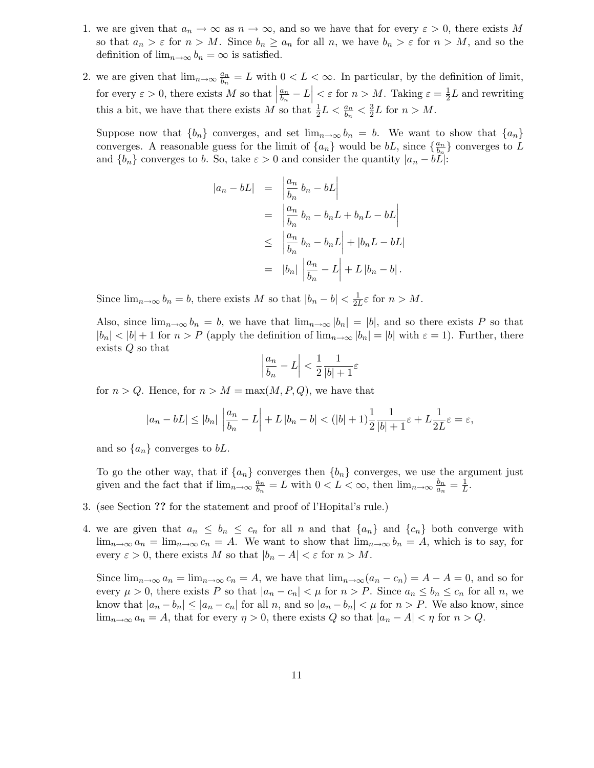1. we are given that $a_n \to \infty$ as $n \to \infty$, and so we have that for every $\varepsilon > 0$, there exists $M$ so that $a_n > \varepsilon$ for $n > M$. Since $b_n \geq a_n$ for all $n$, we have $b_n > \varepsilon$ for $n > M$, and so the definition of $\lim_{n\to\infty} b_n = \infty$ is satisfied.

2. we are given that $\lim_{n\to\infty} \frac{a_n}{b_n} = L$ with $0 < L < \infty$. In particular, by the definition of limit, for every $\varepsilon > 0$, there exists $M$ so that $\left|\frac{a_n}{b_n} - L\right| < \varepsilon$ for $n > M$. Taking $\varepsilon = \frac{1}{2}L$ and rewriting this a bit, we have that there exists $M$ so that $\frac{1}{2}L < \frac{a_n}{b_n} < \frac{3}{2}L$ for $n > M$.

   Suppose now that $\{b_n\}$ converges, and set $\lim_{n\to\infty} b_n = b$. We want to show that $\{a_n\}$ converges. A reasonable guess for the limit of $\{a_n\}$ would be $bL$, since $\{\frac{a_n}{b_n}\}$ converges to $L$ and $\{b_n\}$ converges to $b$. So, take $\varepsilon > 0$ and consider the quantity $|a_n - bL|$:

$$
\begin{aligned}
|a_n - bL| &= \left|\frac{a_n}{b_n}\, b_n - bL\right| \\
&= \left|\frac{a_n}{b_n}\, b_n - b_n L + b_n L - bL\right| \\
&\leq \left|\frac{a_n}{b_n}\, b_n - b_n L\right| + |b_n L - bL| \\
&= |b_n| \left|\frac{a_n}{b_n} - L\right| + L\,|b_n - b|.
\end{aligned}
$$

   Since $\lim_{n\to\infty} b_n = b$, there exists $M$ so that $|b_n - b| < \frac{1}{2L}\varepsilon$ for $n > M$.

   Also, since $\lim_{n\to\infty} b_n = b$, we have that $\lim_{n\to\infty} |b_n| = |b|$, and so there exists $P$ so that $|b_n| < |b| + 1$ for $n > P$ (apply the definition of $\lim_{n\to\infty} |b_n| = |b|$ with $\varepsilon = 1$). Further, there exists $Q$ so that

$$
\left|\frac{a_n}{b_n} - L\right| < \frac{1}{2}\frac{1}{|b|+1}\varepsilon
$$

   for $n > Q$. Hence, for $n > M = \max(M, P, Q)$, we have that

$$
|a_n - bL| \leq |b_n| \left|\frac{a_n}{b_n} - L\right| + L\,|b_n - b| < (|b|+1)\frac{1}{2}\frac{1}{|b|+1}\varepsilon + L\frac{1}{2L}\varepsilon = \varepsilon,
$$

   and so $\{a_n\}$ converges to $bL$.

   To go the other way, that if $\{a_n\}$ converges then $\{b_n\}$ converges, we use the argument just given and the fact that if $\lim_{n\to\infty} \frac{a_n}{b_n} = L$ with $0 < L < \infty$, then $\lim_{n\to\infty} \frac{b_n}{a_n} = \frac{1}{L}$.

3. (see Section **??** for the statement and proof of l'Hopital's rule.)

4. we are given that $a_n \leq b_n \leq c_n$ for all $n$ and that $\{a_n\}$ and $\{c_n\}$ both converge with $\lim_{n\to\infty} a_n = \lim_{n\to\infty} c_n = A$. We want to show that $\lim_{n\to\infty} b_n = A$, which is to say, for every $\varepsilon > 0$, there exists $M$ so that $|b_n - A| < \varepsilon$ for $n > M$.

   Since $\lim_{n\to\infty} a_n = \lim_{n\to\infty} c_n = A$, we have that $\lim_{n\to\infty}(a_n - c_n) = A - A = 0$, and so for every $\mu > 0$, there exists $P$ so that $|a_n - c_n| < \mu$ for $n > P$. Since $a_n \leq b_n \leq c_n$ for all $n$, we know that $|a_n - b_n| \leq |a_n - c_n|$ for all $n$, and so $|a_n - b_n| < \mu$ for $n > P$. We also know, since $\lim_{n\to\infty} a_n = A$, that for every $\eta > 0$, there exists $Q$ so that $|a_n - A| < \eta$ for $n > Q$.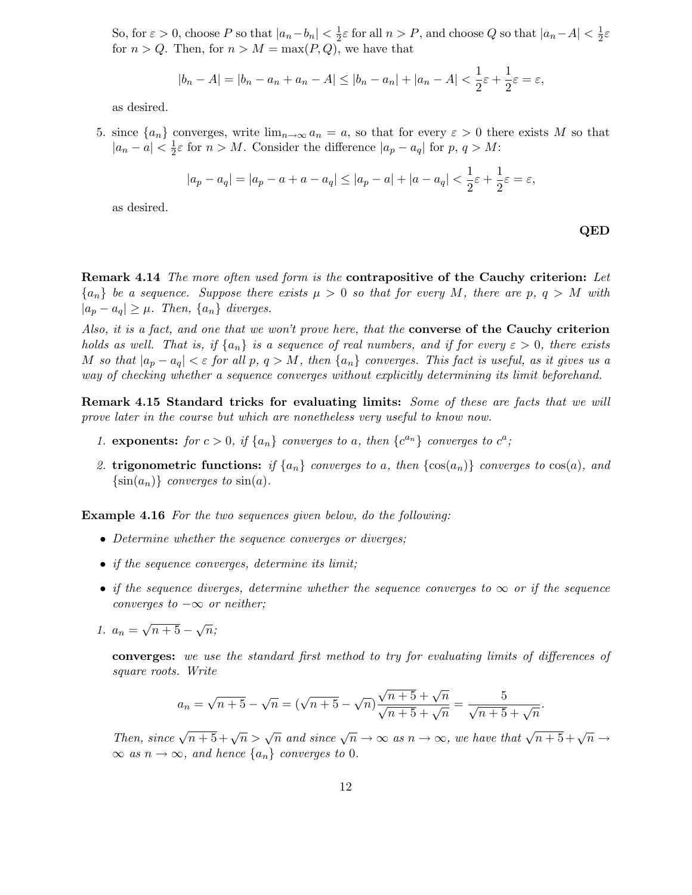So, for $\varepsilon > 0$, choose $P$ so that $|a_n - b_n| < \frac{1}{2}\varepsilon$ for all $n > P$, and choose $Q$ so that $|a_n - A| < \frac{1}{2}\varepsilon$ for $n > Q$. Then, for $n > M = \max(P, Q)$, we have that

$$|b_n - A| = |b_n - a_n + a_n - A| \leq |b_n - a_n| + |a_n - A| < \frac{1}{2}\varepsilon + \frac{1}{2}\varepsilon = \varepsilon,$$

as desired.

5. since $\{a_n\}$ converges, write $\lim_{n\to\infty} a_n = a$, so that for every $\varepsilon > 0$ there exists $M$ so that $|a_n - a| < \frac{1}{2}\varepsilon$ for $n > M$. Consider the difference $|a_p - a_q|$ for $p$, $q > M$:

$$|a_p - a_q| = |a_p - a + a - a_q| \leq |a_p - a| + |a - a_q| < \frac{1}{2}\varepsilon + \frac{1}{2}\varepsilon = \varepsilon,$$

as desired.

**QED**

**Remark 4.14** *The more often used form is the* **contrapositive of the Cauchy criterion:** *Let $\{a_n\}$ be a sequence. Suppose there exists $\mu > 0$ so that for every $M$, there are $p$, $q > M$ with $|a_p - a_q| \geq \mu$. Then, $\{a_n\}$ diverges.*

*Also, it is a fact, and one that we won't prove here, that the* **converse of the Cauchy criterion** *holds as well. That is, if $\{a_n\}$ is a sequence of real numbers, and if for every $\varepsilon > 0$, there exists $M$ so that $|a_p - a_q| < \varepsilon$ for all $p$, $q > M$, then $\{a_n\}$ converges. This fact is useful, as it gives us a way of checking whether a sequence converges without explicitly determining its limit beforehand.*

**Remark 4.15 Standard tricks for evaluating limits:** *Some of these are facts that we will prove later in the course but which are nonetheless very useful to know now.*

1. **exponents:** *for $c > 0$, if $\{a_n\}$ converges to $a$, then $\{c^{a_n}\}$ converges to $c^a$;*
2. **trigonometric functions:** *if $\{a_n\}$ converges to $a$, then $\{\cos(a_n)\}$ converges to $\cos(a)$, and $\{\sin(a_n)\}$ converges to $\sin(a)$.*

**Example 4.16** *For the two sequences given below, do the following:*

- *Determine whether the sequence converges or diverges;*
- *if the sequence converges, determine its limit;*
- *if the sequence diverges, determine whether the sequence converges to $\infty$ or if the sequence converges to $-\infty$ or neither;*

1. $a_n = \sqrt{n+5} - \sqrt{n}$;

   **converges:** *we use the standard first method to try for evaluating limits of differences of square roots. Write*

   $$a_n = \sqrt{n+5} - \sqrt{n} = (\sqrt{n+5} - \sqrt{n})\frac{\sqrt{n+5} + \sqrt{n}}{\sqrt{n+5} + \sqrt{n}} = \frac{5}{\sqrt{n+5} + \sqrt{n}}.$$

   *Then, since $\sqrt{n+5} + \sqrt{n} > \sqrt{n}$ and since $\sqrt{n} \to \infty$ as $n \to \infty$, we have that $\sqrt{n+5} + \sqrt{n} \to \infty$ as $n \to \infty$, and hence $\{a_n\}$ converges to 0.*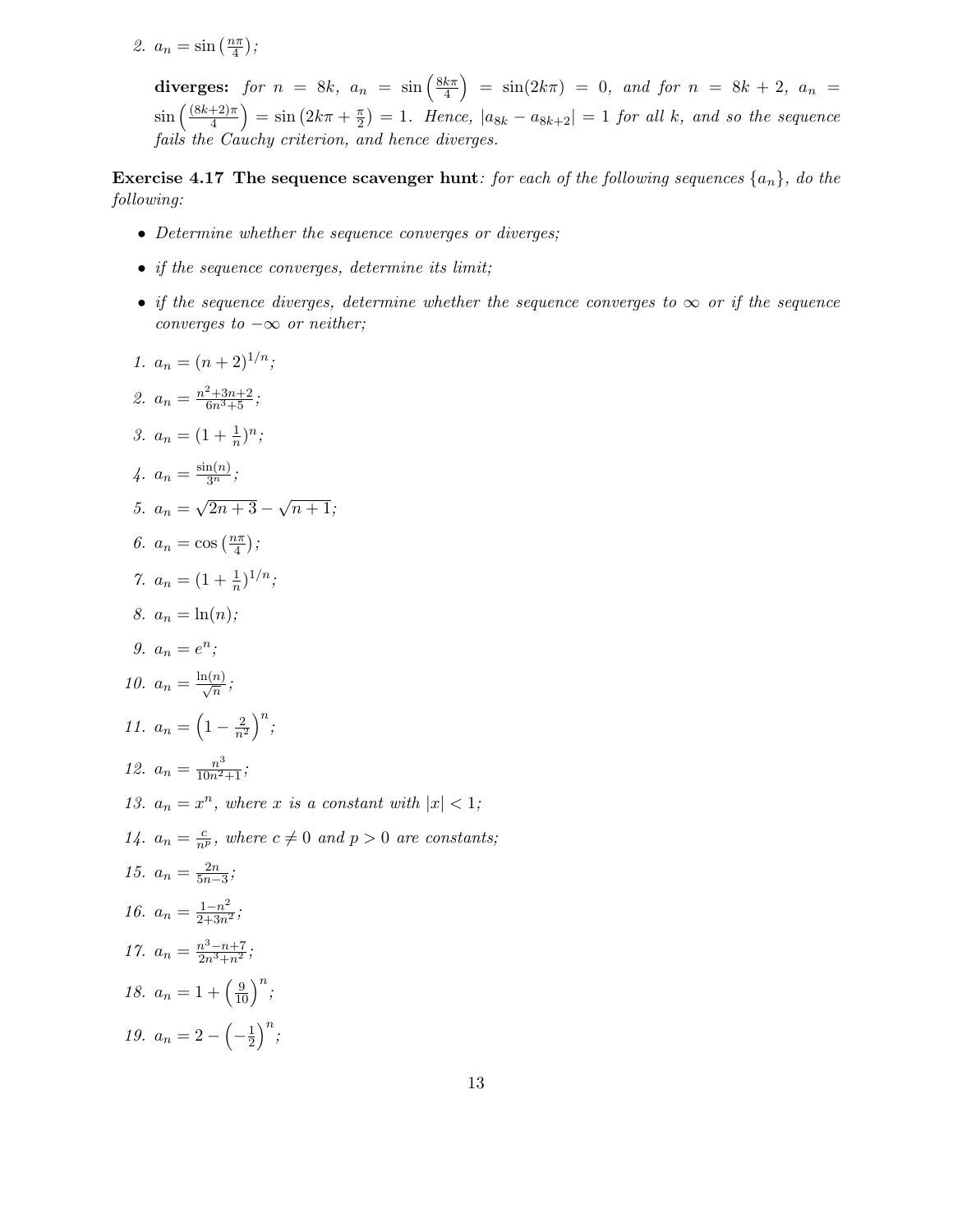2. $a_n = \sin\left(\frac{n\pi}{4}\right)$;

   **diverges:** *for $n = 8k$, $a_n = \sin\left(\frac{8k\pi}{4}\right) = \sin(2k\pi) = 0$, and for $n = 8k+2$, $a_n = \sin\left(\frac{(8k+2)\pi}{4}\right) = \sin\left(2k\pi + \frac{\pi}{2}\right) = 1$. Hence, $|a_{8k} - a_{8k+2}| = 1$ for all $k$, and so the sequence fails the Cauchy criterion, and hence diverges.*

**Exercise 4.17 The sequence scavenger hunt**: *for each of the following sequences $\{a_n\}$, do the following:*

- *Determine whether the sequence converges or diverges;*
- *if the sequence converges, determine its limit;*
- *if the sequence diverges, determine whether the sequence converges to $\infty$ or if the sequence converges to $-\infty$ or neither;*

1. $a_n = (n+2)^{1/n}$;
2. $a_n = \frac{n^2+3n+2}{6n^3+5}$;
3. $a_n = (1+\frac{1}{n})^n$;
4. $a_n = \frac{\sin(n)}{3^n}$;
5. $a_n = \sqrt{2n+3} - \sqrt{n+1}$;
6. $a_n = \cos\left(\frac{n\pi}{4}\right)$;
7. $a_n = (1+\frac{1}{n})^{1/n}$;
8. $a_n = \ln(n)$;
9. $a_n = e^n$;
10. $a_n = \frac{\ln(n)}{\sqrt{n}}$;
11. $a_n = \left(1 - \frac{2}{n^2}\right)^n$;
12. $a_n = \frac{n^3}{10n^2+1}$;
13. $a_n = x^n$, *where $x$ is a constant with $|x| < 1$;*
14. $a_n = \frac{c}{n^p}$, *where $c \neq 0$ and $p > 0$ are constants;*
15. $a_n = \frac{2n}{5n-3}$;
16. $a_n = \frac{1-n^2}{2+3n^2}$;
17. $a_n = \frac{n^3-n+7}{2n^3+n^2}$;
18. $a_n = 1 + \left(\frac{9}{10}\right)^n$;
19. $a_n = 2 - \left(-\frac{1}{2}\right)^n$;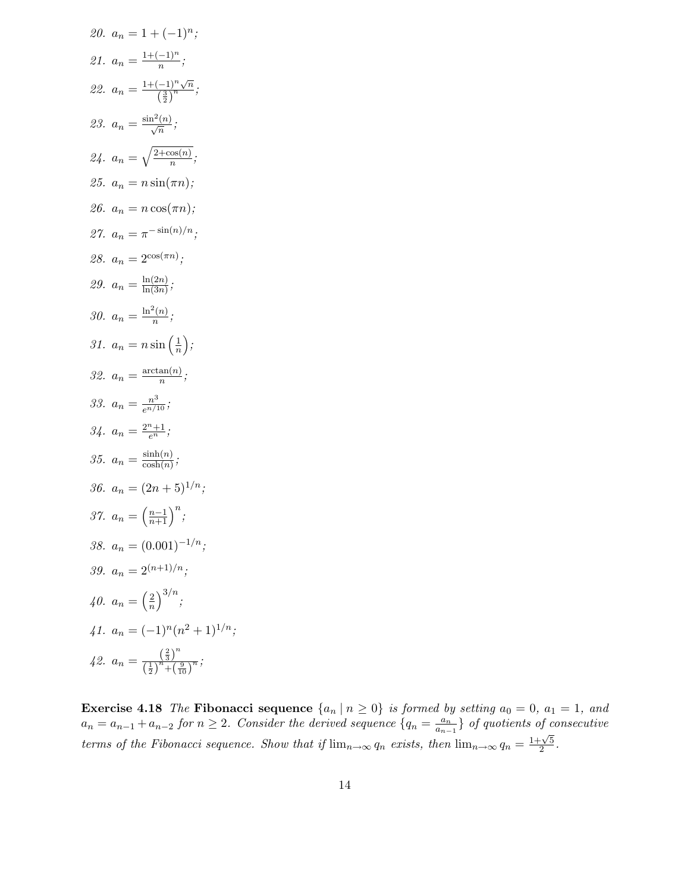*20.* $a_n = 1 + (-1)^n$;

*21.* $a_n = \frac{1+(-1)^n}{n}$;

*22.* $a_n = \frac{1+(-1)^n\sqrt{n}}{\left(\frac{3}{2}\right)^n}$;

*23.* $a_n = \frac{\sin^2(n)}{\sqrt{n}}$;

*24.* $a_n = \sqrt{\frac{2+\cos(n)}{n}}$;

*25.* $a_n = n\sin(\pi n)$;

*26.* $a_n = n\cos(\pi n)$;

*27.* $a_n = \pi^{-\sin(n)/n}$;

*28.* $a_n = 2^{\cos(\pi n)}$;

*29.* $a_n = \frac{\ln(2n)}{\ln(3n)}$;

*30.* $a_n = \frac{\ln^2(n)}{n}$;

*31.* $a_n = n\sin\left(\frac{1}{n}\right)$;

*32.* $a_n = \frac{\arctan(n)}{n}$;

*33.* $a_n = \frac{n^3}{e^{n/10}}$;

*34.* $a_n = \frac{2^n+1}{e^n}$;

*35.* $a_n = \frac{\sinh(n)}{\cosh(n)}$;

*36.* $a_n = (2n+5)^{1/n}$;

*37.* $a_n = \left(\frac{n-1}{n+1}\right)^n$;

*38.* $a_n = (0.001)^{-1/n}$;

*39.* $a_n = 2^{(n+1)/n}$;

*40.* $a_n = \left(\frac{2}{n}\right)^{3/n}$;

*41.* $a_n = (-1)^n(n^2+1)^{1/n}$;

*42.* $a_n = \frac{\left(\frac{2}{3}\right)^n}{\left(\frac{1}{2}\right)^n+\left(\frac{9}{10}\right)^n}$;

**Exercise 4.18** *The* **Fibonacci sequence** $\{a_n \mid n \geq 0\}$ *is formed by setting* $a_0 = 0$*,* $a_1 = 1$*, and* $a_n = a_{n-1} + a_{n-2}$ *for* $n \geq 2$*. Consider the derived sequence* $\{q_n = \frac{a_n}{a_{n-1}}\}$ *of quotients of consecutive terms of the Fibonacci sequence. Show that if* $\lim_{n\to\infty} q_n$ *exists, then* $\lim_{n\to\infty} q_n = \frac{1+\sqrt{5}}{2}$*.*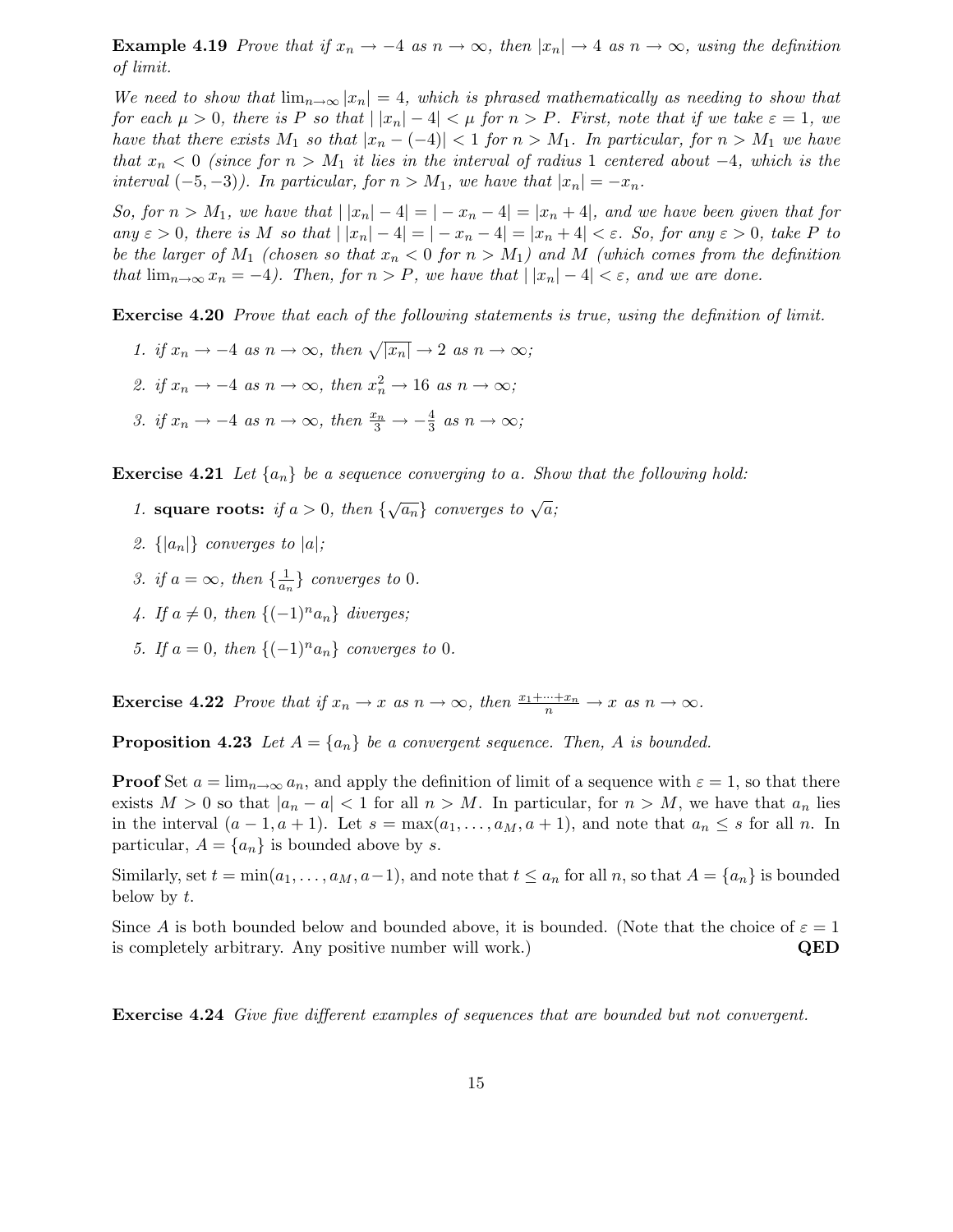**Example 4.19** *Prove that if $x_n \to -4$ as $n \to \infty$, then $|x_n| \to 4$ as $n \to \infty$, using the definition of limit.*

*We need to show that $\lim_{n\to\infty} |x_n| = 4$, which is phrased mathematically as needing to show that for each $\mu > 0$, there is $P$ so that $|\,|x_n| - 4| < \mu$ for $n > P$. First, note that if we take $\varepsilon = 1$, we have that there exists $M_1$ so that $|x_n - (-4)| < 1$ for $n > M_1$. In particular, for $n > M_1$ we have that $x_n < 0$ (since for $n > M_1$ it lies in the interval of radius $1$ centered about $-4$, which is the interval $(-5, -3)$). In particular, for $n > M_1$, we have that $|x_n| = -x_n$.*

*So, for $n > M_1$, we have that $|\,|x_n| - 4| = |-x_n - 4| = |x_n + 4|$, and we have been given that for any $\varepsilon > 0$, there is $M$ so that $|\,|x_n| - 4| = |-x_n - 4| = |x_n + 4| < \varepsilon$. So, for any $\varepsilon > 0$, take $P$ to be the larger of $M_1$ (chosen so that $x_n < 0$ for $n > M_1$) and $M$ (which comes from the definition that $\lim_{n\to\infty} x_n = -4$). Then, for $n > P$, we have that $|\,|x_n| - 4| < \varepsilon$, and we are done.*

**Exercise 4.20** *Prove that each of the following statements is true, using the definition of limit.*

1. *if $x_n \to -4$ as $n \to \infty$, then $\sqrt{|x_n|} \to 2$ as $n \to \infty$;*
2. *if $x_n \to -4$ as $n \to \infty$, then $x_n^2 \to 16$ as $n \to \infty$;*
3. *if $x_n \to -4$ as $n \to \infty$, then $\frac{x_n}{3} \to -\frac{4}{3}$ as $n \to \infty$;*

**Exercise 4.21** *Let $\{a_n\}$ be a sequence converging to $a$. Show that the following hold:*

1. **square roots:** *if $a > 0$, then $\{\sqrt{a_n}\}$ converges to $\sqrt{a}$;*
2. *$\{|a_n|\}$ converges to $|a|$;*
3. *if $a = \infty$, then $\{\frac{1}{a_n}\}$ converges to $0$.*
4. *If $a \neq 0$, then $\{(-1)^n a_n\}$ diverges;*
5. *If $a = 0$, then $\{(-1)^n a_n\}$ converges to $0$.*

**Exercise 4.22** *Prove that if $x_n \to x$ as $n \to \infty$, then $\frac{x_1 + \cdots + x_n}{n} \to x$ as $n \to \infty$.*

**Proposition 4.23** *Let $A = \{a_n\}$ be a convergent sequence. Then, $A$ is bounded.*

**Proof** Set $a = \lim_{n\to\infty} a_n$, and apply the definition of limit of a sequence with $\varepsilon = 1$, so that there exists $M > 0$ so that $|a_n - a| < 1$ for all $n > M$. In particular, for $n > M$, we have that $a_n$ lies in the interval $(a - 1, a + 1)$. Let $s = \max(a_1, \ldots, a_M, a + 1)$, and note that $a_n \leq s$ for all $n$. In particular, $A = \{a_n\}$ is bounded above by $s$.

Similarly, set $t = \min(a_1, \ldots, a_M, a - 1)$, and note that $t \leq a_n$ for all $n$, so that $A = \{a_n\}$ is bounded below by $t$.

Since $A$ is both bounded below and bounded above, it is bounded. (Note that the choice of $\varepsilon = 1$ is completely arbitrary. Any positive number will work.) **QED**

**Exercise 4.24** *Give five different examples of sequences that are bounded but not convergent.*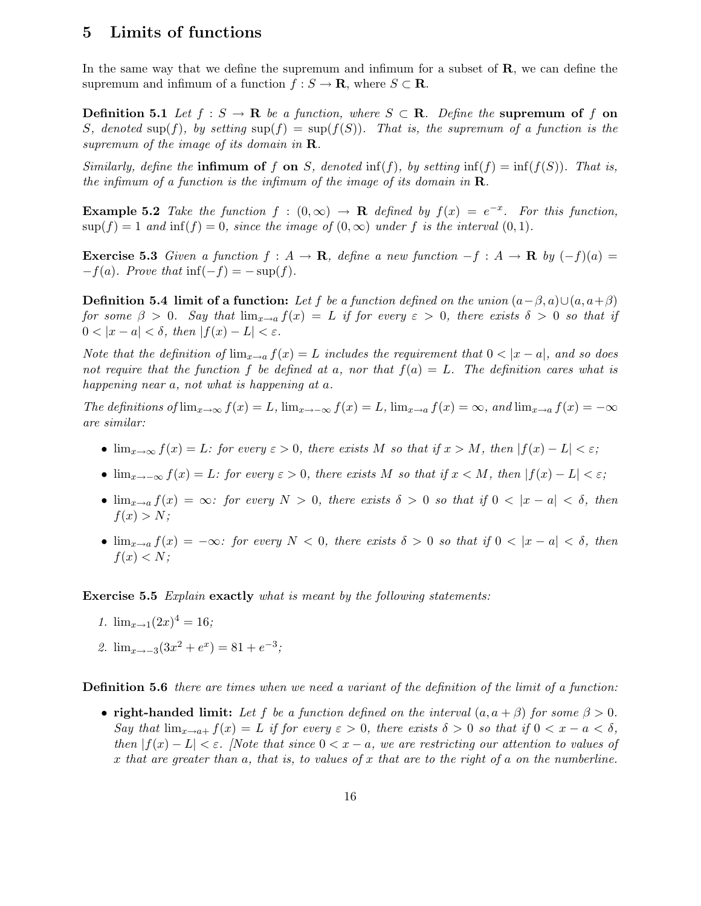## 5 Limits of functions

In the same way that we define the supremum and infimum for a subset of $\mathbf{R}$, we can define the supremum and infimum of a function $f : S \to \mathbf{R}$, where $S \subset \mathbf{R}$.

**Definition 5.1** *Let $f : S \to \mathbf{R}$ be a function, where $S \subset \mathbf{R}$. Define the* **supremum of $f$ on** *$S$, denoted $\sup(f)$, by setting $\sup(f) = \sup(f(S))$. That is, the supremum of a function is the supremum of the image of its domain in $\mathbf{R}$.*

*Similarly, define the* **infimum of $f$ on** *$S$, denoted $\inf(f)$, by setting $\inf(f) = \inf(f(S))$. That is, the infimum of a function is the infimum of the image of its domain in $\mathbf{R}$.*

**Example 5.2** *Take the function $f : (0, \infty) \to \mathbf{R}$ defined by $f(x) = e^{-x}$. For this function, $\sup(f) = 1$ and $\inf(f) = 0$, since the image of $(0, \infty)$ under $f$ is the interval $(0, 1)$.*

**Exercise 5.3** *Given a function $f : A \to \mathbf{R}$, define a new function $-f : A \to \mathbf{R}$ by $(-f)(a) = -f(a)$. Prove that $\inf(-f) = -\sup(f)$.*

**Definition 5.4 limit of a function:** *Let $f$ be a function defined on the union $(a-\beta, a) \cup (a, a+\beta)$ for some $\beta > 0$. Say that $\lim_{x \to a} f(x) = L$ if for every $\varepsilon > 0$, there exists $\delta > 0$ so that if $0 < |x - a| < \delta$, then $|f(x) - L| < \varepsilon$.*

*Note that the definition of $\lim_{x \to a} f(x) = L$ includes the requirement that $0 < |x - a|$, and so does not require that the function $f$ be defined at $a$, nor that $f(a) = L$. The definition cares what is happening near $a$, not what is happening at $a$.*

*The definitions of $\lim_{x \to \infty} f(x) = L$, $\lim_{x \to -\infty} f(x) = L$, $\lim_{x \to a} f(x) = \infty$, and $\lim_{x \to a} f(x) = -\infty$ are similar:*

- $\lim_{x \to \infty} f(x) = L$: *for every $\varepsilon > 0$, there exists $M$ so that if $x > M$, then $|f(x) - L| < \varepsilon$;*
- $\lim_{x \to -\infty} f(x) = L$: *for every $\varepsilon > 0$, there exists $M$ so that if $x < M$, then $|f(x) - L| < \varepsilon$;*
- $\lim_{x \to a} f(x) = \infty$: *for every $N > 0$, there exists $\delta > 0$ so that if $0 < |x - a| < \delta$, then $f(x) > N$;*
- $\lim_{x \to a} f(x) = -\infty$: *for every $N < 0$, there exists $\delta > 0$ so that if $0 < |x - a| < \delta$, then $f(x) < N$;*

**Exercise 5.5** *Explain* **exactly** *what is meant by the following statements:*

1. $\lim_{x \to 1} (2x)^4 = 16$;
2. $\lim_{x \to -3} (3x^2 + e^x) = 81 + e^{-3}$;

**Definition 5.6** *there are times when we need a variant of the definition of the limit of a function:*

- **right-handed limit:** *Let $f$ be a function defined on the interval $(a, a + \beta)$ for some $\beta > 0$. Say that $\lim_{x \to a+} f(x) = L$ if for every $\varepsilon > 0$, there exists $\delta > 0$ so that if $0 < x - a < \delta$, then $|f(x) - L| < \varepsilon$. [Note that since $0 < x - a$, we are restricting our attention to values of $x$ that are greater than $a$, that is, to values of $x$ that are to the right of $a$ on the numberline.*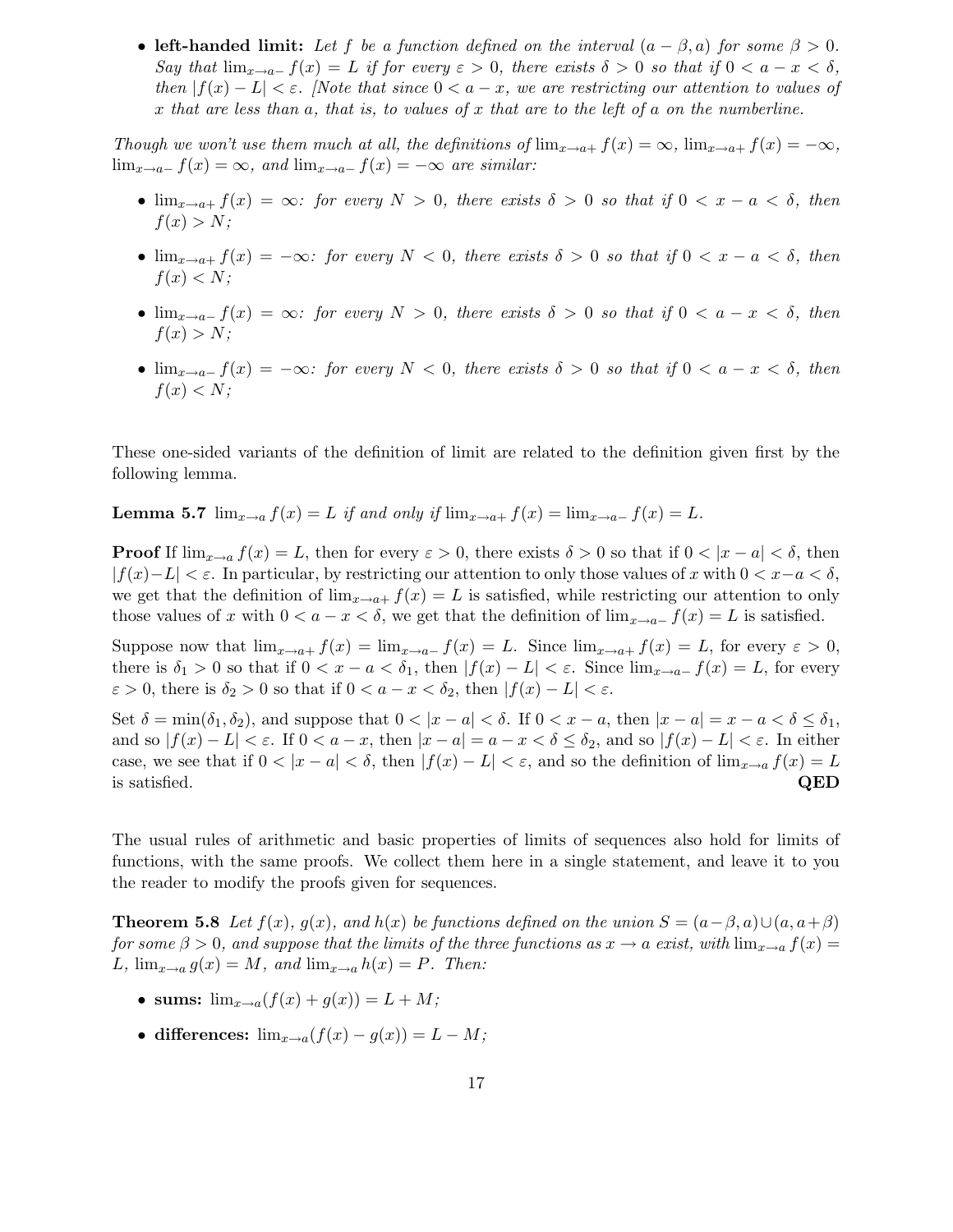- **left-handed limit:** *Let $f$ be a function defined on the interval $(a-\beta, a)$ for some $\beta > 0$. Say that $\lim_{x\to a-} f(x) = L$ if for every $\varepsilon > 0$, there exists $\delta > 0$ so that if $0 < a - x < \delta$, then $|f(x) - L| < \varepsilon$. [Note that since $0 < a - x$, we are restricting our attention to values of $x$ that are less than $a$, that is, to values of $x$ that are to the left of $a$ on the numberline.*

*Though we won't use them much at all, the definitions of $\lim_{x\to a+} f(x) = \infty$, $\lim_{x\to a+} f(x) = -\infty$, $\lim_{x\to a-} f(x) = \infty$, and $\lim_{x\to a-} f(x) = -\infty$ are similar:*

- $\lim_{x\to a+} f(x) = \infty$: *for every $N > 0$, there exists $\delta > 0$ so that if $0 < x - a < \delta$, then $f(x) > N$;*
- $\lim_{x\to a+} f(x) = -\infty$: *for every $N < 0$, there exists $\delta > 0$ so that if $0 < x - a < \delta$, then $f(x) < N$;*
- $\lim_{x\to a-} f(x) = \infty$: *for every $N > 0$, there exists $\delta > 0$ so that if $0 < a - x < \delta$, then $f(x) > N$;*
- $\lim_{x\to a-} f(x) = -\infty$: *for every $N < 0$, there exists $\delta > 0$ so that if $0 < a - x < \delta$, then $f(x) < N$;*

These one-sided variants of the definition of limit are related to the definition given first by the following lemma.

**Lemma 5.7** *$\lim_{x\to a} f(x) = L$ if and only if $\lim_{x\to a+} f(x) = \lim_{x\to a-} f(x) = L$.*

**Proof** If $\lim_{x\to a} f(x) = L$, then for every $\varepsilon > 0$, there exists $\delta > 0$ so that if $0 < |x - a| < \delta$, then $|f(x)-L| < \varepsilon$. In particular, by restricting our attention to only those values of $x$ with $0 < x-a < \delta$, we get that the definition of $\lim_{x\to a+} f(x) = L$ is satisfied, while restricting our attention to only those values of $x$ with $0 < a - x < \delta$, we get that the definition of $\lim_{x\to a-} f(x) = L$ is satisfied.

Suppose now that $\lim_{x\to a+} f(x) = \lim_{x\to a-} f(x) = L$. Since $\lim_{x\to a+} f(x) = L$, for every $\varepsilon > 0$, there is $\delta_1 > 0$ so that if $0 < x - a < \delta_1$, then $|f(x) - L| < \varepsilon$. Since $\lim_{x\to a-} f(x) = L$, for every $\varepsilon > 0$, there is $\delta_2 > 0$ so that if $0 < a - x < \delta_2$, then $|f(x) - L| < \varepsilon$.

Set $\delta = \min(\delta_1, \delta_2)$, and suppose that $0 < |x - a| < \delta$. If $0 < x - a$, then $|x - a| = x - a < \delta \leq \delta_1$, and so $|f(x) - L| < \varepsilon$. If $0 < a - x$, then $|x - a| = a - x < \delta \leq \delta_2$, and so $|f(x) - L| < \varepsilon$. In either case, we see that if $0 < |x - a| < \delta$, then $|f(x) - L| < \varepsilon$, and so the definition of $\lim_{x\to a} f(x) = L$ is satisfied. **QED**

The usual rules of arithmetic and basic properties of limits of sequences also hold for limits of functions, with the same proofs. We collect them here in a single statement, and leave it to you the reader to modify the proofs given for sequences.

**Theorem 5.8** *Let $f(x)$, $g(x)$, and $h(x)$ be functions defined on the union $S = (a-\beta, a) \cup (a, a+\beta)$ for some $\beta > 0$, and suppose that the limits of the three functions as $x \to a$ exist, with $\lim_{x\to a} f(x) = L$, $\lim_{x\to a} g(x) = M$, and $\lim_{x\to a} h(x) = P$. Then:*

- **sums:** $\lim_{x\to a}(f(x) + g(x)) = L + M$;
- **differences:** $\lim_{x\to a}(f(x) - g(x)) = L - M$;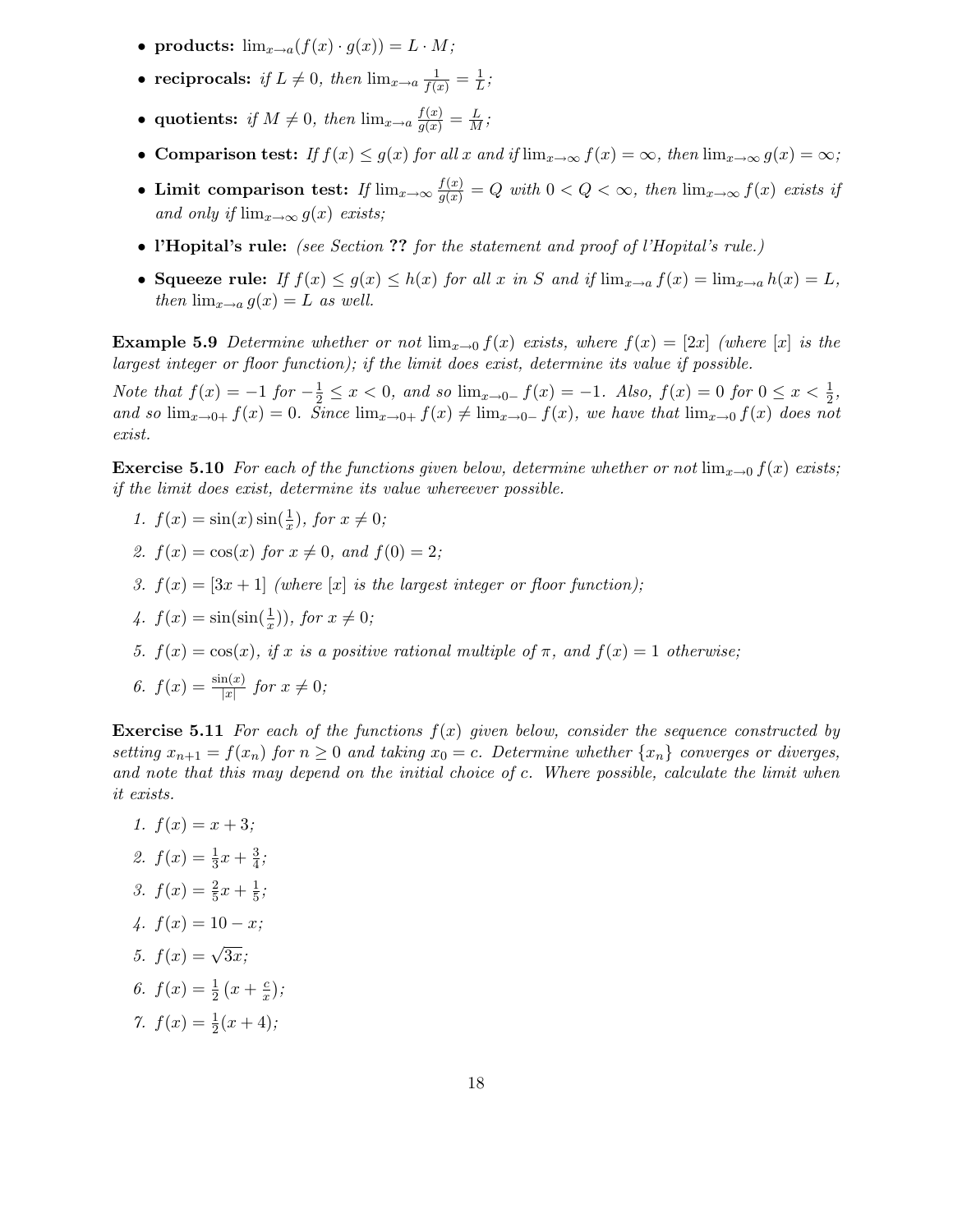- **products:** $\lim_{x\to a}(f(x)\cdot g(x)) = L\cdot M$;
- **reciprocals:** *if* $L \neq 0$*, then* $\lim_{x\to a}\frac{1}{f(x)} = \frac{1}{L}$;
- **quotients:** *if* $M \neq 0$*, then* $\lim_{x\to a}\frac{f(x)}{g(x)} = \frac{L}{M}$;
- **Comparison test:** *If* $f(x) \leq g(x)$ *for all* $x$ *and if* $\lim_{x\to\infty} f(x) = \infty$*, then* $\lim_{x\to\infty} g(x) = \infty$;
- **Limit comparison test:** *If* $\lim_{x\to\infty}\frac{f(x)}{g(x)} = Q$ *with* $0 < Q < \infty$*, then* $\lim_{x\to\infty} f(x)$ *exists if and only if* $\lim_{x\to\infty} g(x)$ *exists;*
- **l'Hopital's rule:** *(see Section **??** for the statement and proof of l'Hopital's rule.)*
- **Squeeze rule:** *If* $f(x) \leq g(x) \leq h(x)$ *for all* $x$ *in* $S$ *and if* $\lim_{x\to a} f(x) = \lim_{x\to a} h(x) = L$*, then* $\lim_{x\to a} g(x) = L$ *as well.*

**Example 5.9** *Determine whether or not* $\lim_{x\to 0} f(x)$ *exists, where* $f(x) = [2x]$ *(where* $[x]$ *is the largest integer or floor function); if the limit does exist, determine its value if possible.*

*Note that* $f(x) = -1$ *for* $-\frac{1}{2} \leq x < 0$*, and so* $\lim_{x\to 0-} f(x) = -1$*. Also,* $f(x) = 0$ *for* $0 \leq x < \frac{1}{2}$*, and so* $\lim_{x\to 0+} f(x) = 0$*. Since* $\lim_{x\to 0+} f(x) \neq \lim_{x\to 0-} f(x)$*, we have that* $\lim_{x\to 0} f(x)$ *does not exist.*

**Exercise 5.10** *For each of the functions given below, determine whether or not* $\lim_{x\to 0} f(x)$ *exists; if the limit does exist, determine its value whereever possible.*

1. $f(x) = \sin(x)\sin(\frac{1}{x})$*, for* $x \neq 0$*;*
2. $f(x) = \cos(x)$ *for* $x \neq 0$*, and* $f(0) = 2$*;*
3. $f(x) = [3x+1]$ *(where* $[x]$ *is the largest integer or floor function);*
4. $f(x) = \sin(\sin(\frac{1}{x}))$*, for* $x \neq 0$*;*
5. $f(x) = \cos(x)$*, if* $x$ *is a positive rational multiple of* $\pi$*, and* $f(x) = 1$ *otherwise;*
6. $f(x) = \frac{\sin(x)}{|x|}$ *for* $x \neq 0$*;*

**Exercise 5.11** *For each of the functions* $f(x)$ *given below, consider the sequence constructed by setting* $x_{n+1} = f(x_n)$ *for* $n \geq 0$ *and taking* $x_0 = c$*. Determine whether* $\{x_n\}$ *converges or diverges, and note that this may depend on the initial choice of* $c$*. Where possible, calculate the limit when it exists.*

1. $f(x) = x+3$*;*
2. $f(x) = \frac{1}{3}x + \frac{3}{4}$*;*
3. $f(x) = \frac{2}{5}x + \frac{1}{5}$*;*
4. $f(x) = 10 - x$*;*
5. $f(x) = \sqrt{3x}$*;*
6. $f(x) = \frac{1}{2}\left(x + \frac{c}{x}\right)$*;*
7. $f(x) = \frac{1}{2}(x+4)$*;*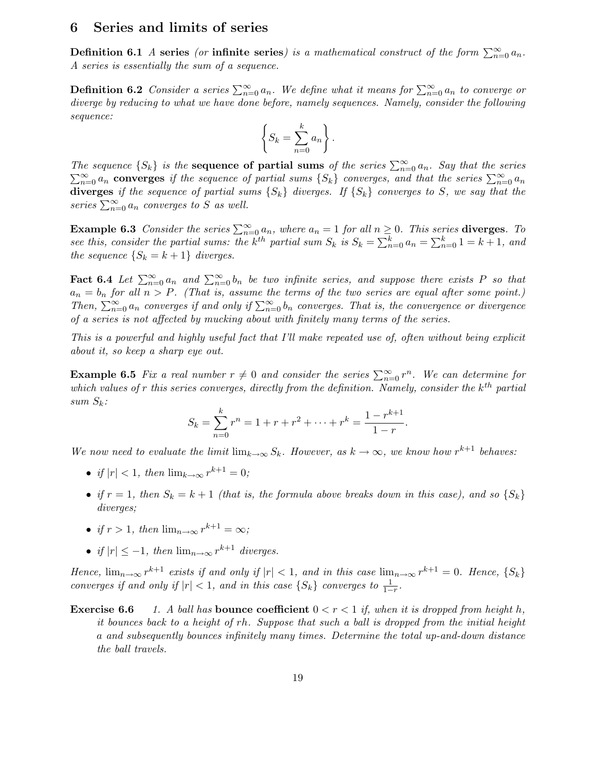## 6 Series and limits of series

**Definition 6.1** *A* **series** *(or* **infinite series***) is a mathematical construct of the form $\sum_{n=0}^{\infty} a_n$. A series is essentially the sum of a sequence.*

**Definition 6.2** *Consider a series $\sum_{n=0}^{\infty} a_n$. We define what it means for $\sum_{n=0}^{\infty} a_n$ to converge or diverge by reducing to what we have done before, namely sequences. Namely, consider the following sequence:*

$$\left\{ S_k = \sum_{n=0}^{k} a_n \right\}.$$

*The sequence $\{S_k\}$ is the* **sequence of partial sums** *of the series $\sum_{n=0}^{\infty} a_n$. Say that the series $\sum_{n=0}^{\infty} a_n$* **converges** *if the sequence of partial sums $\{S_k\}$ converges, and that the series $\sum_{n=0}^{\infty} a_n$* **diverges** *if the sequence of partial sums $\{S_k\}$ diverges. If $\{S_k\}$ converges to $S$, we say that the series $\sum_{n=0}^{\infty} a_n$ converges to $S$ as well.*

**Example 6.3** *Consider the series $\sum_{n=0}^{\infty} a_n$, where $a_n = 1$ for all $n \geq 0$. This series* **diverges***. To see this, consider the partial sums: the $k^{th}$ partial sum $S_k$ is $S_k = \sum_{n=0}^{k} a_n = \sum_{n=0}^{k} 1 = k+1$, and the sequence $\{S_k = k+1\}$ diverges.*

**Fact 6.4** *Let $\sum_{n=0}^{\infty} a_n$ and $\sum_{n=0}^{\infty} b_n$ be two infinite series, and suppose there exists $P$ so that $a_n = b_n$ for all $n > P$. (That is, assume the terms of the two series are equal after some point.) Then, $\sum_{n=0}^{\infty} a_n$ converges if and only if $\sum_{n=0}^{\infty} b_n$ converges. That is, the convergence or divergence of a series is not affected by mucking about with finitely many terms of the series.*

*This is a powerful and highly useful fact that I'll make repeated use of, often without being explicit about it, so keep a sharp eye out.*

**Example 6.5** *Fix a real number $r \neq 0$ and consider the series $\sum_{n=0}^{\infty} r^n$. We can determine for which values of $r$ this series converges, directly from the definition. Namely, consider the $k^{th}$ partial sum $S_k$:*

$$S_k = \sum_{n=0}^{k} r^n = 1 + r + r^2 + \cdots + r^k = \frac{1 - r^{k+1}}{1 - r}.$$

*We now need to evaluate the limit $\lim_{k\to\infty} S_k$. However, as $k \to \infty$, we know how $r^{k+1}$ behaves:*

- *if $|r| < 1$, then $\lim_{k\to\infty} r^{k+1} = 0$;*
- *if $r = 1$, then $S_k = k+1$ (that is, the formula above breaks down in this case), and so $\{S_k\}$ diverges;*
- *if $r > 1$, then $\lim_{n\to\infty} r^{k+1} = \infty$;*
- *if $|r| \leq -1$, then $\lim_{n\to\infty} r^{k+1}$ diverges.*

*Hence, $\lim_{n\to\infty} r^{k+1}$ exists if and only if $|r| < 1$, and in this case $\lim_{n\to\infty} r^{k+1} = 0$. Hence, $\{S_k\}$ converges if and only if $|r| < 1$, and in this case $\{S_k\}$ converges to $\frac{1}{1-r}$.*

**Exercise 6.6**

1. *A ball has* **bounce coefficient** *$0 < r < 1$ if, when it is dropped from height $h$, it bounces back to a height of $rh$. Suppose that such a ball is dropped from the initial height $a$ and subsequently bounces infinitely many times. Determine the total up-and-down distance the ball travels.*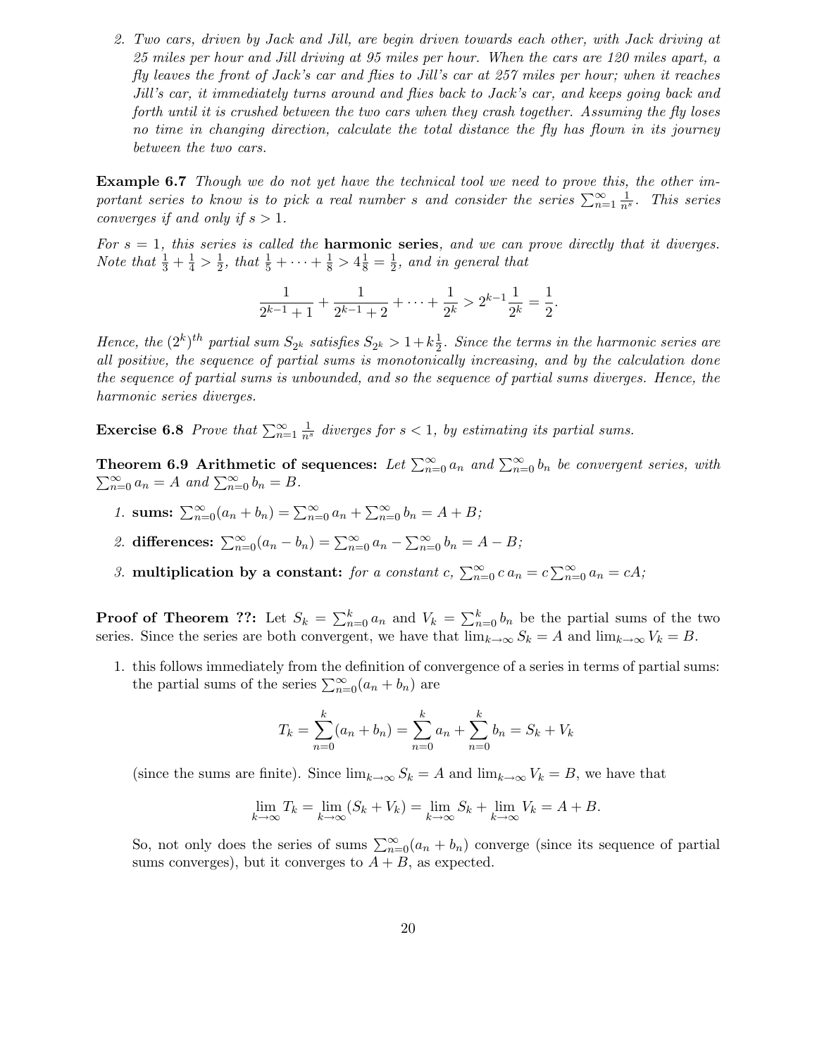2. *Two cars, driven by Jack and Jill, are begin driven towards each other, with Jack driving at 25 miles per hour and Jill driving at 95 miles per hour. When the cars are 120 miles apart, a fly leaves the front of Jack's car and flies to Jill's car at 257 miles per hour; when it reaches Jill's car, it immediately turns around and flies back to Jack's car, and keeps going back and forth until it is crushed between the two cars when they crash together. Assuming the fly loses no time in changing direction, calculate the total distance the fly has flown in its journey between the two cars.*

**Example 6.7** *Though we do not yet have the technical tool we need to prove this, the other important series to know is to pick a real number $s$ and consider the series $\sum_{n=1}^{\infty} \frac{1}{n^s}$. This series converges if and only if $s > 1$.*

*For $s = 1$, this series is called the* **harmonic series***, and we can prove directly that it diverges. Note that $\frac{1}{3} + \frac{1}{4} > \frac{1}{2}$, that $\frac{1}{5} + \cdots + \frac{1}{8} > 4\frac{1}{8} = \frac{1}{2}$, and in general that*

$$\frac{1}{2^{k-1}+1} + \frac{1}{2^{k-1}+2} + \cdots + \frac{1}{2^k} > 2^{k-1}\frac{1}{2^k} = \frac{1}{2}.$$

*Hence, the $(2^k)^{th}$ partial sum $S_{2^k}$ satisfies $S_{2^k} > 1 + k\frac{1}{2}$. Since the terms in the harmonic series are all positive, the sequence of partial sums is monotonically increasing, and by the calculation done the sequence of partial sums is unbounded, and so the sequence of partial sums diverges. Hence, the harmonic series diverges.*

**Exercise 6.8** *Prove that $\sum_{n=1}^{\infty} \frac{1}{n^s}$ diverges for $s < 1$, by estimating its partial sums.*

**Theorem 6.9 Arithmetic of sequences:** *Let $\sum_{n=0}^{\infty} a_n$ and $\sum_{n=0}^{\infty} b_n$ be convergent series, with $\sum_{n=0}^{\infty} a_n = A$ and $\sum_{n=0}^{\infty} b_n = B$.*

1. **sums:** $\sum_{n=0}^{\infty}(a_n + b_n) = \sum_{n=0}^{\infty} a_n + \sum_{n=0}^{\infty} b_n = A + B$;
2. **differences:** $\sum_{n=0}^{\infty}(a_n - b_n) = \sum_{n=0}^{\infty} a_n - \sum_{n=0}^{\infty} b_n = A - B$;
3. **multiplication by a constant:** *for a constant $c$,* $\sum_{n=0}^{\infty} c\, a_n = c \sum_{n=0}^{\infty} a_n = cA$;

**Proof of Theorem ??:** Let $S_k = \sum_{n=0}^{k} a_n$ and $V_k = \sum_{n=0}^{k} b_n$ be the partial sums of the two series. Since the series are both convergent, we have that $\lim_{k\to\infty} S_k = A$ and $\lim_{k\to\infty} V_k = B$.

1. this follows immediately from the definition of convergence of a series in terms of partial sums: the partial sums of the series $\sum_{n=0}^{\infty}(a_n + b_n)$ are

$$T_k = \sum_{n=0}^{k}(a_n + b_n) = \sum_{n=0}^{k} a_n + \sum_{n=0}^{k} b_n = S_k + V_k$$

(since the sums are finite). Since $\lim_{k\to\infty} S_k = A$ and $\lim_{k\to\infty} V_k = B$, we have that

$$\lim_{k\to\infty} T_k = \lim_{k\to\infty} (S_k + V_k) = \lim_{k\to\infty} S_k + \lim_{k\to\infty} V_k = A + B.$$

So, not only does the series of sums $\sum_{n=0}^{\infty}(a_n + b_n)$ converge (since its sequence of partial sums converges), but it converges to $A + B$, as expected.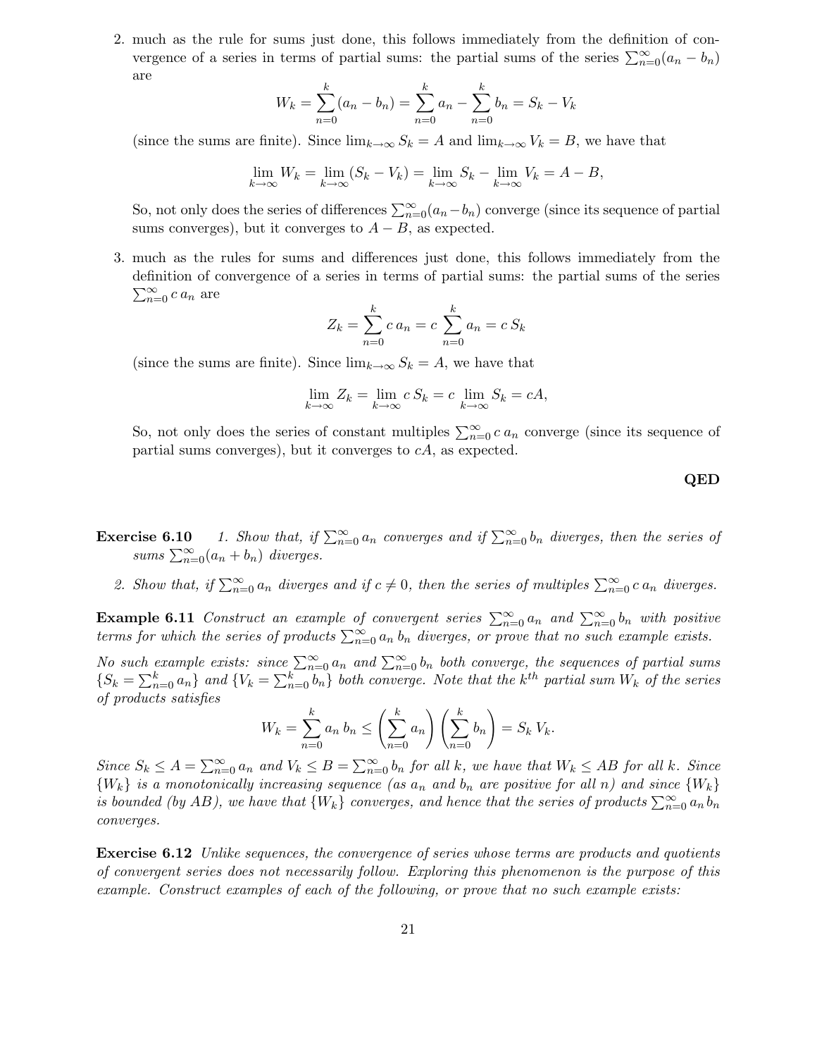2. much as the rule for sums just done, this follows immediately from the definition of convergence of a series in terms of partial sums: the partial sums of the series $\sum_{n=0}^{\infty}(a_n - b_n)$ are

$$W_k = \sum_{n=0}^{k}(a_n - b_n) = \sum_{n=0}^{k} a_n - \sum_{n=0}^{k} b_n = S_k - V_k$$

(since the sums are finite). Since $\lim_{k\to\infty} S_k = A$ and $\lim_{k\to\infty} V_k = B$, we have that

$$\lim_{k\to\infty} W_k = \lim_{k\to\infty}(S_k - V_k) = \lim_{k\to\infty} S_k - \lim_{k\to\infty} V_k = A - B,$$

So, not only does the series of differences $\sum_{n=0}^{\infty}(a_n - b_n)$ converge (since its sequence of partial sums converges), but it converges to $A - B$, as expected.

3. much as the rules for sums and differences just done, this follows immediately from the definition of convergence of a series in terms of partial sums: the partial sums of the series $\sum_{n=0}^{\infty} c\, a_n$ are

$$Z_k = \sum_{n=0}^{k} c\, a_n = c\, \sum_{n=0}^{k} a_n = c\, S_k$$

(since the sums are finite). Since $\lim_{k\to\infty} S_k = A$, we have that

$$\lim_{k\to\infty} Z_k = \lim_{k\to\infty} c\, S_k = c\, \lim_{k\to\infty} S_k = cA,$$

So, not only does the series of constant multiples $\sum_{n=0}^{\infty} c\, a_n$ converge (since its sequence of partial sums converges), but it converges to $cA$, as expected.

**QED**

**Exercise 6.10** *1. Show that, if $\sum_{n=0}^{\infty} a_n$ converges and if $\sum_{n=0}^{\infty} b_n$ diverges, then the series of sums $\sum_{n=0}^{\infty}(a_n + b_n)$ diverges.*

*2. Show that, if $\sum_{n=0}^{\infty} a_n$ diverges and if $c \neq 0$, then the series of multiples $\sum_{n=0}^{\infty} c\, a_n$ diverges.*

**Example 6.11** *Construct an example of convergent series $\sum_{n=0}^{\infty} a_n$ and $\sum_{n=0}^{\infty} b_n$ with positive terms for which the series of products $\sum_{n=0}^{\infty} a_n\, b_n$ diverges, or prove that no such example exists.*

*No such example exists: since $\sum_{n=0}^{\infty} a_n$ and $\sum_{n=0}^{\infty} b_n$ both converge, the sequences of partial sums $\{S_k = \sum_{n=0}^{k} a_n\}$ and $\{V_k = \sum_{n=0}^{k} b_n\}$ both converge. Note that the $k^{th}$ partial sum $W_k$ of the series of products satisfies*

$$W_k = \sum_{n=0}^{k} a_n\, b_n \leq \left(\sum_{n=0}^{k} a_n\right)\left(\sum_{n=0}^{k} b_n\right) = S_k\, V_k.$$

*Since $S_k \leq A = \sum_{n=0}^{\infty} a_n$ and $V_k \leq B = \sum_{n=0}^{\infty} b_n$ for all $k$, we have that $W_k \leq AB$ for all $k$. Since $\{W_k\}$ is a monotonically increasing sequence (as $a_n$ and $b_n$ are positive for all $n$) and since $\{W_k\}$ is bounded (by $AB$), we have that $\{W_k\}$ converges, and hence that the series of products $\sum_{n=0}^{\infty} a_n\, b_n$ converges.*

**Exercise 6.12** *Unlike sequences, the convergence of series whose terms are products and quotients of convergent series does not necessarily follow. Exploring this phenomenon is the purpose of this example. Construct examples of each of the following, or prove that no such example exists:*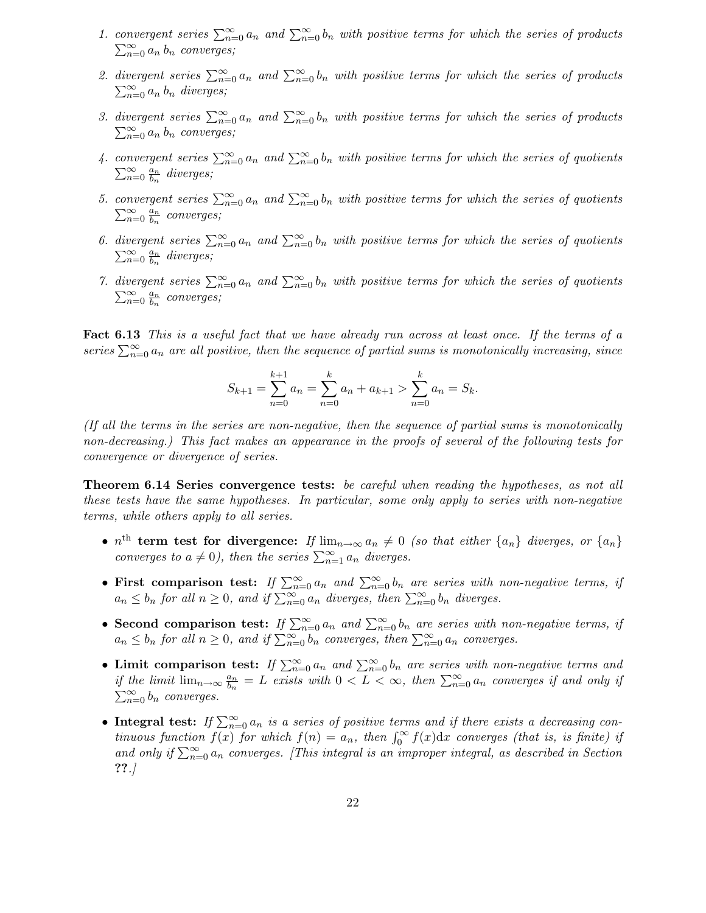1. *convergent series* $\sum_{n=0}^{\infty} a_n$ *and* $\sum_{n=0}^{\infty} b_n$ *with positive terms for which the series of products* $\sum_{n=0}^{\infty} a_n\, b_n$ *converges;*

2. *divergent series* $\sum_{n=0}^{\infty} a_n$ *and* $\sum_{n=0}^{\infty} b_n$ *with positive terms for which the series of products* $\sum_{n=0}^{\infty} a_n\, b_n$ *diverges;*

3. *divergent series* $\sum_{n=0}^{\infty} a_n$ *and* $\sum_{n=0}^{\infty} b_n$ *with positive terms for which the series of products* $\sum_{n=0}^{\infty} a_n\, b_n$ *converges;*

4. *convergent series* $\sum_{n=0}^{\infty} a_n$ *and* $\sum_{n=0}^{\infty} b_n$ *with positive terms for which the series of quotients* $\sum_{n=0}^{\infty} \frac{a_n}{b_n}$ *diverges;*

5. *convergent series* $\sum_{n=0}^{\infty} a_n$ *and* $\sum_{n=0}^{\infty} b_n$ *with positive terms for which the series of quotients* $\sum_{n=0}^{\infty} \frac{a_n}{b_n}$ *converges;*

6. *divergent series* $\sum_{n=0}^{\infty} a_n$ *and* $\sum_{n=0}^{\infty} b_n$ *with positive terms for which the series of quotients* $\sum_{n=0}^{\infty} \frac{a_n}{b_n}$ *diverges;*

7. *divergent series* $\sum_{n=0}^{\infty} a_n$ *and* $\sum_{n=0}^{\infty} b_n$ *with positive terms for which the series of quotients* $\sum_{n=0}^{\infty} \frac{a_n}{b_n}$ *converges;*

**Fact 6.13** *This is a useful fact that we have already run across at least once. If the terms of a series* $\sum_{n=0}^{\infty} a_n$ *are all positive, then the sequence of partial sums is monotonically increasing, since*

$$S_{k+1} = \sum_{n=0}^{k+1} a_n = \sum_{n=0}^{k} a_n + a_{k+1} > \sum_{n=0}^{k} a_n = S_k.$$

*(If all the terms in the series are non-negative, then the sequence of partial sums is monotonically non-decreasing.) This fact makes an appearance in the proofs of several of the following tests for convergence or divergence of series.*

**Theorem 6.14 Series convergence tests:** *be careful when reading the hypotheses, as not all these tests have the same hypotheses. In particular, some only apply to series with non-negative terms, while others apply to all series.*

- **$n^{\text{th}}$ term test for divergence:** *If* $\lim_{n\to\infty} a_n \neq 0$ *(so that either* $\{a_n\}$ *diverges, or* $\{a_n\}$ *converges to* $a \neq 0$*), then the series* $\sum_{n=1}^{\infty} a_n$ *diverges.*

- **First comparison test:** *If* $\sum_{n=0}^{\infty} a_n$ *and* $\sum_{n=0}^{\infty} b_n$ *are series with non-negative terms, if* $a_n \leq b_n$ *for all* $n \geq 0$*, and if* $\sum_{n=0}^{\infty} a_n$ *diverges, then* $\sum_{n=0}^{\infty} b_n$ *diverges.*

- **Second comparison test:** *If* $\sum_{n=0}^{\infty} a_n$ *and* $\sum_{n=0}^{\infty} b_n$ *are series with non-negative terms, if* $a_n \leq b_n$ *for all* $n \geq 0$*, and if* $\sum_{n=0}^{\infty} b_n$ *converges, then* $\sum_{n=0}^{\infty} a_n$ *converges.*

- **Limit comparison test:** *If* $\sum_{n=0}^{\infty} a_n$ *and* $\sum_{n=0}^{\infty} b_n$ *are series with non-negative terms and if the limit* $\lim_{n\to\infty} \frac{a_n}{b_n} = L$ *exists with* $0 < L < \infty$*, then* $\sum_{n=0}^{\infty} a_n$ *converges if and only if* $\sum_{n=0}^{\infty} b_n$ *converges.*

- **Integral test:** *If* $\sum_{n=0}^{\infty} a_n$ *is a series of positive terms and if there exists a decreasing continuous function* $f(x)$ *for which* $f(n) = a_n$*, then* $\int_0^{\infty} f(x)\mathrm{d}x$ *converges (that is, is finite) if and only if* $\sum_{n=0}^{\infty} a_n$ *converges. [This integral is an improper integral, as described in Section* **??***.]*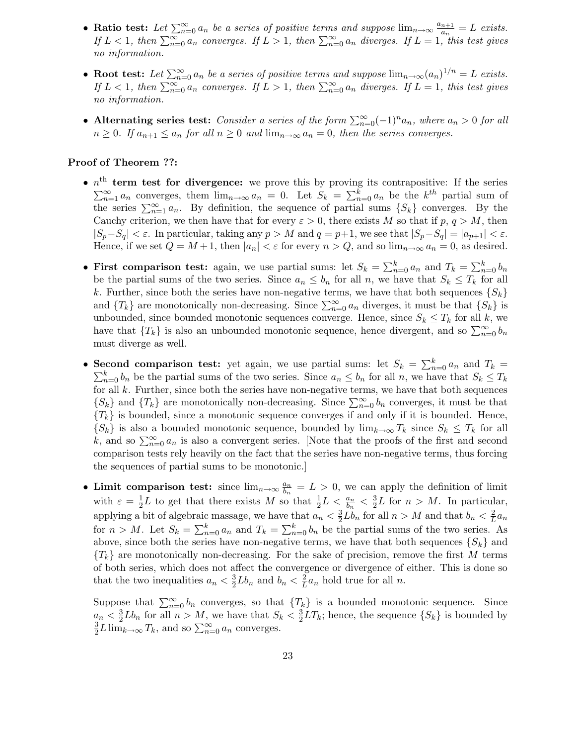- **Ratio test:** *Let $\sum_{n=0}^{\infty} a_n$ be a series of positive terms and suppose $\lim_{n\to\infty} \frac{a_{n+1}}{a_n} = L$ exists. If $L < 1$, then $\sum_{n=0}^{\infty} a_n$ converges. If $L > 1$, then $\sum_{n=0}^{\infty} a_n$ diverges. If $L = 1$, this test gives no information.*

- **Root test:** *Let $\sum_{n=0}^{\infty} a_n$ be a series of positive terms and suppose $\lim_{n\to\infty} (a_n)^{1/n} = L$ exists. If $L < 1$, then $\sum_{n=0}^{\infty} a_n$ converges. If $L > 1$, then $\sum_{n=0}^{\infty} a_n$ diverges. If $L = 1$, this test gives no information.*

- **Alternating series test:** *Consider a series of the form $\sum_{n=0}^{\infty} (-1)^n a_n$, where $a_n > 0$ for all $n \geq 0$. If $a_{n+1} \leq a_n$ for all $n \geq 0$ and $\lim_{n\to\infty} a_n = 0$, then the series converges.*

**Proof of Theorem ??:**

- **$n^{\text{th}}$ term test for divergence:** we prove this by proving its contrapositive: If the series $\sum_{n=1}^{\infty} a_n$ converges, them $\lim_{n\to\infty} a_n = 0$. Let $S_k = \sum_{n=0}^{k} a_n$ be the $k^{th}$ partial sum of the series $\sum_{n=1}^{\infty} a_n$. By definition, the sequence of partial sums $\{S_k\}$ converges. By the Cauchy criterion, we then have that for every $\varepsilon > 0$, there exists $M$ so that if $p, q > M$, then $|S_p - S_q| < \varepsilon$. In particular, taking any $p > M$ and $q = p+1$, we see that $|S_p - S_q| = |a_{p+1}| < \varepsilon$. Hence, if we set $Q = M + 1$, then $|a_n| < \varepsilon$ for every $n > Q$, and so $\lim_{n\to\infty} a_n = 0$, as desired.

- **First comparison test:** again, we use partial sums: let $S_k = \sum_{n=0}^{k} a_n$ and $T_k = \sum_{n=0}^{k} b_n$ be the partial sums of the two series. Since $a_n \leq b_n$ for all $n$, we have that $S_k \leq T_k$ for all $k$. Further, since both the series have non-negative terms, we have that both sequences $\{S_k\}$ and $\{T_k\}$ are monotonically non-decreasing. Since $\sum_{n=0}^{\infty} a_n$ diverges, it must be that $\{S_k\}$ is unbounded, since bounded monotonic sequences converge. Hence, since $S_k \leq T_k$ for all $k$, we have that $\{T_k\}$ is also an unbounded monotonic sequence, hence divergent, and so $\sum_{n=0}^{\infty} b_n$ must diverge as well.

- **Second comparison test:** yet again, we use partial sums: let $S_k = \sum_{n=0}^{k} a_n$ and $T_k = \sum_{n=0}^{k} b_n$ be the partial sums of the two series. Since $a_n \leq b_n$ for all $n$, we have that $S_k \leq T_k$ for all $k$. Further, since both the series have non-negative terms, we have that both sequences $\{S_k\}$ and $\{T_k\}$ are monotonically non-decreasing. Since $\sum_{n=0}^{\infty} b_n$ converges, it must be that $\{T_k\}$ is bounded, since a monotonic sequence converges if and only if it is bounded. Hence, $\{S_k\}$ is also a bounded monotonic sequence, bounded by $\lim_{k\to\infty} T_k$ since $S_k \leq T_k$ for all $k$, and so $\sum_{n=0}^{\infty} a_n$ is also a convergent series. [Note that the proofs of the first and second comparison tests rely heavily on the fact that the series have non-negative terms, thus forcing the sequences of partial sums to be monotonic.]

- **Limit comparison test:** since $\lim_{n\to\infty} \frac{a_n}{b_n} = L > 0$, we can apply the definition of limit with $\varepsilon = \frac{1}{2}L$ to get that there exists $M$ so that $\frac{1}{2}L < \frac{a_n}{b_n} < \frac{3}{2}L$ for $n > M$. In particular, applying a bit of algebraic massage, we have that $a_n < \frac{3}{2}Lb_n$ for all $n > M$ and that $b_n < \frac{2}{L}a_n$ for $n > M$. Let $S_k = \sum_{n=0}^{k} a_n$ and $T_k = \sum_{n=0}^{k} b_n$ be the partial sums of the two series. As above, since both the series have non-negative terms, we have that both sequences $\{S_k\}$ and $\{T_k\}$ are monotonically non-decreasing. For the sake of precision, remove the first $M$ terms of both series, which does not affect the convergence or divergence of either. This is done so that the two inequalities $a_n < \frac{3}{2}Lb_n$ and $b_n < \frac{2}{L}a_n$ hold true for all $n$.

  Suppose that $\sum_{n=0}^{\infty} b_n$ converges, so that $\{T_k\}$ is a bounded monotonic sequence. Since $a_n < \frac{3}{2}Lb_n$ for all $n > M$, we have that $S_k < \frac{3}{2}LT_k$; hence, the sequence $\{S_k\}$ is bounded by $\frac{3}{2}L \lim_{k\to\infty} T_k$, and so $\sum_{n=0}^{\infty} a_n$ converges.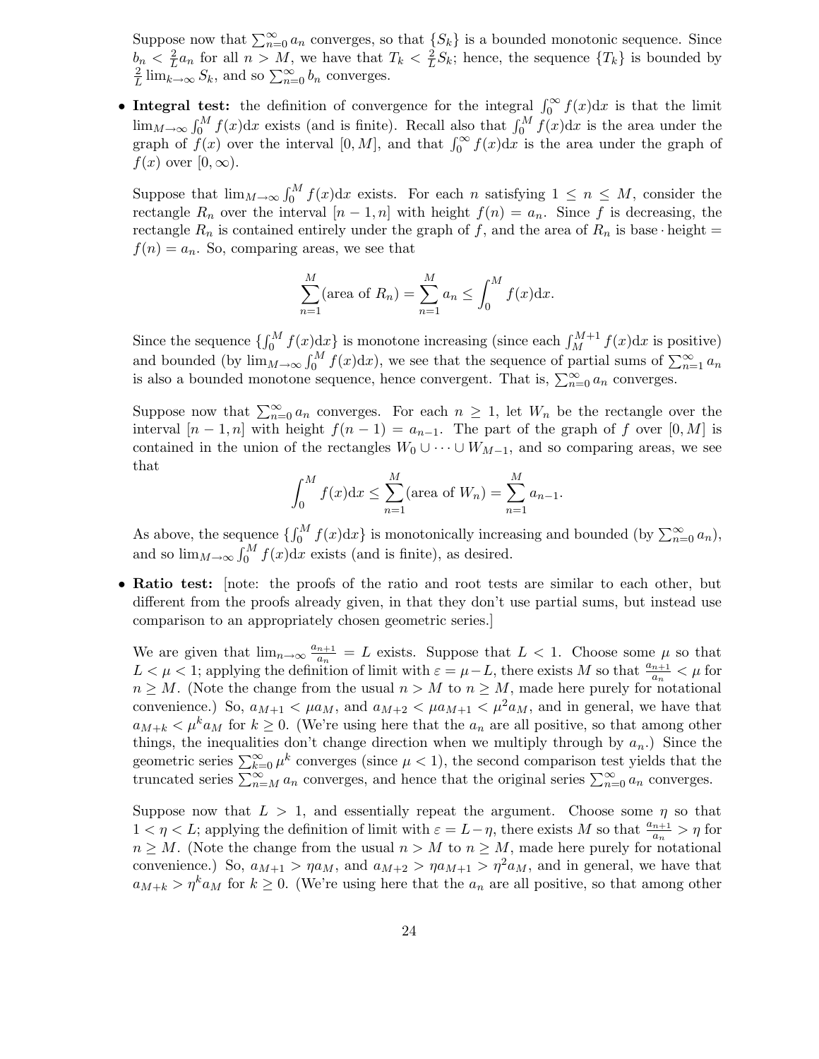Suppose now that $\sum_{n=0}^{\infty} a_n$ converges, so that $\{S_k\}$ is a bounded monotonic sequence. Since $b_n < \frac{2}{L} a_n$ for all $n > M$, we have that $T_k < \frac{2}{L} S_k$; hence, the sequence $\{T_k\}$ is bounded by $\frac{2}{L} \lim_{k\to\infty} S_k$, and so $\sum_{n=0}^{\infty} b_n$ converges.

- **Integral test:** the definition of convergence for the integral $\int_0^\infty f(x)\mathrm{d}x$ is that the limit $\lim_{M\to\infty} \int_0^M f(x)\mathrm{d}x$ exists (and is finite). Recall also that $\int_0^M f(x)\mathrm{d}x$ is the area under the graph of $f(x)$ over the interval $[0, M]$, and that $\int_0^\infty f(x)\mathrm{d}x$ is the area under the graph of $f(x)$ over $[0, \infty)$.

  Suppose that $\lim_{M\to\infty} \int_0^M f(x)\mathrm{d}x$ exists. For each $n$ satisfying $1 \le n \le M$, consider the rectangle $R_n$ over the interval $[n-1, n]$ with height $f(n) = a_n$. Since $f$ is decreasing, the rectangle $R_n$ is contained entirely under the graph of $f$, and the area of $R_n$ is base $\cdot$ height $= f(n) = a_n$. So, comparing areas, we see that

  $$\sum_{n=1}^{M} (\text{area of } R_n) = \sum_{n=1}^{M} a_n \le \int_0^M f(x)\mathrm{d}x.$$

  Since the sequence $\{\int_0^M f(x)\mathrm{d}x\}$ is monotone increasing (since each $\int_M^{M+1} f(x)\mathrm{d}x$ is positive) and bounded (by $\lim_{M\to\infty} \int_0^M f(x)\mathrm{d}x$), we see that the sequence of partial sums of $\sum_{n=1}^{\infty} a_n$ is also a bounded monotone sequence, hence convergent. That is, $\sum_{n=0}^{\infty} a_n$ converges.

  Suppose now that $\sum_{n=0}^{\infty} a_n$ converges. For each $n \ge 1$, let $W_n$ be the rectangle over the interval $[n-1, n]$ with height $f(n-1) = a_{n-1}$. The part of the graph of $f$ over $[0, M]$ is contained in the union of the rectangles $W_0 \cup \cdots \cup W_{M-1}$, and so comparing areas, we see that

  $$\int_0^M f(x)\mathrm{d}x \le \sum_{n=1}^{M} (\text{area of } W_n) = \sum_{n=1}^{M} a_{n-1}.$$

  As above, the sequence $\{\int_0^M f(x)\mathrm{d}x\}$ is monotonically increasing and bounded (by $\sum_{n=0}^{\infty} a_n$), and so $\lim_{M\to\infty} \int_0^M f(x)\mathrm{d}x$ exists (and is finite), as desired.

- **Ratio test:** [note: the proofs of the ratio and root tests are similar to each other, but different from the proofs already given, in that they don't use partial sums, but instead use comparison to an appropriately chosen geometric series.]

  We are given that $\lim_{n\to\infty} \frac{a_{n+1}}{a_n} = L$ exists. Suppose that $L < 1$. Choose some $\mu$ so that $L < \mu < 1$; applying the definition of limit with $\varepsilon = \mu - L$, there exists $M$ so that $\frac{a_{n+1}}{a_n} < \mu$ for $n \ge M$. (Note the change from the usual $n > M$ to $n \ge M$, made here purely for notational convenience.) So, $a_{M+1} < \mu a_M$, and $a_{M+2} < \mu a_{M+1} < \mu^2 a_M$, and in general, we have that $a_{M+k} < \mu^k a_M$ for $k \ge 0$. (We're using here that the $a_n$ are all positive, so that among other things, the inequalities don't change direction when we multiply through by $a_n$.) Since the geometric series $\sum_{k=0}^{\infty} \mu^k$ converges (since $\mu < 1$), the second comparison test yields that the truncated series $\sum_{n=M}^{\infty} a_n$ converges, and hence that the original series $\sum_{n=0}^{\infty} a_n$ converges.

  Suppose now that $L > 1$, and essentially repeat the argument. Choose some $\eta$ so that $1 < \eta < L$; applying the definition of limit with $\varepsilon = L - \eta$, there exists $M$ so that $\frac{a_{n+1}}{a_n} > \eta$ for $n \ge M$. (Note the change from the usual $n > M$ to $n \ge M$, made here purely for notational convenience.) So, $a_{M+1} > \eta a_M$, and $a_{M+2} > \eta a_{M+1} > \eta^2 a_M$, and in general, we have that $a_{M+k} > \eta^k a_M$ for $k \ge 0$. (We're using here that the $a_n$ are all positive, so that among other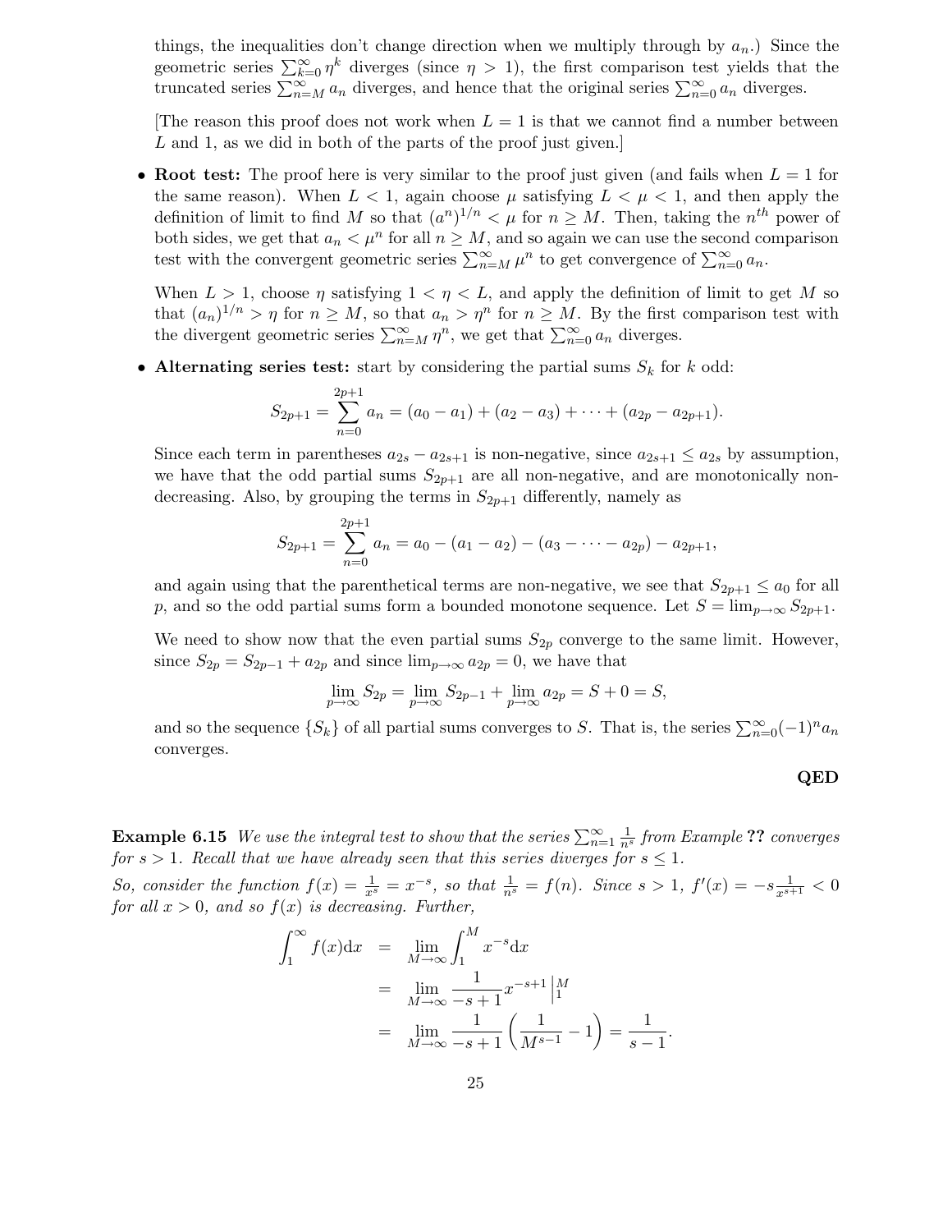things, the inequalities don't change direction when we multiply through by $a_n$.) Since the geometric series $\sum_{k=0}^{\infty} \eta^k$ diverges (since $\eta > 1$), the first comparison test yields that the truncated series $\sum_{n=M}^{\infty} a_n$ diverges, and hence that the original series $\sum_{n=0}^{\infty} a_n$ diverges.

[The reason this proof does not work when $L = 1$ is that we cannot find a number between $L$ and 1, as we did in both of the parts of the proof just given.]

- **Root test:** The proof here is very similar to the proof just given (and fails when $L = 1$ for the same reason). When $L < 1$, again choose $\mu$ satisfying $L < \mu < 1$, and then apply the definition of limit to find $M$ so that $(a^n)^{1/n} < \mu$ for $n \geq M$. Then, taking the $n^{th}$ power of both sides, we get that $a_n < \mu^n$ for all $n \geq M$, and so again we can use the second comparison test with the convergent geometric series $\sum_{n=M}^{\infty} \mu^n$ to get convergence of $\sum_{n=0}^{\infty} a_n$.

  When $L > 1$, choose $\eta$ satisfying $1 < \eta < L$, and apply the definition of limit to get $M$ so that $(a_n)^{1/n} > \eta$ for $n \geq M$, so that $a_n > \eta^n$ for $n \geq M$. By the first comparison test with the divergent geometric series $\sum_{n=M}^{\infty} \eta^n$, we get that $\sum_{n=0}^{\infty} a_n$ diverges.

- **Alternating series test:** start by considering the partial sums $S_k$ for $k$ odd:

$$S_{2p+1} = \sum_{n=0}^{2p+1} a_n = (a_0 - a_1) + (a_2 - a_3) + \cdots + (a_{2p} - a_{2p+1}).$$

  Since each term in parentheses $a_{2s} - a_{2s+1}$ is non-negative, since $a_{2s+1} \leq a_{2s}$ by assumption, we have that the odd partial sums $S_{2p+1}$ are all non-negative, and are monotonically non-decreasing. Also, by grouping the terms in $S_{2p+1}$ differently, namely as

$$S_{2p+1} = \sum_{n=0}^{2p+1} a_n = a_0 - (a_1 - a_2) - (a_3 - \cdots - a_{2p}) - a_{2p+1},$$

  and again using that the parenthetical terms are non-negative, we see that $S_{2p+1} \leq a_0$ for all $p$, and so the odd partial sums form a bounded monotone sequence. Let $S = \lim_{p\to\infty} S_{2p+1}$.

  We need to show now that the even partial sums $S_{2p}$ converge to the same limit. However, since $S_{2p} = S_{2p-1} + a_{2p}$ and since $\lim_{p\to\infty} a_{2p} = 0$, we have that

$$\lim_{p\to\infty} S_{2p} = \lim_{p\to\infty} S_{2p-1} + \lim_{p\to\infty} a_{2p} = S + 0 = S,$$

  and so the sequence $\{S_k\}$ of all partial sums converges to $S$. That is, the series $\sum_{n=0}^{\infty} (-1)^n a_n$ converges.

**QED**

**Example 6.15** *We use the integral test to show that the series $\sum_{n=1}^{\infty} \frac{1}{n^s}$ from Example **??** converges for $s > 1$. Recall that we have already seen that this series diverges for $s \leq 1$.*

*So, consider the function $f(x) = \frac{1}{x^s} = x^{-s}$, so that $\frac{1}{n^s} = f(n)$. Since $s > 1$, $f'(x) = -s\frac{1}{x^{s+1}} < 0$ for all $x > 0$, and so $f(x)$ is decreasing. Further,*

$$\begin{aligned}
\int_1^{\infty} f(x)\mathrm{d}x &= \lim_{M\to\infty} \int_1^M x^{-s}\mathrm{d}x \\
&= \lim_{M\to\infty} \frac{1}{-s+1} x^{-s+1} \Big|_1^M \\
&= \lim_{M\to\infty} \frac{1}{-s+1} \left( \frac{1}{M^{s-1}} - 1 \right) = \frac{1}{s-1}.
\end{aligned}$$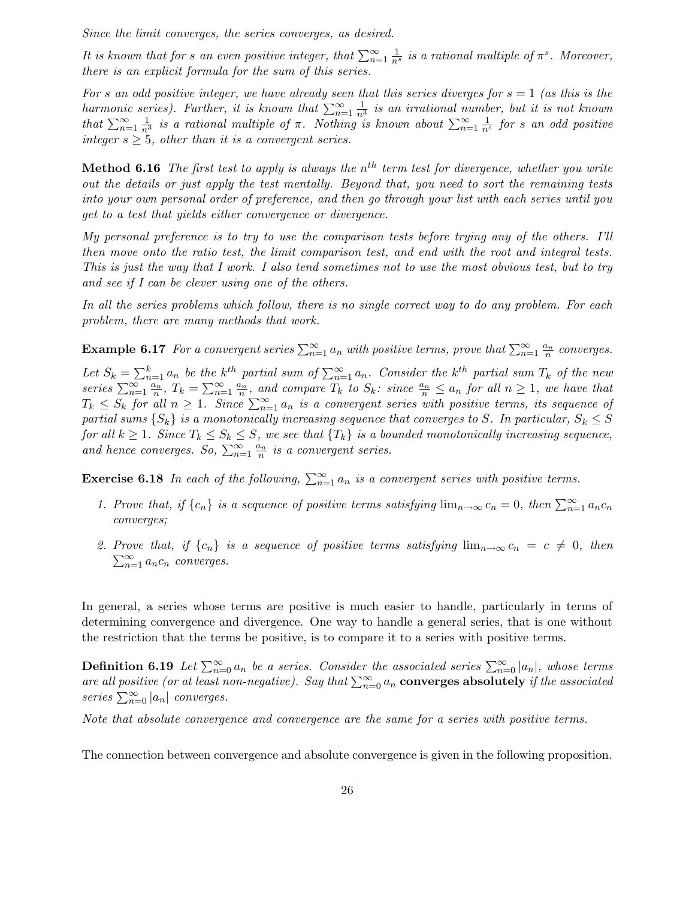*Since the limit converges, the series converges, as desired.*

*It is known that for $s$ an even positive integer, that $\sum_{n=1}^{\infty} \frac{1}{n^s}$ is a rational multiple of $\pi^s$. Moreover, there is an explicit formula for the sum of this series.*

*For $s$ an odd positive integer, we have already seen that this series diverges for $s = 1$ (as this is the harmonic series). Further, it is known that $\sum_{n=1}^{\infty} \frac{1}{n^3}$ is an irrational number, but it is not known that $\sum_{n=1}^{\infty} \frac{1}{n^3}$ is a rational multiple of $\pi$. Nothing is known about $\sum_{n=1}^{\infty} \frac{1}{n^s}$ for $s$ an odd positive integer $s \geq 5$, other than it is a convergent series.*

**Method 6.16** *The first test to apply is always the $n^{th}$ term test for divergence, whether you write out the details or just apply the test mentally. Beyond that, you need to sort the remaining tests into your own personal order of preference, and then go through your list with each series until you get to a test that yields either convergence or divergence.*

*My personal preference is to try to use the comparison tests before trying any of the others. I'll then move onto the ratio test, the limit comparison test, and end with the root and integral tests. This is just the way that I work. I also tend sometimes not to use the most obvious test, but to try and see if I can be clever using one of the others.*

*In all the series problems which follow, there is no single correct way to do any problem. For each problem, there are many methods that work.*

**Example 6.17** *For a convergent series $\sum_{n=1}^{\infty} a_n$ with positive terms, prove that $\sum_{n=1}^{\infty} \frac{a_n}{n}$ converges.*

*Let $S_k = \sum_{n=1}^{k} a_n$ be the $k^{th}$ partial sum of $\sum_{n=1}^{\infty} a_n$. Consider the $k^{th}$ partial sum $T_k$ of the new series $\sum_{n=1}^{\infty} \frac{a_n}{n}$, $T_k = \sum_{n=1}^{\infty} \frac{a_n}{n}$, and compare $T_k$ to $S_k$: since $\frac{a_n}{n} \leq a_n$ for all $n \geq 1$, we have that $T_k \leq S_k$ for all $n \geq 1$. Since $\sum_{n=1}^{\infty} a_n$ is a convergent series with positive terms, its sequence of partial sums $\{S_k\}$ is a monotonically increasing sequence that converges to $S$. In particular, $S_k \leq S$ for all $k \geq 1$. Since $T_k \leq S_k \leq S$, we see that $\{T_k\}$ is a bounded monotonically increasing sequence, and hence converges. So, $\sum_{n=1}^{\infty} \frac{a_n}{n}$ is a convergent series.*

**Exercise 6.18** *In each of the following, $\sum_{n=1}^{\infty} a_n$ is a convergent series with positive terms.*

1. *Prove that, if $\{c_n\}$ is a sequence of positive terms satisfying $\lim_{n\to\infty} c_n = 0$, then $\sum_{n=1}^{\infty} a_n c_n$ converges;*
2. *Prove that, if $\{c_n\}$ is a sequence of positive terms satisfying $\lim_{n\to\infty} c_n = c \neq 0$, then $\sum_{n=1}^{\infty} a_n c_n$ converges.*

In general, a series whose terms are positive is much easier to handle, particularly in terms of determining convergence and divergence. One way to handle a general series, that is one without the restriction that the terms be positive, is to compare it to a series with positive terms.

**Definition 6.19** *Let $\sum_{n=0}^{\infty} a_n$ be a series. Consider the associated series $\sum_{n=0}^{\infty} |a_n|$, whose terms are all positive (or at least non-negative). Say that $\sum_{n=0}^{\infty} a_n$* **converges absolutely** *if the associated series $\sum_{n=0}^{\infty} |a_n|$ converges.*

*Note that absolute convergence and convergence are the same for a series with positive terms.*

The connection between convergence and absolute convergence is given in the following proposition.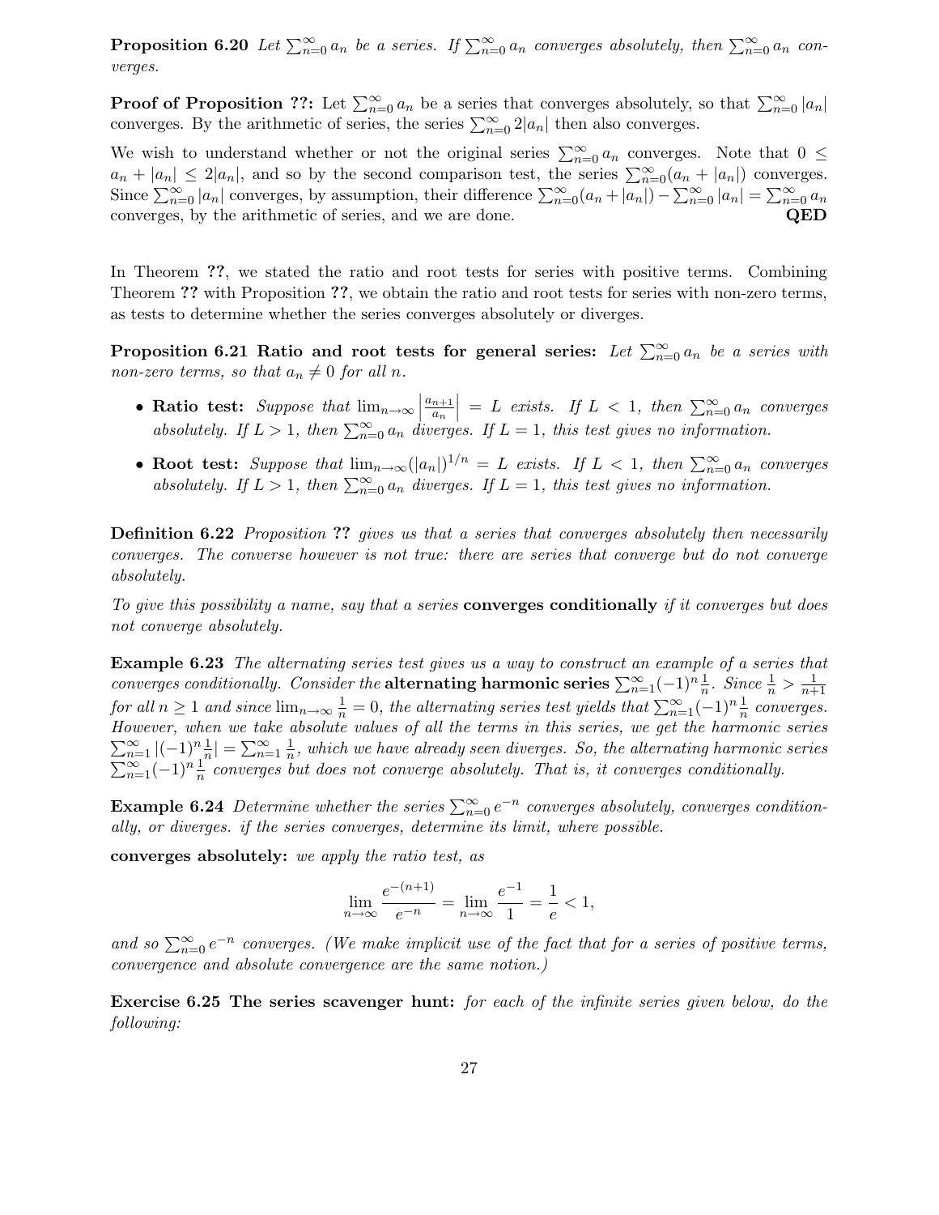**Proposition 6.20** *Let $\sum_{n=0}^{\infty} a_n$ be a series. If $\sum_{n=0}^{\infty} a_n$ converges absolutely, then $\sum_{n=0}^{\infty} a_n$ converges.*

**Proof of Proposition ??:** Let $\sum_{n=0}^{\infty} a_n$ be a series that converges absolutely, so that $\sum_{n=0}^{\infty} |a_n|$ converges. By the arithmetic of series, the series $\sum_{n=0}^{\infty} 2|a_n|$ then also converges.

We wish to understand whether or not the original series $\sum_{n=0}^{\infty} a_n$ converges. Note that $0 \leq a_n + |a_n| \leq 2|a_n|$, and so by the second comparison test, the series $\sum_{n=0}^{\infty} (a_n + |a_n|)$ converges. Since $\sum_{n=0}^{\infty} |a_n|$ converges, by assumption, their difference $\sum_{n=0}^{\infty} (a_n + |a_n|) - \sum_{n=0}^{\infty} |a_n| = \sum_{n=0}^{\infty} a_n$ converges, by the arithmetic of series, and we are done. **QED**

In Theorem **??**, we stated the ratio and root tests for series with positive terms. Combining Theorem **??** with Proposition **??**, we obtain the ratio and root tests for series with non-zero terms, as tests to determine whether the series converges absolutely or diverges.

**Proposition 6.21 Ratio and root tests for general series:** *Let $\sum_{n=0}^{\infty} a_n$ be a series with non-zero terms, so that $a_n \neq 0$ for all $n$.*

- **Ratio test:** *Suppose that $\lim_{n\to\infty} \left| \frac{a_{n+1}}{a_n} \right| = L$ exists. If $L < 1$, then $\sum_{n=0}^{\infty} a_n$ converges absolutely. If $L > 1$, then $\sum_{n=0}^{\infty} a_n$ diverges. If $L = 1$, this test gives no information.*
- **Root test:** *Suppose that $\lim_{n\to\infty} (|a_n|)^{1/n} = L$ exists. If $L < 1$, then $\sum_{n=0}^{\infty} a_n$ converges absolutely. If $L > 1$, then $\sum_{n=0}^{\infty} a_n$ diverges. If $L = 1$, this test gives no information.*

**Definition 6.22** *Proposition **??** gives us that a series that converges absolutely then necessarily converges. The converse however is not true: there are series that converge but do not converge absolutely.*

*To give this possibility a name, say that a series* **converges conditionally** *if it converges but does not converge absolutely.*

**Example 6.23** *The alternating series test gives us a way to construct an example of a series that converges conditionally. Consider the* **alternating harmonic series** *$\sum_{n=1}^{\infty} (-1)^n \frac{1}{n}$. Since $\frac{1}{n} > \frac{1}{n+1}$ for all $n \geq 1$ and since $\lim_{n\to\infty} \frac{1}{n} = 0$, the alternating series test yields that $\sum_{n=1}^{\infty} (-1)^n \frac{1}{n}$ converges. However, when we take absolute values of all the terms in this series, we get the harmonic series $\sum_{n=1}^{\infty} |(-1)^n \frac{1}{n}| = \sum_{n=1}^{\infty} \frac{1}{n}$, which we have already seen diverges. So, the alternating harmonic series $\sum_{n=1}^{\infty} (-1)^n \frac{1}{n}$ converges but does not converge absolutely. That is, it converges conditionally.*

**Example 6.24** *Determine whether the series $\sum_{n=0}^{\infty} e^{-n}$ converges absolutely, converges conditionally, or diverges. if the series converges, determine its limit, where possible.*

**converges absolutely:** *we apply the ratio test, as*

$$\lim_{n\to\infty} \frac{e^{-(n+1)}}{e^{-n}} = \lim_{n\to\infty} \frac{e^{-1}}{1} = \frac{1}{e} < 1,$$

*and so $\sum_{n=0}^{\infty} e^{-n}$ converges. (We make implicit use of the fact that for a series of positive terms, convergence and absolute convergence are the same notion.)*

**Exercise 6.25 The series scavenger hunt:** *for each of the infinite series given below, do the following:*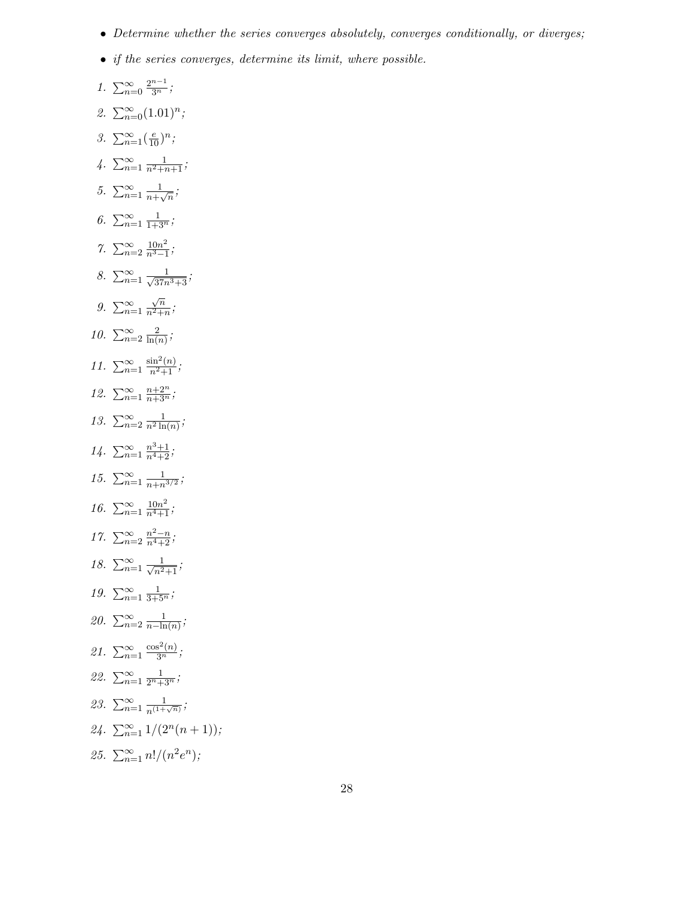- *Determine whether the series converges absolutely, converges conditionally, or diverges;*
- *if the series converges, determine its limit, where possible.*

1. $\sum_{n=0}^{\infty} \frac{2^{n-1}}{3^n}$;
2. $\sum_{n=0}^{\infty} (1.01)^n$;
3. $\sum_{n=1}^{\infty} (\frac{e}{10})^n$;
4. $\sum_{n=1}^{\infty} \frac{1}{n^2+n+1}$;
5. $\sum_{n=1}^{\infty} \frac{1}{n+\sqrt{n}}$;
6. $\sum_{n=1}^{\infty} \frac{1}{1+3^n}$;
7. $\sum_{n=2}^{\infty} \frac{10n^2}{n^3-1}$;
8. $\sum_{n=1}^{\infty} \frac{1}{\sqrt{37n^3+3}}$;
9. $\sum_{n=1}^{\infty} \frac{\sqrt{n}}{n^2+n}$;
10. $\sum_{n=2}^{\infty} \frac{2}{\ln(n)}$;
11. $\sum_{n=1}^{\infty} \frac{\sin^2(n)}{n^2+1}$;
12. $\sum_{n=1}^{\infty} \frac{n+2^n}{n+3^n}$;
13. $\sum_{n=2}^{\infty} \frac{1}{n^2 \ln(n)}$;
14. $\sum_{n=1}^{\infty} \frac{n^3+1}{n^4+2}$;
15. $\sum_{n=1}^{\infty} \frac{1}{n+n^{3/2}}$;
16. $\sum_{n=1}^{\infty} \frac{10n^2}{n^4+1}$;
17. $\sum_{n=2}^{\infty} \frac{n^2-n}{n^4+2}$;
18. $\sum_{n=1}^{\infty} \frac{1}{\sqrt{n^2+1}}$;
19. $\sum_{n=1}^{\infty} \frac{1}{3+5^n}$;
20. $\sum_{n=2}^{\infty} \frac{1}{n-\ln(n)}$;
21. $\sum_{n=1}^{\infty} \frac{\cos^2(n)}{3^n}$;
22. $\sum_{n=1}^{\infty} \frac{1}{2^n+3^n}$;
23. $\sum_{n=1}^{\infty} \frac{1}{n^{(1+\sqrt{n})}}$;
24. $\sum_{n=1}^{\infty} 1/(2^n(n+1))$;
25. $\sum_{n=1}^{\infty} n!/(n^2 e^n)$;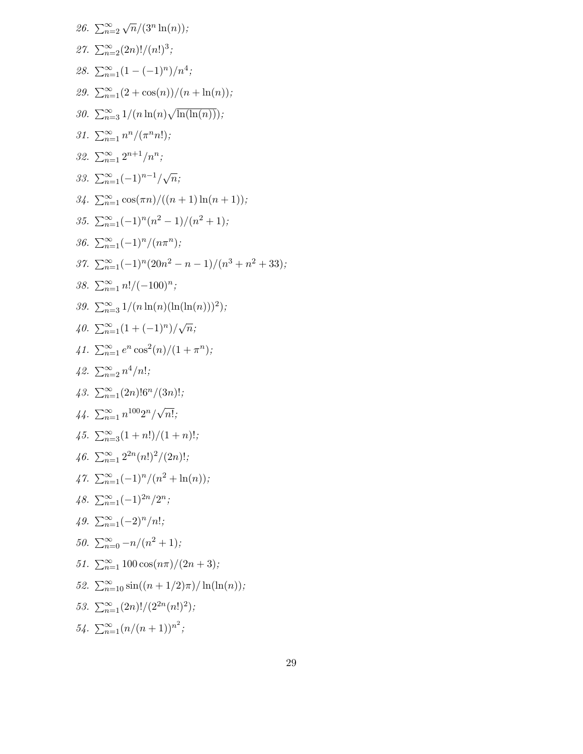26. $\sum_{n=2}^{\infty} \sqrt{n}/(3^n \ln(n))$;

27. $\sum_{n=2}^{\infty} (2n)!/(n!)^3$;

28. $\sum_{n=1}^{\infty} (1-(-1)^n)/n^4$;

29. $\sum_{n=1}^{\infty} (2+\cos(n))/(n+\ln(n))$;

30. $\sum_{n=3}^{\infty} 1/(n\ln(n)\sqrt{\ln(\ln(n))})$;

31. $\sum_{n=1}^{\infty} n^n/(\pi^n n!)$;

32. $\sum_{n=1}^{\infty} 2^{n+1}/n^n$;

33. $\sum_{n=1}^{\infty} (-1)^{n-1}/\sqrt{n}$;

34. $\sum_{n=1}^{\infty} \cos(\pi n)/((n+1)\ln(n+1))$;

35. $\sum_{n=1}^{\infty} (-1)^n(n^2-1)/(n^2+1)$;

36. $\sum_{n=1}^{\infty} (-1)^n/(n\pi^n)$;

37. $\sum_{n=1}^{\infty} (-1)^n(20n^2-n-1)/(n^3+n^2+33)$;

38. $\sum_{n=1}^{\infty} n!/(-100)^n$;

39. $\sum_{n=3}^{\infty} 1/(n\ln(n)(\ln(\ln(n)))^2)$;

40. $\sum_{n=1}^{\infty} (1+(-1)^n)/\sqrt{n}$;

41. $\sum_{n=1}^{\infty} e^n\cos^2(n)/(1+\pi^n)$;

42. $\sum_{n=2}^{\infty} n^4/n!$;

43. $\sum_{n=1}^{\infty} (2n)!6^n/(3n)!$;

44. $\sum_{n=1}^{\infty} n^{100}2^n/\sqrt{n!}$;

45. $\sum_{n=3}^{\infty} (1+n!)/(1+n)!$;

46. $\sum_{n=1}^{\infty} 2^{2n}(n!)^2/(2n)!$;

47. $\sum_{n=1}^{\infty} (-1)^n/(n^2+\ln(n))$;

48. $\sum_{n=1}^{\infty} (-1)^{2n}/2^n$;

49. $\sum_{n=1}^{\infty} (-2)^n/n!$;

50. $\sum_{n=0}^{\infty} -n/(n^2+1)$;

51. $\sum_{n=1}^{\infty} 100\cos(n\pi)/(2n+3)$;

52. $\sum_{n=10}^{\infty} \sin((n+1/2)\pi)/\ln(\ln(n))$;

53. $\sum_{n=1}^{\infty} (2n)!/(2^{2n}(n!)^2)$;

54. $\sum_{n=1}^{\infty} (n/(n+1))^{n^2}$;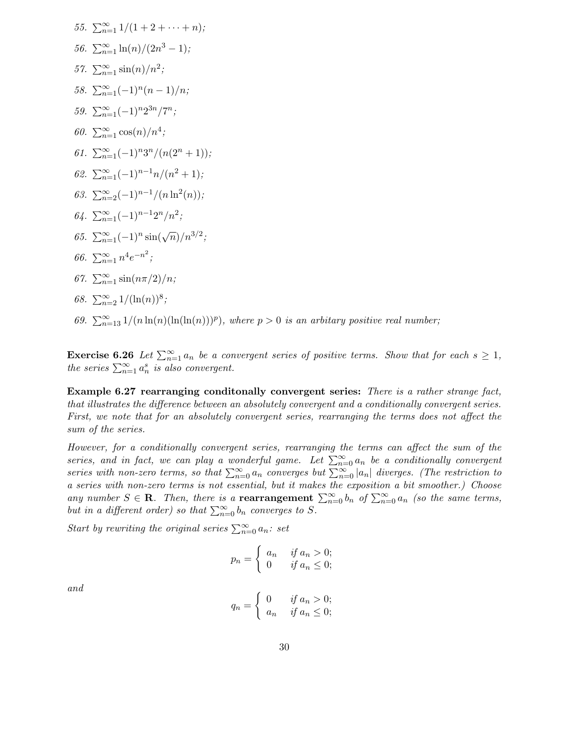55. $\sum_{n=1}^{\infty} 1/(1+2+\cdots+n)$;

56. $\sum_{n=1}^{\infty} \ln(n)/(2n^3-1)$;

57. $\sum_{n=1}^{\infty} \sin(n)/n^2$;

58. $\sum_{n=1}^{\infty} (-1)^n(n-1)/n$;

59. $\sum_{n=1}^{\infty} (-1)^n 2^{3n}/7^n$;

60. $\sum_{n=1}^{\infty} \cos(n)/n^4$;

61. $\sum_{n=1}^{\infty} (-1)^n 3^n/(n(2^n+1))$;

62. $\sum_{n=1}^{\infty} (-1)^{n-1} n/(n^2+1)$;

63. $\sum_{n=2}^{\infty} (-1)^{n-1}/(n\ln^2(n))$;

64. $\sum_{n=1}^{\infty} (-1)^{n-1} 2^n/n^2$;

65. $\sum_{n=1}^{\infty} (-1)^n \sin(\sqrt{n})/n^{3/2}$;

66. $\sum_{n=1}^{\infty} n^4 e^{-n^2}$;

67. $\sum_{n=1}^{\infty} \sin(n\pi/2)/n$;

68. $\sum_{n=2}^{\infty} 1/(\ln(n))^8$;

69. $\sum_{n=13}^{\infty} 1/(n\ln(n)(\ln(\ln(n)))^p)$, *where $p > 0$ is an arbitary positive real number;*

**Exercise 6.26** *Let $\sum_{n=1}^{\infty} a_n$ be a convergent series of positive terms. Show that for each $s \geq 1$, the series $\sum_{n=1}^{\infty} a_n^s$ is also convergent.*

**Example 6.27 rearranging conditonally convergent series:** *There is a rather strange fact, that illustrates the difference between an absolutely convergent and a conditionally convergent series. First, we note that for an absolutely convergent series, rearranging the terms does not affect the sum of the series.*

*However, for a conditionally convergent series, rearranging the terms can affect the sum of the series, and in fact, we can play a wonderful game. Let $\sum_{n=0}^{\infty} a_n$ be a conditionally convergent series with non-zero terms, so that $\sum_{n=0}^{\infty} a_n$ converges but $\sum_{n=0}^{\infty} |a_n|$ diverges. (The restriction to a series with non-zero terms is not essential, but it makes the exposition a bit smoother.) Choose any number $S \in \mathbf{R}$. Then, there is a* **rearrangement** *$\sum_{n=0}^{\infty} b_n$ of $\sum_{n=0}^{\infty} a_n$ (so the same terms, but in a different order) so that $\sum_{n=0}^{\infty} b_n$ converges to $S$.*

*Start by rewriting the original series $\sum_{n=0}^{\infty} a_n$: set*

$$p_n = \begin{cases} a_n & \text{if } a_n > 0; \\ 0 & \text{if } a_n \leq 0; \end{cases}$$

*and*

$$q_n = \begin{cases} 0 & \text{if } a_n > 0; \\ a_n & \text{if } a_n \leq 0; \end{cases}$$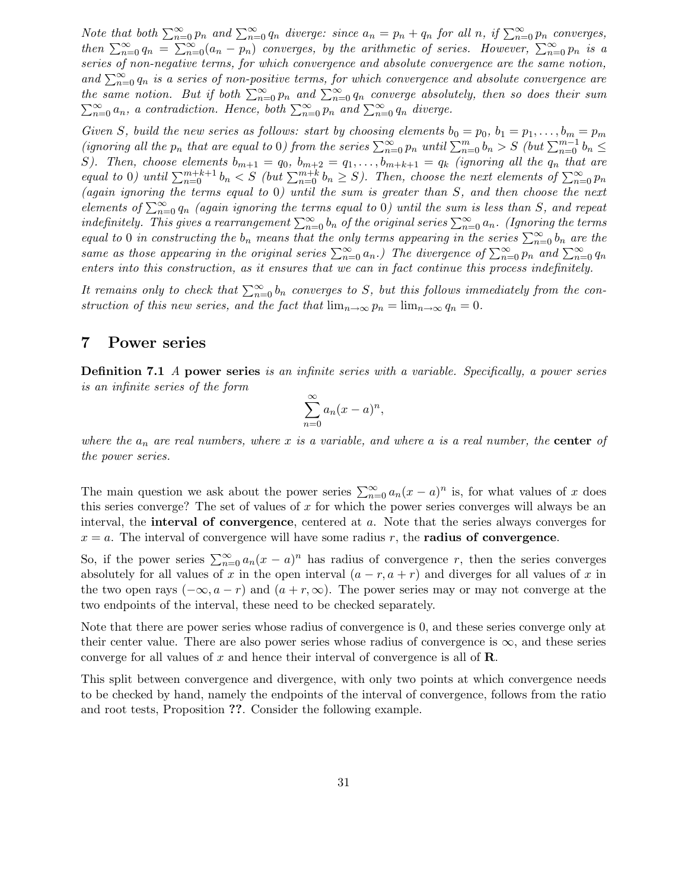*Note that both $\sum_{n=0}^{\infty} p_n$ and $\sum_{n=0}^{\infty} q_n$ diverge: since $a_n = p_n + q_n$ for all $n$, if $\sum_{n=0}^{\infty} p_n$ converges, then $\sum_{n=0}^{\infty} q_n = \sum_{n=0}^{\infty}(a_n - p_n)$ converges, by the arithmetic of series. However, $\sum_{n=0}^{\infty} p_n$ is a series of non-negative terms, for which convergence and absolute convergence are the same notion, and $\sum_{n=0}^{\infty} q_n$ is a series of non-positive terms, for which convergence and absolute convergence are the same notion. But if both $\sum_{n=0}^{\infty} p_n$ and $\sum_{n=0}^{\infty} q_n$ converge absolutely, then so does their sum $\sum_{n=0}^{\infty} a_n$, a contradiction. Hence, both $\sum_{n=0}^{\infty} p_n$ and $\sum_{n=0}^{\infty} q_n$ diverge.*

*Given $S$, build the new series as follows: start by choosing elements $b_0 = p_0$, $b_1 = p_1, \ldots, b_m = p_m$ (ignoring all the $p_n$ that are equal to 0) from the series $\sum_{n=0}^{\infty} p_n$ until $\sum_{n=0}^{m} b_n > S$ (but $\sum_{n=0}^{m-1} b_n \leq S$). Then, choose elements $b_{m+1} = q_0$, $b_{m+2} = q_1, \ldots, b_{m+k+1} = q_k$ (ignoring all the $q_n$ that are equal to 0) until $\sum_{n=0}^{m+k+1} b_n < S$ (but $\sum_{n=0}^{m+k} b_n \geq S$). Then, choose the next elements of $\sum_{n=0}^{\infty} p_n$ (again ignoring the terms equal to 0) until the sum is greater than $S$, and then choose the next elements of $\sum_{n=0}^{\infty} q_n$ (again ignoring the terms equal to 0) until the sum is less than $S$, and repeat indefinitely. This gives a rearrangement $\sum_{n=0}^{\infty} b_n$ of the original series $\sum_{n=0}^{\infty} a_n$. (Ignoring the terms equal to 0 in constructing the $b_n$ means that the only terms appearing in the series $\sum_{n=0}^{\infty} b_n$ are the same as those appearing in the original series $\sum_{n=0}^{\infty} a_n$.) The divergence of $\sum_{n=0}^{\infty} p_n$ and $\sum_{n=0}^{\infty} q_n$ enters into this construction, as it ensures that we can in fact continue this process indefinitely.*

*It remains only to check that $\sum_{n=0}^{\infty} b_n$ converges to $S$, but this follows immediately from the construction of this new series, and the fact that $\lim_{n\to\infty} p_n = \lim_{n\to\infty} q_n = 0$.*

## 7 Power series

**Definition 7.1** *A* **power series** *is an infinite series with a variable. Specifically, a power series is an infinite series of the form*

$$\sum_{n=0}^{\infty} a_n(x-a)^n,$$

*where the $a_n$ are real numbers, where $x$ is a variable, and where $a$ is a real number, the* **center** *of the power series.*

The main question we ask about the power series $\sum_{n=0}^{\infty} a_n(x-a)^n$ is, for what values of $x$ does this series converge? The set of values of $x$ for which the power series converges will always be an interval, the **interval of convergence**, centered at $a$. Note that the series always converges for $x = a$. The interval of convergence will have some radius $r$, the **radius of convergence**.

So, if the power series $\sum_{n=0}^{\infty} a_n(x-a)^n$ has radius of convergence $r$, then the series converges absolutely for all values of $x$ in the open interval $(a-r, a+r)$ and diverges for all values of $x$ in the two open rays $(-\infty, a-r)$ and $(a+r, \infty)$. The power series may or may not converge at the two endpoints of the interval, these need to be checked separately.

Note that there are power series whose radius of convergence is 0, and these series converge only at their center value. There are also power series whose radius of convergence is $\infty$, and these series converge for all values of $x$ and hence their interval of convergence is all of $\mathbf{R}$.

This split between convergence and divergence, with only two points at which convergence needs to be checked by hand, namely the endpoints of the interval of convergence, follows from the ratio and root tests, Proposition **??**. Consider the following example.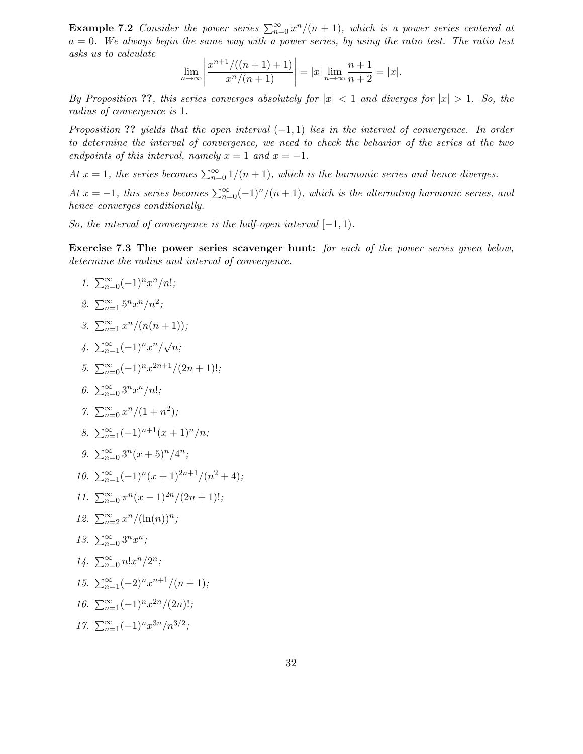**Example 7.2** *Consider the power series $\sum_{n=0}^{\infty} x^n/(n+1)$, which is a power series centered at $a = 0$. We always begin the same way with a power series, by using the ratio test. The ratio test asks us to calculate*

$$\lim_{n\to\infty} \left| \frac{x^{n+1}/((n+1)+1)}{x^n/(n+1)} \right| = |x| \lim_{n\to\infty} \frac{n+1}{n+2} = |x|.$$

*By Proposition* **??**, *this series converges absolutely for $|x| < 1$ and diverges for $|x| > 1$. So, the radius of convergence is 1.*

*Proposition* **??** *yields that the open interval $(-1, 1)$ lies in the interval of convergence. In order to determine the interval of convergence, we need to check the behavior of the series at the two endpoints of this interval, namely $x = 1$ and $x = -1$.*

*At $x = 1$, the series becomes $\sum_{n=0}^{\infty} 1/(n+1)$, which is the harmonic series and hence diverges.*

*At $x = -1$, this series becomes $\sum_{n=0}^{\infty} (-1)^n/(n+1)$, which is the alternating harmonic series, and hence converges conditionally.*

*So, the interval of convergence is the half-open interval $[-1, 1)$.*

**Exercise 7.3 The power series scavenger hunt:** *for each of the power series given below, determine the radius and interval of convergence.*

1. $\sum_{n=0}^{\infty} (-1)^n x^n/n!$;
2. $\sum_{n=1}^{\infty} 5^n x^n/n^2$;
3. $\sum_{n=1}^{\infty} x^n/(n(n+1))$;
4. $\sum_{n=1}^{\infty} (-1)^n x^n/\sqrt{n}$;
5. $\sum_{n=0}^{\infty} (-1)^n x^{2n+1}/(2n+1)!$;
6. $\sum_{n=0}^{\infty} 3^n x^n/n!$;
7. $\sum_{n=0}^{\infty} x^n/(1+n^2)$;
8. $\sum_{n=1}^{\infty} (-1)^{n+1}(x+1)^n/n$;
9. $\sum_{n=0}^{\infty} 3^n(x+5)^n/4^n$;
10. $\sum_{n=1}^{\infty} (-1)^n(x+1)^{2n+1}/(n^2+4)$;
11. $\sum_{n=0}^{\infty} \pi^n(x-1)^{2n}/(2n+1)!$;
12. $\sum_{n=2}^{\infty} x^n/(\ln(n))^n$;
13. $\sum_{n=0}^{\infty} 3^n x^n$;
14. $\sum_{n=0}^{\infty} n!x^n/2^n$;
15. $\sum_{n=1}^{\infty} (-2)^n x^{n+1}/(n+1)$;
16. $\sum_{n=1}^{\infty} (-1)^n x^{2n}/(2n)!$;
17. $\sum_{n=1}^{\infty} (-1)^n x^{3n}/n^{3/2}$;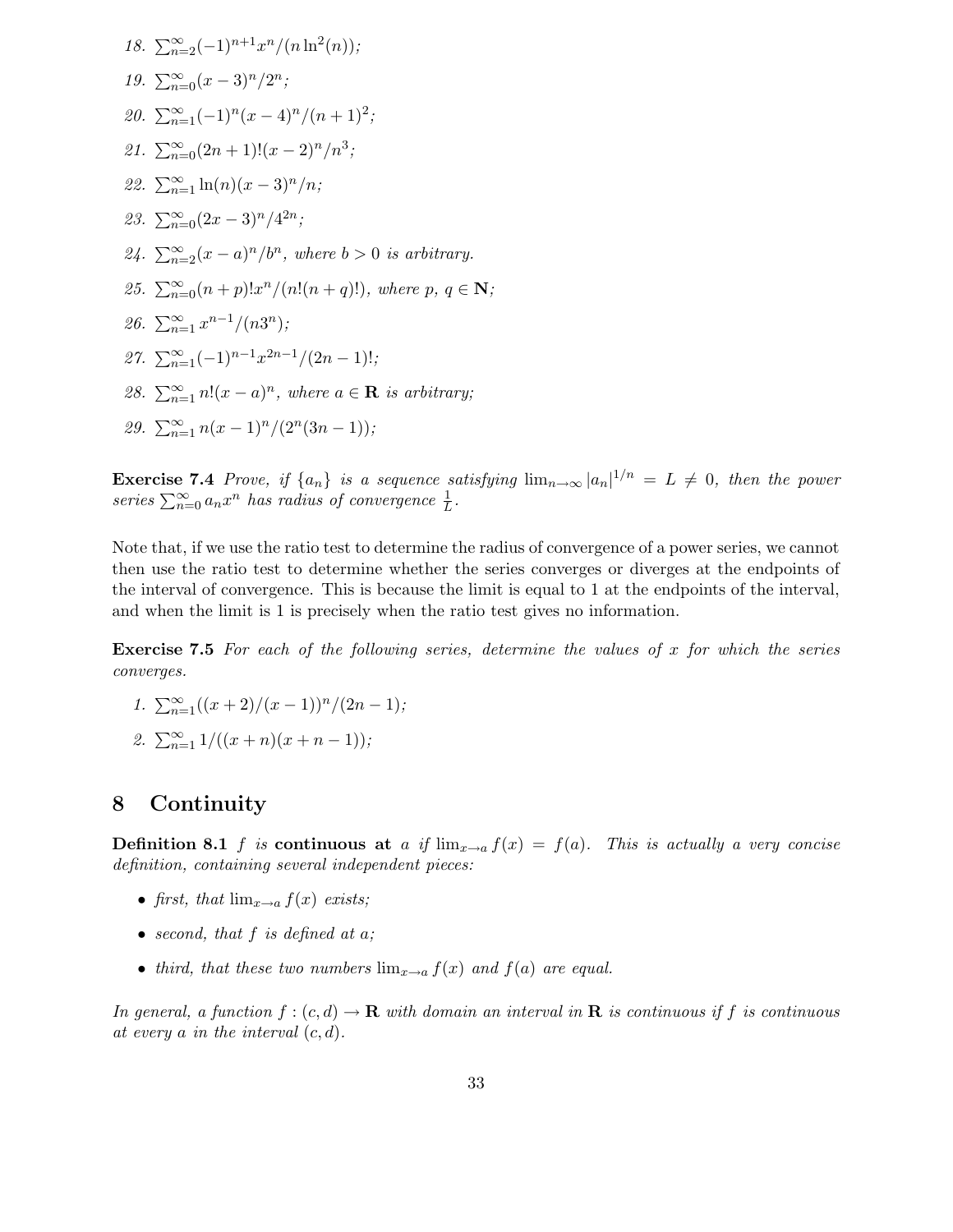18. $\sum_{n=2}^{\infty}(-1)^{n+1}x^n/(n\ln^2(n))$;
19. $\sum_{n=0}^{\infty}(x-3)^n/2^n$;
20. $\sum_{n=1}^{\infty}(-1)^n(x-4)^n/(n+1)^2$;
21. $\sum_{n=0}^{\infty}(2n+1)!(x-2)^n/n^3$;
22. $\sum_{n=1}^{\infty}\ln(n)(x-3)^n/n$;
23. $\sum_{n=0}^{\infty}(2x-3)^n/4^{2n}$;
24. $\sum_{n=2}^{\infty}(x-a)^n/b^n$, *where* $b>0$ *is arbitrary.*
25. $\sum_{n=0}^{\infty}(n+p)!x^n/(n!(n+q)!)$, *where* $p,\, q \in \mathbf{N}$;
26. $\sum_{n=1}^{\infty}x^{n-1}/(n3^n)$;
27. $\sum_{n=1}^{\infty}(-1)^{n-1}x^{2n-1}/(2n-1)!$;
28. $\sum_{n=1}^{\infty}n!(x-a)^n$, *where* $a \in \mathbf{R}$ *is arbitrary;*
29. $\sum_{n=1}^{\infty}n(x-1)^n/(2^n(3n-1))$;

**Exercise 7.4** *Prove, if* $\{a_n\}$ *is a sequence satisfying* $\lim_{n\to\infty}|a_n|^{1/n} = L \neq 0$, *then the power series* $\sum_{n=0}^{\infty}a_nx^n$ *has radius of convergence* $\frac{1}{L}$.

Note that, if we use the ratio test to determine the radius of convergence of a power series, we cannot then use the ratio test to determine whether the series converges or diverges at the endpoints of the interval of convergence. This is because the limit is equal to 1 at the endpoints of the interval, and when the limit is 1 is precisely when the ratio test gives no information.

**Exercise 7.5** *For each of the following series, determine the values of* $x$ *for which the series converges.*

1. $\sum_{n=1}^{\infty}((x+2)/(x-1))^n/(2n-1)$;
2. $\sum_{n=1}^{\infty}1/((x+n)(x+n-1))$;

# 8 Continuity

**Definition 8.1** *$f$ is* **continuous at** *$a$ if* $\lim_{x\to a}f(x) = f(a)$. *This is actually a very concise definition, containing several independent pieces:*

- *first, that* $\lim_{x\to a}f(x)$ *exists;*
- *second, that $f$ is defined at $a$;*
- *third, that these two numbers* $\lim_{x\to a}f(x)$ *and* $f(a)$ *are equal.*

*In general, a function* $f:(c,d)\to\mathbf{R}$ *with domain an interval in* $\mathbf{R}$ *is continuous if $f$ is continuous at every $a$ in the interval* $(c,d)$.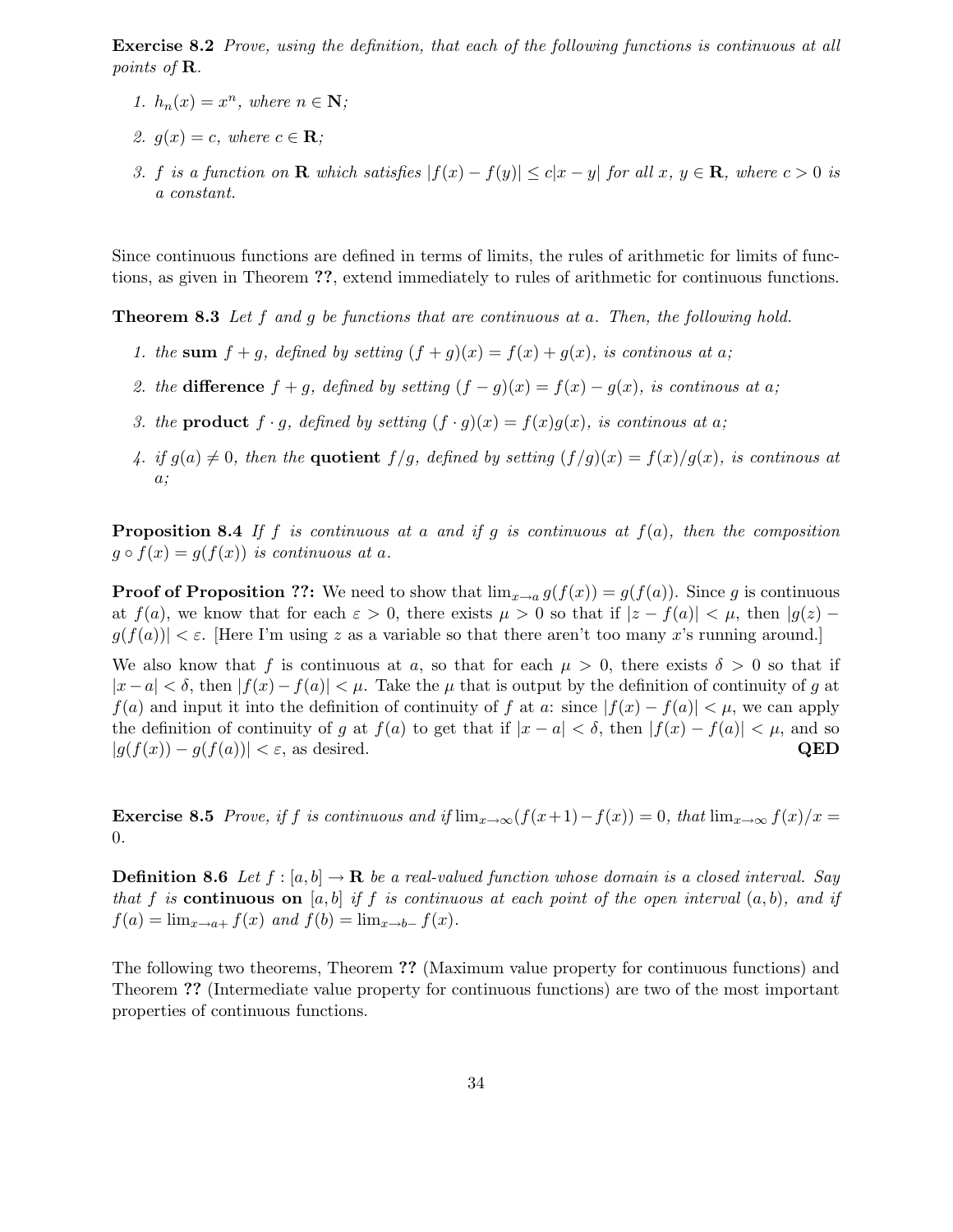**Exercise 8.2** *Prove, using the definition, that each of the following functions is continuous at all points of* $\mathbf{R}$.

1. $h_n(x) = x^n$, *where* $n \in \mathbf{N}$;
2. $g(x) = c$, *where* $c \in \mathbf{R}$;
3. $f$ *is a function on* $\mathbf{R}$ *which satisfies* $|f(x) - f(y)| \leq c|x - y|$ *for all* $x, y \in \mathbf{R}$, *where* $c > 0$ *is a constant.*

Since continuous functions are defined in terms of limits, the rules of arithmetic for limits of functions, as given in Theorem **??**, extend immediately to rules of arithmetic for continuous functions.

**Theorem 8.3** *Let* $f$ *and* $g$ *be functions that are continuous at* $a$. *Then, the following hold.*

1. *the* **sum** $f + g$, *defined by setting* $(f + g)(x) = f(x) + g(x)$, *is continous at* $a$;
2. *the* **difference** $f + g$, *defined by setting* $(f - g)(x) = f(x) - g(x)$, *is continous at* $a$;
3. *the* **product** $f \cdot g$, *defined by setting* $(f \cdot g)(x) = f(x)g(x)$, *is continous at* $a$;
4. *if* $g(a) \neq 0$, *then the* **quotient** $f/g$, *defined by setting* $(f/g)(x) = f(x)/g(x)$, *is continous at* $a$;

**Proposition 8.4** *If* $f$ *is continuous at* $a$ *and if* $g$ *is continuous at* $f(a)$, *then the composition* $g \circ f(x) = g(f(x))$ *is continuous at* $a$.

**Proof of Proposition ??:** We need to show that $\lim_{x \to a} g(f(x)) = g(f(a))$. Since $g$ is continuous at $f(a)$, we know that for each $\varepsilon > 0$, there exists $\mu > 0$ so that if $|z - f(a)| < \mu$, then $|g(z) - g(f(a))| < \varepsilon$. [Here I'm using $z$ as a variable so that there aren't too many $x$'s running around.]

We also know that $f$ is continuous at $a$, so that for each $\mu > 0$, there exists $\delta > 0$ so that if $|x - a| < \delta$, then $|f(x) - f(a)| < \mu$. Take the $\mu$ that is output by the definition of continuity of $g$ at $f(a)$ and input it into the definition of continuity of $f$ at $a$: since $|f(x) - f(a)| < \mu$, we can apply the definition of continuity of $g$ at $f(a)$ to get that if $|x - a| < \delta$, then $|f(x) - f(a)| < \mu$, and so $|g(f(x)) - g(f(a))| < \varepsilon$, as desired. **QED**

**Exercise 8.5** *Prove, if* $f$ *is continuous and if* $\lim_{x \to \infty}(f(x+1) - f(x)) = 0$, *that* $\lim_{x \to \infty} f(x)/x = 0$.

**Definition 8.6** *Let* $f : [a, b] \to \mathbf{R}$ *be a real-valued function whose domain is a closed interval. Say that* $f$ *is* **continuous on** $[a, b]$ *if* $f$ *is continuous at each point of the open interval* $(a, b)$, *and if* $f(a) = \lim_{x \to a+} f(x)$ *and* $f(b) = \lim_{x \to b-} f(x)$.

The following two theorems, Theorem **??** (Maximum value property for continuous functions) and Theorem **??** (Intermediate value property for continuous functions) are two of the most important properties of continuous functions.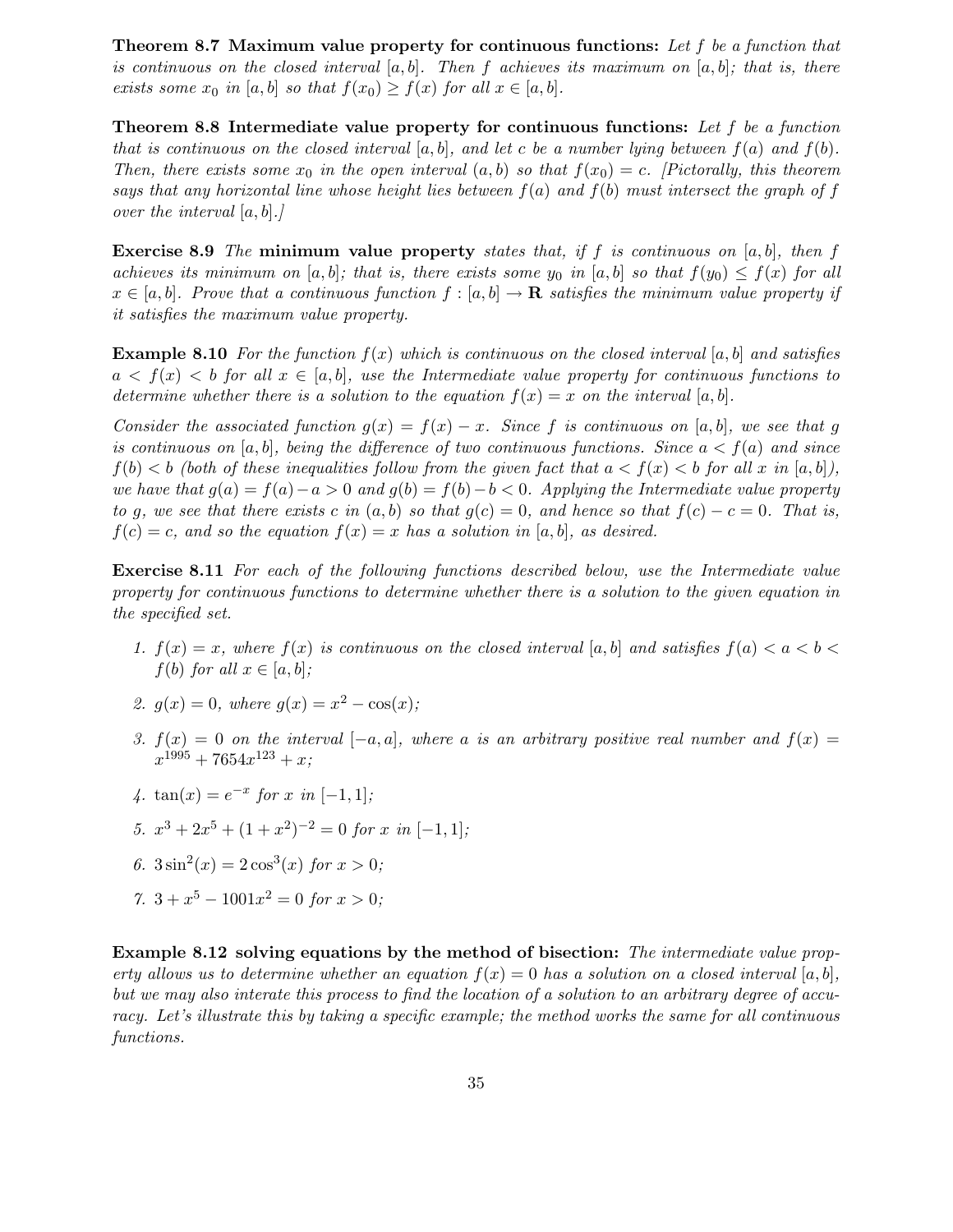**Theorem 8.7 Maximum value property for continuous functions:** *Let $f$ be a function that is continuous on the closed interval $[a, b]$. Then $f$ achieves its maximum on $[a, b]$; that is, there exists some $x_0$ in $[a, b]$ so that $f(x_0) \geq f(x)$ for all $x \in [a, b]$.*

**Theorem 8.8 Intermediate value property for continuous functions:** *Let $f$ be a function that is continuous on the closed interval $[a, b]$, and let $c$ be a number lying between $f(a)$ and $f(b)$. Then, there exists some $x_0$ in the open interval $(a, b)$ so that $f(x_0) = c$. [Pictorally, this theorem says that any horizontal line whose height lies between $f(a)$ and $f(b)$ must intersect the graph of $f$ over the interval $[a, b]$.]*

**Exercise 8.9** *The* **minimum value property** *states that, if $f$ is continuous on $[a, b]$, then $f$ achieves its minimum on $[a, b]$; that is, there exists some $y_0$ in $[a, b]$ so that $f(y_0) \leq f(x)$ for all $x \in [a, b]$. Prove that a continuous function $f : [a, b] \to \mathbf{R}$ satisfies the minimum value property if it satisfies the maximum value property.*

**Example 8.10** *For the function $f(x)$ which is continuous on the closed interval $[a, b]$ and satisfies $a < f(x) < b$ for all $x \in [a, b]$, use the Intermediate value property for continuous functions to determine whether there is a solution to the equation $f(x) = x$ on the interval $[a, b]$.*

*Consider the associated function $g(x) = f(x) - x$. Since $f$ is continuous on $[a, b]$, we see that $g$ is continuous on $[a, b]$, being the difference of two continuous functions. Since $a < f(a)$ and since $f(b) < b$ (both of these inequalities follow from the given fact that $a < f(x) < b$ for all $x$ in $[a, b]$), we have that $g(a) = f(a) - a > 0$ and $g(b) = f(b) - b < 0$. Applying the Intermediate value property to $g$, we see that there exists $c$ in $(a, b)$ so that $g(c) = 0$, and hence so that $f(c) - c = 0$. That is, $f(c) = c$, and so the equation $f(x) = x$ has a solution in $[a, b]$, as desired.*

**Exercise 8.11** *For each of the following functions described below, use the Intermediate value property for continuous functions to determine whether there is a solution to the given equation in the specified set.*

1. *$f(x) = x$, where $f(x)$ is continuous on the closed interval $[a, b]$ and satisfies $f(a) < a < b < f(b)$ for all $x \in [a, b]$;*
2. *$g(x) = 0$, where $g(x) = x^2 - \cos(x)$;*
3. *$f(x) = 0$ on the interval $[-a, a]$, where $a$ is an arbitrary positive real number and $f(x) = x^{1995} + 7654x^{123} + x$;*
4. *$\tan(x) = e^{-x}$ for $x$ in $[-1, 1]$;*
5. *$x^3 + 2x^5 + (1 + x^2)^{-2} = 0$ for $x$ in $[-1, 1]$;*
6. *$3\sin^2(x) = 2\cos^3(x)$ for $x > 0$;*
7. *$3 + x^5 - 1001x^2 = 0$ for $x > 0$;*

**Example 8.12 solving equations by the method of bisection:** *The intermediate value property allows us to determine whether an equation $f(x) = 0$ has a solution on a closed interval $[a, b]$, but we may also interate this process to find the location of a solution to an arbitrary degree of accuracy. Let's illustrate this by taking a specific example; the method works the same for all continuous functions.*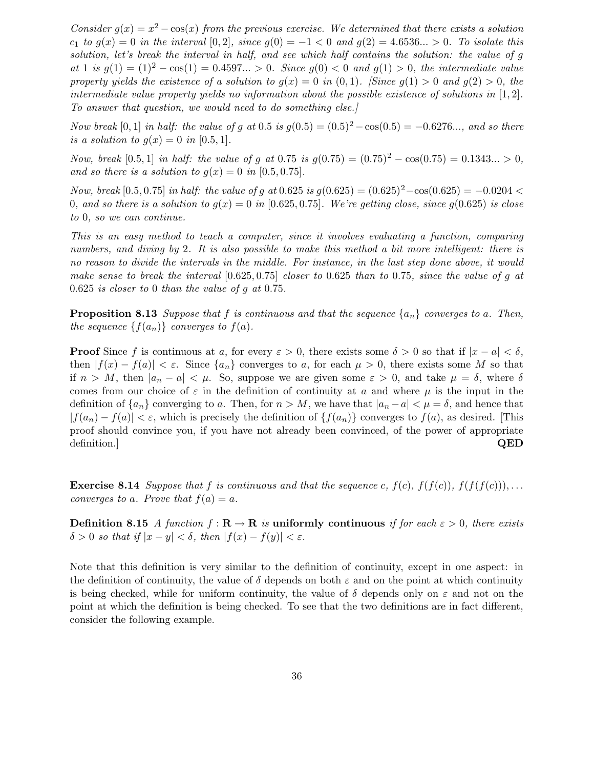*Consider $g(x) = x^2 - \cos(x)$ from the previous exercise. We determined that there exists a solution $c_1$ to $g(x) = 0$ in the interval $[0, 2]$, since $g(0) = -1 < 0$ and $g(2) = 4.6536... > 0$. To isolate this solution, let's break the interval in half, and see which half contains the solution: the value of $g$ at 1 is $g(1) = (1)^2 - \cos(1) = 0.4597... > 0$. Since $g(0) < 0$ and $g(1) > 0$, the intermediate value property yields the existence of a solution to $g(x) = 0$ in $(0, 1)$. [Since $g(1) > 0$ and $g(2) > 0$, the intermediate value property yields no information about the possible existence of solutions in $[1, 2]$. To answer that question, we would need to do something else.]*

*Now break $[0, 1]$ in half: the value of $g$ at 0.5 is $g(0.5) = (0.5)^2 - \cos(0.5) = -0.6276...$, and so there is a solution to $g(x) = 0$ in $[0.5, 1]$.*

*Now, break $[0.5, 1]$ in half: the value of $g$ at 0.75 is $g(0.75) = (0.75)^2 - \cos(0.75) = 0.1343... > 0$, and so there is a solution to $g(x) = 0$ in $[0.5, 0.75]$.*

*Now, break $[0.5, 0.75]$ in half: the value of $g$ at 0.625 is $g(0.625) = (0.625)^2 - \cos(0.625) = -0.0204 < 0$, and so there is a solution to $g(x) = 0$ in $[0.625, 0.75]$. We're getting close, since $g(0.625)$ is close to 0, so we can continue.*

*This is an easy method to teach a computer, since it involves evaluating a function, comparing numbers, and diving by 2. It is also possible to make this method a bit more intelligent: there is no reason to divide the intervals in the middle. For instance, in the last step done above, it would make sense to break the interval $[0.625, 0.75]$ closer to 0.625 than to 0.75, since the value of $g$ at 0.625 is closer to 0 than the value of $g$ at 0.75.*

**Proposition 8.13** *Suppose that $f$ is continuous and that the sequence $\{a_n\}$ converges to $a$. Then, the sequence $\{f(a_n)\}$ converges to $f(a)$.*

**Proof** Since $f$ is continuous at $a$, for every $\varepsilon > 0$, there exists some $\delta > 0$ so that if $|x - a| < \delta$, then $|f(x) - f(a)| < \varepsilon$. Since $\{a_n\}$ converges to $a$, for each $\mu > 0$, there exists some $M$ so that if $n > M$, then $|a_n - a| < \mu$. So, suppose we are given some $\varepsilon > 0$, and take $\mu = \delta$, where $\delta$ comes from our choice of $\varepsilon$ in the definition of continuity at $a$ and where $\mu$ is the input in the definition of $\{a_n\}$ converging to $a$. Then, for $n > M$, we have that $|a_n - a| < \mu = \delta$, and hence that $|f(a_n) - f(a)| < \varepsilon$, which is precisely the definition of $\{f(a_n)\}$ converges to $f(a)$, as desired. [This proof should convince you, if you have not already been convinced, of the power of appropriate definition.] **QED**

**Exercise 8.14** *Suppose that $f$ is continuous and that the sequence $c$, $f(c)$, $f(f(c))$, $f(f(f(c)))$, ... converges to $a$. Prove that $f(a) = a$.*

**Definition 8.15** *A function $f : \mathbf{R} \to \mathbf{R}$ is* **uniformly continuous** *if for each $\varepsilon > 0$, there exists $\delta > 0$ so that if $|x - y| < \delta$, then $|f(x) - f(y)| < \varepsilon$.*

Note that this definition is very similar to the definition of continuity, except in one aspect: in the definition of continuity, the value of $\delta$ depends on both $\varepsilon$ and on the point at which continuity is being checked, while for uniform continuity, the value of $\delta$ depends only on $\varepsilon$ and not on the point at which the definition is being checked. To see that the two definitions are in fact different, consider the following example.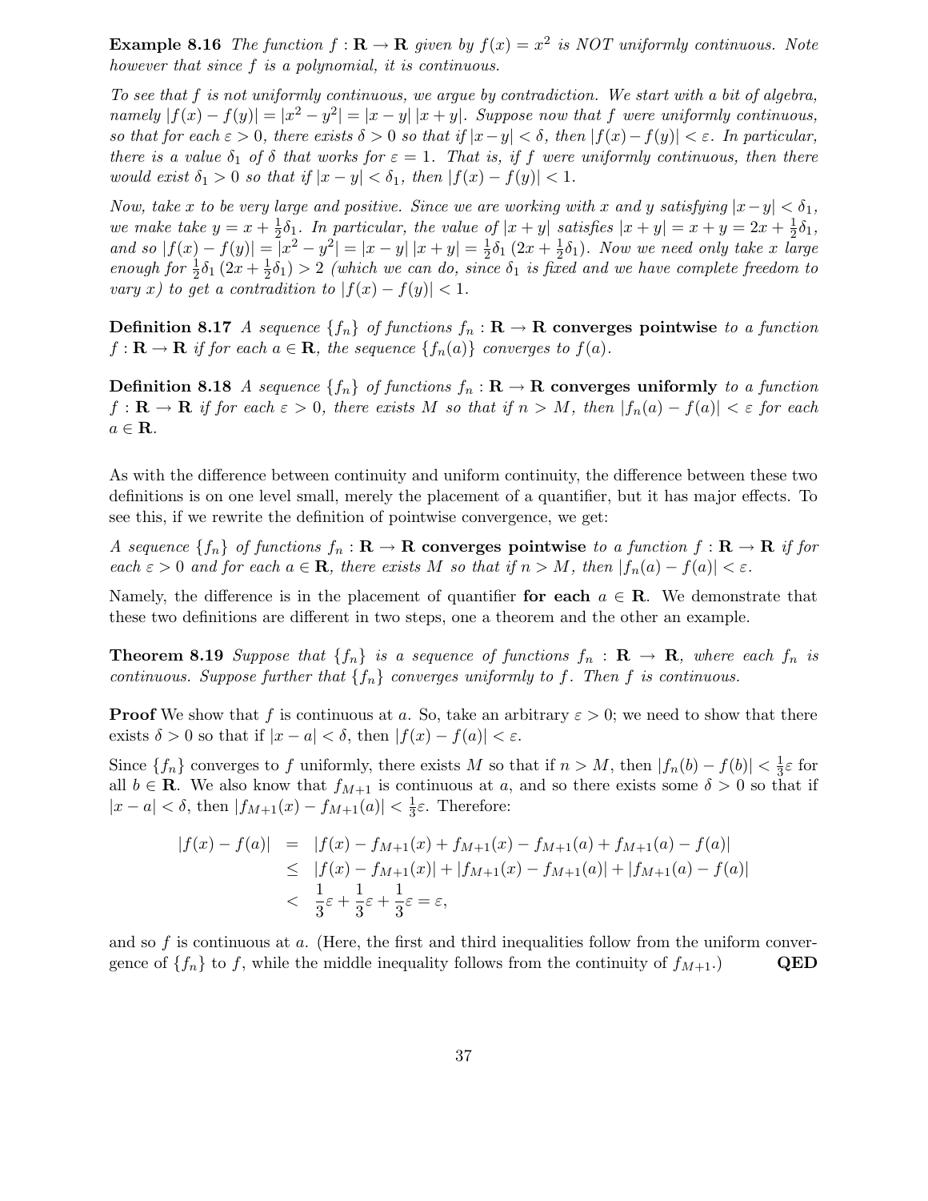**Example 8.16** *The function $f : \mathbf{R} \to \mathbf{R}$ given by $f(x) = x^2$ is NOT uniformly continuous. Note however that since $f$ is a polynomial, it is continuous.*

*To see that $f$ is not uniformly continuous, we argue by contradiction. We start with a bit of algebra, namely $|f(x) - f(y)| = |x^2 - y^2| = |x - y|\,|x + y|$. Suppose now that $f$ were uniformly continuous, so that for each $\varepsilon > 0$, there exists $\delta > 0$ so that if $|x - y| < \delta$, then $|f(x) - f(y)| < \varepsilon$. In particular, there is a value $\delta_1$ of $\delta$ that works for $\varepsilon = 1$. That is, if $f$ were uniformly continuous, then there would exist $\delta_1 > 0$ so that if $|x - y| < \delta_1$, then $|f(x) - f(y)| < 1$.*

*Now, take $x$ to be very large and positive. Since we are working with $x$ and $y$ satisfying $|x - y| < \delta_1$, we make take $y = x + \frac{1}{2}\delta_1$. In particular, the value of $|x + y|$ satisfies $|x + y| = x + y = 2x + \frac{1}{2}\delta_1$, and so $|f(x) - f(y)| = |x^2 - y^2| = |x - y|\,|x + y| = \frac{1}{2}\delta_1\,(2x + \frac{1}{2}\delta_1)$. Now we need only take $x$ large enough for $\frac{1}{2}\delta_1\,(2x + \frac{1}{2}\delta_1) > 2$ (which we can do, since $\delta_1$ is fixed and we have complete freedom to vary $x$) to get a contradiction to $|f(x) - f(y)| < 1$.*

**Definition 8.17** *A sequence $\{f_n\}$ of functions $f_n : \mathbf{R} \to \mathbf{R}$* **converges pointwise** *to a function $f : \mathbf{R} \to \mathbf{R}$ if for each $a \in \mathbf{R}$, the sequence $\{f_n(a)\}$ converges to $f(a)$.*

**Definition 8.18** *A sequence $\{f_n\}$ of functions $f_n : \mathbf{R} \to \mathbf{R}$* **converges uniformly** *to a function $f : \mathbf{R} \to \mathbf{R}$ if for each $\varepsilon > 0$, there exists $M$ so that if $n > M$, then $|f_n(a) - f(a)| < \varepsilon$ for each $a \in \mathbf{R}$.*

As with the difference between continuity and uniform continuity, the difference between these two definitions is on one level small, merely the placement of a quantifier, but it has major effects. To see this, if we rewrite the definition of pointwise convergence, we get:

*A sequence $\{f_n\}$ of functions $f_n : \mathbf{R} \to \mathbf{R}$* **converges pointwise** *to a function $f : \mathbf{R} \to \mathbf{R}$ if for each $\varepsilon > 0$ and for each $a \in \mathbf{R}$, there exists $M$ so that if $n > M$, then $|f_n(a) - f(a)| < \varepsilon$.*

Namely, the difference is in the placement of quantifier **for each** $a \in \mathbf{R}$. We demonstrate that these two definitions are different in two steps, one a theorem and the other an example.

**Theorem 8.19** *Suppose that $\{f_n\}$ is a sequence of functions $f_n : \mathbf{R} \to \mathbf{R}$, where each $f_n$ is continuous. Suppose further that $\{f_n\}$ converges uniformly to $f$. Then $f$ is continuous.*

**Proof** We show that $f$ is continuous at $a$. So, take an arbitrary $\varepsilon > 0$; we need to show that there exists $\delta > 0$ so that if $|x - a| < \delta$, then $|f(x) - f(a)| < \varepsilon$.

Since $\{f_n\}$ converges to $f$ uniformly, there exists $M$ so that if $n > M$, then $|f_n(b) - f(b)| < \frac{1}{3}\varepsilon$ for all $b \in \mathbf{R}$. We also know that $f_{M+1}$ is continuous at $a$, and so there exists some $\delta > 0$ so that if $|x - a| < \delta$, then $|f_{M+1}(x) - f_{M+1}(a)| < \frac{1}{3}\varepsilon$. Therefore:

$$
\begin{aligned}
|f(x) - f(a)| &= |f(x) - f_{M+1}(x) + f_{M+1}(x) - f_{M+1}(a) + f_{M+1}(a) - f(a)| \\
&\leq |f(x) - f_{M+1}(x)| + |f_{M+1}(x) - f_{M+1}(a)| + |f_{M+1}(a) - f(a)| \\
&< \frac{1}{3}\varepsilon + \frac{1}{3}\varepsilon + \frac{1}{3}\varepsilon = \varepsilon,
\end{aligned}
$$

and so $f$ is continuous at $a$. (Here, the first and third inequalities follow from the uniform convergence of $\{f_n\}$ to $f$, while the middle inequality follows from the continuity of $f_{M+1}$.) **QED**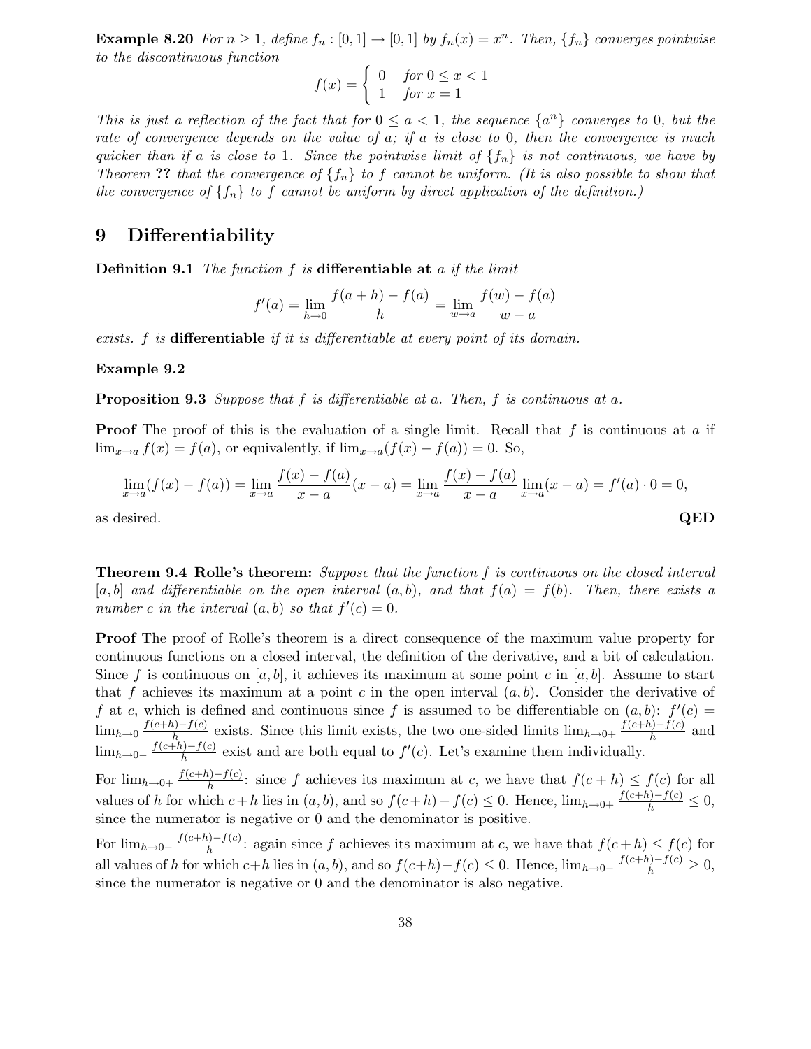**Example 8.20** *For $n \geq 1$, define $f_n : [0,1] \to [0,1]$ by $f_n(x) = x^n$. Then, $\{f_n\}$ converges pointwise to the discontinuous function*

$$f(x) = \begin{cases} 0 & \text{for } 0 \leq x < 1 \\ 1 & \text{for } x = 1 \end{cases}$$

*This is just a reflection of the fact that for $0 \leq a < 1$, the sequence $\{a^n\}$ converges to 0, but the rate of convergence depends on the value of $a$; if $a$ is close to 0, then the convergence is much quicker than if $a$ is close to 1. Since the pointwise limit of $\{f_n\}$ is not continuous, we have by Theorem* **??** *that the convergence of $\{f_n\}$ to $f$ cannot be uniform. (It is also possible to show that the convergence of $\{f_n\}$ to $f$ cannot be uniform by direct application of the definition.)*

# 9 Differentiability

**Definition 9.1** *The function $f$ is* **differentiable at** *$a$ if the limit*

$$f'(a) = \lim_{h \to 0} \frac{f(a+h) - f(a)}{h} = \lim_{w \to a} \frac{f(w) - f(a)}{w - a}$$

*exists. $f$ is* **differentiable** *if it is differentiable at every point of its domain.*

**Example 9.2**

**Proposition 9.3** *Suppose that $f$ is differentiable at $a$. Then, $f$ is continuous at $a$.*

**Proof** The proof of this is the evaluation of a single limit. Recall that $f$ is continuous at $a$ if $\lim_{x \to a} f(x) = f(a)$, or equivalently, if $\lim_{x \to a}(f(x) - f(a)) = 0$. So,

$$\lim_{x \to a}(f(x) - f(a)) = \lim_{x \to a} \frac{f(x) - f(a)}{x - a}(x - a) = \lim_{x \to a} \frac{f(x) - f(a)}{x - a} \lim_{x \to a}(x - a) = f'(a) \cdot 0 = 0,$$

as desired. **QED**

**Theorem 9.4 Rolle's theorem:** *Suppose that the function $f$ is continuous on the closed interval $[a,b]$ and differentiable on the open interval $(a,b)$, and that $f(a) = f(b)$. Then, there exists a number $c$ in the interval $(a,b)$ so that $f'(c) = 0$.*

**Proof** The proof of Rolle's theorem is a direct consequence of the maximum value property for continuous functions on a closed interval, the definition of the derivative, and a bit of calculation. Since $f$ is continuous on $[a,b]$, it achieves its maximum at some point $c$ in $[a,b]$. Assume to start that $f$ achieves its maximum at a point $c$ in the open interval $(a,b)$. Consider the derivative of $f$ at $c$, which is defined and continuous since $f$ is assumed to be differentiable on $(a,b)$: $f'(c) = \lim_{h \to 0} \frac{f(c+h)-f(c)}{h}$ exists. Since this limit exists, the two one-sided limits $\lim_{h \to 0+} \frac{f(c+h)-f(c)}{h}$ and $\lim_{h \to 0-} \frac{f(c+h)-f(c)}{h}$ exist and are both equal to $f'(c)$. Let's examine them individually.

For $\lim_{h \to 0+} \frac{f(c+h)-f(c)}{h}$: since $f$ achieves its maximum at $c$, we have that $f(c+h) \leq f(c)$ for all values of $h$ for which $c+h$ lies in $(a,b)$, and so $f(c+h) - f(c) \leq 0$. Hence, $\lim_{h \to 0+} \frac{f(c+h)-f(c)}{h} \leq 0$, since the numerator is negative or 0 and the denominator is positive.

For $\lim_{h \to 0-} \frac{f(c+h)-f(c)}{h}$: again since $f$ achieves its maximum at $c$, we have that $f(c+h) \leq f(c)$ for all values of $h$ for which $c+h$ lies in $(a,b)$, and so $f(c+h) - f(c) \leq 0$. Hence, $\lim_{h \to 0-} \frac{f(c+h)-f(c)}{h} \geq 0$, since the numerator is negative or 0 and the denominator is also negative.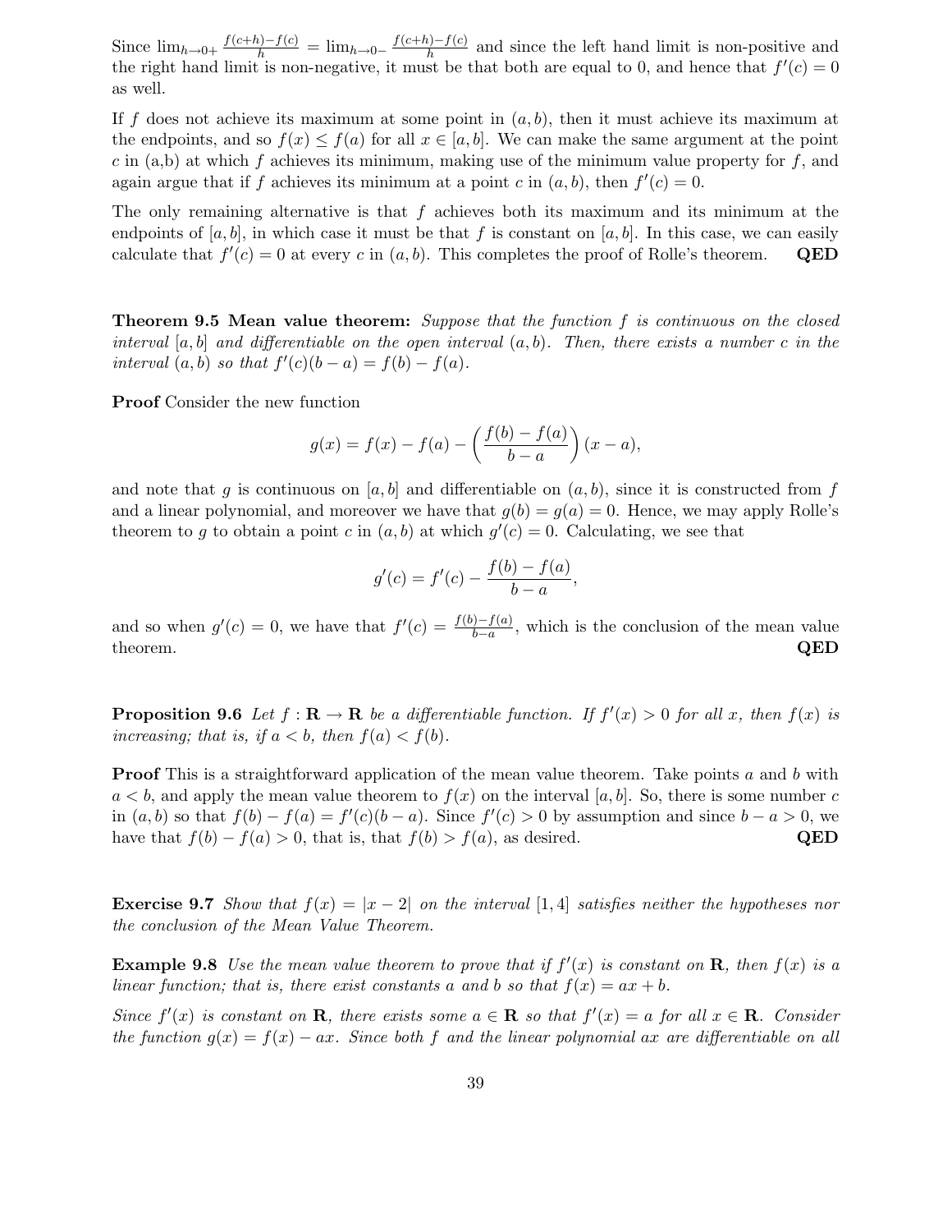Since $\lim_{h\to 0+} \frac{f(c+h)-f(c)}{h} = \lim_{h\to 0-} \frac{f(c+h)-f(c)}{h}$ and since the left hand limit is non-positive and the right hand limit is non-negative, it must be that both are equal to 0, and hence that $f'(c) = 0$ as well.

If $f$ does not achieve its maximum at some point in $(a, b)$, then it must achieve its maximum at the endpoints, and so $f(x) \le f(a)$ for all $x \in [a, b]$. We can make the same argument at the point $c$ in (a,b) at which $f$ achieves its minimum, making use of the minimum value property for $f$, and again argue that if $f$ achieves its minimum at a point $c$ in $(a, b)$, then $f'(c) = 0$.

The only remaining alternative is that $f$ achieves both its maximum and its minimum at the endpoints of $[a, b]$, in which case it must be that $f$ is constant on $[a, b]$. In this case, we can easily calculate that $f'(c) = 0$ at every $c$ in $(a, b)$. This completes the proof of Rolle's theorem. **QED**

**Theorem 9.5 Mean value theorem:** *Suppose that the function $f$ is continuous on the closed interval $[a, b]$ and differentiable on the open interval $(a, b)$. Then, there exists a number $c$ in the interval $(a, b)$ so that $f'(c)(b - a) = f(b) - f(a)$.*

**Proof** Consider the new function

$$g(x) = f(x) - f(a) - \left(\frac{f(b) - f(a)}{b - a}\right)(x - a),$$

and note that $g$ is continuous on $[a, b]$ and differentiable on $(a, b)$, since it is constructed from $f$ and a linear polynomial, and moreover we have that $g(b) = g(a) = 0$. Hence, we may apply Rolle's theorem to $g$ to obtain a point $c$ in $(a, b)$ at which $g'(c) = 0$. Calculating, we see that

$$g'(c) = f'(c) - \frac{f(b) - f(a)}{b - a},$$

and so when $g'(c) = 0$, we have that $f'(c) = \frac{f(b)-f(a)}{b-a}$, which is the conclusion of the mean value theorem. **QED**

**Proposition 9.6** *Let $f : \mathbf{R} \to \mathbf{R}$ be a differentiable function. If $f'(x) > 0$ for all $x$, then $f(x)$ is increasing; that is, if $a < b$, then $f(a) < f(b)$.*

**Proof** This is a straightforward application of the mean value theorem. Take points $a$ and $b$ with $a < b$, and apply the mean value theorem to $f(x)$ on the interval $[a, b]$. So, there is some number $c$ in $(a, b)$ so that $f(b) - f(a) = f'(c)(b - a)$. Since $f'(c) > 0$ by assumption and since $b - a > 0$, we have that $f(b) - f(a) > 0$, that is, that $f(b) > f(a)$, as desired. **QED**

**Exercise 9.7** *Show that $f(x) = |x - 2|$ on the interval $[1, 4]$ satisfies neither the hypotheses nor the conclusion of the Mean Value Theorem.*

**Example 9.8** *Use the mean value theorem to prove that if $f'(x)$ is constant on $\mathbf{R}$, then $f(x)$ is a linear function; that is, there exist constants $a$ and $b$ so that $f(x) = ax + b$.*

*Since $f'(x)$ is constant on $\mathbf{R}$, there exists some $a \in \mathbf{R}$ so that $f'(x) = a$ for all $x \in \mathbf{R}$. Consider the function $g(x) = f(x) - ax$. Since both $f$ and the linear polynomial $ax$ are differentiable on all*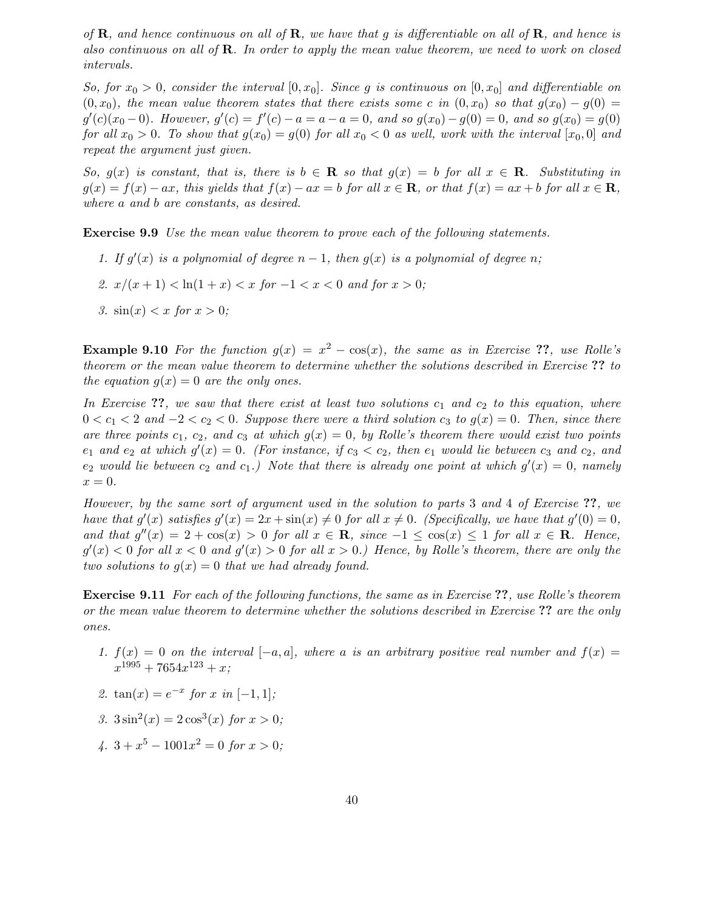*of $\mathbf{R}$, and hence continuous on all of $\mathbf{R}$, we have that $g$ is differentiable on all of $\mathbf{R}$, and hence is also continuous on all of $\mathbf{R}$. In order to apply the mean value theorem, we need to work on closed intervals.*

*So, for $x_0 > 0$, consider the interval $[0, x_0]$. Since $g$ is continuous on $[0, x_0]$ and differentiable on $(0, x_0)$, the mean value theorem states that there exists some $c$ in $(0, x_0)$ so that $g(x_0) - g(0) = g'(c)(x_0 - 0)$. However, $g'(c) = f'(c) - a = a - a = 0$, and so $g(x_0) - g(0) = 0$, and so $g(x_0) = g(0)$ for all $x_0 > 0$. To show that $g(x_0) = g(0)$ for all $x_0 < 0$ as well, work with the interval $[x_0, 0]$ and repeat the argument just given.*

*So, $g(x)$ is constant, that is, there is $b \in \mathbf{R}$ so that $g(x) = b$ for all $x \in \mathbf{R}$. Substituting in $g(x) = f(x) - ax$, this yields that $f(x) - ax = b$ for all $x \in \mathbf{R}$, or that $f(x) = ax + b$ for all $x \in \mathbf{R}$, where $a$ and $b$ are constants, as desired.*

**Exercise 9.9** *Use the mean value theorem to prove each of the following statements.*

1. *If $g'(x)$ is a polynomial of degree $n-1$, then $g(x)$ is a polynomial of degree $n$;*
2. *$x/(x+1) < \ln(1+x) < x$ for $-1 < x < 0$ and for $x > 0$;*
3. *$\sin(x) < x$ for $x > 0$;*

**Example 9.10** *For the function $g(x) = x^2 - \cos(x)$, the same as in Exercise **??**, use Rolle's theorem or the mean value theorem to determine whether the solutions described in Exercise **??** to the equation $g(x) = 0$ are the only ones.*

*In Exercise **??**, we saw that there exist at least two solutions $c_1$ and $c_2$ to this equation, where $0 < c_1 < 2$ and $-2 < c_2 < 0$. Suppose there were a third solution $c_3$ to $g(x) = 0$. Then, since there are three points $c_1$, $c_2$, and $c_3$ at which $g(x) = 0$, by Rolle's theorem there would exist two points $e_1$ and $e_2$ at which $g'(x) = 0$. (For instance, if $c_3 < c_2$, then $e_1$ would lie between $c_3$ and $c_2$, and $e_2$ would lie between $c_2$ and $c_1$.) Note that there is already one point at which $g'(x) = 0$, namely $x = 0$.*

*However, by the same sort of argument used in the solution to parts 3 and 4 of Exercise **??**, we have that $g'(x)$ satisfies $g'(x) = 2x + \sin(x) \neq 0$ for all $x \neq 0$. (Specifically, we have that $g'(0) = 0$, and that $g''(x) = 2 + \cos(x) > 0$ for all $x \in \mathbf{R}$, since $-1 \leq \cos(x) \leq 1$ for all $x \in \mathbf{R}$. Hence, $g'(x) < 0$ for all $x < 0$ and $g'(x) > 0$ for all $x > 0$.) Hence, by Rolle's theorem, there are only the two solutions to $g(x) = 0$ that we had already found.*

**Exercise 9.11** *For each of the following functions, the same as in Exercise **??**, use Rolle's theorem or the mean value theorem to determine whether the solutions described in Exercise **??** are the only ones.*

1. *$f(x) = 0$ on the interval $[-a, a]$, where $a$ is an arbitrary positive real number and $f(x) = x^{1995} + 7654x^{123} + x$;*
2. *$\tan(x) = e^{-x}$ for $x$ in $[-1, 1]$;*
3. *$3\sin^2(x) = 2\cos^3(x)$ for $x > 0$;*
4. *$3 + x^5 - 1001x^2 = 0$ for $x > 0$;*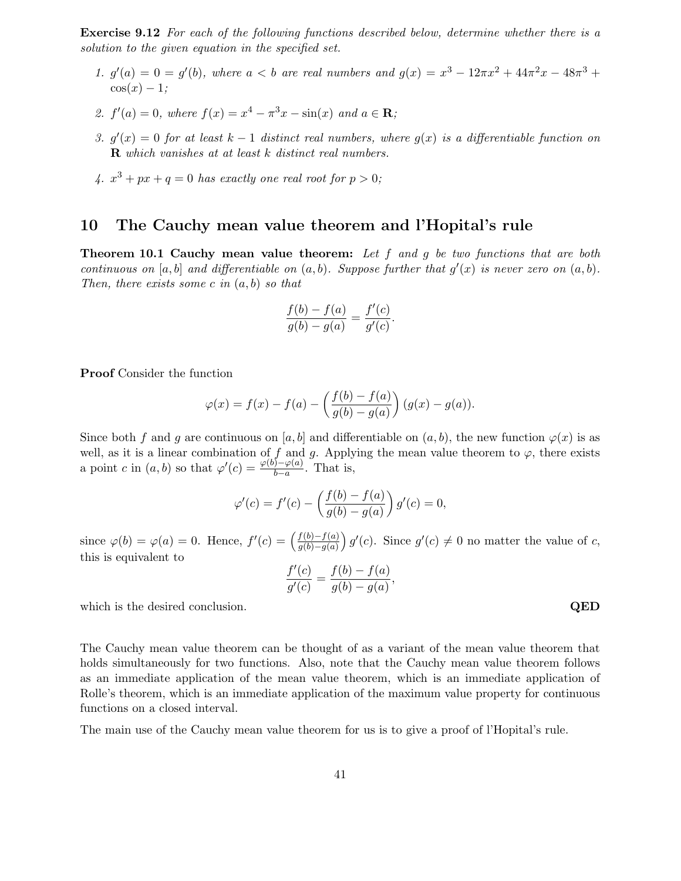**Exercise 9.12** *For each of the following functions described below, determine whether there is a solution to the given equation in the specified set.*

1. $g'(a) = 0 = g'(b)$*, where* $a < b$ *are real numbers and* $g(x) = x^3 - 12\pi x^2 + 44\pi^2 x - 48\pi^3 + \cos(x) - 1$*;*
2. $f'(a) = 0$*, where* $f(x) = x^4 - \pi^3 x - \sin(x)$ *and* $a \in \mathbf{R}$*;*
3. $g'(x) = 0$ *for at least* $k - 1$ *distinct real numbers, where* $g(x)$ *is a differentiable function on* $\mathbf{R}$ *which vanishes at at least* $k$ *distinct real numbers.*
4. $x^3 + px + q = 0$ *has exactly one real root for* $p > 0$*;*

## 10 The Cauchy mean value theorem and l'Hopital's rule

**Theorem 10.1 Cauchy mean value theorem:** *Let* $f$ *and* $g$ *be two functions that are both continuous on* $[a, b]$ *and differentiable on* $(a, b)$*. Suppose further that* $g'(x)$ *is never zero on* $(a, b)$*. Then, there exists some* $c$ *in* $(a, b)$ *so that*

$$\frac{f(b) - f(a)}{g(b) - g(a)} = \frac{f'(c)}{g'(c)}.$$

**Proof** Consider the function

$$\varphi(x) = f(x) - f(a) - \left(\frac{f(b) - f(a)}{g(b) - g(a)}\right)(g(x) - g(a)).$$

Since both $f$ and $g$ are continuous on $[a, b]$ and differentiable on $(a, b)$, the new function $\varphi(x)$ is as well, as it is a linear combination of $f$ and $g$. Applying the mean value theorem to $\varphi$, there exists a point $c$ in $(a, b)$ so that $\varphi'(c) = \frac{\varphi(b) - \varphi(a)}{b - a}$. That is,

$$\varphi'(c) = f'(c) - \left(\frac{f(b) - f(a)}{g(b) - g(a)}\right) g'(c) = 0,$$

since $\varphi(b) = \varphi(a) = 0$. Hence, $f'(c) = \left(\frac{f(b) - f(a)}{g(b) - g(a)}\right) g'(c)$. Since $g'(c) \neq 0$ no matter the value of $c$, this is equivalent to

$$\frac{f'(c)}{g'(c)} = \frac{f(b) - f(a)}{g(b) - g(a)},$$

which is the desired conclusion. **QED**

The Cauchy mean value theorem can be thought of as a variant of the mean value theorem that holds simultaneously for two functions. Also, note that the Cauchy mean value theorem follows as an immediate application of the mean value theorem, which is an immediate application of Rolle's theorem, which is an immediate application of the maximum value property for continuous functions on a closed interval.

The main use of the Cauchy mean value theorem for us is to give a proof of l'Hopital's rule.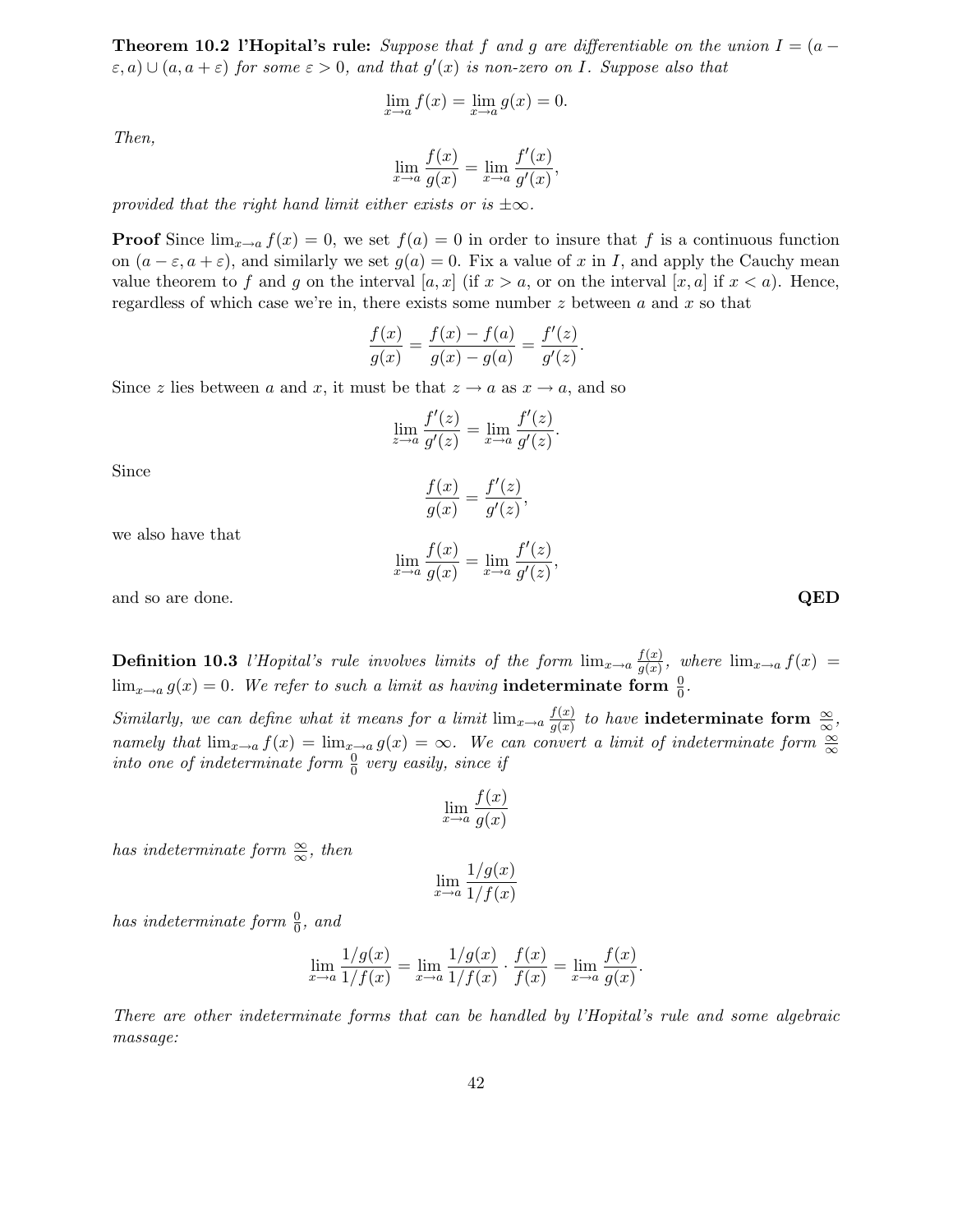**Theorem 10.2 l'Hopital's rule:** *Suppose that $f$ and $g$ are differentiable on the union $I = (a - \varepsilon, a) \cup (a, a+\varepsilon)$ for some $\varepsilon > 0$, and that $g'(x)$ is non-zero on $I$. Suppose also that*

$$\lim_{x \to a} f(x) = \lim_{x \to a} g(x) = 0.$$

*Then,*

$$\lim_{x \to a} \frac{f(x)}{g(x)} = \lim_{x \to a} \frac{f'(x)}{g'(x)},$$

*provided that the right hand limit either exists or is $\pm\infty$.*

**Proof** Since $\lim_{x \to a} f(x) = 0$, we set $f(a) = 0$ in order to insure that $f$ is a continuous function on $(a - \varepsilon, a + \varepsilon)$, and similarly we set $g(a) = 0$. Fix a value of $x$ in $I$, and apply the Cauchy mean value theorem to $f$ and $g$ on the interval $[a, x]$ (if $x > a$, or on the interval $[x, a]$ if $x < a$). Hence, regardless of which case we're in, there exists some number $z$ between $a$ and $x$ so that

$$\frac{f(x)}{g(x)} = \frac{f(x) - f(a)}{g(x) - g(a)} = \frac{f'(z)}{g'(z)}.$$

Since $z$ lies between $a$ and $x$, it must be that $z \to a$ as $x \to a$, and so

$$\lim_{z \to a} \frac{f'(z)}{g'(z)} = \lim_{x \to a} \frac{f'(z)}{g'(z)}.$$

Since

$$\frac{f(x)}{g(x)} = \frac{f'(z)}{g'(z)},$$

we also have that

$$\lim_{x \to a} \frac{f(x)}{g(x)} = \lim_{x \to a} \frac{f'(z)}{g'(z)},$$

and so are done. **QED**

**Definition 10.3** *l'Hopital's rule involves limits of the form $\lim_{x \to a} \frac{f(x)}{g(x)}$, where $\lim_{x \to a} f(x) = \lim_{x \to a} g(x) = 0$. We refer to such a limit as having* **indeterminate form $\frac{0}{0}$**.

*Similarly, we can define what it means for a limit $\lim_{x \to a} \frac{f(x)}{g(x)}$ to have* **indeterminate form $\frac{\infty}{\infty}$**, *namely that $\lim_{x \to a} f(x) = \lim_{x \to a} g(x) = \infty$. We can convert a limit of indeterminate form $\frac{\infty}{\infty}$ into one of indeterminate form $\frac{0}{0}$ very easily, since if*

$$\lim_{x \to a} \frac{f(x)}{g(x)}$$

*has indeterminate form $\frac{\infty}{\infty}$, then*

$$\lim_{x \to a} \frac{1/g(x)}{1/f(x)}$$

*has indeterminate form $\frac{0}{0}$, and*

$$\lim_{x \to a} \frac{1/g(x)}{1/f(x)} = \lim_{x \to a} \frac{1/g(x)}{1/f(x)} \cdot \frac{f(x)}{f(x)} = \lim_{x \to a} \frac{f(x)}{g(x)}.$$

*There are other indeterminate forms that can be handled by l'Hopital's rule and some algebraic massage:*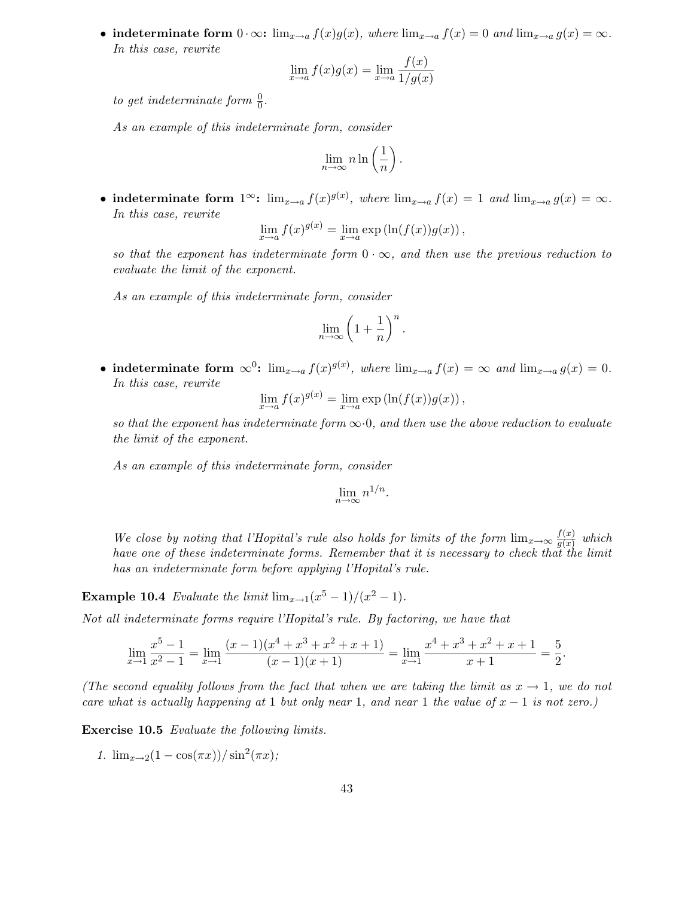- **indeterminate form $0 \cdot \infty$:** $\lim_{x\to a} f(x)g(x)$, *where* $\lim_{x\to a} f(x) = 0$ *and* $\lim_{x\to a} g(x) = \infty$. *In this case, rewrite*

$$\lim_{x\to a} f(x)g(x) = \lim_{x\to a} \frac{f(x)}{1/g(x)}$$

*to get indeterminate form* $\frac{0}{0}$.

*As an example of this indeterminate form, consider*

$$\lim_{n\to\infty} n \ln\left(\frac{1}{n}\right).$$

- **indeterminate form $1^\infty$:** $\lim_{x\to a} f(x)^{g(x)}$, *where* $\lim_{x\to a} f(x) = 1$ *and* $\lim_{x\to a} g(x) = \infty$. *In this case, rewrite*

$$\lim_{x\to a} f(x)^{g(x)} = \lim_{x\to a} \exp\left(\ln(f(x))g(x)\right),$$

*so that the exponent has indeterminate form* $0 \cdot \infty$, *and then use the previous reduction to evaluate the limit of the exponent.*

*As an example of this indeterminate form, consider*

$$\lim_{n\to\infty} \left(1 + \frac{1}{n}\right)^n.$$

- **indeterminate form $\infty^0$:** $\lim_{x\to a} f(x)^{g(x)}$, *where* $\lim_{x\to a} f(x) = \infty$ *and* $\lim_{x\to a} g(x) = 0$. *In this case, rewrite*

$$\lim_{x\to a} f(x)^{g(x)} = \lim_{x\to a} \exp\left(\ln(f(x))g(x)\right),$$

*so that the exponent has indeterminate form* $\infty \cdot 0$, *and then use the above reduction to evaluate the limit of the exponent.*

*As an example of this indeterminate form, consider*

$$\lim_{n\to\infty} n^{1/n}.$$

*We close by noting that l'Hopital's rule also holds for limits of the form* $\lim_{x\to\infty} \frac{f(x)}{g(x)}$ *which have one of these indeterminate forms. Remember that it is necessary to check that the limit has an indeterminate form before applying l'Hopital's rule.*

**Example 10.4** *Evaluate the limit* $\lim_{x\to 1}(x^5 - 1)/(x^2 - 1)$.

*Not all indeterminate forms require l'Hopital's rule. By factoring, we have that*

$$\lim_{x\to 1} \frac{x^5 - 1}{x^2 - 1} = \lim_{x\to 1} \frac{(x-1)(x^4 + x^3 + x^2 + x + 1)}{(x-1)(x+1)} = \lim_{x\to 1} \frac{x^4 + x^3 + x^2 + x + 1}{x+1} = \frac{5}{2}.$$

*(The second equality follows from the fact that when we are taking the limit as* $x \to 1$, *we do not care what is actually happening at 1 but only near 1, and near 1 the value of* $x - 1$ *is not zero.)*

**Exercise 10.5** *Evaluate the following limits.*

1. $\lim_{x\to 2}(1 - \cos(\pi x))/\sin^2(\pi x)$;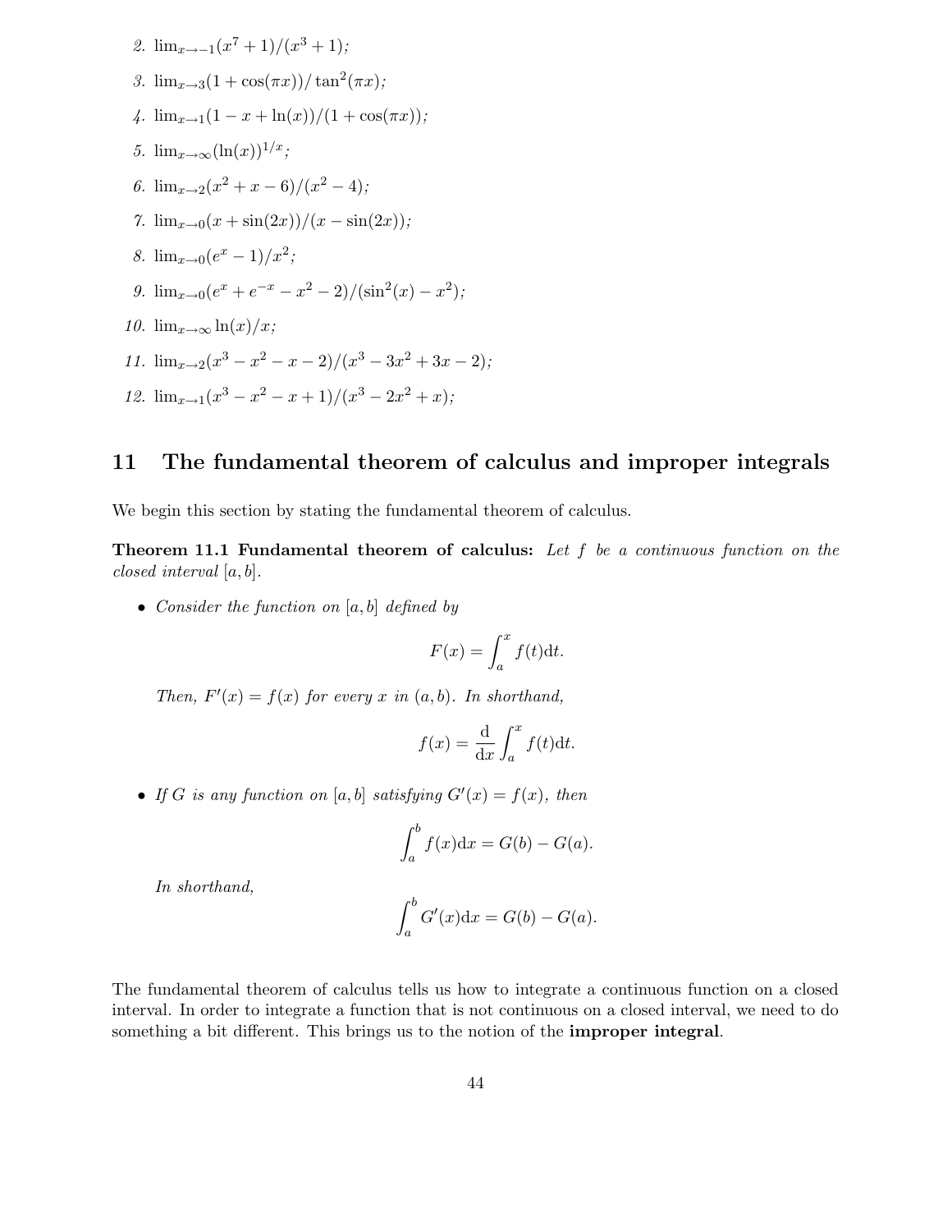2. $\lim_{x\to -1}(x^7+1)/(x^3+1)$;
3. $\lim_{x\to 3}(1+\cos(\pi x))/\tan^2(\pi x)$;
4. $\lim_{x\to 1}(1-x+\ln(x))/(1+\cos(\pi x))$;
5. $\lim_{x\to\infty}(\ln(x))^{1/x}$;
6. $\lim_{x\to 2}(x^2+x-6)/(x^2-4)$;
7. $\lim_{x\to 0}(x+\sin(2x))/(x-\sin(2x))$;
8. $\lim_{x\to 0}(e^x-1)/x^2$;
9. $\lim_{x\to 0}(e^x+e^{-x}-x^2-2)/(\sin^2(x)-x^2)$;
10. $\lim_{x\to\infty}\ln(x)/x$;
11. $\lim_{x\to 2}(x^3-x^2-x-2)/(x^3-3x^2+3x-2)$;
12. $\lim_{x\to 1}(x^3-x^2-x+1)/(x^3-2x^2+x)$;

## 11 The fundamental theorem of calculus and improper integrals

We begin this section by stating the fundamental theorem of calculus.

**Theorem 11.1 Fundamental theorem of calculus:** *Let $f$ be a continuous function on the closed interval $[a, b]$.*

- *Consider the function on $[a, b]$ defined by*

$$F(x) = \int_a^x f(t)\mathrm{d}t.$$

  *Then, $F'(x) = f(x)$ for every $x$ in $(a, b)$. In shorthand,*

$$f(x) = \frac{\mathrm{d}}{\mathrm{d}x}\int_a^x f(t)\mathrm{d}t.$$

- *If $G$ is any function on $[a, b]$ satisfying $G'(x) = f(x)$, then*

$$\int_a^b f(x)\mathrm{d}x = G(b) - G(a).$$

  *In shorthand,*

$$\int_a^b G'(x)\mathrm{d}x = G(b) - G(a).$$

The fundamental theorem of calculus tells us how to integrate a continuous function on a closed interval. In order to integrate a function that is not continuous on a closed interval, we need to do something a bit different. This brings us to the notion of the **improper integral**.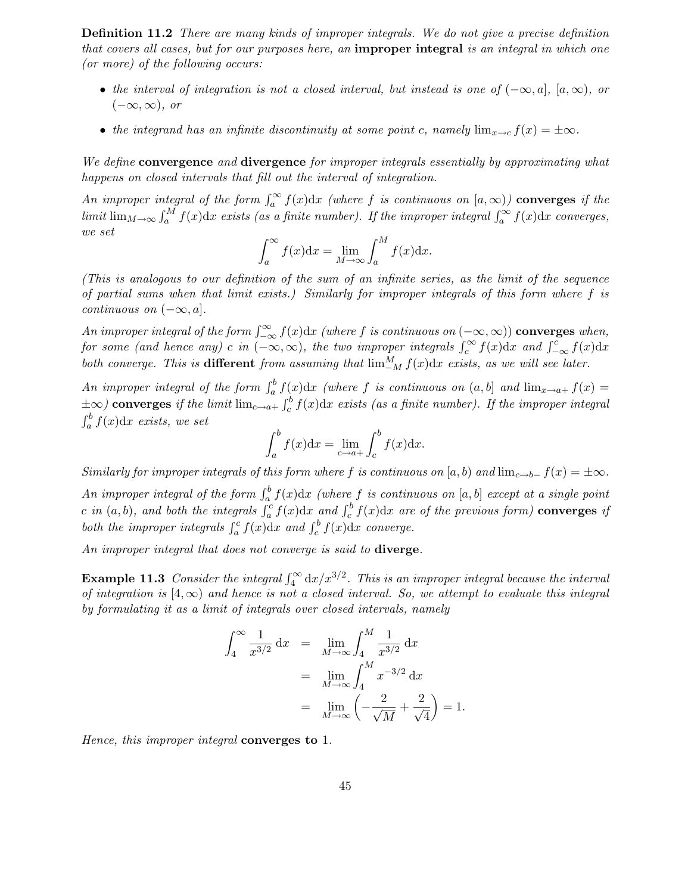**Definition 11.2** *There are many kinds of improper integrals. We do not give a precise definition that covers all cases, but for our purposes here, an* **improper integral** *is an integral in which one (or more) of the following occurs:*

- *the interval of integration is not a closed interval, but instead is one of $(-\infty, a]$, $[a, \infty)$, or $(-\infty, \infty)$, or*
- *the integrand has an infinite discontinuity at some point $c$, namely $\lim_{x \to c} f(x) = \pm\infty$.*

*We define* **convergence** *and* **divergence** *for improper integrals essentially by approximating what happens on closed intervals that fill out the interval of integration.*

*An improper integral of the form $\int_a^\infty f(x)\mathrm{d}x$ (where $f$ is continuous on $[a, \infty)$)* **converges** *if the limit $\lim_{M \to \infty} \int_a^M f(x)\mathrm{d}x$ exists (as a finite number). If the improper integral $\int_a^\infty f(x)\mathrm{d}x$ converges, we set*

$$\int_a^\infty f(x)\mathrm{d}x = \lim_{M \to \infty} \int_a^M f(x)\mathrm{d}x.$$

*(This is analogous to our definition of the sum of an infinite series, as the limit of the sequence of partial sums when that limit exists.) Similarly for improper integrals of this form where $f$ is continuous on $(-\infty, a]$.*

*An improper integral of the form $\int_{-\infty}^\infty f(x)\mathrm{d}x$ (where $f$ is continuous on $(-\infty, \infty)$)* **converges** *when, for some (and hence any) $c$ in $(-\infty, \infty)$, the two improper integrals $\int_c^\infty f(x)\mathrm{d}x$ and $\int_{-\infty}^c f(x)\mathrm{d}x$ both converge. This is* **different** *from assuming that $\lim_{-M}^M f(x)\mathrm{d}x$ exists, as we will see later.*

*An improper integral of the form $\int_a^b f(x)\mathrm{d}x$ (where $f$ is continuous on $(a, b]$ and $\lim_{x \to a+} f(x) = \pm\infty$)* **converges** *if the limit $\lim_{c \to a+} \int_c^b f(x)\mathrm{d}x$ exists (as a finite number). If the improper integral $\int_a^b f(x)\mathrm{d}x$ exists, we set*

$$\int_a^b f(x)\mathrm{d}x = \lim_{c \to a+} \int_c^b f(x)\mathrm{d}x.$$

*Similarly for improper integrals of this form where $f$ is continuous on $[a, b)$ and $\lim_{c \to b-} f(x) = \pm\infty$.*

*An improper integral of the form $\int_a^b f(x)\mathrm{d}x$ (where $f$ is continuous on $[a, b]$ except at a single point $c$ in $(a, b)$, and both the integrals $\int_a^c f(x)\mathrm{d}x$ and $\int_c^b f(x)\mathrm{d}x$ are of the previous form)* **converges** *if both the improper integrals $\int_a^c f(x)\mathrm{d}x$ and $\int_c^b f(x)\mathrm{d}x$ converge.*

*An improper integral that does not converge is said to* **diverge**.

**Example 11.3** *Consider the integral $\int_4^\infty \mathrm{d}x/x^{3/2}$. This is an improper integral because the interval of integration is $[4, \infty)$ and hence is not a closed interval. So, we attempt to evaluate this integral by formulating it as a limit of integrals over closed intervals, namely*

$$\begin{aligned}
\int_4^\infty \frac{1}{x^{3/2}}\,\mathrm{d}x &= \lim_{M \to \infty} \int_4^M \frac{1}{x^{3/2}}\,\mathrm{d}x \\
&= \lim_{M \to \infty} \int_4^M x^{-3/2}\,\mathrm{d}x \\
&= \lim_{M \to \infty} \left( -\frac{2}{\sqrt{M}} + \frac{2}{\sqrt{4}} \right) = 1.
\end{aligned}$$

*Hence, this improper integral* **converges to** *1.*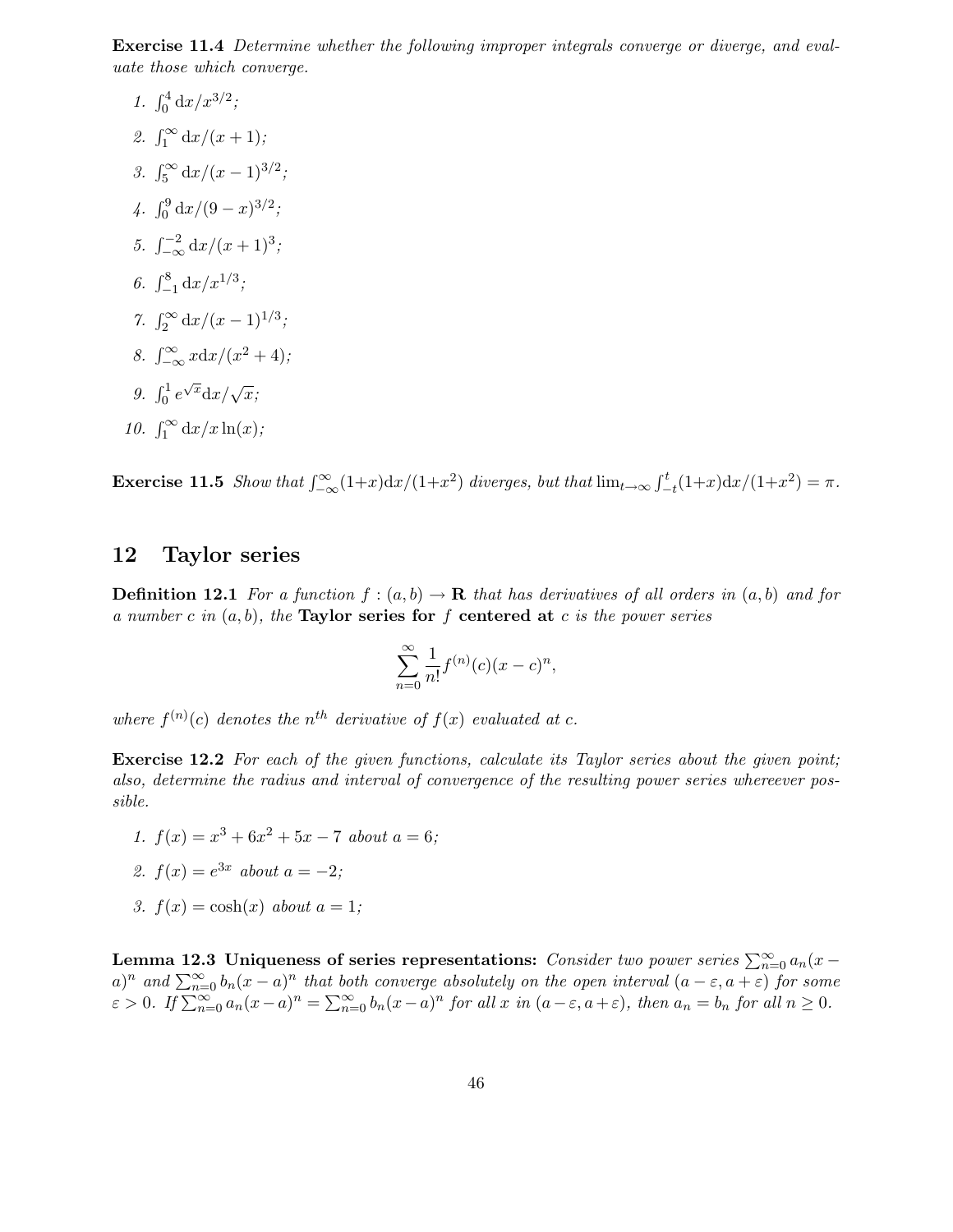**Exercise 11.4** *Determine whether the following improper integrals converge or diverge, and evaluate those which converge.*

1. $\int_0^4 \mathrm{d}x/x^{3/2}$;
2. $\int_1^\infty \mathrm{d}x/(x+1)$;
3. $\int_5^\infty \mathrm{d}x/(x-1)^{3/2}$;
4. $\int_0^9 \mathrm{d}x/(9-x)^{3/2}$;
5. $\int_{-\infty}^{-2} \mathrm{d}x/(x+1)^3$;
6. $\int_{-1}^8 \mathrm{d}x/x^{1/3}$;
7. $\int_2^\infty \mathrm{d}x/(x-1)^{1/3}$;
8. $\int_{-\infty}^\infty x\mathrm{d}x/(x^2+4)$;
9. $\int_0^1 e^{\sqrt{x}}\mathrm{d}x/\sqrt{x}$;
10. $\int_1^\infty \mathrm{d}x/x\ln(x)$;

**Exercise 11.5** *Show that* $\int_{-\infty}^\infty (1+x)\mathrm{d}x/(1+x^2)$ *diverges, but that* $\lim_{t\to\infty}\int_{-t}^t (1+x)\mathrm{d}x/(1+x^2) = \pi$.

## 12 Taylor series

**Definition 12.1** *For a function* $f : (a,b) \to \mathbf{R}$ *that has derivatives of all orders in* $(a,b)$ *and for a number* $c$ *in* $(a,b)$, *the* **Taylor series for** $f$ **centered at** $c$ *is the power series*

$$\sum_{n=0}^{\infty} \frac{1}{n!} f^{(n)}(c)(x-c)^n,$$

*where* $f^{(n)}(c)$ *denotes the* $n^{th}$ *derivative of* $f(x)$ *evaluated at* $c$.

**Exercise 12.2** *For each of the given functions, calculate its Taylor series about the given point; also, determine the radius and interval of convergence of the resulting power series whereever possible.*

1. $f(x) = x^3 + 6x^2 + 5x - 7$ *about* $a = 6$;
2. $f(x) = e^{3x}$ *about* $a = -2$;
3. $f(x) = \cosh(x)$ *about* $a = 1$;

**Lemma 12.3 Uniqueness of series representations:** *Consider two power series* $\sum_{n=0}^\infty a_n(x-a)^n$ *and* $\sum_{n=0}^\infty b_n(x-a)^n$ *that both converge absolutely on the open interval* $(a-\varepsilon, a+\varepsilon)$ *for some* $\varepsilon > 0$. *If* $\sum_{n=0}^\infty a_n(x-a)^n = \sum_{n=0}^\infty b_n(x-a)^n$ *for all* $x$ *in* $(a-\varepsilon, a+\varepsilon)$, *then* $a_n = b_n$ *for all* $n \geq 0$.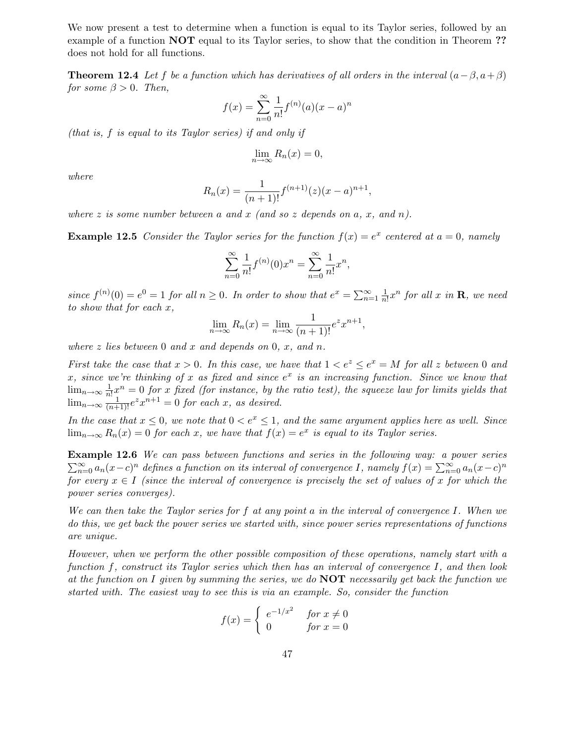We now present a test to determine when a function is equal to its Taylor series, followed by an example of a function **NOT** equal to its Taylor series, to show that the condition in Theorem **??** does not hold for all functions.

**Theorem 12.4** *Let $f$ be a function which has derivatives of all orders in the interval $(a-\beta, a+\beta)$ for some $\beta > 0$. Then,*

$$f(x) = \sum_{n=0}^{\infty} \frac{1}{n!} f^{(n)}(a)(x-a)^n$$

*(that is, $f$ is equal to its Taylor series) if and only if*

$$\lim_{n\to\infty} R_n(x) = 0,$$

*where*

$$R_n(x) = \frac{1}{(n+1)!} f^{(n+1)}(z)(x-a)^{n+1},$$

*where $z$ is some number between $a$ and $x$ (and so $z$ depends on $a$, $x$, and $n$).*

**Example 12.5** *Consider the Taylor series for the function $f(x) = e^x$ centered at $a = 0$, namely*

$$\sum_{n=0}^{\infty} \frac{1}{n!} f^{(n)}(0)x^n = \sum_{n=0}^{\infty} \frac{1}{n!} x^n,$$

*since $f^{(n)}(0) = e^0 = 1$ for all $n \geq 0$. In order to show that $e^x = \sum_{n=1}^{\infty} \frac{1}{n!} x^n$ for all $x$ in $\mathbf{R}$, we need to show that for each $x$,*

$$\lim_{n\to\infty} R_n(x) = \lim_{n\to\infty} \frac{1}{(n+1)!} e^z x^{n+1},$$

*where $z$ lies between $0$ and $x$ and depends on $0$, $x$, and $n$.*

*First take the case that $x > 0$. In this case, we have that $1 < e^z \leq e^x = M$ for all $z$ between $0$ and $x$, since we're thinking of $x$ as fixed and since $e^x$ is an increasing function. Since we know that $\lim_{n\to\infty} \frac{1}{n!} x^n = 0$ for $x$ fixed (for instance, by the ratio test), the squeeze law for limits yields that $\lim_{n\to\infty} \frac{1}{(n+1)!} e^z x^{n+1} = 0$ for each $x$, as desired.*

*In the case that $x \leq 0$, we note that $0 < e^x \leq 1$, and the same argument applies here as well. Since $\lim_{n\to\infty} R_n(x) = 0$ for each $x$, we have that $f(x) = e^x$ is equal to its Taylor series.*

**Example 12.6** *We can pass between functions and series in the following way: a power series $\sum_{n=0}^{\infty} a_n(x-c)^n$ defines a function on its interval of convergence $I$, namely $f(x) = \sum_{n=0}^{\infty} a_n(x-c)^n$ for every $x \in I$ (since the interval of convergence is precisely the set of values of $x$ for which the power series converges).*

*We can then take the Taylor series for $f$ at any point $a$ in the interval of convergence $I$. When we do this, we get back the power series we started with, since power series representations of functions are unique.*

*However, when we perform the other possible composition of these operations, namely start with a function $f$, construct its Taylor series which then has an interval of convergence $I$, and then look at the function on $I$ given by summing the series, we do* **NOT** *necessarily get back the function we started with. The easiest way to see this is via an example. So, consider the function*

$$f(x) = \begin{cases} e^{-1/x^2} & \text{for } x \neq 0 \\ 0 & \text{for } x = 0 \end{cases}$$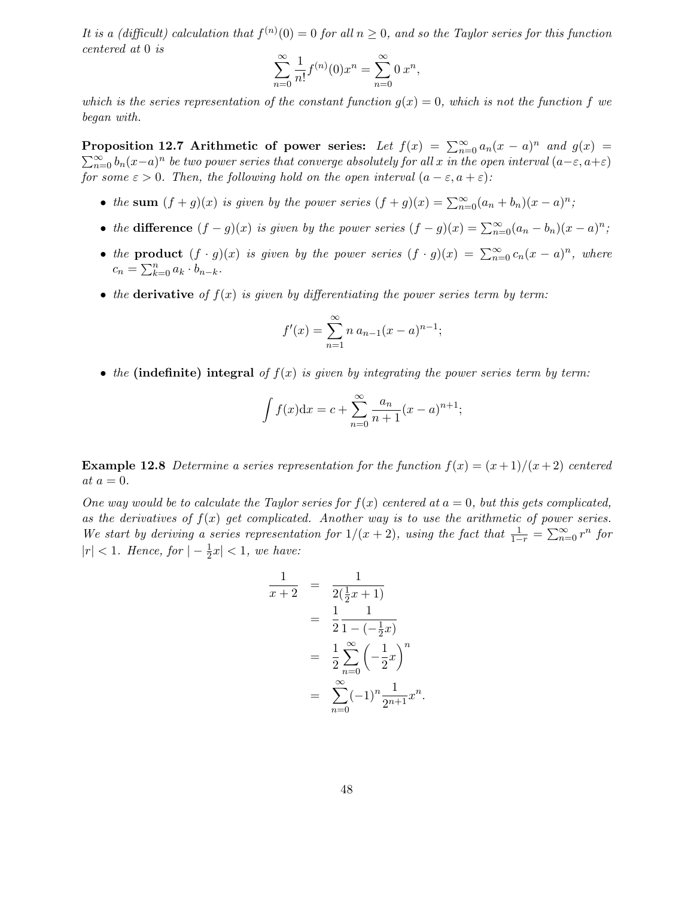*It is a (difficult) calculation that $f^{(n)}(0) = 0$ for all $n \geq 0$, and so the Taylor series for this function centered at 0 is*

$$\sum_{n=0}^{\infty} \frac{1}{n!} f^{(n)}(0) x^n = \sum_{n=0}^{\infty} 0\, x^n,$$

*which is the series representation of the constant function $g(x) = 0$, which is not the function $f$ we began with.*

**Proposition 12.7 Arithmetic of power series:** *Let $f(x) = \sum_{n=0}^{\infty} a_n (x-a)^n$ and $g(x) = \sum_{n=0}^{\infty} b_n (x-a)^n$ be two power series that converge absolutely for all $x$ in the open interval $(a-\varepsilon, a+\varepsilon)$ for some $\varepsilon > 0$. Then, the following hold on the open interval $(a-\varepsilon, a+\varepsilon)$:*

- *the* **sum** *$(f+g)(x)$ is given by the power series $(f+g)(x) = \sum_{n=0}^{\infty} (a_n + b_n)(x-a)^n$;*
- *the* **difference** *$(f-g)(x)$ is given by the power series $(f-g)(x) = \sum_{n=0}^{\infty} (a_n - b_n)(x-a)^n$;*
- *the* **product** *$(f \cdot g)(x)$ is given by the power series $(f \cdot g)(x) = \sum_{n=0}^{\infty} c_n (x-a)^n$, where $c_n = \sum_{k=0}^{n} a_k \cdot b_{n-k}$.*
- *the* **derivative** *of $f(x)$ is given by differentiating the power series term by term:*

$$f'(x) = \sum_{n=1}^{\infty} n\, a_{n-1} (x-a)^{n-1};$$

- *the* **(indefinite) integral** *of $f(x)$ is given by integrating the power series term by term:*

$$\int f(x) \mathrm{d}x = c + \sum_{n=0}^{\infty} \frac{a_n}{n+1} (x-a)^{n+1};$$

**Example 12.8** *Determine a series representation for the function $f(x) = (x+1)/(x+2)$ centered at $a = 0$.*

*One way would be to calculate the Taylor series for $f(x)$ centered at $a = 0$, but this gets complicated, as the derivatives of $f(x)$ get complicated. Another way is to use the arithmetic of power series. We start by deriving a series representation for $1/(x+2)$, using the fact that $\frac{1}{1-r} = \sum_{n=0}^{\infty} r^n$ for $|r| < 1$. Hence, for $|-\frac{1}{2}x| < 1$, we have:*

$$\begin{aligned}
\frac{1}{x+2} &= \frac{1}{2(\frac{1}{2}x + 1)} \\
&= \frac{1}{2} \frac{1}{1 - (-\frac{1}{2}x)} \\
&= \frac{1}{2} \sum_{n=0}^{\infty} \left(-\frac{1}{2}x\right)^n \\
&= \sum_{n=0}^{\infty} (-1)^n \frac{1}{2^{n+1}} x^n.
\end{aligned}$$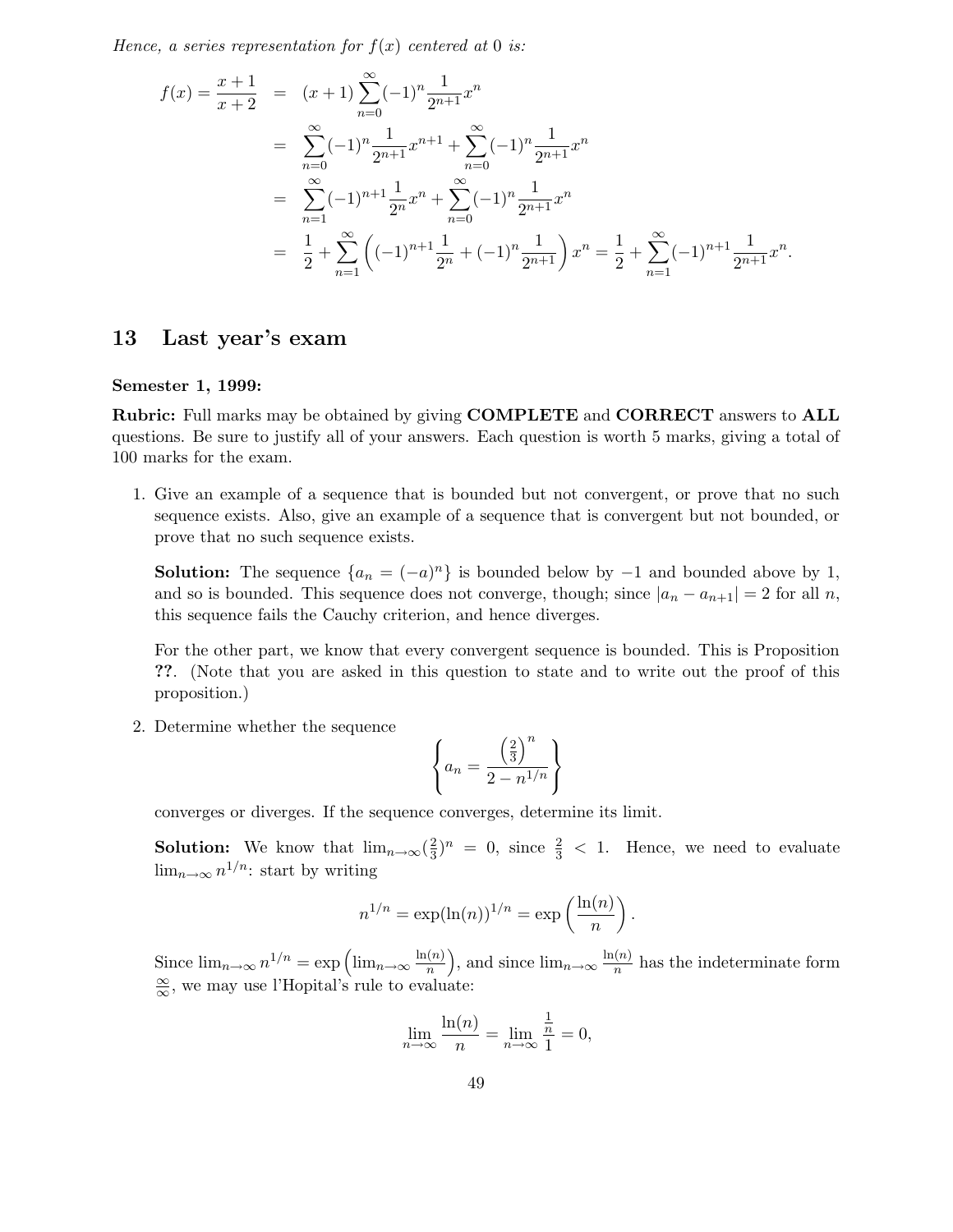*Hence, a series representation for $f(x)$ centered at 0 is:*

$$
\begin{aligned}
f(x) = \frac{x+1}{x+2} &= (x+1)\sum_{n=0}^{\infty}(-1)^n \frac{1}{2^{n+1}}x^n \\
&= \sum_{n=0}^{\infty}(-1)^n \frac{1}{2^{n+1}}x^{n+1} + \sum_{n=0}^{\infty}(-1)^n \frac{1}{2^{n+1}}x^n \\
&= \sum_{n=1}^{\infty}(-1)^{n+1} \frac{1}{2^{n}}x^{n} + \sum_{n=0}^{\infty}(-1)^n \frac{1}{2^{n+1}}x^n \\
&= \frac{1}{2} + \sum_{n=1}^{\infty}\left((-1)^{n+1}\frac{1}{2^n} + (-1)^n \frac{1}{2^{n+1}}\right)x^n = \frac{1}{2} + \sum_{n=1}^{\infty}(-1)^{n+1}\frac{1}{2^{n+1}}x^n.
\end{aligned}
$$

## 13 Last year's exam

**Semester 1, 1999:**

**Rubric:** Full marks may be obtained by giving **COMPLETE** and **CORRECT** answers to **ALL** questions. Be sure to justify all of your answers. Each question is worth 5 marks, giving a total of 100 marks for the exam.

1. Give an example of a sequence that is bounded but not convergent, or prove that no such sequence exists. Also, give an example of a sequence that is convergent but not bounded, or prove that no such sequence exists.

   **Solution:** The sequence $\{a_n = (-a)^n\}$ is bounded below by $-1$ and bounded above by 1, and so is bounded. This sequence does not converge, though; since $|a_n - a_{n+1}| = 2$ for all $n$, this sequence fails the Cauchy criterion, and hence diverges.

   For the other part, we know that every convergent sequence is bounded. This is Proposition **??**. (Note that you are asked in this question to state and to write out the proof of this proposition.)

2. Determine whether the sequence

   $$\left\{ a_n = \frac{\left(\frac{2}{3}\right)^n}{2 - n^{1/n}} \right\}$$

   converges or diverges. If the sequence converges, determine its limit.

   **Solution:** We know that $\lim_{n\to\infty}(\frac{2}{3})^n = 0$, since $\frac{2}{3} < 1$. Hence, we need to evaluate $\lim_{n\to\infty} n^{1/n}$: start by writing

   $$n^{1/n} = \exp(\ln(n))^{1/n} = \exp\left(\frac{\ln(n)}{n}\right).$$

   Since $\lim_{n\to\infty} n^{1/n} = \exp\left(\lim_{n\to\infty}\frac{\ln(n)}{n}\right)$, and since $\lim_{n\to\infty}\frac{\ln(n)}{n}$ has the indeterminate form $\frac{\infty}{\infty}$, we may use l'Hopital's rule to evaluate:

   $$\lim_{n\to\infty}\frac{\ln(n)}{n} = \lim_{n\to\infty}\frac{\frac{1}{n}}{1} = 0,$$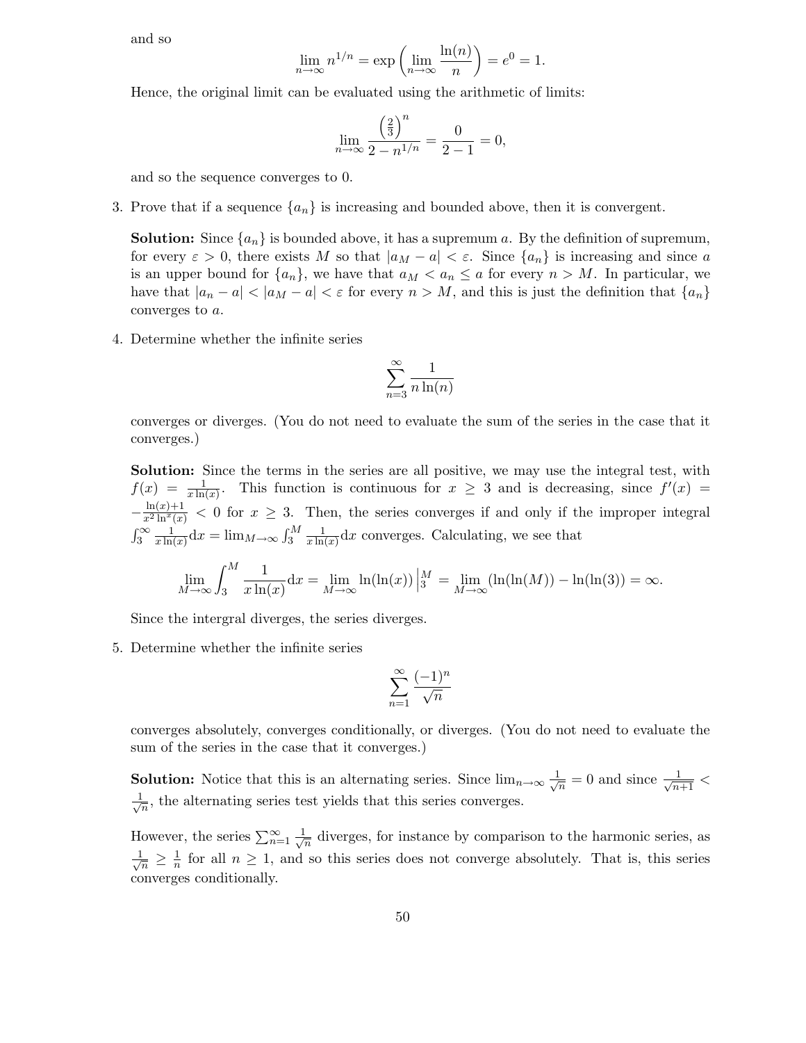and so

$$\lim_{n\to\infty} n^{1/n} = \exp\left(\lim_{n\to\infty} \frac{\ln(n)}{n}\right) = e^0 = 1.$$

Hence, the original limit can be evaluated using the arithmetic of limits:

$$\lim_{n\to\infty} \frac{\left(\frac{2}{3}\right)^n}{2 - n^{1/n}} = \frac{0}{2-1} = 0,$$

and so the sequence converges to 0.

3. Prove that if a sequence $\{a_n\}$ is increasing and bounded above, then it is convergent.

   **Solution:** Since $\{a_n\}$ is bounded above, it has a supremum $a$. By the definition of supremum, for every $\varepsilon > 0$, there exists $M$ so that $|a_M - a| < \varepsilon$. Since $\{a_n\}$ is increasing and since $a$ is an upper bound for $\{a_n\}$, we have that $a_M < a_n \le a$ for every $n > M$. In particular, we have that $|a_n - a| < |a_M - a| < \varepsilon$ for every $n > M$, and this is just the definition that $\{a_n\}$ converges to $a$.

4. Determine whether the infinite series

$$\sum_{n=3}^{\infty} \frac{1}{n\ln(n)}$$

   converges or diverges. (You do not need to evaluate the sum of the series in the case that it converges.)

   **Solution:** Since the terms in the series are all positive, we may use the integral test, with $f(x) = \frac{1}{x\ln(x)}$. This function is continuous for $x \ge 3$ and is decreasing, since $f'(x) = -\frac{\ln(x)+1}{x^2\ln^x(x)} < 0$ for $x \ge 3$. Then, the series converges if and only if the improper integral $\int_3^\infty \frac{1}{x\ln(x)}\mathrm{d}x = \lim_{M\to\infty} \int_3^M \frac{1}{x\ln(x)}\mathrm{d}x$ converges. Calculating, we see that

$$\lim_{M\to\infty} \int_3^M \frac{1}{x\ln(x)}\mathrm{d}x = \lim_{M\to\infty} \ln(\ln(x))\Big|_3^M = \lim_{M\to\infty} (\ln(\ln(M)) - \ln(\ln(3)) = \infty.$$

   Since the intergral diverges, the series diverges.

5. Determine whether the infinite series

$$\sum_{n=1}^{\infty} \frac{(-1)^n}{\sqrt{n}}$$

   converges absolutely, converges conditionally, or diverges. (You do not need to evaluate the sum of the series in the case that it converges.)

   **Solution:** Notice that this is an alternating series. Since $\lim_{n\to\infty} \frac{1}{\sqrt{n}} = 0$ and since $\frac{1}{\sqrt{n+1}} < \frac{1}{\sqrt{n}}$, the alternating series test yields that this series converges.

   However, the series $\sum_{n=1}^{\infty} \frac{1}{\sqrt{n}}$ diverges, for instance by comparison to the harmonic series, as $\frac{1}{\sqrt{n}} \ge \frac{1}{n}$ for all $n \ge 1$, and so this series does not converge absolutely. That is, this series converges conditionally.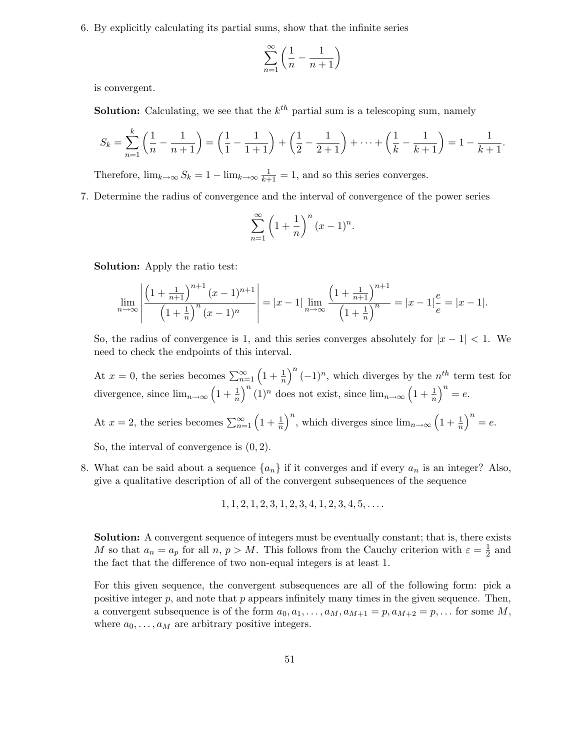6. By explicitly calculating its partial sums, show that the infinite series

$$\sum_{n=1}^{\infty} \left( \frac{1}{n} - \frac{1}{n+1} \right)$$

is convergent.

**Solution:** Calculating, we see that the $k^{th}$ partial sum is a telescoping sum, namely

$$S_k = \sum_{n=1}^{k} \left( \frac{1}{n} - \frac{1}{n+1} \right) = \left( \frac{1}{1} - \frac{1}{1+1} \right) + \left( \frac{1}{2} - \frac{1}{2+1} \right) + \cdots + \left( \frac{1}{k} - \frac{1}{k+1} \right) = 1 - \frac{1}{k+1}.$$

Therefore, $\lim_{k\to\infty} S_k = 1 - \lim_{k\to\infty} \frac{1}{k+1} = 1$, and so this series converges.

7. Determine the radius of convergence and the interval of convergence of the power series

$$\sum_{n=1}^{\infty} \left( 1 + \frac{1}{n} \right)^n (x-1)^n.$$

**Solution:** Apply the ratio test:

$$\lim_{n\to\infty} \left| \frac{\left(1 + \frac{1}{n+1}\right)^{n+1} (x-1)^{n+1}}{\left(1 + \frac{1}{n}\right)^n (x-1)^n} \right| = |x-1| \lim_{n\to\infty} \frac{\left(1 + \frac{1}{n+1}\right)^{n+1}}{\left(1 + \frac{1}{n}\right)^n} = |x-1| \frac{e}{e} = |x-1|.$$

So, the radius of convergence is 1, and this series converges absolutely for $|x-1| < 1$. We need to check the endpoints of this interval.

At $x = 0$, the series becomes $\sum_{n=1}^{\infty} \left(1 + \frac{1}{n}\right)^n (-1)^n$, which diverges by the $n^{th}$ term test for divergence, since $\lim_{n\to\infty} \left(1 + \frac{1}{n}\right)^n (1)^n$ does not exist, since $\lim_{n\to\infty} \left(1 + \frac{1}{n}\right)^n = e$.

At $x = 2$, the series becomes $\sum_{n=1}^{\infty} \left(1 + \frac{1}{n}\right)^n$, which diverges since $\lim_{n\to\infty} \left(1 + \frac{1}{n}\right)^n = e$.

So, the interval of convergence is $(0, 2)$.

8. What can be said about a sequence $\{a_n\}$ if it converges and if every $a_n$ is an integer? Also, give a qualitative description of all of the convergent subsequences of the sequence

$$1, 1, 2, 1, 2, 3, 1, 2, 3, 4, 1, 2, 3, 4, 5, \ldots.$$

**Solution:** A convergent sequence of integers must be eventually constant; that is, there exists $M$ so that $a_n = a_p$ for all $n$, $p > M$. This follows from the Cauchy criterion with $\varepsilon = \frac{1}{2}$ and the fact that the difference of two non-equal integers is at least 1.

For this given sequence, the convergent subsequences are all of the following form: pick a positive integer $p$, and note that $p$ appears infinitely many times in the given sequence. Then, a convergent subsequence is of the form $a_0, a_1, \ldots, a_M, a_{M+1} = p, a_{M+2} = p, \ldots$ for some $M$, where $a_0, \ldots, a_M$ are arbitrary positive integers.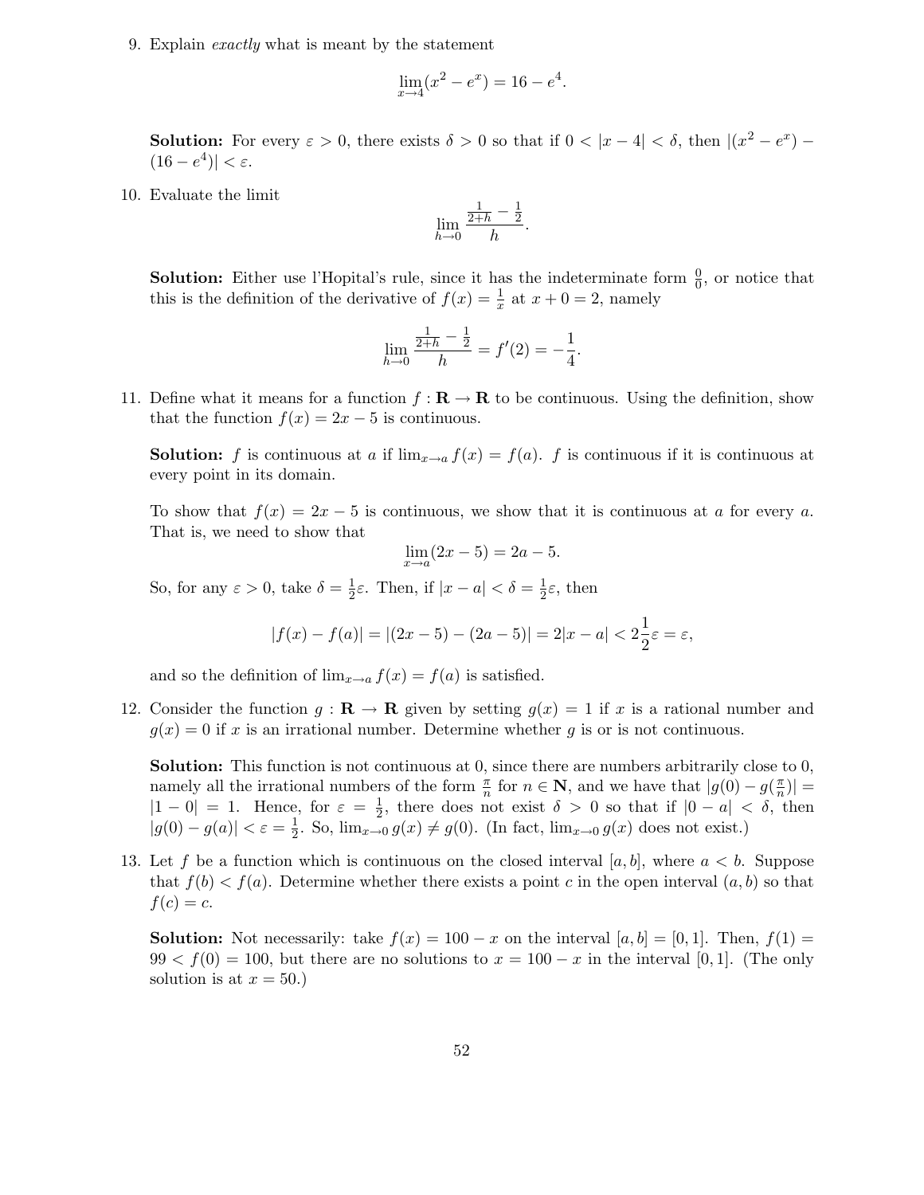9. Explain *exactly* what is meant by the statement

$$\lim_{x \to 4}(x^2 - e^x) = 16 - e^4.$$

**Solution:** For every $\varepsilon > 0$, there exists $\delta > 0$ so that if $0 < |x - 4| < \delta$, then $|(x^2 - e^x) - (16 - e^4)| < \varepsilon$.

10. Evaluate the limit

$$\lim_{h \to 0} \frac{\frac{1}{2+h} - \frac{1}{2}}{h}.$$

**Solution:** Either use l'Hopital's rule, since it has the indeterminate form $\frac{0}{0}$, or notice that this is the definition of the derivative of $f(x) = \frac{1}{x}$ at $x + 0 = 2$, namely

$$\lim_{h \to 0} \frac{\frac{1}{2+h} - \frac{1}{2}}{h} = f'(2) = -\frac{1}{4}.$$

11. Define what it means for a function $f : \mathbf{R} \to \mathbf{R}$ to be continuous. Using the definition, show that the function $f(x) = 2x - 5$ is continuous.

**Solution:** $f$ is continuous at $a$ if $\lim_{x \to a} f(x) = f(a)$. $f$ is continuous if it is continuous at every point in its domain.

To show that $f(x) = 2x - 5$ is continuous, we show that it is continuous at $a$ for every $a$. That is, we need to show that

$$\lim_{x \to a}(2x - 5) = 2a - 5.$$

So, for any $\varepsilon > 0$, take $\delta = \frac{1}{2}\varepsilon$. Then, if $|x - a| < \delta = \frac{1}{2}\varepsilon$, then

$$|f(x) - f(a)| = |(2x - 5) - (2a - 5)| = 2|x - a| < 2\frac{1}{2}\varepsilon = \varepsilon,$$

and so the definition of $\lim_{x \to a} f(x) = f(a)$ is satisfied.

12. Consider the function $g : \mathbf{R} \to \mathbf{R}$ given by setting $g(x) = 1$ if $x$ is a rational number and $g(x) = 0$ if $x$ is an irrational number. Determine whether $g$ is or is not continuous.

**Solution:** This function is not continuous at 0, since there are numbers arbitrarily close to 0, namely all the irrational numbers of the form $\frac{\pi}{n}$ for $n \in \mathbf{N}$, and we have that $|g(0) - g(\frac{\pi}{n})| = |1 - 0| = 1$. Hence, for $\varepsilon = \frac{1}{2}$, there does not exist $\delta > 0$ so that if $|0 - a| < \delta$, then $|g(0) - g(a)| < \varepsilon = \frac{1}{2}$. So, $\lim_{x \to 0} g(x) \neq g(0)$. (In fact, $\lim_{x \to 0} g(x)$ does not exist.)

13. Let $f$ be a function which is continuous on the closed interval $[a, b]$, where $a < b$. Suppose that $f(b) < f(a)$. Determine whether there exists a point $c$ in the open interval $(a, b)$ so that $f(c) = c$.

**Solution:** Not necessarily: take $f(x) = 100 - x$ on the interval $[a, b] = [0, 1]$. Then, $f(1) = 99 < f(0) = 100$, but there are no solutions to $x = 100 - x$ in the interval $[0, 1]$. (The only solution is at $x = 50$.)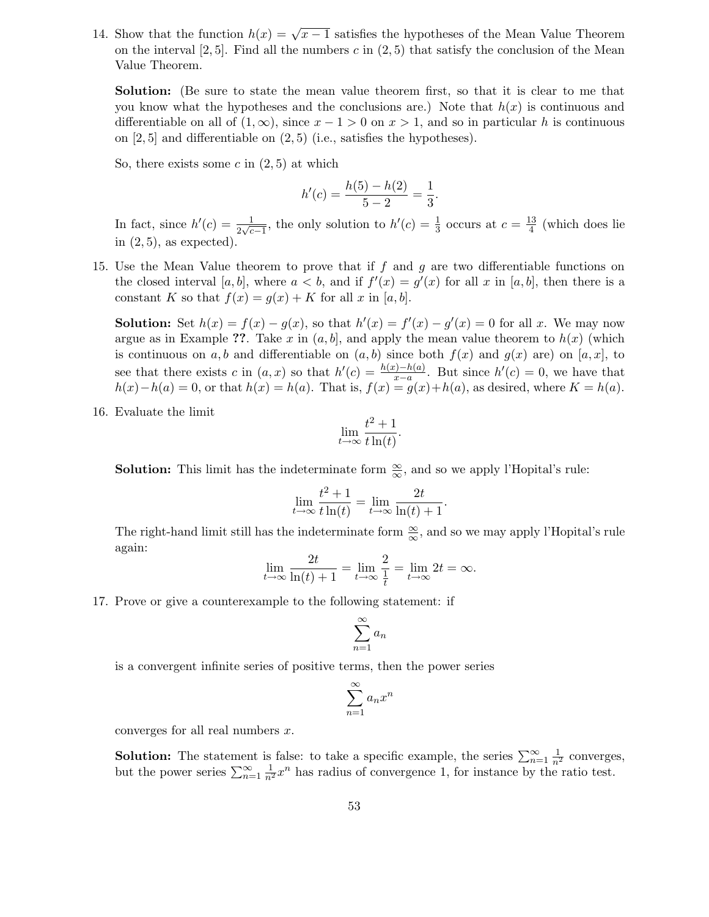14. Show that the function $h(x) = \sqrt{x-1}$ satisfies the hypotheses of the Mean Value Theorem on the interval $[2, 5]$. Find all the numbers $c$ in $(2, 5)$ that satisfy the conclusion of the Mean Value Theorem.

    **Solution:** (Be sure to state the mean value theorem first, so that it is clear to me that you know what the hypotheses and the conclusions are.) Note that $h(x)$ is continuous and differentiable on all of $(1, \infty)$, since $x - 1 > 0$ on $x > 1$, and so in particular $h$ is continuous on $[2, 5]$ and differentiable on $(2, 5)$ (i.e., satisfies the hypotheses).

    So, there exists some $c$ in $(2, 5)$ at which

    $$h'(c) = \frac{h(5) - h(2)}{5 - 2} = \frac{1}{3}.$$

    In fact, since $h'(c) = \frac{1}{2\sqrt{c-1}}$, the only solution to $h'(c) = \frac{1}{3}$ occurs at $c = \frac{13}{4}$ (which does lie in $(2, 5)$, as expected).

15. Use the Mean Value theorem to prove that if $f$ and $g$ are two differentiable functions on the closed interval $[a, b]$, where $a < b$, and if $f'(x) = g'(x)$ for all $x$ in $[a, b]$, then there is a constant $K$ so that $f(x) = g(x) + K$ for all $x$ in $[a, b]$.

    **Solution:** Set $h(x) = f(x) - g(x)$, so that $h'(x) = f'(x) - g'(x) = 0$ for all $x$. We may now argue as in Example **??**. Take $x$ in $(a, b]$, and apply the mean value theorem to $h(x)$ (which is continuous on $a, b$ and differentiable on $(a, b)$ since both $f(x)$ and $g(x)$ are) on $[a, x]$, to see that there exists $c$ in $(a, x)$ so that $h'(c) = \frac{h(x) - h(a)}{x - a}$. But since $h'(c) = 0$, we have that $h(x) - h(a) = 0$, or that $h(x) = h(a)$. That is, $f(x) = g(x) + h(a)$, as desired, where $K = h(a)$.

16. Evaluate the limit

    $$\lim_{t \to \infty} \frac{t^2 + 1}{t \ln(t)}.$$

    **Solution:** This limit has the indeterminate form $\frac{\infty}{\infty}$, and so we apply l'Hopital's rule:

    $$\lim_{t \to \infty} \frac{t^2 + 1}{t \ln(t)} = \lim_{t \to \infty} \frac{2t}{\ln(t) + 1}.$$

    The right-hand limit still has the indeterminate form $\frac{\infty}{\infty}$, and so we may apply l'Hopital's rule again:

    $$\lim_{t \to \infty} \frac{2t}{\ln(t) + 1} = \lim_{t \to \infty} \frac{2}{\frac{1}{t}} = \lim_{t \to \infty} 2t = \infty.$$

17. Prove or give a counterexample to the following statement: if

    $$\sum_{n=1}^{\infty} a_n$$

    is a convergent infinite series of positive terms, then the power series

    $$\sum_{n=1}^{\infty} a_n x^n$$

    converges for all real numbers $x$.

    **Solution:** The statement is false: to take a specific example, the series $\sum_{n=1}^{\infty} \frac{1}{n^2}$ converges, but the power series $\sum_{n=1}^{\infty} \frac{1}{n^2} x^n$ has radius of convergence 1, for instance by the ratio test.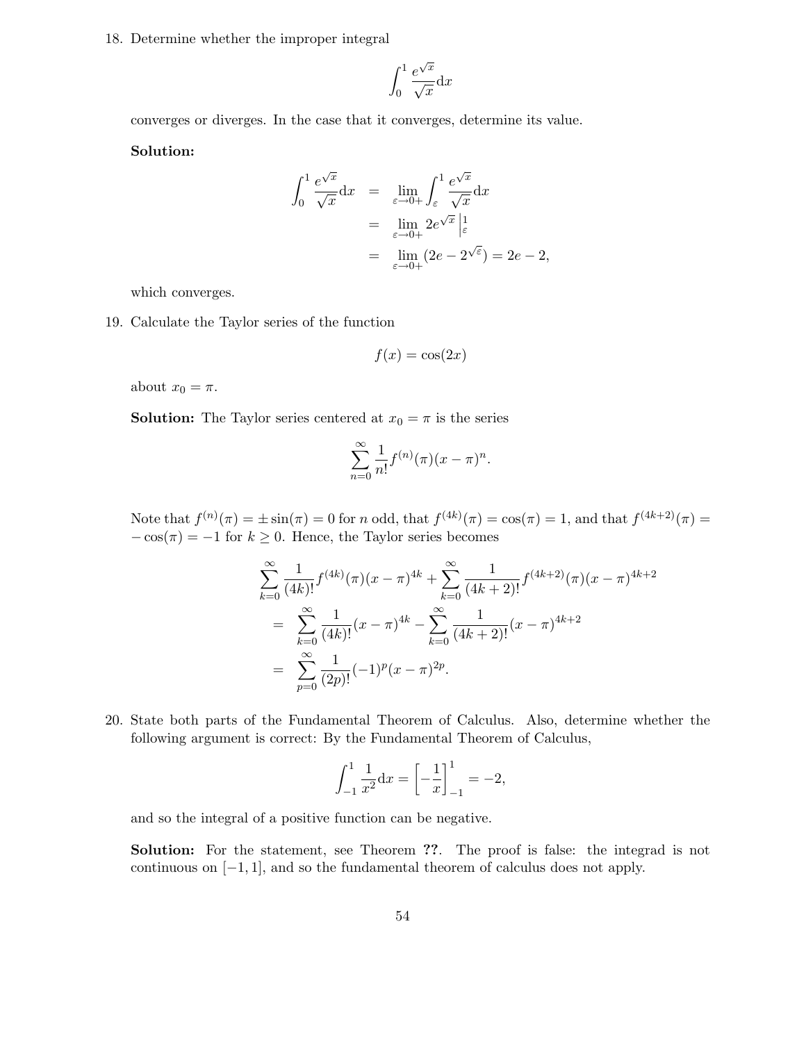18. Determine whether the improper integral

$$\int_0^1 \frac{e^{\sqrt{x}}}{\sqrt{x}} \mathrm{d}x$$

converges or diverges. In the case that it converges, determine its value.

**Solution:**

$$\begin{aligned}
\int_0^1 \frac{e^{\sqrt{x}}}{\sqrt{x}} \mathrm{d}x &= \lim_{\varepsilon \to 0+} \int_\varepsilon^1 \frac{e^{\sqrt{x}}}{\sqrt{x}} \mathrm{d}x \\
&= \lim_{\varepsilon \to 0+} 2e^{\sqrt{x}} \Big|_\varepsilon^1 \\
&= \lim_{\varepsilon \to 0+} (2e - 2^{\sqrt{\varepsilon}}) = 2e - 2,
\end{aligned}$$

which converges.

19. Calculate the Taylor series of the function

$$f(x) = \cos(2x)$$

about $x_0 = \pi$.

**Solution:** The Taylor series centered at $x_0 = \pi$ is the series

$$\sum_{n=0}^\infty \frac{1}{n!} f^{(n)}(\pi)(x-\pi)^n.$$

Note that $f^{(n)}(\pi) = \pm \sin(\pi) = 0$ for $n$ odd, that $f^{(4k)}(\pi) = \cos(\pi) = 1$, and that $f^{(4k+2)}(\pi) = -\cos(\pi) = -1$ for $k \geq 0$. Hence, the Taylor series becomes

$$\begin{aligned}
&\sum_{k=0}^\infty \frac{1}{(4k)!} f^{(4k)}(\pi)(x-\pi)^{4k} + \sum_{k=0}^\infty \frac{1}{(4k+2)!} f^{(4k+2)}(\pi)(x-\pi)^{4k+2} \\
&= \sum_{k=0}^\infty \frac{1}{(4k)!}(x-\pi)^{4k} - \sum_{k=0}^\infty \frac{1}{(4k+2)!}(x-\pi)^{4k+2} \\
&= \sum_{p=0}^\infty \frac{1}{(2p)!}(-1)^p (x-\pi)^{2p}.
\end{aligned}$$

20. State both parts of the Fundamental Theorem of Calculus. Also, determine whether the following argument is correct: By the Fundamental Theorem of Calculus,

$$\int_{-1}^1 \frac{1}{x^2} \mathrm{d}x = \left[-\frac{1}{x}\right]_{-1}^1 = -2,$$

and so the integral of a positive function can be negative.

**Solution:** For the statement, see Theorem **??**. The proof is false: the integrad is not continuous on $[-1, 1]$, and so the fundamental theorem of calculus does not apply.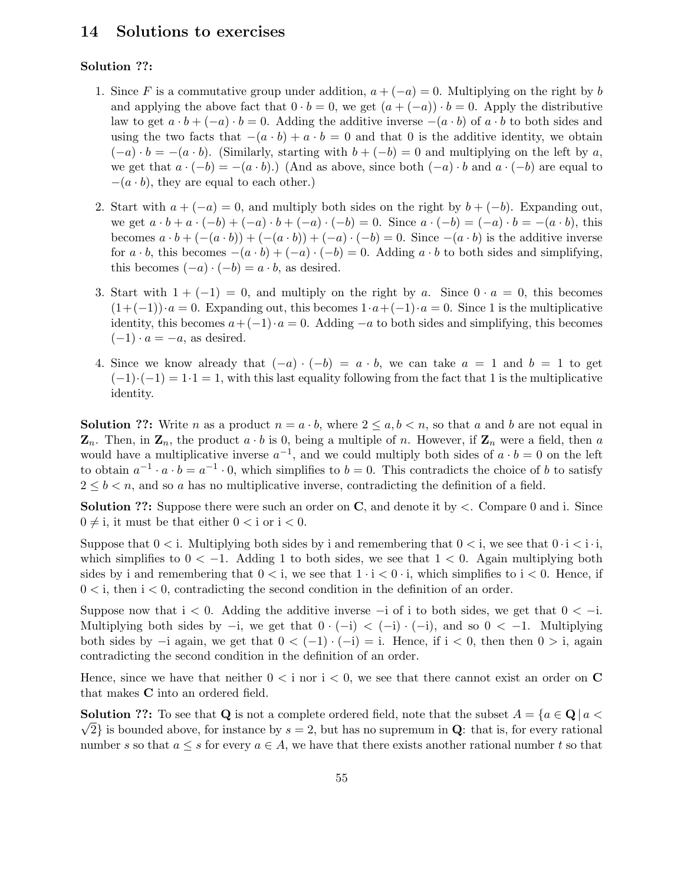## 14 Solutions to exercises

**Solution ??:**

1. Since $F$ is a commutative group under addition, $a + (-a) = 0$. Multiplying on the right by $b$ and applying the above fact that $0 \cdot b = 0$, we get $(a + (-a)) \cdot b = 0$. Apply the distributive law to get $a \cdot b + (-a) \cdot b = 0$. Adding the additive inverse $-(a \cdot b)$ of $a \cdot b$ to both sides and using the two facts that $-(a \cdot b) + a \cdot b = 0$ and that 0 is the additive identity, we obtain $(-a) \cdot b = -(a \cdot b)$. (Similarly, starting with $b + (-b) = 0$ and multiplying on the left by $a$, we get that $a \cdot (-b) = -(a \cdot b)$.) (And as above, since both $(-a) \cdot b$ and $a \cdot (-b)$ are equal to $-(a \cdot b)$, they are equal to each other.)

2. Start with $a + (-a) = 0$, and multiply both sides on the right by $b + (-b)$. Expanding out, we get $a \cdot b + a \cdot (-b) + (-a) \cdot b + (-a) \cdot (-b) = 0$. Since $a \cdot (-b) = (-a) \cdot b = -(a \cdot b)$, this becomes $a \cdot b + (-(a \cdot b)) + (-(a \cdot b)) + (-a) \cdot (-b) = 0$. Since $-(a \cdot b)$ is the additive inverse for $a \cdot b$, this becomes $-(a \cdot b) + (-a) \cdot (-b) = 0$. Adding $a \cdot b$ to both sides and simplifying, this becomes $(-a) \cdot (-b) = a \cdot b$, as desired.

3. Start with $1 + (-1) = 0$, and multiply on the right by $a$. Since $0 \cdot a = 0$, this becomes $(1+(-1)) \cdot a = 0$. Expanding out, this becomes $1 \cdot a + (-1) \cdot a = 0$. Since 1 is the multiplicative identity, this becomes $a + (-1) \cdot a = 0$. Adding $-a$ to both sides and simplifying, this becomes $(-1) \cdot a = -a$, as desired.

4. Since we know already that $(-a) \cdot (-b) = a \cdot b$, we can take $a = 1$ and $b = 1$ to get $(-1) \cdot (-1) = 1 \cdot 1 = 1$, with this last equality following from the fact that 1 is the multiplicative identity.

**Solution ??:** Write $n$ as a product $n = a \cdot b$, where $2 \le a, b < n$, so that $a$ and $b$ are not equal in $\mathbf{Z}_n$. Then, in $\mathbf{Z}_n$, the product $a \cdot b$ is 0, being a multiple of $n$. However, if $\mathbf{Z}_n$ were a field, then $a$ would have a multiplicative inverse $a^{-1}$, and we could multiply both sides of $a \cdot b = 0$ on the left to obtain $a^{-1} \cdot a \cdot b = a^{-1} \cdot 0$, which simplifies to $b = 0$. This contradicts the choice of $b$ to satisfy $2 \le b < n$, and so $a$ has no multiplicative inverse, contradicting the definition of a field.

**Solution ??:** Suppose there were such an order on $\mathbf{C}$, and denote it by $<$. Compare 0 and $\mathrm{i}$. Since $0 \neq \mathrm{i}$, it must be that either $0 < \mathrm{i}$ or $\mathrm{i} < 0$.

Suppose that $0 < \mathrm{i}$. Multiplying both sides by $\mathrm{i}$ and remembering that $0 < \mathrm{i}$, we see that $0 \cdot \mathrm{i} < \mathrm{i} \cdot \mathrm{i}$, which simplifies to $0 < -1$. Adding 1 to both sides, we see that $1 < 0$. Again multiplying both sides by $\mathrm{i}$ and remembering that $0 < \mathrm{i}$, we see that $1 \cdot \mathrm{i} < 0 \cdot \mathrm{i}$, which simplifies to $\mathrm{i} < 0$. Hence, if $0 < \mathrm{i}$, then $\mathrm{i} < 0$, contradicting the second condition in the definition of an order.

Suppose now that $\mathrm{i} < 0$. Adding the additive inverse $-\mathrm{i}$ of $\mathrm{i}$ to both sides, we get that $0 < -\mathrm{i}$. Multiplying both sides by $-\mathrm{i}$, we get that $0 \cdot (-\mathrm{i}) < (-\mathrm{i}) \cdot (-\mathrm{i})$, and so $0 < -1$. Multiplying both sides by $-\mathrm{i}$ again, we get that $0 < (-1) \cdot (-\mathrm{i}) = \mathrm{i}$. Hence, if $\mathrm{i} < 0$, then then $0 > \mathrm{i}$, again contradicting the second condition in the definition of an order.

Hence, since we have that neither $0 < \mathrm{i}$ nor $\mathrm{i} < 0$, we see that there cannot exist an order on $\mathbf{C}$ that makes $\mathbf{C}$ into an ordered field.

**Solution ??:** To see that $\mathbf{Q}$ is not a complete ordered field, note that the subset $A = \{a \in \mathbf{Q} \mid a < \sqrt{2}\}$ is bounded above, for instance by $s = 2$, but has no supremum in $\mathbf{Q}$: that is, for every rational number $s$ so that $a \le s$ for every $a \in A$, we have that there exists another rational number $t$ so that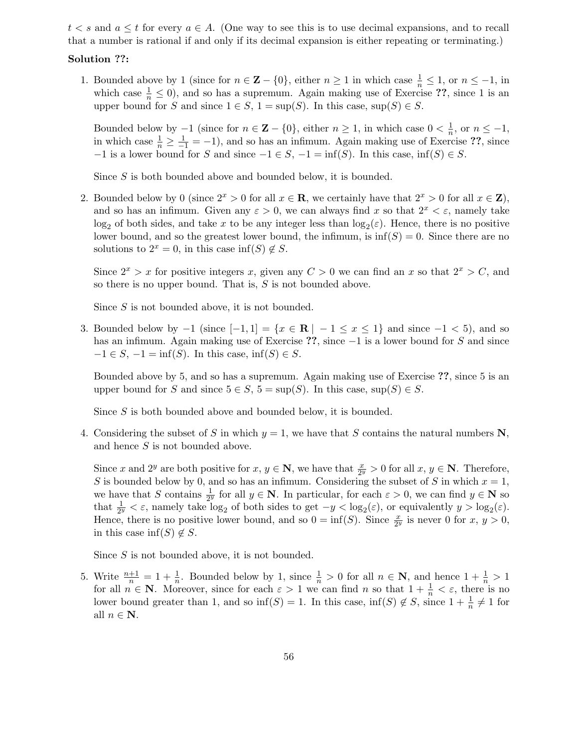$t < s$ and $a \leq t$ for every $a \in A$. (One way to see this is to use decimal expansions, and to recall that a number is rational if and only if its decimal expansion is either repeating or terminating.)

**Solution ??:**

1. Bounded above by 1 (since for $n \in \mathbf{Z} - \{0\}$, either $n \geq 1$ in which case $\frac{1}{n} \leq 1$, or $n \leq -1$, in which case $\frac{1}{n} \leq 0$), and so has a supremum. Again making use of Exercise **??**, since 1 is an upper bound for $S$ and since $1 \in S$, $1 = \sup(S)$. In this case, $\sup(S) \in S$.

   Bounded below by $-1$ (since for $n \in \mathbf{Z} - \{0\}$, either $n \geq 1$, in which case $0 < \frac{1}{n}$, or $n \leq -1$, in which case $\frac{1}{n} \geq \frac{1}{-1} = -1$), and so has an infimum. Again making use of Exercise **??**, since $-1$ is a lower bound for $S$ and since $-1 \in S$, $-1 = \inf(S)$. In this case, $\inf(S) \in S$.

   Since $S$ is both bounded above and bounded below, it is bounded.

2. Bounded below by 0 (since $2^x > 0$ for all $x \in \mathbf{R}$, we certainly have that $2^x > 0$ for all $x \in \mathbf{Z}$), and so has an infimum. Given any $\varepsilon > 0$, we can always find $x$ so that $2^x < \varepsilon$, namely take $\log_2$ of both sides, and take $x$ to be any integer less than $\log_2(\varepsilon)$. Hence, there is no positive lower bound, and so the greatest lower bound, the infimum, is $\inf(S) = 0$. Since there are no solutions to $2^x = 0$, in this case $\inf(S) \notin S$.

   Since $2^x > x$ for positive integers $x$, given any $C > 0$ we can find an $x$ so that $2^x > C$, and so there is no upper bound. That is, $S$ is not bounded above.

   Since $S$ is not bounded above, it is not bounded.

3. Bounded below by $-1$ (since $[-1, 1] = \{x \in \mathbf{R} \mid -1 \leq x \leq 1\}$ and since $-1 < 5$), and so has an infimum. Again making use of Exercise **??**, since $-1$ is a lower bound for $S$ and since $-1 \in S$, $-1 = \inf(S)$. In this case, $\inf(S) \in S$.

   Bounded above by 5, and so has a supremum. Again making use of Exercise **??**, since 5 is an upper bound for $S$ and since $5 \in S$, $5 = \sup(S)$. In this case, $\sup(S) \in S$.

   Since $S$ is both bounded above and bounded below, it is bounded.

4. Considering the subset of $S$ in which $y = 1$, we have that $S$ contains the natural numbers $\mathbf{N}$, and hence $S$ is not bounded above.

   Since $x$ and $2^y$ are both positive for $x, y \in \mathbf{N}$, we have that $\frac{x}{2^y} > 0$ for all $x, y \in \mathbf{N}$. Therefore, $S$ is bounded below by 0, and so has an infimum. Considering the subset of $S$ in which $x = 1$, we have that $S$ contains $\frac{1}{2^y}$ for all $y \in \mathbf{N}$. In particular, for each $\varepsilon > 0$, we can find $y \in \mathbf{N}$ so that $\frac{1}{2^y} < \varepsilon$, namely take $\log_2$ of both sides to get $-y < \log_2(\varepsilon)$, or equivalently $y > \log_2(\varepsilon)$. Hence, there is no positive lower bound, and so $0 = \inf(S)$. Since $\frac{x}{2^y}$ is never 0 for $x, y > 0$, in this case $\inf(S) \notin S$.

   Since $S$ is not bounded above, it is not bounded.

5. Write $\frac{n+1}{n} = 1 + \frac{1}{n}$. Bounded below by 1, since $\frac{1}{n} > 0$ for all $n \in \mathbf{N}$, and hence $1 + \frac{1}{n} > 1$ for all $n \in \mathbf{N}$. Moreover, since for each $\varepsilon > 1$ we can find $n$ so that $1 + \frac{1}{n} < \varepsilon$, there is no lower bound greater than 1, and so $\inf(S) = 1$. In this case, $\inf(S) \notin S$, since $1 + \frac{1}{n} \neq 1$ for all $n \in \mathbf{N}$.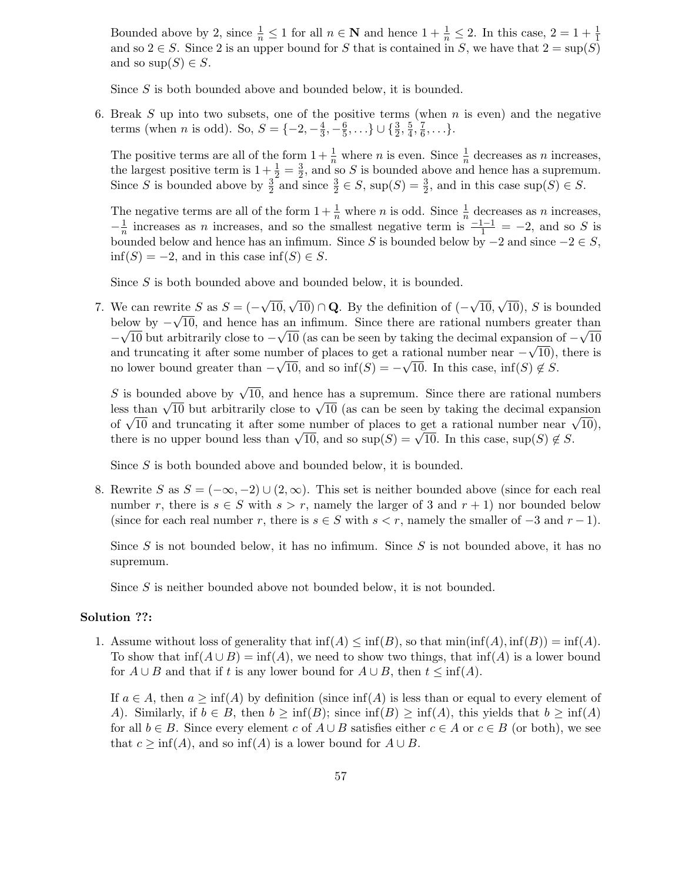Bounded above by 2, since $\frac{1}{n} \leq 1$ for all $n \in \mathbf{N}$ and hence $1 + \frac{1}{n} \leq 2$. In this case, $2 = 1 + \frac{1}{1}$ and so $2 \in S$. Since 2 is an upper bound for $S$ that is contained in $S$, we have that $2 = \sup(S)$ and so $\sup(S) \in S$.

Since $S$ is both bounded above and bounded below, it is bounded.

6. Break $S$ up into two subsets, one of the positive terms (when $n$ is even) and the negative terms (when $n$ is odd). So, $S = \{-2, -\frac{4}{3}, -\frac{6}{5}, \ldots\} \cup \{\frac{3}{2}, \frac{5}{4}, \frac{7}{6}, \ldots\}$.

   The positive terms are all of the form $1 + \frac{1}{n}$ where $n$ is even. Since $\frac{1}{n}$ decreases as $n$ increases, the largest positive term is $1 + \frac{1}{2} = \frac{3}{2}$, and so $S$ is bounded above and hence has a supremum. Since $S$ is bounded above by $\frac{3}{2}$ and since $\frac{3}{2} \in S$, $\sup(S) = \frac{3}{2}$, and in this case $\sup(S) \in S$.

   The negative terms are all of the form $1 + \frac{1}{n}$ where $n$ is odd. Since $\frac{1}{n}$ decreases as $n$ increases, $-\frac{1}{n}$ increases as $n$ increases, and so the smallest negative term is $\frac{-1-1}{1} = -2$, and so $S$ is bounded below and hence has an infimum. Since $S$ is bounded below by $-2$ and since $-2 \in S$, $\inf(S) = -2$, and in this case $\inf(S) \in S$.

   Since $S$ is both bounded above and bounded below, it is bounded.

7. We can rewrite $S$ as $S = (-\sqrt{10}, \sqrt{10}) \cap \mathbf{Q}$. By the definition of $(-\sqrt{10}, \sqrt{10})$, $S$ is bounded below by $-\sqrt{10}$, and hence has an infimum. Since there are rational numbers greater than $-\sqrt{10}$ but arbitrarily close to $-\sqrt{10}$ (as can be seen by taking the decimal expansion of $-\sqrt{10}$ and truncating it after some number of places to get a rational number near $-\sqrt{10}$), there is no lower bound greater than $-\sqrt{10}$, and so $\inf(S) = -\sqrt{10}$. In this case, $\inf(S) \notin S$.

   $S$ is bounded above by $\sqrt{10}$, and hence has a supremum. Since there are rational numbers less than $\sqrt{10}$ but arbitrarily close to $\sqrt{10}$ (as can be seen by taking the decimal expansion of $\sqrt{10}$ and truncating it after some number of places to get a rational number near $\sqrt{10}$), there is no upper bound less than $\sqrt{10}$, and so $\sup(S) = \sqrt{10}$. In this case, $\sup(S) \notin S$.

   Since $S$ is both bounded above and bounded below, it is bounded.

8. Rewrite $S$ as $S = (-\infty, -2) \cup (2, \infty)$. This set is neither bounded above (since for each real number $r$, there is $s \in S$ with $s > r$, namely the larger of 3 and $r + 1$) nor bounded below (since for each real number $r$, there is $s \in S$ with $s < r$, namely the smaller of $-3$ and $r - 1$).

   Since $S$ is not bounded below, it has no infimum. Since $S$ is not bounded above, it has no supremum.

   Since $S$ is neither bounded above not bounded below, it is not bounded.

**Solution ??:**

1. Assume without loss of generality that $\inf(A) \leq \inf(B)$, so that $\min(\inf(A), \inf(B)) = \inf(A)$. To show that $\inf(A \cup B) = \inf(A)$, we need to show two things, that $\inf(A)$ is a lower bound for $A \cup B$ and that if $t$ is any lower bound for $A \cup B$, then $t \leq \inf(A)$.

   If $a \in A$, then $a \geq \inf(A)$ by definition (since $\inf(A)$ is less than or equal to every element of $A$). Similarly, if $b \in B$, then $b \geq \inf(B)$; since $\inf(B) \geq \inf(A)$, this yields that $b \geq \inf(A)$ for all $b \in B$. Since every element $c$ of $A \cup B$ satisfies either $c \in A$ or $c \in B$ (or both), we see that $c \geq \inf(A)$, and so $\inf(A)$ is a lower bound for $A \cup B$.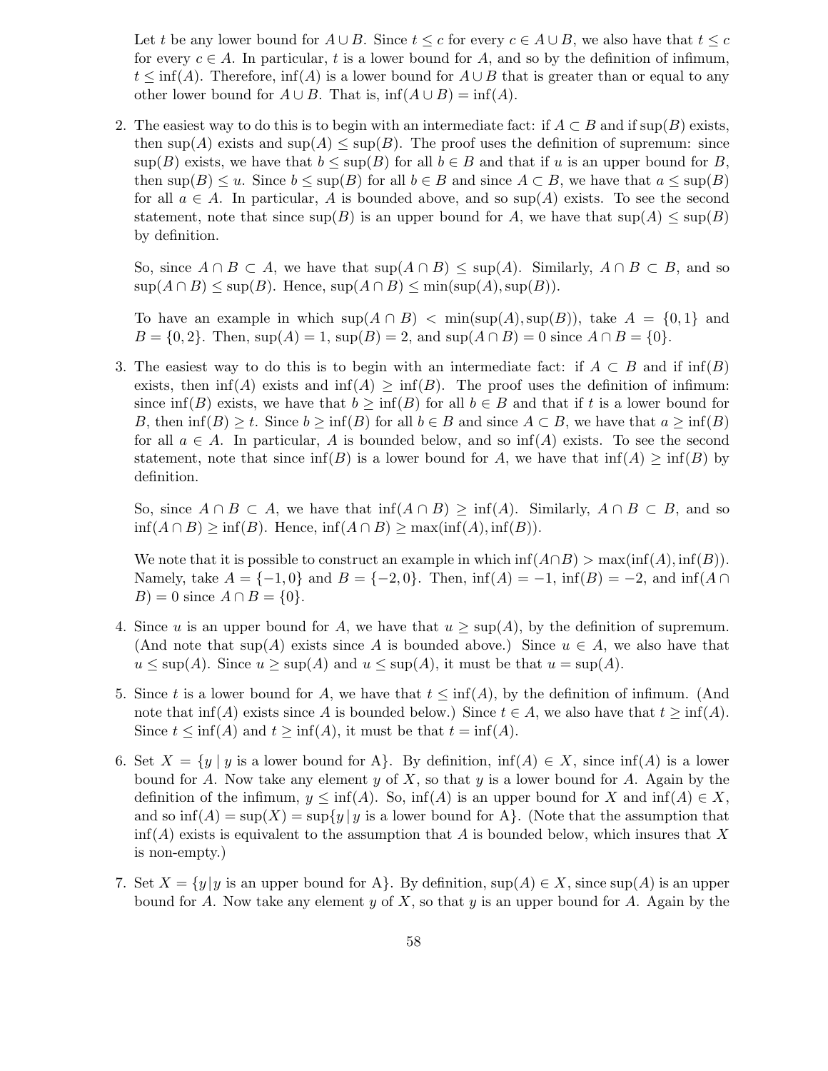Let $t$ be any lower bound for $A \cup B$. Since $t \leq c$ for every $c \in A \cup B$, we also have that $t \leq c$ for every $c \in A$. In particular, $t$ is a lower bound for $A$, and so by the definition of infimum, $t \leq \inf(A)$. Therefore, $\inf(A)$ is a lower bound for $A \cup B$ that is greater than or equal to any other lower bound for $A \cup B$. That is, $\inf(A \cup B) = \inf(A)$.

2. The easiest way to do this is to begin with an intermediate fact: if $A \subset B$ and if $\sup(B)$ exists, then $\sup(A)$ exists and $\sup(A) \leq \sup(B)$. The proof uses the definition of supremum: since $\sup(B)$ exists, we have that $b \leq \sup(B)$ for all $b \in B$ and that if $u$ is an upper bound for $B$, then $\sup(B) \leq u$. Since $b \leq \sup(B)$ for all $b \in B$ and since $A \subset B$, we have that $a \leq \sup(B)$ for all $a \in A$. In particular, $A$ is bounded above, and so $\sup(A)$ exists. To see the second statement, note that since $\sup(B)$ is an upper bound for $A$, we have that $\sup(A) \leq \sup(B)$ by definition.

   So, since $A \cap B \subset A$, we have that $\sup(A \cap B) \leq \sup(A)$. Similarly, $A \cap B \subset B$, and so $\sup(A \cap B) \leq \sup(B)$. Hence, $\sup(A \cap B) \leq \min(\sup(A), \sup(B))$.

   To have an example in which $\sup(A \cap B) < \min(\sup(A), \sup(B))$, take $A = \{0, 1\}$ and $B = \{0, 2\}$. Then, $\sup(A) = 1$, $\sup(B) = 2$, and $\sup(A \cap B) = 0$ since $A \cap B = \{0\}$.

3. The easiest way to do this is to begin with an intermediate fact: if $A \subset B$ and if $\inf(B)$ exists, then $\inf(A)$ exists and $\inf(A) \geq \inf(B)$. The proof uses the definition of infimum: since $\inf(B)$ exists, we have that $b \geq \inf(B)$ for all $b \in B$ and that if $t$ is a lower bound for $B$, then $\inf(B) \geq t$. Since $b \geq \inf(B)$ for all $b \in B$ and since $A \subset B$, we have that $a \geq \inf(B)$ for all $a \in A$. In particular, $A$ is bounded below, and so $\inf(A)$ exists. To see the second statement, note that since $\inf(B)$ is a lower bound for $A$, we have that $\inf(A) \geq \inf(B)$ by definition.

   So, since $A \cap B \subset A$, we have that $\inf(A \cap B) \geq \inf(A)$. Similarly, $A \cap B \subset B$, and so $\inf(A \cap B) \geq \inf(B)$. Hence, $\inf(A \cap B) \geq \max(\inf(A), \inf(B))$.

   We note that it is possible to construct an example in which $\inf(A \cap B) > \max(\inf(A), \inf(B))$. Namely, take $A = \{-1, 0\}$ and $B = \{-2, 0\}$. Then, $\inf(A) = -1$, $\inf(B) = -2$, and $\inf(A \cap B) = 0$ since $A \cap B = \{0\}$.

4. Since $u$ is an upper bound for $A$, we have that $u \geq \sup(A)$, by the definition of supremum. (And note that $\sup(A)$ exists since $A$ is bounded above.) Since $u \in A$, we also have that $u \leq \sup(A)$. Since $u \geq \sup(A)$ and $u \leq \sup(A)$, it must be that $u = \sup(A)$.

5. Since $t$ is a lower bound for $A$, we have that $t \leq \inf(A)$, by the definition of infimum. (And note that $\inf(A)$ exists since $A$ is bounded below.) Since $t \in A$, we also have that $t \geq \inf(A)$. Since $t \leq \inf(A)$ and $t \geq \inf(A)$, it must be that $t = \inf(A)$.

6. Set $X = \{y \mid y \text{ is a lower bound for A}\}$. By definition, $\inf(A) \in X$, since $\inf(A)$ is a lower bound for $A$. Now take any element $y$ of $X$, so that $y$ is a lower bound for $A$. Again by the definition of the infimum, $y \leq \inf(A)$. So, $\inf(A)$ is an upper bound for $X$ and $\inf(A) \in X$, and so $\inf(A) = \sup(X) = \sup\{y \mid y \text{ is a lower bound for A}\}$. (Note that the assumption that $\inf(A)$ exists is equivalent to the assumption that $A$ is bounded below, which insures that $X$ is non-empty.)

7. Set $X = \{y \mid y \text{ is an upper bound for A}\}$. By definition, $\sup(A) \in X$, since $\sup(A)$ is an upper bound for $A$. Now take any element $y$ of $X$, so that $y$ is an upper bound for $A$. Again by the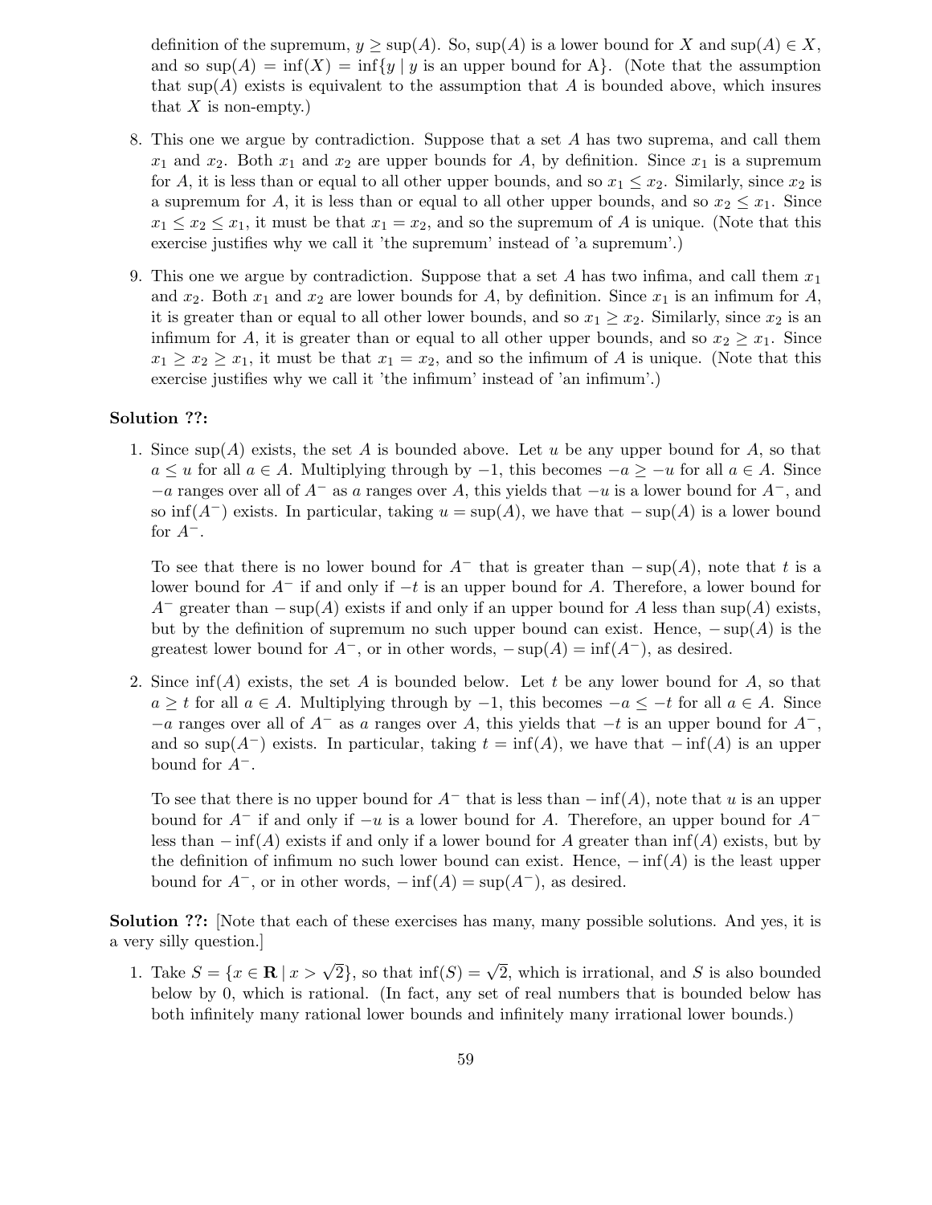definition of the supremum, $y \geq \sup(A)$. So, $\sup(A)$ is a lower bound for $X$ and $\sup(A) \in X$, and so $\sup(A) = \inf(X) = \inf\{y \mid y \text{ is an upper bound for A}\}$. (Note that the assumption that $\sup(A)$ exists is equivalent to the assumption that $A$ is bounded above, which insures that $X$ is non-empty.)

8. This one we argue by contradiction. Suppose that a set $A$ has two suprema, and call them $x_1$ and $x_2$. Both $x_1$ and $x_2$ are upper bounds for $A$, by definition. Since $x_1$ is a supremum for $A$, it is less than or equal to all other upper bounds, and so $x_1 \leq x_2$. Similarly, since $x_2$ is a supremum for $A$, it is less than or equal to all other upper bounds, and so $x_2 \leq x_1$. Since $x_1 \leq x_2 \leq x_1$, it must be that $x_1 = x_2$, and so the supremum of $A$ is unique. (Note that this exercise justifies why we call it 'the supremum' instead of 'a supremum'.)

9. This one we argue by contradiction. Suppose that a set $A$ has two infima, and call them $x_1$ and $x_2$. Both $x_1$ and $x_2$ are lower bounds for $A$, by definition. Since $x_1$ is an infimum for $A$, it is greater than or equal to all other lower bounds, and so $x_1 \geq x_2$. Similarly, since $x_2$ is an infimum for $A$, it is greater than or equal to all other upper bounds, and so $x_2 \geq x_1$. Since $x_1 \geq x_2 \geq x_1$, it must be that $x_1 = x_2$, and so the infimum of $A$ is unique. (Note that this exercise justifies why we call it 'the infimum' instead of 'an infimum'.)

**Solution ??:**

1. Since $\sup(A)$ exists, the set $A$ is bounded above. Let $u$ be any upper bound for $A$, so that $a \leq u$ for all $a \in A$. Multiplying through by $-1$, this becomes $-a \geq -u$ for all $a \in A$. Since $-a$ ranges over all of $A^-$ as $a$ ranges over $A$, this yields that $-u$ is a lower bound for $A^-$, and so $\inf(A^-)$ exists. In particular, taking $u = \sup(A)$, we have that $-\sup(A)$ is a lower bound for $A^-$.

   To see that there is no lower bound for $A^-$ that is greater than $-\sup(A)$, note that $t$ is a lower bound for $A^-$ if and only if $-t$ is an upper bound for $A$. Therefore, a lower bound for $A^-$ greater than $-\sup(A)$ exists if and only if an upper bound for $A$ less than $\sup(A)$ exists, but by the definition of supremum no such upper bound can exist. Hence, $-\sup(A)$ is the greatest lower bound for $A^-$, or in other words, $-\sup(A) = \inf(A^-)$, as desired.

2. Since $\inf(A)$ exists, the set $A$ is bounded below. Let $t$ be any lower bound for $A$, so that $a \geq t$ for all $a \in A$. Multiplying through by $-1$, this becomes $-a \leq -t$ for all $a \in A$. Since $-a$ ranges over all of $A^-$ as $a$ ranges over $A$, this yields that $-t$ is an upper bound for $A^-$, and so $\sup(A^-)$ exists. In particular, taking $t = \inf(A)$, we have that $-\inf(A)$ is an upper bound for $A^-$.

   To see that there is no upper bound for $A^-$ that is less than $-\inf(A)$, note that $u$ is an upper bound for $A^-$ if and only if $-u$ is a lower bound for $A$. Therefore, an upper bound for $A^-$ less than $-\inf(A)$ exists if and only if a lower bound for $A$ greater than $\inf(A)$ exists, but by the definition of infimum no such lower bound can exist. Hence, $-\inf(A)$ is the least upper bound for $A^-$, or in other words, $-\inf(A) = \sup(A^-)$, as desired.

**Solution ??:** [Note that each of these exercises has many, many possible solutions. And yes, it is a very silly question.]

1. Take $S = \{x \in \mathbf{R} \mid x > \sqrt{2}\}$, so that $\inf(S) = \sqrt{2}$, which is irrational, and $S$ is also bounded below by 0, which is rational. (In fact, any set of real numbers that is bounded below has both infinitely many rational lower bounds and infinitely many irrational lower bounds.)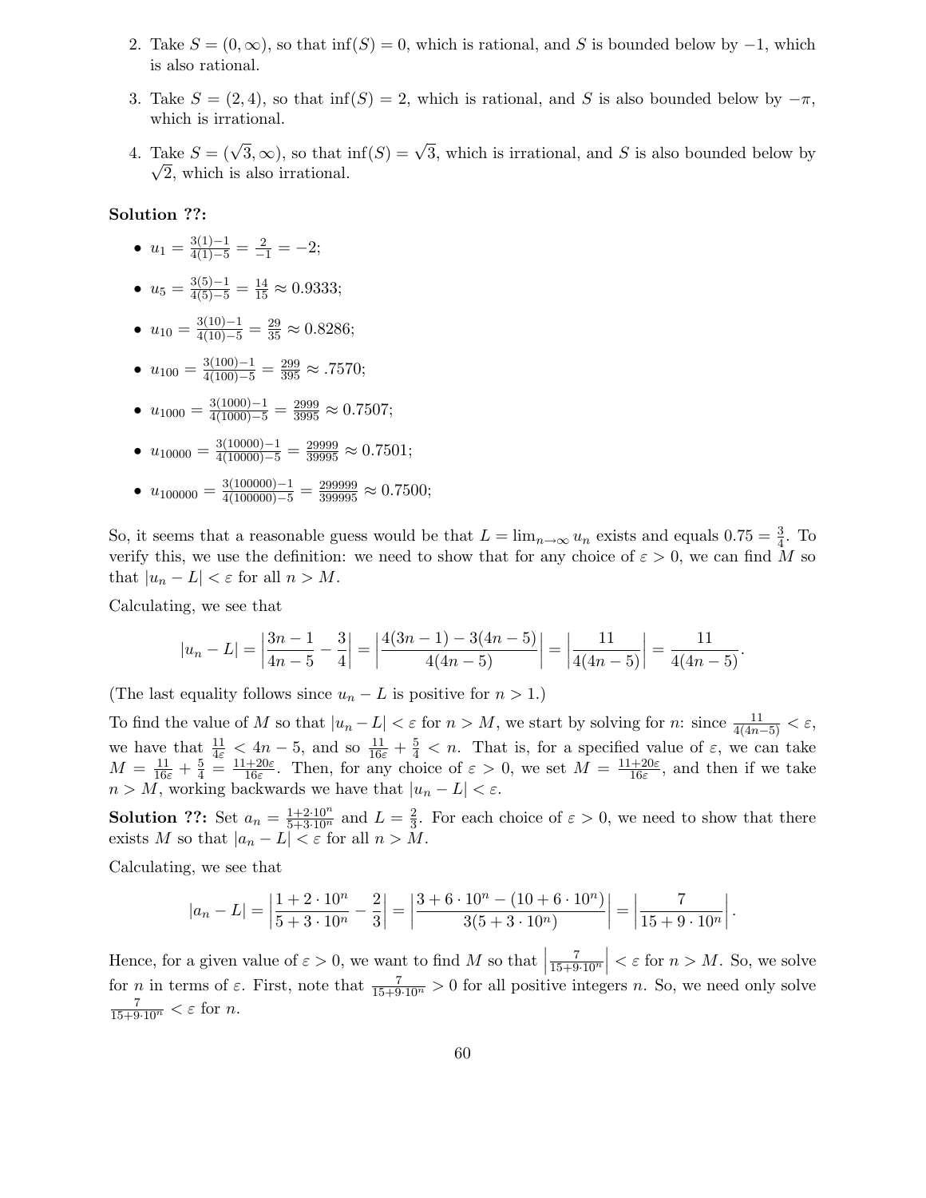2. Take $S = (0, \infty)$, so that $\inf(S) = 0$, which is rational, and $S$ is bounded below by $-1$, which is also rational.

3. Take $S = (2, 4)$, so that $\inf(S) = 2$, which is rational, and $S$ is also bounded below by $-\pi$, which is irrational.

4. Take $S = (\sqrt{3}, \infty)$, so that $\inf(S) = \sqrt{3}$, which is irrational, and $S$ is also bounded below by $\sqrt{2}$, which is also irrational.

**Solution ??:**

- $u_1 = \frac{3(1)-1}{4(1)-5} = \frac{2}{-1} = -2;$
- $u_5 = \frac{3(5)-1}{4(5)-5} = \frac{14}{15} \approx 0.9333;$
- $u_{10} = \frac{3(10)-1}{4(10)-5} = \frac{29}{35} \approx 0.8286;$
- $u_{100} = \frac{3(100)-1}{4(100)-5} = \frac{299}{395} \approx .7570;$
- $u_{1000} = \frac{3(1000)-1}{4(1000)-5} = \frac{2999}{3995} \approx 0.7507;$
- $u_{10000} = \frac{3(10000)-1}{4(10000)-5} = \frac{29999}{39995} \approx 0.7501;$
- $u_{100000} = \frac{3(100000)-1}{4(100000)-5} = \frac{299999}{399995} \approx 0.7500;$

So, it seems that a reasonable guess would be that $L = \lim_{n\to\infty} u_n$ exists and equals $0.75 = \frac{3}{4}$. To verify this, we use the definition: we need to show that for any choice of $\varepsilon > 0$, we can find $M$ so that $|u_n - L| < \varepsilon$ for all $n > M$.

Calculating, we see that

$$|u_n - L| = \left|\frac{3n-1}{4n-5} - \frac{3}{4}\right| = \left|\frac{4(3n-1) - 3(4n-5)}{4(4n-5)}\right| = \left|\frac{11}{4(4n-5)}\right| = \frac{11}{4(4n-5)}.$$

(The last equality follows since $u_n - L$ is positive for $n > 1$.)

To find the value of $M$ so that $|u_n - L| < \varepsilon$ for $n > M$, we start by solving for $n$: since $\frac{11}{4(4n-5)} < \varepsilon$, we have that $\frac{11}{4\varepsilon} < 4n - 5$, and so $\frac{11}{16\varepsilon} + \frac{5}{4} < n$. That is, for a specified value of $\varepsilon$, we can take $M = \frac{11}{16\varepsilon} + \frac{5}{4} = \frac{11+20\varepsilon}{16\varepsilon}$. Then, for any choice of $\varepsilon > 0$, we set $M = \frac{11+20\varepsilon}{16\varepsilon}$, and then if we take $n > M$, working backwards we have that $|u_n - L| < \varepsilon$.

**Solution ??:** Set $a_n = \frac{1+2\cdot 10^n}{5+3\cdot 10^n}$ and $L = \frac{2}{3}$. For each choice of $\varepsilon > 0$, we need to show that there exists $M$ so that $|a_n - L| < \varepsilon$ for all $n > M$.

Calculating, we see that

$$|a_n - L| = \left|\frac{1+2\cdot 10^n}{5+3\cdot 10^n} - \frac{2}{3}\right| = \left|\frac{3+6\cdot 10^n - (10+6\cdot 10^n)}{3(5+3\cdot 10^n)}\right| = \left|\frac{7}{15+9\cdot 10^n}\right|.$$

Hence, for a given value of $\varepsilon > 0$, we want to find $M$ so that $\left|\frac{7}{15+9\cdot 10^n}\right| < \varepsilon$ for $n > M$. So, we solve for $n$ in terms of $\varepsilon$. First, note that $\frac{7}{15+9\cdot 10^n} > 0$ for all positive integers $n$. So, we need only solve $\frac{7}{15+9\cdot 10^n} < \varepsilon$ for $n$.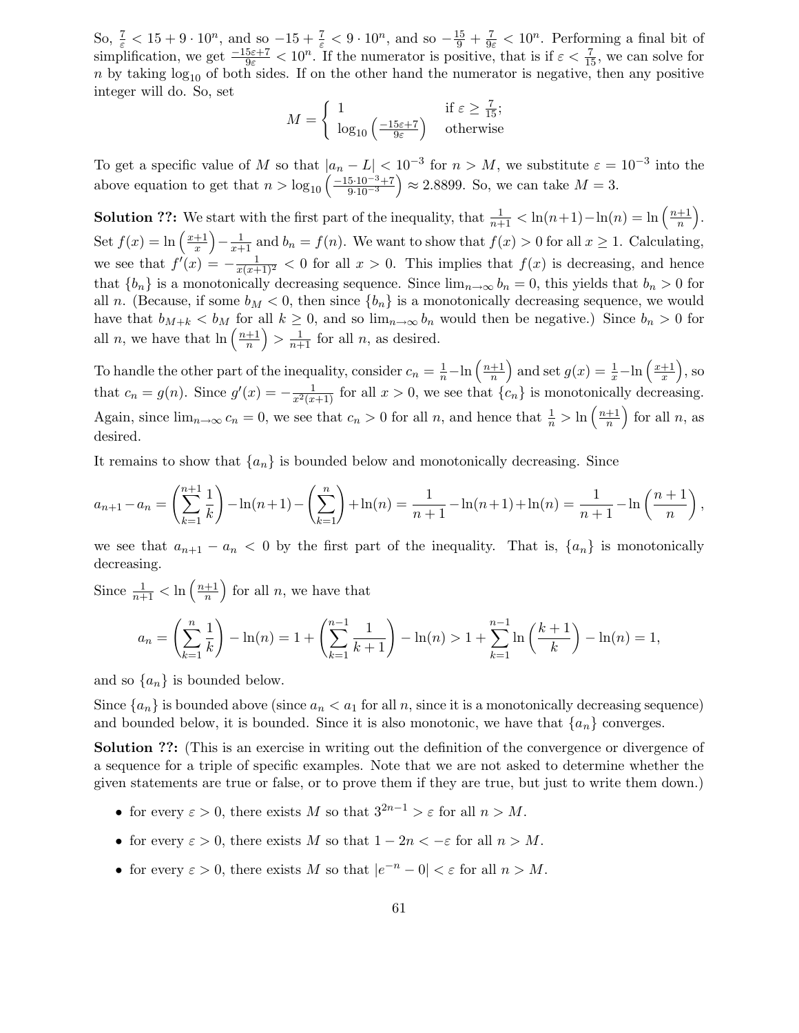So, $\frac{7}{\varepsilon} < 15 + 9 \cdot 10^n$, and so $-15 + \frac{7}{\varepsilon} < 9 \cdot 10^n$, and so $-\frac{15}{9} + \frac{7}{9\varepsilon} < 10^n$. Performing a final bit of simplification, we get $\frac{-15\varepsilon+7}{9\varepsilon} < 10^n$. If the numerator is positive, that is if $\varepsilon < \frac{7}{15}$, we can solve for $n$ by taking $\log_{10}$ of both sides. If on the other hand the numerator is negative, then any positive integer will do. So, set

$$M = \begin{cases} 1 & \text{if } \varepsilon \geq \frac{7}{15}; \\ \log_{10}\left(\frac{-15\varepsilon+7}{9\varepsilon}\right) & \text{otherwise} \end{cases}$$

To get a specific value of $M$ so that $|a_n - L| < 10^{-3}$ for $n > M$, we substitute $\varepsilon = 10^{-3}$ into the above equation to get that $n > \log_{10}\left(\frac{-15 \cdot 10^{-3}+7}{9 \cdot 10^{-3}}\right) \approx 2.8899$. So, we can take $M = 3$.

**Solution ??:** We start with the first part of the inequality, that $\frac{1}{n+1} < \ln(n+1) - \ln(n) = \ln\left(\frac{n+1}{n}\right)$. Set $f(x) = \ln\left(\frac{x+1}{x}\right) - \frac{1}{x+1}$ and $b_n = f(n)$. We want to show that $f(x) > 0$ for all $x \geq 1$. Calculating, we see that $f'(x) = -\frac{1}{x(x+1)^2} < 0$ for all $x > 0$. This implies that $f(x)$ is decreasing, and hence that $\{b_n\}$ is a monotonically decreasing sequence. Since $\lim_{n\to\infty} b_n = 0$, this yields that $b_n > 0$ for all $n$. (Because, if some $b_M < 0$, then since $\{b_n\}$ is a monotonically decreasing sequence, we would have that $b_{M+k} < b_M$ for all $k \geq 0$, and so $\lim_{n\to\infty} b_n$ would then be negative.) Since $b_n > 0$ for all $n$, we have that $\ln\left(\frac{n+1}{n}\right) > \frac{1}{n+1}$ for all $n$, as desired.

To handle the other part of the inequality, consider $c_n = \frac{1}{n} - \ln\left(\frac{n+1}{n}\right)$ and set $g(x) = \frac{1}{x} - \ln\left(\frac{x+1}{x}\right)$, so that $c_n = g(n)$. Since $g'(x) = -\frac{1}{x^2(x+1)}$ for all $x > 0$, we see that $\{c_n\}$ is monotonically decreasing. Again, since $\lim_{n\to\infty} c_n = 0$, we see that $c_n > 0$ for all $n$, and hence that $\frac{1}{n} > \ln\left(\frac{n+1}{n}\right)$ for all $n$, as desired.

It remains to show that $\{a_n\}$ is bounded below and monotonically decreasing. Since

$$a_{n+1} - a_n = \left(\sum_{k=1}^{n+1} \frac{1}{k}\right) - \ln(n+1) - \left(\sum_{k=1}^{n}\right) + \ln(n) = \frac{1}{n+1} - \ln(n+1) + \ln(n) = \frac{1}{n+1} - \ln\left(\frac{n+1}{n}\right),$$

we see that $a_{n+1} - a_n < 0$ by the first part of the inequality. That is, $\{a_n\}$ is monotonically decreasing.

Since $\frac{1}{n+1} < \ln\left(\frac{n+1}{n}\right)$ for all $n$, we have that

$$a_n = \left(\sum_{k=1}^{n} \frac{1}{k}\right) - \ln(n) = 1 + \left(\sum_{k=1}^{n-1} \frac{1}{k+1}\right) - \ln(n) > 1 + \sum_{k=1}^{n-1} \ln\left(\frac{k+1}{k}\right) - \ln(n) = 1,$$

and so $\{a_n\}$ is bounded below.

Since $\{a_n\}$ is bounded above (since $a_n < a_1$ for all $n$, since it is a monotonically decreasing sequence) and bounded below, it is bounded. Since it is also monotonic, we have that $\{a_n\}$ converges.

**Solution ??:** (This is an exercise in writing out the definition of the convergence or divergence of a sequence for a triple of specific examples. Note that we are not asked to determine whether the given statements are true or false, or to prove them if they are true, but just to write them down.)

- for every $\varepsilon > 0$, there exists $M$ so that $3^{2n-1} > \varepsilon$ for all $n > M$.
- for every $\varepsilon > 0$, there exists $M$ so that $1 - 2n < -\varepsilon$ for all $n > M$.
- for every $\varepsilon > 0$, there exists $M$ so that $|e^{-n} - 0| < \varepsilon$ for all $n > M$.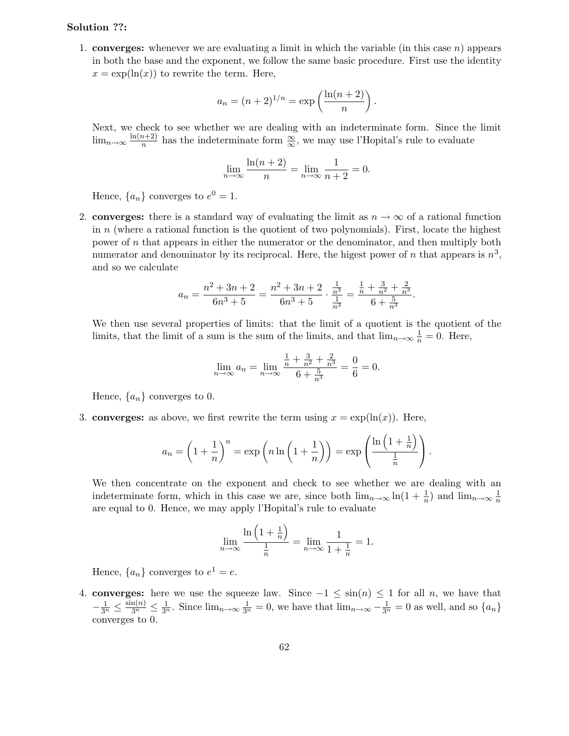**Solution ??:**

1. **converges:** whenever we are evaluating a limit in which the variable (in this case $n$) appears in both the base and the exponent, we follow the same basic procedure. First use the identity $x = \exp(\ln(x))$ to rewrite the term. Here,

$$a_n = (n+2)^{1/n} = \exp\left(\frac{\ln(n+2)}{n}\right).$$

Next, we check to see whether we are dealing with an indeterminate form. Since the limit $\lim_{n\to\infty} \frac{\ln(n+2)}{n}$ has the indeterminate form $\frac{\infty}{\infty}$, we may use l'Hopital's rule to evaluate

$$\lim_{n\to\infty} \frac{\ln(n+2)}{n} = \lim_{n\to\infty} \frac{1}{n+2} = 0.$$

Hence, $\{a_n\}$ converges to $e^0 = 1$.

2. **converges:** there is a standard way of evaluating the limit as $n \to \infty$ of a rational function in $n$ (where a rational function is the quotient of two polynomials). First, locate the highest power of $n$ that appears in either the numerator or the denominator, and then multiply both numerator and denominator by its reciprocal. Here, the higest power of $n$ that appears is $n^3$, and so we calculate

$$a_n = \frac{n^2+3n+2}{6n^3+5} = \frac{n^2+3n+2}{6n^3+5} \cdot \frac{\frac{1}{n^3}}{\frac{1}{n^3}} = \frac{\frac{1}{n} + \frac{3}{n^2} + \frac{2}{n^3}}{6 + \frac{5}{n^3}}.$$

We then use several properties of limits: that the limit of a quotient is the quotient of the limits, that the limit of a sum is the sum of the limits, and that $\lim_{n\to\infty} \frac{1}{n} = 0$. Here,

$$\lim_{n\to\infty} a_n = \lim_{n\to\infty} \frac{\frac{1}{n} + \frac{3}{n^2} + \frac{2}{n^3}}{6 + \frac{5}{n^3}} = \frac{0}{6} = 0.$$

Hence, $\{a_n\}$ converges to 0.

3. **converges:** as above, we first rewrite the term using $x = \exp(\ln(x))$. Here,

$$a_n = \left(1 + \frac{1}{n}\right)^n = \exp\left(n \ln\left(1 + \frac{1}{n}\right)\right) = \exp\left(\frac{\ln\left(1 + \frac{1}{n}\right)}{\frac{1}{n}}\right).$$

We then concentrate on the exponent and check to see whether we are dealing with an indeterminate form, which in this case we are, since both $\lim_{n\to\infty} \ln(1 + \frac{1}{n})$ and $\lim_{n\to\infty} \frac{1}{n}$ are equal to 0. Hence, we may apply l'Hopital's rule to evaluate

$$\lim_{n\to\infty} \frac{\ln\left(1 + \frac{1}{n}\right)}{\frac{1}{n}} = \lim_{n\to\infty} \frac{1}{1 + \frac{1}{n}} = 1.$$

Hence, $\{a_n\}$ converges to $e^1 = e$.

4. **converges:** here we use the squeeze law. Since $-1 \leq \sin(n) \leq 1$ for all $n$, we have that $-\frac{1}{3^n} \leq \frac{\sin(n)}{3^n} \leq \frac{1}{3^n}$. Since $\lim_{n\to\infty} \frac{1}{3^n} = 0$, we have that $\lim_{n\to\infty} -\frac{1}{3^n} = 0$ as well, and so $\{a_n\}$ converges to 0.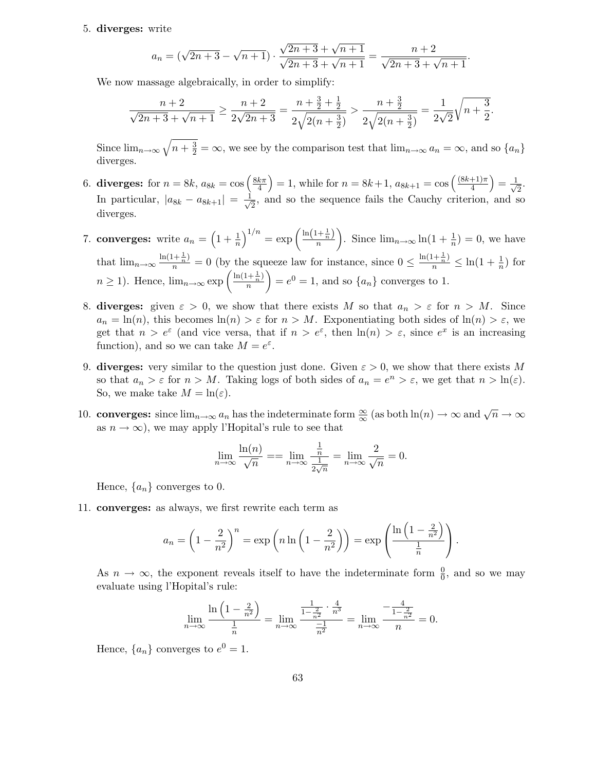5. **diverges:** write

$$a_n = (\sqrt{2n+3} - \sqrt{n+1}) \cdot \frac{\sqrt{2n+3} + \sqrt{n+1}}{\sqrt{2n+3} + \sqrt{n+1}} = \frac{n+2}{\sqrt{2n+3} + \sqrt{n+1}}.$$

We now massage algebraically, in order to simplify:

$$\frac{n+2}{\sqrt{2n+3} + \sqrt{n+1}} \geq \frac{n+2}{2\sqrt{2n+3}} = \frac{n + \frac{3}{2} + \frac{1}{2}}{2\sqrt{2(n+\frac{3}{2})}} > \frac{n + \frac{3}{2}}{2\sqrt{2(n+\frac{3}{2})}} = \frac{1}{2\sqrt{2}}\sqrt{n + \frac{3}{2}}.$$

Since $\lim_{n\to\infty} \sqrt{n+\frac{3}{2}} = \infty$, we see by the comparison test that $\lim_{n\to\infty} a_n = \infty$, and so $\{a_n\}$ diverges.

6. **diverges:** for $n = 8k$, $a_{8k} = \cos\left(\frac{8k\pi}{4}\right) = 1$, while for $n = 8k+1$, $a_{8k+1} = \cos\left(\frac{(8k+1)\pi}{4}\right) = \frac{1}{\sqrt{2}}$. In particular, $|a_{8k} - a_{8k+1}| = \frac{1}{\sqrt{2}}$, and so the sequence fails the Cauchy criterion, and so diverges.

7. **converges:** write $a_n = \left(1 + \frac{1}{n}\right)^{1/n} = \exp\left(\frac{\ln(1+\frac{1}{n})}{n}\right)$. Since $\lim_{n\to\infty} \ln(1+\frac{1}{n}) = 0$, we have that $\lim_{n\to\infty} \frac{\ln(1+\frac{1}{n})}{n} = 0$ (by the squeeze law for instance, since $0 \leq \frac{\ln(1+\frac{1}{n})}{n} \leq \ln(1+\frac{1}{n})$ for $n \geq 1$). Hence, $\lim_{n\to\infty} \exp\left(\frac{\ln(1+\frac{1}{n})}{n}\right) = e^0 = 1$, and so $\{a_n\}$ converges to 1.

8. **diverges:** given $\varepsilon > 0$, we show that there exists $M$ so that $a_n > \varepsilon$ for $n > M$. Since $a_n = \ln(n)$, this becomes $\ln(n) > \varepsilon$ for $n > M$. Exponentiating both sides of $\ln(n) > \varepsilon$, we get that $n > e^\varepsilon$ (and vice versa, that if $n > e^\varepsilon$, then $\ln(n) > \varepsilon$, since $e^x$ is an increasing function), and so we can take $M = e^\varepsilon$.

9. **diverges:** very similar to the question just done. Given $\varepsilon > 0$, we show that there exists $M$ so that $a_n > \varepsilon$ for $n > M$. Taking logs of both sides of $a_n = e^n > \varepsilon$, we get that $n > \ln(\varepsilon)$. So, we make take $M = \ln(\varepsilon)$.

10. **converges:** since $\lim_{n\to\infty} a_n$ has the indeterminate form $\frac{\infty}{\infty}$ (as both $\ln(n) \to \infty$ and $\sqrt{n} \to \infty$ as $n \to \infty$), we may apply l'Hopital's rule to see that

$$\lim_{n\to\infty} \frac{\ln(n)}{\sqrt{n}} == \lim_{n\to\infty} \frac{\frac{1}{n}}{\frac{1}{2\sqrt{n}}} = \lim_{n\to\infty} \frac{2}{\sqrt{n}} = 0.$$

Hence, $\{a_n\}$ converges to 0.

11. **converges:** as always, we first rewrite each term as

$$a_n = \left(1 - \frac{2}{n^2}\right)^n = \exp\left(n \ln\left(1 - \frac{2}{n^2}\right)\right) = \exp\left(\frac{\ln\left(1 - \frac{2}{n^2}\right)}{\frac{1}{n}}\right).$$

As $n \to \infty$, the exponent reveals itself to have the indeterminate form $\frac{0}{0}$, and so we may evaluate using l'Hopital's rule:

$$\lim_{n\to\infty} \frac{\ln\left(1 - \frac{2}{n^2}\right)}{\frac{1}{n}} = \lim_{n\to\infty} \frac{\frac{1}{1-\frac{2}{n^2}} \cdot \frac{4}{n^3}}{\frac{-1}{n^2}} = \lim_{n\to\infty} \frac{-\frac{4}{1-\frac{2}{n^2}}}{n} = 0.$$

Hence, $\{a_n\}$ converges to $e^0 = 1$.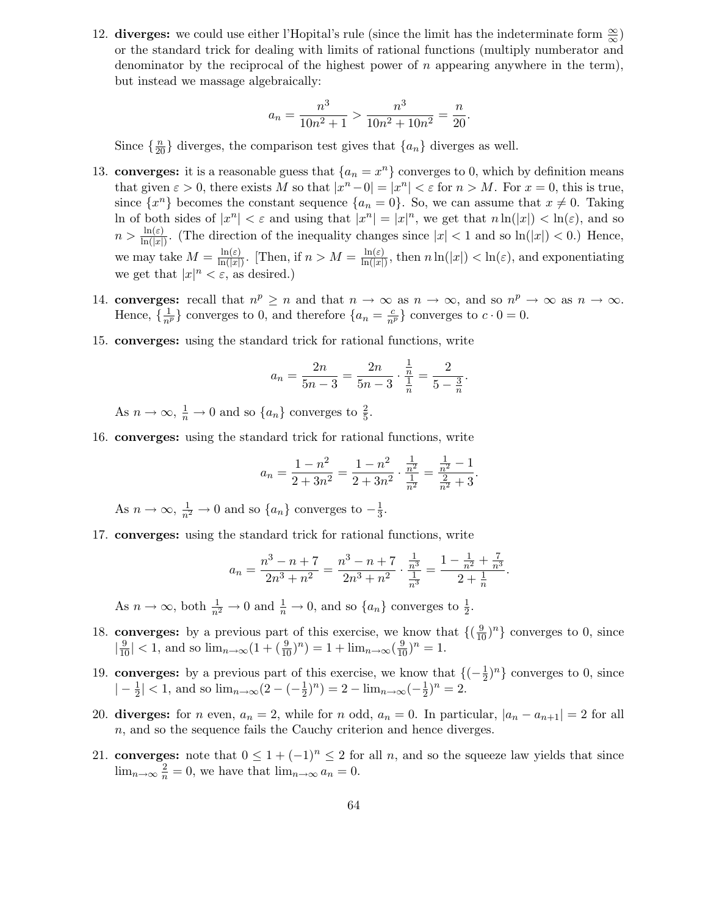12. **diverges:** we could use either l'Hopital's rule (since the limit has the indeterminate form $\frac{\infty}{\infty}$) or the standard trick for dealing with limits of rational functions (multiply numberator and denominator by the reciprocal of the highest power of $n$ appearing anywhere in the term), but instead we massage algebraically:

$$a_n = \frac{n^3}{10n^2 + 1} > \frac{n^3}{10n^2 + 10n^2} = \frac{n}{20}.$$

Since $\{\frac{n}{20}\}$ diverges, the comparison test gives that $\{a_n\}$ diverges as well.

13. **converges:** it is a reasonable guess that $\{a_n = x^n\}$ converges to 0, which by definition means that given $\varepsilon > 0$, there exists $M$ so that $|x^n - 0| = |x^n| < \varepsilon$ for $n > M$. For $x = 0$, this is true, since $\{x^n\}$ becomes the constant sequence $\{a_n = 0\}$. So, we can assume that $x \neq 0$. Taking ln of both sides of $|x^n| < \varepsilon$ and using that $|x^n| = |x|^n$, we get that $n \ln(|x|) < \ln(\varepsilon)$, and so $n > \frac{\ln(\varepsilon)}{\ln(|x|)}$. (The direction of the inequality changes since $|x| < 1$ and so $\ln(|x|) < 0$.) Hence, we may take $M = \frac{\ln(\varepsilon)}{\ln(|x|)}$. [Then, if $n > M = \frac{\ln(\varepsilon)}{\ln(|x|)}$, then $n \ln(|x|) < \ln(\varepsilon)$, and exponentiating we get that $|x|^n < \varepsilon$, as desired.)

14. **converges:** recall that $n^p \geq n$ and that $n \to \infty$ as $n \to \infty$, and so $n^p \to \infty$ as $n \to \infty$. Hence, $\{\frac{1}{n^p}\}$ converges to 0, and therefore $\{a_n = \frac{c}{n^p}\}$ converges to $c \cdot 0 = 0$.

15. **converges:** using the standard trick for rational functions, write

$$a_n = \frac{2n}{5n - 3} = \frac{2n}{5n - 3} \cdot \frac{\frac{1}{n}}{\frac{1}{n}} = \frac{2}{5 - \frac{3}{n}}.$$

As $n \to \infty$, $\frac{1}{n} \to 0$ and so $\{a_n\}$ converges to $\frac{2}{5}$.

16. **converges:** using the standard trick for rational functions, write

$$a_n = \frac{1 - n^2}{2 + 3n^2} = \frac{1 - n^2}{2 + 3n^2} \cdot \frac{\frac{1}{n^2}}{\frac{1}{n^2}} = \frac{\frac{1}{n^2} - 1}{\frac{2}{n^2} + 3}.$$

As $n \to \infty$, $\frac{1}{n^2} \to 0$ and so $\{a_n\}$ converges to $-\frac{1}{3}$.

17. **converges:** using the standard trick for rational functions, write

$$a_n = \frac{n^3 - n + 7}{2n^3 + n^2} = \frac{n^3 - n + 7}{2n^3 + n^2} \cdot \frac{\frac{1}{n^3}}{\frac{1}{n^3}} = \frac{1 - \frac{1}{n^2} + \frac{7}{n^3}}{2 + \frac{1}{n}}.$$

As $n \to \infty$, both $\frac{1}{n^2} \to 0$ and $\frac{1}{n} \to 0$, and so $\{a_n\}$ converges to $\frac{1}{2}$.

18. **converges:** by a previous part of this exercise, we know that $\{(\frac{9}{10})^n\}$ converges to 0, since $|\frac{9}{10}| < 1$, and so $\lim_{n\to\infty}(1 + (\frac{9}{10})^n) = 1 + \lim_{n\to\infty}(\frac{9}{10})^n = 1$.

19. **converges:** by a previous part of this exercise, we know that $\{(-\frac{1}{2})^n\}$ converges to 0, since $|-\frac{1}{2}| < 1$, and so $\lim_{n\to\infty}(2 - (-\frac{1}{2})^n) = 2 - \lim_{n\to\infty}(-\frac{1}{2})^n = 2$.

20. **diverges:** for $n$ even, $a_n = 2$, while for $n$ odd, $a_n = 0$. In particular, $|a_n - a_{n+1}| = 2$ for all $n$, and so the sequence fails the Cauchy criterion and hence diverges.

21. **converges:** note that $0 \leq 1 + (-1)^n \leq 2$ for all $n$, and so the squeeze law yields that since $\lim_{n\to\infty} \frac{2}{n} = 0$, we have that $\lim_{n\to\infty} a_n = 0$.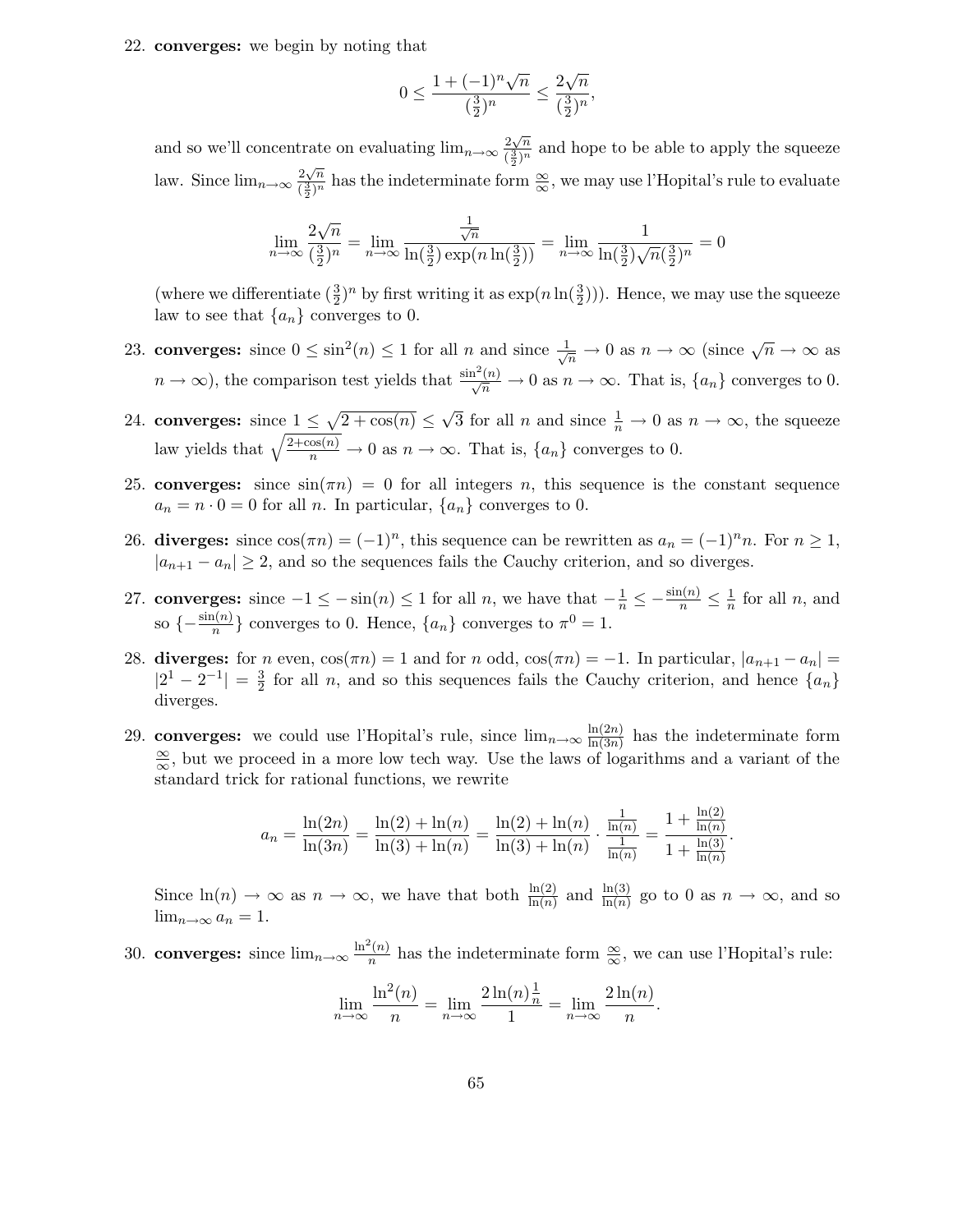22. **converges:** we begin by noting that

$$0 \le \frac{1+(-1)^n\sqrt{n}}{(\frac{3}{2})^n} \le \frac{2\sqrt{n}}{(\frac{3}{2})^n},$$

and so we'll concentrate on evaluating $\lim_{n\to\infty} \frac{2\sqrt{n}}{(\frac{3}{2})^n}$ and hope to be able to apply the squeeze law. Since $\lim_{n\to\infty} \frac{2\sqrt{n}}{(\frac{3}{2})^n}$ has the indeterminate form $\frac{\infty}{\infty}$, we may use l'Hopital's rule to evaluate

$$\lim_{n\to\infty} \frac{2\sqrt{n}}{(\frac{3}{2})^n} = \lim_{n\to\infty} \frac{\frac{1}{\sqrt{n}}}{\ln(\frac{3}{2})\exp(n\ln(\frac{3}{2}))} = \lim_{n\to\infty} \frac{1}{\ln(\frac{3}{2})\sqrt{n}(\frac{3}{2})^n} = 0$$

(where we differentiate $(\frac{3}{2})^n$ by first writing it as $\exp(n\ln(\frac{3}{2}))$). Hence, we may use the squeeze law to see that $\{a_n\}$ converges to 0.

23. **converges:** since $0 \le \sin^2(n) \le 1$ for all $n$ and since $\frac{1}{\sqrt{n}} \to 0$ as $n\to\infty$ (since $\sqrt{n}\to\infty$ as $n\to\infty$), the comparison test yields that $\frac{\sin^2(n)}{\sqrt{n}} \to 0$ as $n\to\infty$. That is, $\{a_n\}$ converges to 0.

24. **converges:** since $1 \le \sqrt{2+\cos(n)} \le \sqrt{3}$ for all $n$ and since $\frac{1}{n}\to 0$ as $n\to\infty$, the squeeze law yields that $\sqrt{\frac{2+\cos(n)}{n}} \to 0$ as $n\to\infty$. That is, $\{a_n\}$ converges to 0.

25. **converges:** since $\sin(\pi n) = 0$ for all integers $n$, this sequence is the constant sequence $a_n = n\cdot 0 = 0$ for all $n$. In particular, $\{a_n\}$ converges to 0.

26. **diverges:** since $\cos(\pi n) = (-1)^n$, this sequence can be rewritten as $a_n = (-1)^n n$. For $n\ge 1$, $|a_{n+1}-a_n| \ge 2$, and so the sequences fails the Cauchy criterion, and so diverges.

27. **converges:** since $-1 \le -\sin(n) \le 1$ for all $n$, we have that $-\frac{1}{n} \le -\frac{\sin(n)}{n} \le \frac{1}{n}$ for all $n$, and so $\{-\frac{\sin(n)}{n}\}$ converges to 0. Hence, $\{a_n\}$ converges to $\pi^0 = 1$.

28. **diverges:** for $n$ even, $\cos(\pi n) = 1$ and for $n$ odd, $\cos(\pi n) = -1$. In particular, $|a_{n+1}-a_n| = |2^1 - 2^{-1}| = \frac{3}{2}$ for all $n$, and so this sequences fails the Cauchy criterion, and hence $\{a_n\}$ diverges.

29. **converges:** we could use l'Hopital's rule, since $\lim_{n\to\infty}\frac{\ln(2n)}{\ln(3n)}$ has the indeterminate form $\frac{\infty}{\infty}$, but we proceed in a more low tech way. Use the laws of logarithms and a variant of the standard trick for rational functions, we rewrite

$$a_n = \frac{\ln(2n)}{\ln(3n)} = \frac{\ln(2)+\ln(n)}{\ln(3)+\ln(n)} = \frac{\ln(2)+\ln(n)}{\ln(3)+\ln(n)}\cdot\frac{\frac{1}{\ln(n)}}{\frac{1}{\ln(n)}} = \frac{1+\frac{\ln(2)}{\ln(n)}}{1+\frac{\ln(3)}{\ln(n)}}.$$

Since $\ln(n)\to\infty$ as $n\to\infty$, we have that both $\frac{\ln(2)}{\ln(n)}$ and $\frac{\ln(3)}{\ln(n)}$ go to 0 as $n\to\infty$, and so $\lim_{n\to\infty} a_n = 1$.

30. **converges:** since $\lim_{n\to\infty}\frac{\ln^2(n)}{n}$ has the indeterminate form $\frac{\infty}{\infty}$, we can use l'Hopital's rule:

$$\lim_{n\to\infty}\frac{\ln^2(n)}{n} = \lim_{n\to\infty}\frac{2\ln(n)\frac{1}{n}}{1} = \lim_{n\to\infty}\frac{2\ln(n)}{n}.$$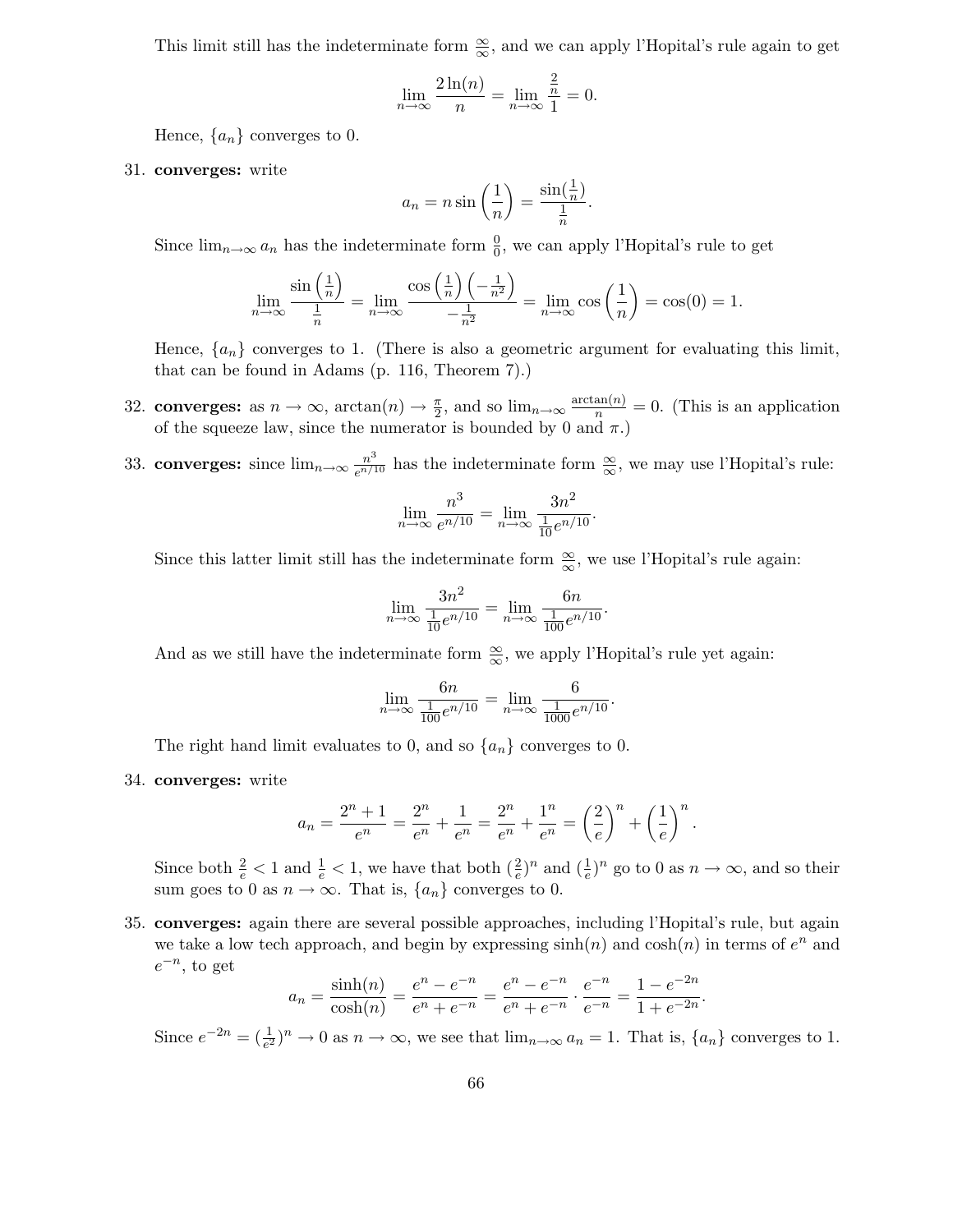This limit still has the indeterminate form $\frac{\infty}{\infty}$, and we can apply l'Hopital's rule again to get

$$\lim_{n\to\infty} \frac{2\ln(n)}{n} = \lim_{n\to\infty} \frac{\frac{2}{n}}{1} = 0.$$

Hence, $\{a_n\}$ converges to 0.

31. **converges:** write

$$a_n = n\sin\left(\frac{1}{n}\right) = \frac{\sin(\frac{1}{n})}{\frac{1}{n}}.$$

Since $\lim_{n\to\infty} a_n$ has the indeterminate form $\frac{0}{0}$, we can apply l'Hopital's rule to get

$$\lim_{n\to\infty} \frac{\sin\left(\frac{1}{n}\right)}{\frac{1}{n}} = \lim_{n\to\infty} \frac{\cos\left(\frac{1}{n}\right)\left(-\frac{1}{n^2}\right)}{-\frac{1}{n^2}} = \lim_{n\to\infty} \cos\left(\frac{1}{n}\right) = \cos(0) = 1.$$

Hence, $\{a_n\}$ converges to 1. (There is also a geometric argument for evaluating this limit, that can be found in Adams (p. 116, Theorem 7).)

32. **converges:** as $n \to \infty$, $\arctan(n) \to \frac{\pi}{2}$, and so $\lim_{n\to\infty} \frac{\arctan(n)}{n} = 0$. (This is an application of the squeeze law, since the numerator is bounded by 0 and $\pi$.)

33. **converges:** since $\lim_{n\to\infty} \frac{n^3}{e^{n/10}}$ has the indeterminate form $\frac{\infty}{\infty}$, we may use l'Hopital's rule:

$$\lim_{n\to\infty} \frac{n^3}{e^{n/10}} = \lim_{n\to\infty} \frac{3n^2}{\frac{1}{10}e^{n/10}}.$$

Since this latter limit still has the indeterminate form $\frac{\infty}{\infty}$, we use l'Hopital's rule again:

$$\lim_{n\to\infty} \frac{3n^2}{\frac{1}{10}e^{n/10}} = \lim_{n\to\infty} \frac{6n}{\frac{1}{100}e^{n/10}}.$$

And as we still have the indeterminate form $\frac{\infty}{\infty}$, we apply l'Hopital's rule yet again:

$$\lim_{n\to\infty} \frac{6n}{\frac{1}{100}e^{n/10}} = \lim_{n\to\infty} \frac{6}{\frac{1}{1000}e^{n/10}}.$$

The right hand limit evaluates to 0, and so $\{a_n\}$ converges to 0.

34. **converges:** write

$$a_n = \frac{2^n + 1}{e^n} = \frac{2^n}{e^n} + \frac{1}{e^n} = \frac{2^n}{e^n} + \frac{1^n}{e^n} = \left(\frac{2}{e}\right)^n + \left(\frac{1}{e}\right)^n.$$

Since both $\frac{2}{e} < 1$ and $\frac{1}{e} < 1$, we have that both $(\frac{2}{e})^n$ and $(\frac{1}{e})^n$ go to 0 as $n \to \infty$, and so their sum goes to 0 as $n \to \infty$. That is, $\{a_n\}$ converges to 0.

35. **converges:** again there are several possible approaches, including l'Hopital's rule, but again we take a low tech approach, and begin by expressing $\sinh(n)$ and $\cosh(n)$ in terms of $e^n$ and $e^{-n}$, to get

$$a_n = \frac{\sinh(n)}{\cosh(n)} = \frac{e^n - e^{-n}}{e^n + e^{-n}} = \frac{e^n - e^{-n}}{e^n + e^{-n}} \cdot \frac{e^{-n}}{e^{-n}} = \frac{1 - e^{-2n}}{1 + e^{-2n}}.$$

Since $e^{-2n} = (\frac{1}{e^2})^n \to 0$ as $n \to \infty$, we see that $\lim_{n\to\infty} a_n = 1$. That is, $\{a_n\}$ converges to 1.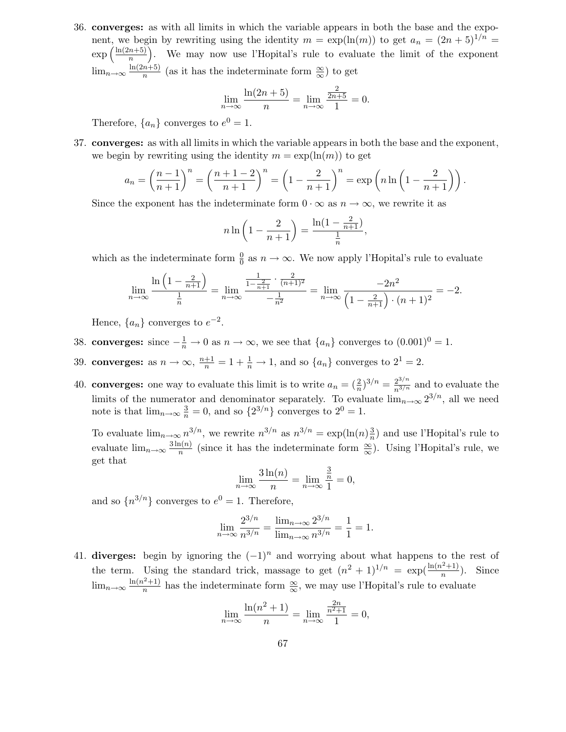36. **converges:** as with all limits in which the variable appears in both the base and the exponent, we begin by rewriting using the identity $m = \exp(\ln(m))$ to get $a_n = (2n+5)^{1/n} = \exp\left(\frac{\ln(2n+5)}{n}\right)$. We may now use l'Hopital's rule to evaluate the limit of the exponent $\lim_{n\to\infty} \frac{\ln(2n+5)}{n}$ (as it has the indeterminate form $\frac{\infty}{\infty}$) to get

$$\lim_{n\to\infty} \frac{\ln(2n+5)}{n} = \lim_{n\to\infty} \frac{\frac{2}{2n+5}}{1} = 0.$$

Therefore, $\{a_n\}$ converges to $e^0 = 1$.

37. **converges:** as with all limits in which the variable appears in both the base and the exponent, we begin by rewriting using the identity $m = \exp(\ln(m))$ to get

$$a_n = \left(\frac{n-1}{n+1}\right)^n = \left(\frac{n+1-2}{n+1}\right)^n = \left(1 - \frac{2}{n+1}\right)^n = \exp\left(n \ln\left(1 - \frac{2}{n+1}\right)\right).$$

Since the exponent has the indeterminate form $0 \cdot \infty$ as $n \to \infty$, we rewrite it as

$$n \ln\left(1 - \frac{2}{n+1}\right) = \frac{\ln(1 - \frac{2}{n+1})}{\frac{1}{n}},$$

which as the indeterminate form $\frac{0}{0}$ as $n \to \infty$. We now apply l'Hopital's rule to evaluate

$$\lim_{n\to\infty} \frac{\ln\left(1 - \frac{2}{n+1}\right)}{\frac{1}{n}} = \lim_{n\to\infty} \frac{\frac{1}{1-\frac{2}{n+1}} \cdot \frac{2}{(n+1)^2}}{-\frac{1}{n^2}} = \lim_{n\to\infty} \frac{-2n^2}{\left(1 - \frac{2}{n+1}\right) \cdot (n+1)^2} = -2.$$

Hence, $\{a_n\}$ converges to $e^{-2}$.

38. **converges:** since $-\frac{1}{n} \to 0$ as $n \to \infty$, we see that $\{a_n\}$ converges to $(0.001)^0 = 1$.

39. **converges:** as $n \to \infty$, $\frac{n+1}{n} = 1 + \frac{1}{n} \to 1$, and so $\{a_n\}$ converges to $2^1 = 2$.

40. **converges:** one way to evaluate this limit is to write $a_n = (\frac{2}{n})^{3/n} = \frac{2^{3/n}}{n^{3/n}}$ and to evaluate the limits of the numerator and denominator separately. To evaluate $\lim_{n\to\infty} 2^{3/n}$, all we need note is that $\lim_{n\to\infty} \frac{3}{n} = 0$, and so $\{2^{3/n}\}$ converges to $2^0 = 1$.

    To evaluate $\lim_{n\to\infty} n^{3/n}$, we rewrite $n^{3/n}$ as $n^{3/n} = \exp(\ln(n)\frac{3}{n})$ and use l'Hopital's rule to evaluate $\lim_{n\to\infty} \frac{3\ln(n)}{n}$ (since it has the indeterminate form $\frac{\infty}{\infty}$). Using l'Hopital's rule, we get that

$$\lim_{n\to\infty} \frac{3\ln(n)}{n} = \lim_{n\to\infty} \frac{\frac{3}{n}}{1} = 0,$$

and so $\{n^{3/n}\}$ converges to $e^0 = 1$. Therefore,

$$\lim_{n\to\infty} \frac{2^{3/n}}{n^{3/n}} = \frac{\lim_{n\to\infty} 2^{3/n}}{\lim_{n\to\infty} n^{3/n}} = \frac{1}{1} = 1.$$

41. **diverges:** begin by ignoring the $(-1)^n$ and worrying about what happens to the rest of the term. Using the standard trick, massage to get $(n^2+1)^{1/n} = \exp(\frac{\ln(n^2+1)}{n})$. Since $\lim_{n\to\infty} \frac{\ln(n^2+1)}{n}$ has the indeterminate form $\frac{\infty}{\infty}$, we may use l'Hopital's rule to evaluate

$$\lim_{n\to\infty} \frac{\ln(n^2+1)}{n} = \lim_{n\to\infty} \frac{\frac{2n}{n^2+1}}{1} = 0,$$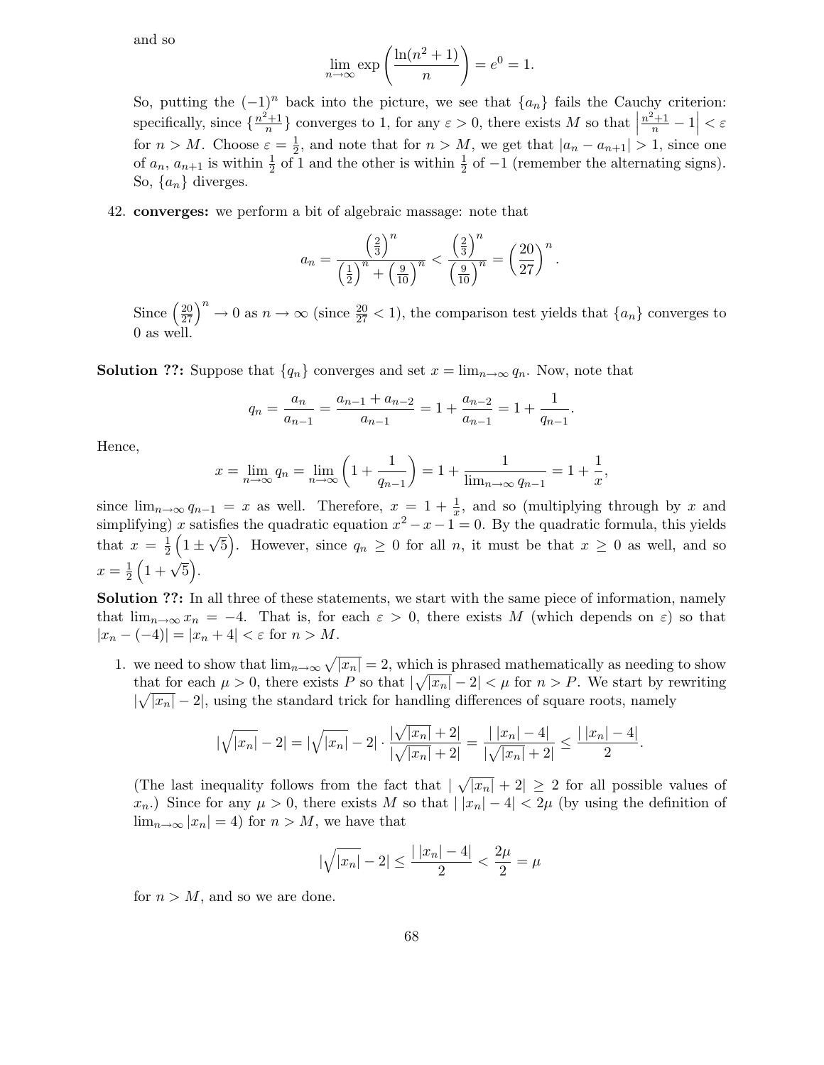and so

$$\lim_{n\to\infty} \exp\left(\frac{\ln(n^2+1)}{n}\right) = e^0 = 1.$$

So, putting the $(-1)^n$ back into the picture, we see that $\{a_n\}$ fails the Cauchy criterion: specifically, since $\{\frac{n^2+1}{n}\}$ converges to 1, for any $\varepsilon > 0$, there exists $M$ so that $\left|\frac{n^2+1}{n} - 1\right| < \varepsilon$ for $n > M$. Choose $\varepsilon = \frac{1}{2}$, and note that for $n > M$, we get that $|a_n - a_{n+1}| > 1$, since one of $a_n$, $a_{n+1}$ is within $\frac{1}{2}$ of 1 and the other is within $\frac{1}{2}$ of $-1$ (remember the alternating signs). So, $\{a_n\}$ diverges.

42. **converges:** we perform a bit of algebraic massage: note that

$$a_n = \frac{\left(\frac{2}{3}\right)^n}{\left(\frac{1}{2}\right)^n + \left(\frac{9}{10}\right)^n} < \frac{\left(\frac{2}{3}\right)^n}{\left(\frac{9}{10}\right)^n} = \left(\frac{20}{27}\right)^n.$$

Since $\left(\frac{20}{27}\right)^n \to 0$ as $n \to \infty$ (since $\frac{20}{27} < 1$), the comparison test yields that $\{a_n\}$ converges to 0 as well.

**Solution ??:** Suppose that $\{q_n\}$ converges and set $x = \lim_{n\to\infty} q_n$. Now, note that

$$q_n = \frac{a_n}{a_{n-1}} = \frac{a_{n-1} + a_{n-2}}{a_{n-1}} = 1 + \frac{a_{n-2}}{a_{n-1}} = 1 + \frac{1}{q_{n-1}}.$$

Hence,

$$x = \lim_{n\to\infty} q_n = \lim_{n\to\infty}\left(1 + \frac{1}{q_{n-1}}\right) = 1 + \frac{1}{\lim_{n\to\infty} q_{n-1}} = 1 + \frac{1}{x},$$

since $\lim_{n\to\infty} q_{n-1} = x$ as well. Therefore, $x = 1 + \frac{1}{x}$, and so (multiplying through by $x$ and simplifying) $x$ satisfies the quadratic equation $x^2 - x - 1 = 0$. By the quadratic formula, this yields that $x = \frac{1}{2}\left(1 \pm \sqrt{5}\right)$. However, since $q_n \geq 0$ for all $n$, it must be that $x \geq 0$ as well, and so $x = \frac{1}{2}\left(1 + \sqrt{5}\right)$.

**Solution ??:** In all three of these statements, we start with the same piece of information, namely that $\lim_{n\to\infty} x_n = -4$. That is, for each $\varepsilon > 0$, there exists $M$ (which depends on $\varepsilon$) so that $|x_n - (-4)| = |x_n + 4| < \varepsilon$ for $n > M$.

1. we need to show that $\lim_{n\to\infty} \sqrt{|x_n|} = 2$, which is phrased mathematically as needing to show that for each $\mu > 0$, there exists $P$ so that $|\sqrt{|x_n|} - 2| < \mu$ for $n > P$. We start by rewriting $|\sqrt{|x_n|} - 2|$, using the standard trick for handling differences of square roots, namely

$$|\sqrt{|x_n|} - 2| = |\sqrt{|x_n|} - 2| \cdot \frac{|\sqrt{|x_n|} + 2|}{|\sqrt{|x_n|} + 2|} = \frac{|\,|x_n| - 4|}{|\sqrt{|x_n|} + 2|} \leq \frac{|\,|x_n| - 4|}{2}.$$

(The last inequality follows from the fact that $|\sqrt{|x_n|} + 2| \geq 2$ for all possible values of $x_n$.) Since for any $\mu > 0$, there exists $M$ so that $|\,|x_n| - 4| < 2\mu$ (by using the definition of $\lim_{n\to\infty} |x_n| = 4$) for $n > M$, we have that

$$|\sqrt{|x_n|} - 2| \leq \frac{|\,|x_n| - 4|}{2} < \frac{2\mu}{2} = \mu$$

for $n > M$, and so we are done.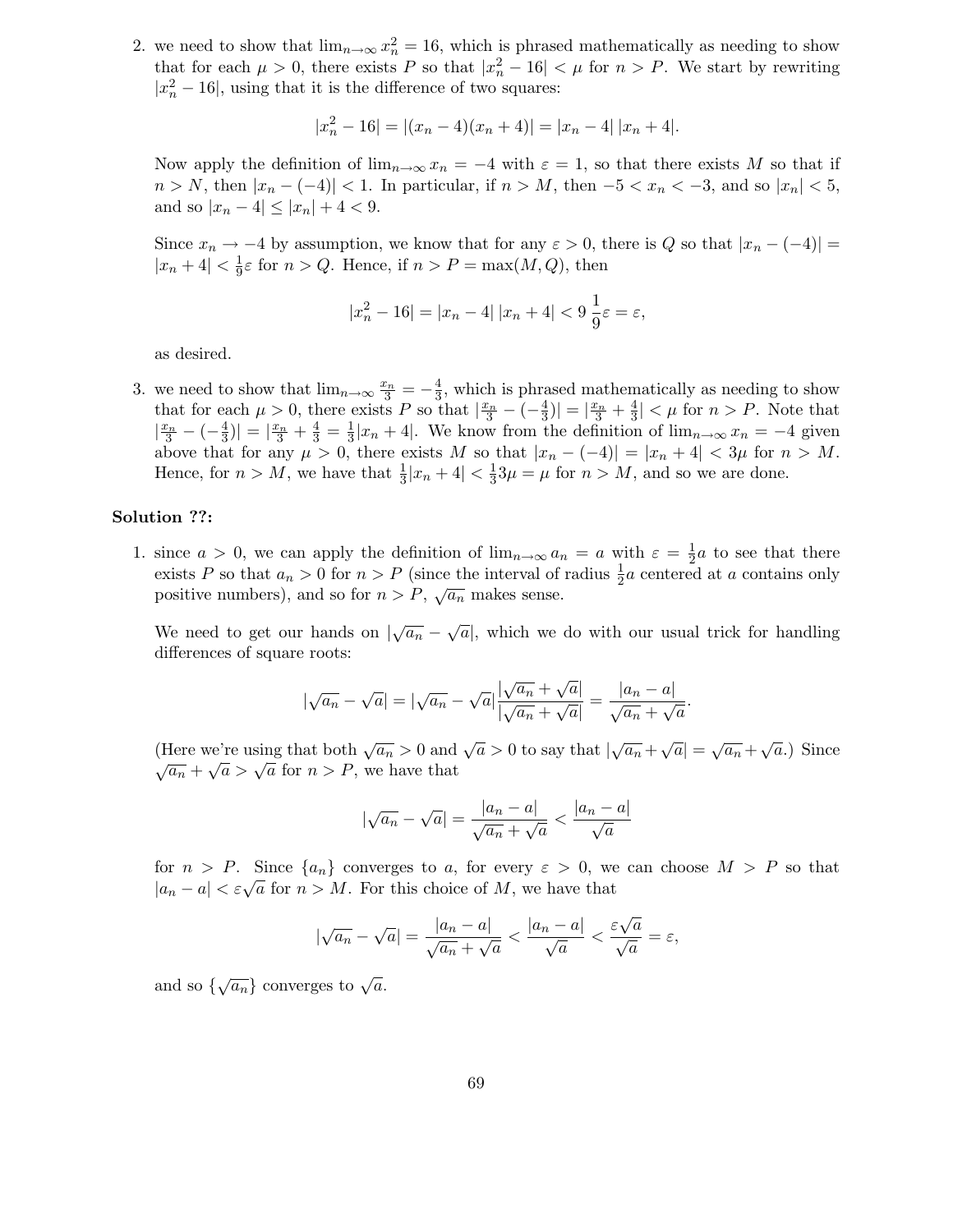2. we need to show that $\lim_{n\to\infty} x_n^2 = 16$, which is phrased mathematically as needing to show that for each $\mu > 0$, there exists $P$ so that $|x_n^2 - 16| < \mu$ for $n > P$. We start by rewriting $|x_n^2 - 16|$, using that it is the difference of two squares:

$$|x_n^2 - 16| = |(x_n - 4)(x_n + 4)| = |x_n - 4|\,|x_n + 4|.$$

Now apply the definition of $\lim_{n\to\infty} x_n = -4$ with $\varepsilon = 1$, so that there exists $M$ so that if $n > N$, then $|x_n - (-4)| < 1$. In particular, if $n > M$, then $-5 < x_n < -3$, and so $|x_n| < 5$, and so $|x_n - 4| \le |x_n| + 4 < 9$.

Since $x_n \to -4$ by assumption, we know that for any $\varepsilon > 0$, there is $Q$ so that $|x_n - (-4)| = |x_n + 4| < \frac{1}{9}\varepsilon$ for $n > Q$. Hence, if $n > P = \max(M, Q)$, then

$$|x_n^2 - 16| = |x_n - 4|\,|x_n + 4| < 9\,\frac{1}{9}\varepsilon = \varepsilon,$$

as desired.

3. we need to show that $\lim_{n\to\infty} \frac{x_n}{3} = -\frac{4}{3}$, which is phrased mathematically as needing to show that for each $\mu > 0$, there exists $P$ so that $|\frac{x_n}{3} - (-\frac{4}{3})| = |\frac{x_n}{3} + \frac{4}{3}| < \mu$ for $n > P$. Note that $|\frac{x_n}{3} - (-\frac{4}{3})| = |\frac{x_n}{3} + \frac{4}{3} = \frac{1}{3}|x_n + 4|$. We know from the definition of $\lim_{n\to\infty} x_n = -4$ given above that for any $\mu > 0$, there exists $M$ so that $|x_n - (-4)| = |x_n + 4| < 3\mu$ for $n > M$. Hence, for $n > M$, we have that $\frac{1}{3}|x_n + 4| < \frac{1}{3}3\mu = \mu$ for $n > M$, and so we are done.

**Solution ??:**

1. since $a > 0$, we can apply the definition of $\lim_{n\to\infty} a_n = a$ with $\varepsilon = \frac{1}{2}a$ to see that there exists $P$ so that $a_n > 0$ for $n > P$ (since the interval of radius $\frac{1}{2}a$ centered at $a$ contains only positive numbers), and so for $n > P$, $\sqrt{a_n}$ makes sense.

We need to get our hands on $|\sqrt{a_n} - \sqrt{a}|$, which we do with our usual trick for handling differences of square roots:

$$|\sqrt{a_n} - \sqrt{a}| = |\sqrt{a_n} - \sqrt{a}|\frac{|\sqrt{a_n} + \sqrt{a}|}{|\sqrt{a_n} + \sqrt{a}|} = \frac{|a_n - a|}{\sqrt{a_n} + \sqrt{a}}.$$

(Here we're using that both $\sqrt{a_n} > 0$ and $\sqrt{a} > 0$ to say that $|\sqrt{a_n} + \sqrt{a}| = \sqrt{a_n} + \sqrt{a}$.) Since $\sqrt{a_n} + \sqrt{a} > \sqrt{a}$ for $n > P$, we have that

$$|\sqrt{a_n} - \sqrt{a}| = \frac{|a_n - a|}{\sqrt{a_n} + \sqrt{a}} < \frac{|a_n - a|}{\sqrt{a}}$$

for $n > P$. Since $\{a_n\}$ converges to $a$, for every $\varepsilon > 0$, we can choose $M > P$ so that $|a_n - a| < \varepsilon\sqrt{a}$ for $n > M$. For this choice of $M$, we have that

$$|\sqrt{a_n} - \sqrt{a}| = \frac{|a_n - a|}{\sqrt{a_n} + \sqrt{a}} < \frac{|a_n - a|}{\sqrt{a}} < \frac{\varepsilon\sqrt{a}}{\sqrt{a}} = \varepsilon,$$

and so $\{\sqrt{a_n}\}$ converges to $\sqrt{a}$.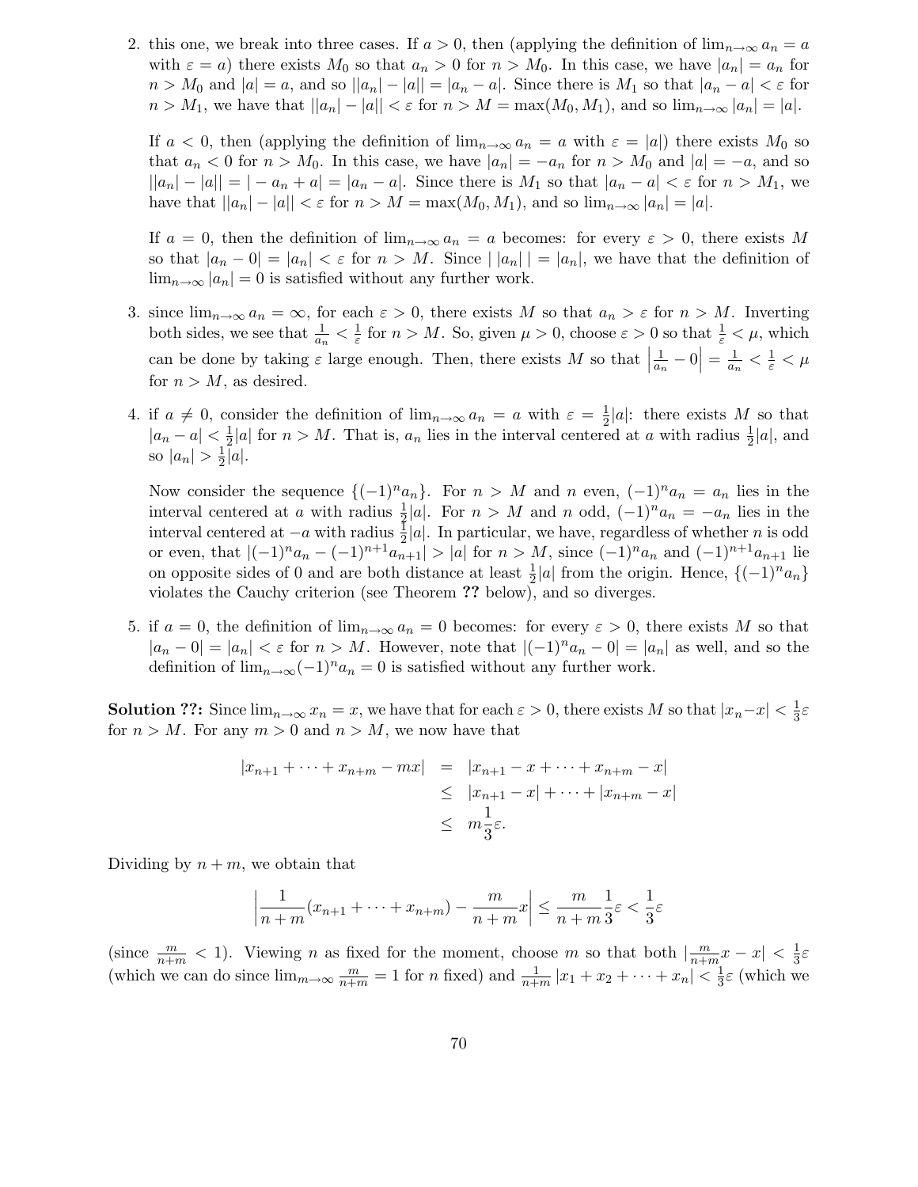2. this one, we break into three cases. If $a > 0$, then (applying the definition of $\lim_{n\to\infty} a_n = a$ with $\varepsilon = a$) there exists $M_0$ so that $a_n > 0$ for $n > M_0$. In this case, we have $|a_n| = a_n$ for $n > M_0$ and $|a| = a$, and so $||a_n| - |a|| = |a_n - a|$. Since there is $M_1$ so that $|a_n - a| < \varepsilon$ for $n > M_1$, we have that $||a_n| - |a|| < \varepsilon$ for $n > M = \max(M_0, M_1)$, and so $\lim_{n\to\infty} |a_n| = |a|$.

   If $a < 0$, then (applying the definition of $\lim_{n\to\infty} a_n = a$ with $\varepsilon = |a|$) there exists $M_0$ so that $a_n < 0$ for $n > M_0$. In this case, we have $|a_n| = -a_n$ for $n > M_0$ and $|a| = -a$, and so $||a_n| - |a|| = | - a_n + a| = |a_n - a|$. Since there is $M_1$ so that $|a_n - a| < \varepsilon$ for $n > M_1$, we have that $||a_n| - |a|| < \varepsilon$ for $n > M = \max(M_0, M_1)$, and so $\lim_{n\to\infty} |a_n| = |a|$.

   If $a = 0$, then the definition of $\lim_{n\to\infty} a_n = a$ becomes: for every $\varepsilon > 0$, there exists $M$ so that $|a_n - 0| = |a_n| < \varepsilon$ for $n > M$. Since $|\,|a_n|\,| = |a_n|$, we have that the definition of $\lim_{n\to\infty} |a_n| = 0$ is satisfied without any further work.

3. since $\lim_{n\to\infty} a_n = \infty$, for each $\varepsilon > 0$, there exists $M$ so that $a_n > \varepsilon$ for $n > M$. Inverting both sides, we see that $\frac{1}{a_n} < \frac{1}{\varepsilon}$ for $n > M$. So, given $\mu > 0$, choose $\varepsilon > 0$ so that $\frac{1}{\varepsilon} < \mu$, which can be done by taking $\varepsilon$ large enough. Then, there exists $M$ so that $\left|\frac{1}{a_n} - 0\right| = \frac{1}{a_n} < \frac{1}{\varepsilon} < \mu$ for $n > M$, as desired.

4. if $a \neq 0$, consider the definition of $\lim_{n\to\infty} a_n = a$ with $\varepsilon = \frac{1}{2}|a|$: there exists $M$ so that $|a_n - a| < \frac{1}{2}|a|$ for $n > M$. That is, $a_n$ lies in the interval centered at $a$ with radius $\frac{1}{2}|a|$, and so $|a_n| > \frac{1}{2}|a|$.

   Now consider the sequence $\{(-1)^n a_n\}$. For $n > M$ and $n$ even, $(-1)^n a_n = a_n$ lies in the interval centered at $a$ with radius $\frac{1}{2}|a|$. For $n > M$ and $n$ odd, $(-1)^n a_n = -a_n$ lies in the interval centered at $-a$ with radius $\frac{1}{2}|a|$. In particular, we have, regardless of whether $n$ is odd or even, that $|(-1)^n a_n - (-1)^{n+1} a_{n+1}| > |a|$ for $n > M$, since $(-1)^n a_n$ and $(-1)^{n+1} a_{n+1}$ lie on opposite sides of 0 and are both distance at least $\frac{1}{2}|a|$ from the origin. Hence, $\{(-1)^n a_n\}$ violates the Cauchy criterion (see Theorem **??** below), and so diverges.

5. if $a = 0$, the definition of $\lim_{n\to\infty} a_n = 0$ becomes: for every $\varepsilon > 0$, there exists $M$ so that $|a_n - 0| = |a_n| < \varepsilon$ for $n > M$. However, note that $|(-1)^n a_n - 0| = |a_n|$ as well, and so the definition of $\lim_{n\to\infty} (-1)^n a_n = 0$ is satisfied without any further work.

**Solution ??:** Since $\lim_{n\to\infty} x_n = x$, we have that for each $\varepsilon > 0$, there exists $M$ so that $|x_n - x| < \frac{1}{3}\varepsilon$ for $n > M$. For any $m > 0$ and $n > M$, we now have that

$$
\begin{aligned}
|x_{n+1} + \cdots + x_{n+m} - mx| &= |x_{n+1} - x + \cdots + x_{n+m} - x| \\
&\leq |x_{n+1} - x| + \cdots + |x_{n+m} - x| \\
&\leq m\frac{1}{3}\varepsilon.
\end{aligned}
$$

Dividing by $n + m$, we obtain that

$$
\left|\frac{1}{n+m}(x_{n+1} + \cdots + x_{n+m}) - \frac{m}{n+m}x\right| \leq \frac{m}{n+m}\frac{1}{3}\varepsilon < \frac{1}{3}\varepsilon
$$

(since $\frac{m}{n+m} < 1$). Viewing $n$ as fixed for the moment, choose $m$ so that both $|\frac{m}{n+m}x - x| < \frac{1}{3}\varepsilon$ (which we can do since $\lim_{m\to\infty} \frac{m}{n+m} = 1$ for $n$ fixed) and $\frac{1}{n+m}|x_1 + x_2 + \cdots + x_n| < \frac{1}{3}\varepsilon$ (which we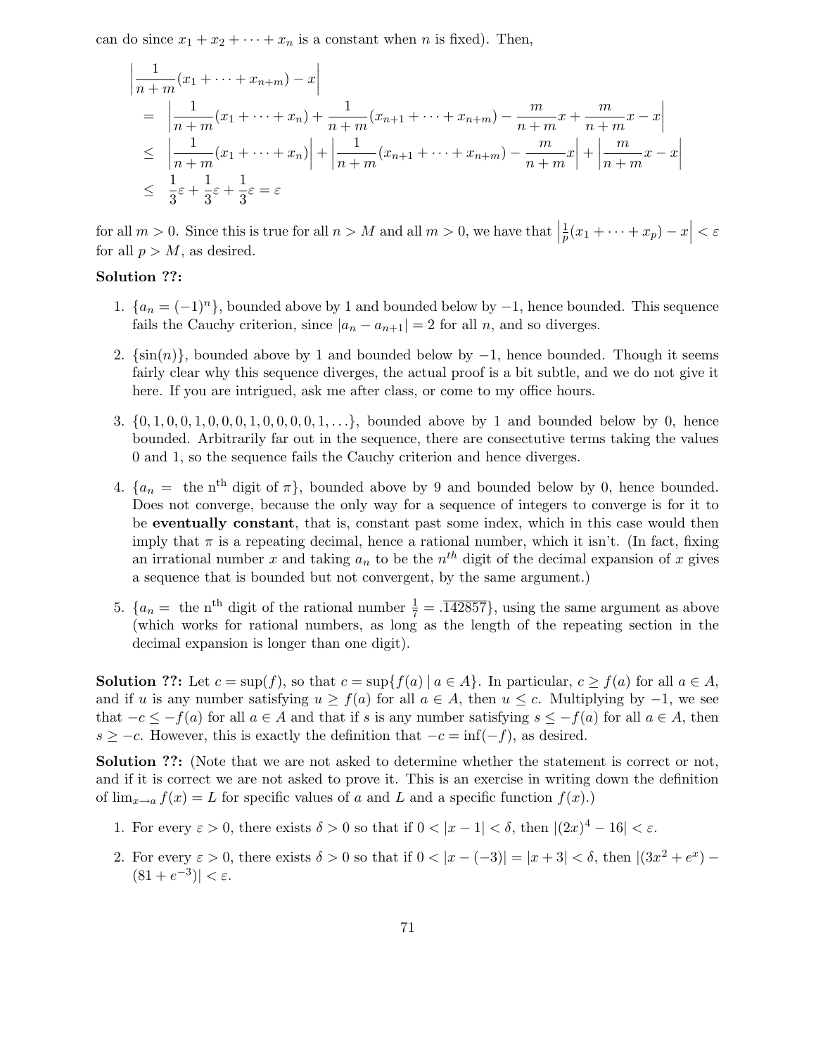can do since $x_1 + x_2 + \cdots + x_n$ is a constant when $n$ is fixed). Then,

$$
\begin{aligned}
& \left| \frac{1}{n+m}(x_1 + \cdots + x_{n+m}) - x \right| \\
= & \left| \frac{1}{n+m}(x_1 + \cdots + x_n) + \frac{1}{n+m}(x_{n+1} + \cdots + x_{n+m}) - \frac{m}{n+m}x + \frac{m}{n+m}x - x \right| \\
\leq & \left| \frac{1}{n+m}(x_1 + \cdots + x_n) \right| + \left| \frac{1}{n+m}(x_{n+1} + \cdots + x_{n+m}) - \frac{m}{n+m}x \right| + \left| \frac{m}{n+m}x - x \right| \\
\leq & \frac{1}{3}\varepsilon + \frac{1}{3}\varepsilon + \frac{1}{3}\varepsilon = \varepsilon
\end{aligned}
$$

for all $m > 0$. Since this is true for all $n > M$ and all $m > 0$, we have that $\left| \frac{1}{p}(x_1 + \cdots + x_p) - x \right| < \varepsilon$ for all $p > M$, as desired.

**Solution ??:**

1. $\{a_n = (-1)^n\}$, bounded above by 1 and bounded below by $-1$, hence bounded. This sequence fails the Cauchy criterion, since $|a_n - a_{n+1}| = 2$ for all $n$, and so diverges.

2. $\{\sin(n)\}$, bounded above by 1 and bounded below by $-1$, hence bounded. Though it seems fairly clear why this sequence diverges, the actual proof is a bit subtle, and we do not give it here. If you are intrigued, ask me after class, or come to my office hours.

3. $\{0, 1, 0, 0, 1, 0, 0, 0, 1, 0, 0, 0, 0, 1, \ldots\}$, bounded above by 1 and bounded below by 0, hence bounded. Arbitrarily far out in the sequence, there are consectutive terms taking the values 0 and 1, so the sequence fails the Cauchy criterion and hence diverges.

4. $\{a_n = \text{ the n}^{\text{th}} \text{ digit of } \pi\}$, bounded above by 9 and bounded below by 0, hence bounded. Does not converge, because the only way for a sequence of integers to converge is for it to be **eventually constant**, that is, constant past some index, which in this case would then imply that $\pi$ is a repeating decimal, hence a rational number, which it isn't. (In fact, fixing an irrational number $x$ and taking $a_n$ to be the $n^{th}$ digit of the decimal expansion of $x$ gives a sequence that is bounded but not convergent, by the same argument.)

5. $\{a_n = \text{ the n}^{\text{th}} \text{ digit of the rational number } \frac{1}{7} = .\overline{142857}\}$, using the same argument as above (which works for rational numbers, as long as the length of the repeating section in the decimal expansion is longer than one digit).

**Solution ??:** Let $c = \sup(f)$, so that $c = \sup\{f(a) \mid a \in A\}$. In particular, $c \geq f(a)$ for all $a \in A$, and if $u$ is any number satisfying $u \geq f(a)$ for all $a \in A$, then $u \leq c$. Multiplying by $-1$, we see that $-c \leq -f(a)$ for all $a \in A$ and that if $s$ is any number satisfying $s \leq -f(a)$ for all $a \in A$, then $s \geq -c$. However, this is exactly the definition that $-c = \inf(-f)$, as desired.

**Solution ??:** (Note that we are not asked to determine whether the statement is correct or not, and if it is correct we are not asked to prove it. This is an exercise in writing down the definition of $\lim_{x \to a} f(x) = L$ for specific values of $a$ and $L$ and a specific function $f(x)$.)

1. For every $\varepsilon > 0$, there exists $\delta > 0$ so that if $0 < |x - 1| < \delta$, then $|(2x)^4 - 16| < \varepsilon$.

2. For every $\varepsilon > 0$, there exists $\delta > 0$ so that if $0 < |x - (-3)| = |x + 3| < \delta$, then $|(3x^2 + e^x) - (81 + e^{-3})| < \varepsilon$.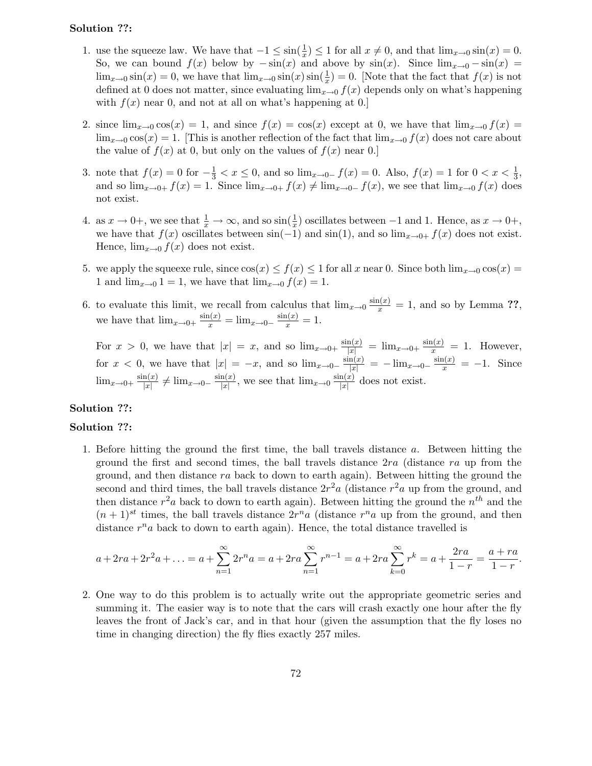**Solution ??:**

1. use the squeeze law. We have that $-1 \le \sin(\frac{1}{x}) \le 1$ for all $x \ne 0$, and that $\lim_{x\to 0}\sin(x) = 0$. So, we can bound $f(x)$ below by $-\sin(x)$ and above by $\sin(x)$. Since $\lim_{x\to 0} -\sin(x) = \lim_{x\to 0}\sin(x) = 0$, we have that $\lim_{x\to 0}\sin(x)\sin(\frac{1}{x}) = 0$. [Note that the fact that $f(x)$ is not defined at 0 does not matter, since evaluating $\lim_{x\to 0} f(x)$ depends only on what's happening with $f(x)$ near 0, and not at all on what's happening at 0.]

2. since $\lim_{x\to 0}\cos(x) = 1$, and since $f(x) = \cos(x)$ except at 0, we have that $\lim_{x\to 0} f(x) = \lim_{x\to 0}\cos(x) = 1$. [This is another reflection of the fact that $\lim_{x\to 0} f(x)$ does not care about the value of $f(x)$ at 0, but only on the values of $f(x)$ near 0.]

3. note that $f(x) = 0$ for $-\frac{1}{3} < x \le 0$, and so $\lim_{x\to 0-} f(x) = 0$. Also, $f(x) = 1$ for $0 < x < \frac{1}{3}$, and so $\lim_{x\to 0+} f(x) = 1$. Since $\lim_{x\to 0+} f(x) \ne \lim_{x\to 0-} f(x)$, we see that $\lim_{x\to 0} f(x)$ does not exist.

4. as $x \to 0+$, we see that $\frac{1}{x} \to \infty$, and so $\sin(\frac{1}{x})$ oscillates between $-1$ and 1. Hence, as $x \to 0+$, we have that $f(x)$ oscillates between $\sin(-1)$ and $\sin(1)$, and so $\lim_{x\to 0+} f(x)$ does not exist. Hence, $\lim_{x\to 0} f(x)$ does not exist.

5. we apply the squeexe rule, since $\cos(x) \le f(x) \le 1$ for all $x$ near 0. Since both $\lim_{x\to 0}\cos(x) = 1$ and $\lim_{x\to 0} 1 = 1$, we have that $\lim_{x\to 0} f(x) = 1$.

6. to evaluate this limit, we recall from calculus that $\lim_{x\to 0}\frac{\sin(x)}{x} = 1$, and so by Lemma **??**, we have that $\lim_{x\to 0+}\frac{\sin(x)}{x} = \lim_{x\to 0-}\frac{\sin(x)}{x} = 1$.

   For $x > 0$, we have that $|x| = x$, and so $\lim_{x\to 0+}\frac{\sin(x)}{|x|} = \lim_{x\to 0+}\frac{\sin(x)}{x} = 1$. However, for $x < 0$, we have that $|x| = -x$, and so $\lim_{x\to 0-}\frac{\sin(x)}{|x|} = -\lim_{x\to 0-}\frac{\sin(x)}{x} = -1$. Since $\lim_{x\to 0+}\frac{\sin(x)}{|x|} \ne \lim_{x\to 0-}\frac{\sin(x)}{|x|}$, we see that $\lim_{x\to 0}\frac{\sin(x)}{|x|}$ does not exist.

**Solution ??:**

**Solution ??:**

1. Before hitting the ground the first time, the ball travels distance $a$. Between hitting the ground the first and second times, the ball travels distance $2ra$ (distance $ra$ up from the ground, and then distance $ra$ back to down to earth again). Between hitting the ground the second and third times, the ball travels distance $2r^2a$ (distance $r^2a$ up from the ground, and then distance $r^2a$ back to down to earth again). Between hitting the ground the $n^{th}$ and the $(n+1)^{st}$ times, the ball travels distance $2r^na$ (distance $r^na$ up from the ground, and then distance $r^na$ back to down to earth again). Hence, the total distance travelled is

$$a + 2ra + 2r^2a + \ldots = a + \sum_{n=1}^{\infty} 2r^na = a + 2ra\sum_{n=1}^{\infty} r^{n-1} = a + 2ra\sum_{k=0}^{\infty} r^k = a + \frac{2ra}{1-r} = \frac{a+ra}{1-r}.$$

2. One way to do this problem is to actually write out the appropriate geometric series and summing it. The easier way is to note that the cars will crash exactly one hour after the fly leaves the front of Jack's car, and in that hour (given the assumption that the fly loses no time in changing direction) the fly flies exactly 257 miles.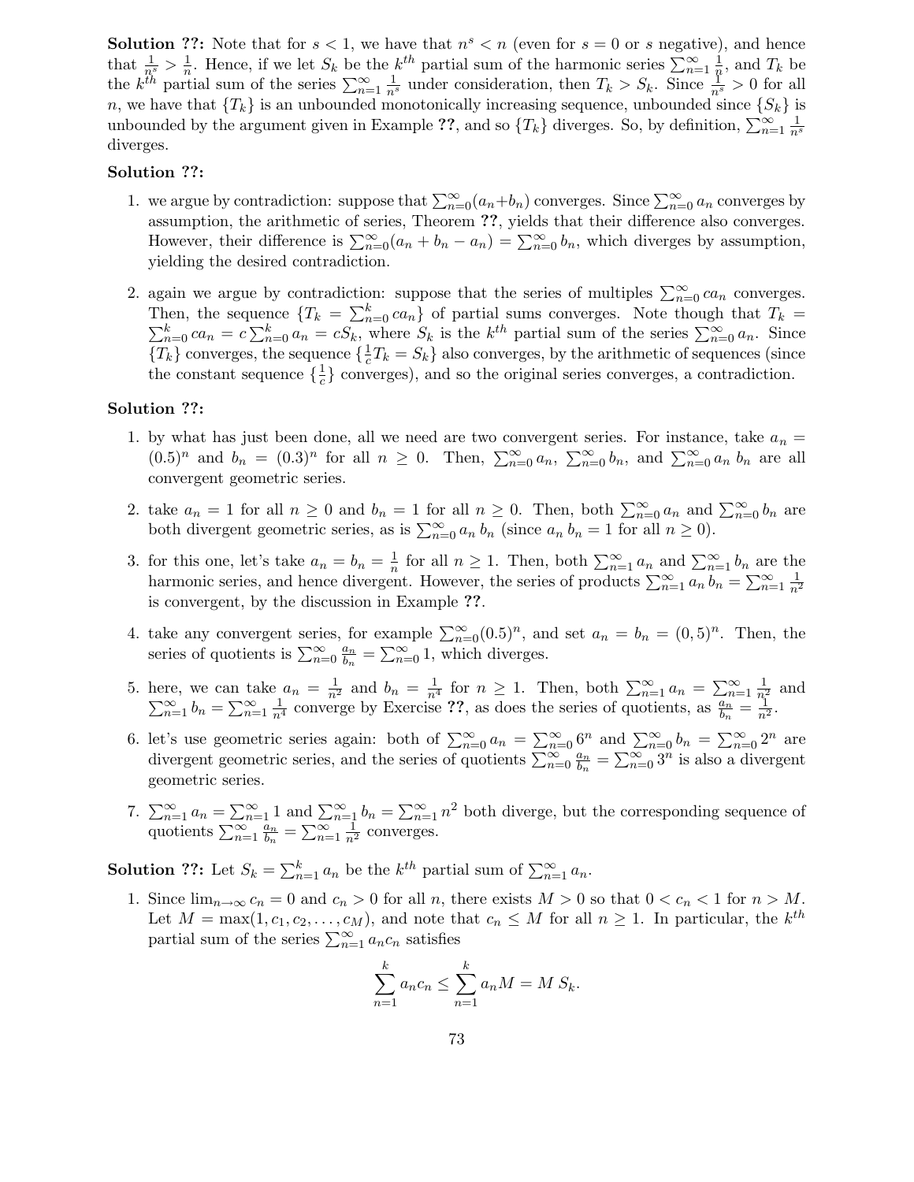**Solution ??:** Note that for $s < 1$, we have that $n^s < n$ (even for $s = 0$ or $s$ negative), and hence that $\frac{1}{n^s} > \frac{1}{n}$. Hence, if we let $S_k$ be the $k^{th}$ partial sum of the harmonic series $\sum_{n=1}^{\infty} \frac{1}{n}$, and $T_k$ be the $k^{th}$ partial sum of the series $\sum_{n=1}^{\infty} \frac{1}{n^s}$ under consideration, then $T_k > S_k$. Since $\frac{1}{n^s} > 0$ for all $n$, we have that $\{T_k\}$ is an unbounded monotonically increasing sequence, unbounded since $\{S_k\}$ is unbounded by the argument given in Example **??**, and so $\{T_k\}$ diverges. So, by definition, $\sum_{n=1}^{\infty} \frac{1}{n^s}$ diverges.

**Solution ??:**

1. we argue by contradiction: suppose that $\sum_{n=0}^{\infty}(a_n+b_n)$ converges. Since $\sum_{n=0}^{\infty} a_n$ converges by assumption, the arithmetic of series, Theorem **??**, yields that their difference also converges. However, their difference is $\sum_{n=0}^{\infty}(a_n + b_n - a_n) = \sum_{n=0}^{\infty} b_n$, which diverges by assumption, yielding the desired contradiction.

2. again we argue by contradiction: suppose that the series of multiples $\sum_{n=0}^{\infty} ca_n$ converges. Then, the sequence $\{T_k = \sum_{n=0}^{k} ca_n\}$ of partial sums converges. Note though that $T_k = \sum_{n=0}^{k} ca_n = c\sum_{n=0}^{k} a_n = cS_k$, where $S_k$ is the $k^{th}$ partial sum of the series $\sum_{n=0}^{\infty} a_n$. Since $\{T_k\}$ converges, the sequence $\{\frac{1}{c}T_k = S_k\}$ also converges, by the arithmetic of sequences (since the constant sequence $\{\frac{1}{c}\}$ converges), and so the original series converges, a contradiction.

**Solution ??:**

1. by what has just been done, all we need are two convergent series. For instance, take $a_n = (0.5)^n$ and $b_n = (0.3)^n$ for all $n \geq 0$. Then, $\sum_{n=0}^{\infty} a_n$, $\sum_{n=0}^{\infty} b_n$, and $\sum_{n=0}^{\infty} a_n\, b_n$ are all convergent geometric series.

2. take $a_n = 1$ for all $n \geq 0$ and $b_n = 1$ for all $n \geq 0$. Then, both $\sum_{n=0}^{\infty} a_n$ and $\sum_{n=0}^{\infty} b_n$ are both divergent geometric series, as is $\sum_{n=0}^{\infty} a_n\, b_n$ (since $a_n\, b_n = 1$ for all $n \geq 0$).

3. for this one, let's take $a_n = b_n = \frac{1}{n}$ for all $n \geq 1$. Then, both $\sum_{n=1}^{\infty} a_n$ and $\sum_{n=1}^{\infty} b_n$ are the harmonic series, and hence divergent. However, the series of products $\sum_{n=1}^{\infty} a_n\, b_n = \sum_{n=1}^{\infty} \frac{1}{n^2}$ is convergent, by the discussion in Example **??**.

4. take any convergent series, for example $\sum_{n=0}^{\infty}(0.5)^n$, and set $a_n = b_n = (0,5)^n$. Then, the series of quotients is $\sum_{n=0}^{\infty} \frac{a_n}{b_n} = \sum_{n=0}^{\infty} 1$, which diverges.

5. here, we can take $a_n = \frac{1}{n^2}$ and $b_n = \frac{1}{n^4}$ for $n \geq 1$. Then, both $\sum_{n=1}^{\infty} a_n = \sum_{n=1}^{\infty} \frac{1}{n^2}$ and $\sum_{n=1}^{\infty} b_n = \sum_{n=1}^{\infty} \frac{1}{n^4}$ converge by Exercise **??**, as does the series of quotients, as $\frac{a_n}{b_n} = \frac{1}{n^2}$.

6. let's use geometric series again: both of $\sum_{n=0}^{\infty} a_n = \sum_{n=0}^{\infty} 6^n$ and $\sum_{n=0}^{\infty} b_n = \sum_{n=0}^{\infty} 2^n$ are divergent geometric series, and the series of quotients $\sum_{n=0}^{\infty} \frac{a_n}{b_n} = \sum_{n=0}^{\infty} 3^n$ is also a divergent geometric series.

7. $\sum_{n=1}^{\infty} a_n = \sum_{n=1}^{\infty} 1$ and $\sum_{n=1}^{\infty} b_n = \sum_{n=1}^{\infty} n^2$ both diverge, but the corresponding sequence of quotients $\sum_{n=1}^{\infty} \frac{a_n}{b_n} = \sum_{n=1}^{\infty} \frac{1}{n^2}$ converges.

**Solution ??:** Let $S_k = \sum_{n=1}^{k} a_n$ be the $k^{th}$ partial sum of $\sum_{n=1}^{\infty} a_n$.

1. Since $\lim_{n\to\infty} c_n = 0$ and $c_n > 0$ for all $n$, there exists $M > 0$ so that $0 < c_n < 1$ for $n > M$. Let $M = \max(1, c_1, c_2, \ldots, c_M)$, and note that $c_n \leq M$ for all $n \geq 1$. In particular, the $k^{th}$ partial sum of the series $\sum_{n=1}^{\infty} a_n c_n$ satisfies

$$\sum_{n=1}^{k} a_n c_n \leq \sum_{n=1}^{k} a_n M = M\, S_k.$$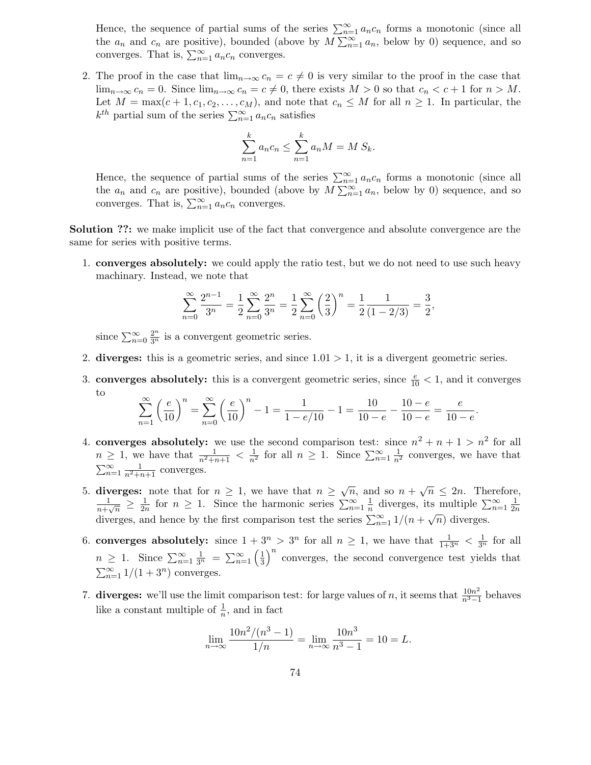Hence, the sequence of partial sums of the series $\sum_{n=1}^{\infty} a_n c_n$ forms a monotonic (since all the $a_n$ and $c_n$ are positive), bounded (above by $M \sum_{n=1}^{\infty} a_n$, below by 0) sequence, and so converges. That is, $\sum_{n=1}^{\infty} a_n c_n$ converges.

2. The proof in the case that $\lim_{n\to\infty} c_n = c \neq 0$ is very similar to the proof in the case that $\lim_{n\to\infty} c_n = 0$. Since $\lim_{n\to\infty} c_n = c \neq 0$, there exists $M > 0$ so that $c_n < c + 1$ for $n > M$. Let $M = \max(c + 1, c_1, c_2, \ldots, c_M)$, and note that $c_n \leq M$ for all $n \geq 1$. In particular, the $k^{th}$ partial sum of the series $\sum_{n=1}^{\infty} a_n c_n$ satisfies

$$\sum_{n=1}^{k} a_n c_n \leq \sum_{n=1}^{k} a_n M = M\, S_k.$$

Hence, the sequence of partial sums of the series $\sum_{n=1}^{\infty} a_n c_n$ forms a monotonic (since all the $a_n$ and $c_n$ are positive), bounded (above by $M \sum_{n=1}^{\infty} a_n$, below by 0) sequence, and so converges. That is, $\sum_{n=1}^{\infty} a_n c_n$ converges.

**Solution ??:** we make implicit use of the fact that convergence and absolute convergence are the same for series with positive terms.

1. **converges absolutely:** we could apply the ratio test, but we do not need to use such heavy machinary. Instead, we note that

$$\sum_{n=0}^{\infty} \frac{2^{n-1}}{3^n} = \frac{1}{2} \sum_{n=0}^{\infty} \frac{2^n}{3^n} = \frac{1}{2} \sum_{n=0}^{\infty} \left(\frac{2}{3}\right)^n = \frac{1}{2} \frac{1}{(1 - 2/3)} = \frac{3}{2},$$

since $\sum_{n=0}^{\infty} \frac{2^n}{3^n}$ is a convergent geometric series.

2. **diverges:** this is a geometric series, and since $1.01 > 1$, it is a divergent geometric series.

3. **converges absolutely:** this is a convergent geometric series, since $\frac{e}{10} < 1$, and it converges to

$$\sum_{n=1}^{\infty} \left(\frac{e}{10}\right)^n = \sum_{n=0}^{\infty} \left(\frac{e}{10}\right)^n - 1 = \frac{1}{1 - e/10} - 1 = \frac{10}{10 - e} - \frac{10 - e}{10 - e} = \frac{e}{10 - e}.$$

4. **converges absolutely:** we use the second comparison test: since $n^2 + n + 1 > n^2$ for all $n \geq 1$, we have that $\frac{1}{n^2+n+1} < \frac{1}{n^2}$ for all $n \geq 1$. Since $\sum_{n=1}^{\infty} \frac{1}{n^2}$ converges, we have that $\sum_{n=1}^{\infty} \frac{1}{n^2+n+1}$ converges.

5. **diverges:** note that for $n \geq 1$, we have that $n \geq \sqrt{n}$, and so $n + \sqrt{n} \leq 2n$. Therefore, $\frac{1}{n+\sqrt{n}} \geq \frac{1}{2n}$ for $n \geq 1$. Since the harmonic series $\sum_{n=1}^{\infty} \frac{1}{n}$ diverges, its multiple $\sum_{n=1}^{\infty} \frac{1}{2n}$ diverges, and hence by the first comparison test the series $\sum_{n=1}^{\infty} 1/(n + \sqrt{n})$ diverges.

6. **converges absolutely:** since $1 + 3^n > 3^n$ for all $n \geq 1$, we have that $\frac{1}{1+3^n} < \frac{1}{3^n}$ for all $n \geq 1$. Since $\sum_{n=1}^{\infty} \frac{1}{3^n} = \sum_{n=1}^{\infty} \left(\frac{1}{3}\right)^n$ converges, the second convergence test yields that $\sum_{n=1}^{\infty} 1/(1 + 3^n)$ converges.

7. **diverges:** we'll use the limit comparison test: for large values of $n$, it seems that $\frac{10n^2}{n^3-1}$ behaves like a constant multiple of $\frac{1}{n}$, and in fact

$$\lim_{n\to\infty} \frac{10n^2/(n^3 - 1)}{1/n} = \lim_{n\to\infty} \frac{10n^3}{n^3 - 1} = 10 = L.$$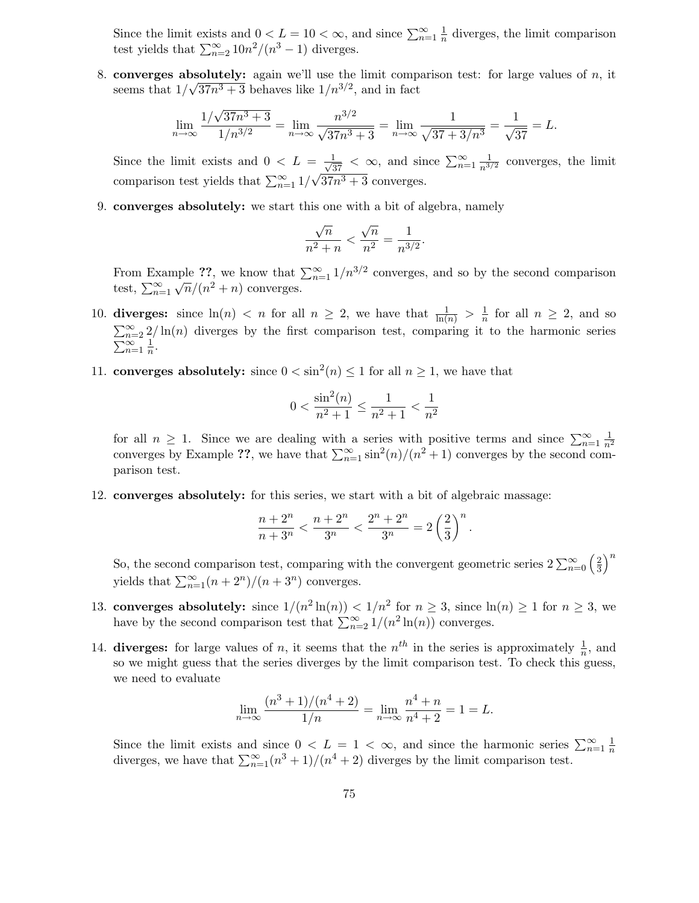Since the limit exists and $0 < L = 10 < \infty$, and since $\sum_{n=1}^{\infty} \frac{1}{n}$ diverges, the limit comparison test yields that $\sum_{n=2}^{\infty} 10n^2/(n^3 - 1)$ diverges.

8. **converges absolutely:** again we'll use the limit comparison test: for large values of $n$, it seems that $1/\sqrt{37n^3+3}$ behaves like $1/n^{3/2}$, and in fact

$$\lim_{n\to\infty} \frac{1/\sqrt{37n^3+3}}{1/n^{3/2}} = \lim_{n\to\infty} \frac{n^{3/2}}{\sqrt{37n^3+3}} = \lim_{n\to\infty} \frac{1}{\sqrt{37+3/n^3}} = \frac{1}{\sqrt{37}} = L.$$

Since the limit exists and $0 < L = \frac{1}{\sqrt{37}} < \infty$, and since $\sum_{n=1}^{\infty} \frac{1}{n^{3/2}}$ converges, the limit comparison test yields that $\sum_{n=1}^{\infty} 1/\sqrt{37n^3+3}$ converges.

9. **converges absolutely:** we start this one with a bit of algebra, namely

$$\frac{\sqrt{n}}{n^2+n} < \frac{\sqrt{n}}{n^2} = \frac{1}{n^{3/2}}.$$

From Example **??**, we know that $\sum_{n=1}^{\infty} 1/n^{3/2}$ converges, and so by the second comparison test, $\sum_{n=1}^{\infty} \sqrt{n}/(n^2+n)$ converges.

10. **diverges:** since $\ln(n) < n$ for all $n \geq 2$, we have that $\frac{1}{\ln(n)} > \frac{1}{n}$ for all $n \geq 2$, and so $\sum_{n=2}^{\infty} 2/\ln(n)$ diverges by the first comparison test, comparing it to the harmonic series $\sum_{n=1}^{\infty} \frac{1}{n}$.

11. **converges absolutely:** since $0 < \sin^2(n) \leq 1$ for all $n \geq 1$, we have that

$$0 < \frac{\sin^2(n)}{n^2+1} \leq \frac{1}{n^2+1} < \frac{1}{n^2}$$

for all $n \geq 1$. Since we are dealing with a series with positive terms and since $\sum_{n=1}^{\infty} \frac{1}{n^2}$ converges by Example **??**, we have that $\sum_{n=1}^{\infty} \sin^2(n)/(n^2+1)$ converges by the second comparison test.

12. **converges absolutely:** for this series, we start with a bit of algebraic massage:

$$\frac{n+2^n}{n+3^n} < \frac{n+2^n}{3^n} < \frac{2^n+2^n}{3^n} = 2\left(\frac{2}{3}\right)^n.$$

So, the second comparison test, comparing with the convergent geometric series $2\sum_{n=0}^{\infty}\left(\frac{2}{3}\right)^n$ yields that $\sum_{n=1}^{\infty}(n+2^n)/(n+3^n)$ converges.

13. **converges absolutely:** since $1/(n^2\ln(n)) < 1/n^2$ for $n \geq 3$, since $\ln(n) \geq 1$ for $n \geq 3$, we have by the second comparison test that $\sum_{n=2}^{\infty} 1/(n^2\ln(n))$ converges.

14. **diverges:** for large values of $n$, it seems that the $n^{th}$ in the series is approximately $\frac{1}{n}$, and so we might guess that the series diverges by the limit comparison test. To check this guess, we need to evaluate

$$\lim_{n\to\infty} \frac{(n^3+1)/(n^4+2)}{1/n} = \lim_{n\to\infty} \frac{n^4+n}{n^4+2} = 1 = L.$$

Since the limit exists and since $0 < L = 1 < \infty$, and since the harmonic series $\sum_{n=1}^{\infty} \frac{1}{n}$ diverges, we have that $\sum_{n=1}^{\infty}(n^3+1)/(n^4+2)$ diverges by the limit comparison test.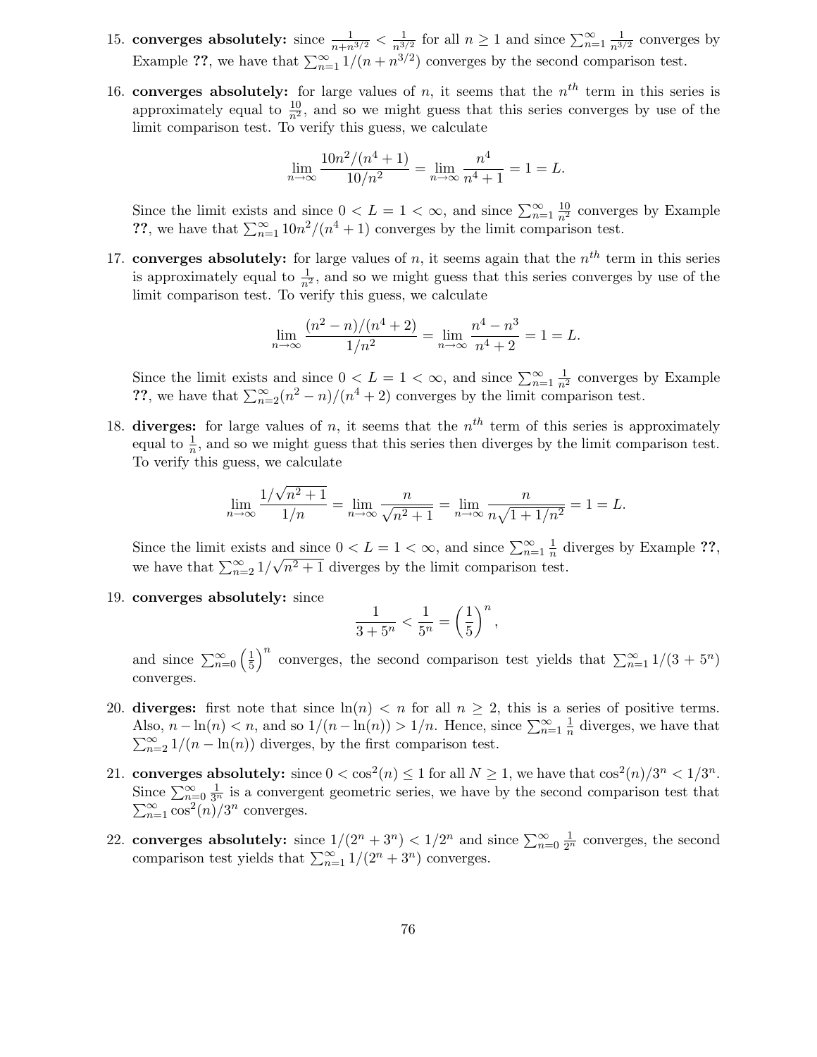15. **converges absolutely:** since $\frac{1}{n+n^{3/2}} < \frac{1}{n^{3/2}}$ for all $n \geq 1$ and since $\sum_{n=1}^{\infty} \frac{1}{n^{3/2}}$ converges by Example **??**, we have that $\sum_{n=1}^{\infty} 1/(n + n^{3/2})$ converges by the second comparison test.

16. **converges absolutely:** for large values of $n$, it seems that the $n^{th}$ term in this series is approximately equal to $\frac{10}{n^2}$, and so we might guess that this series converges by use of the limit comparison test. To verify this guess, we calculate

$$\lim_{n\to\infty} \frac{10n^2/(n^4+1)}{10/n^2} = \lim_{n\to\infty} \frac{n^4}{n^4+1} = 1 = L.$$

Since the limit exists and since $0 < L = 1 < \infty$, and since $\sum_{n=1}^{\infty} \frac{10}{n^2}$ converges by Example **??**, we have that $\sum_{n=1}^{\infty} 10n^2/(n^4+1)$ converges by the limit comparison test.

17. **converges absolutely:** for large values of $n$, it seems again that the $n^{th}$ term in this series is approximately equal to $\frac{1}{n^2}$, and so we might guess that this series converges by use of the limit comparison test. To verify this guess, we calculate

$$\lim_{n\to\infty} \frac{(n^2-n)/(n^4+2)}{1/n^2} = \lim_{n\to\infty} \frac{n^4-n^3}{n^4+2} = 1 = L.$$

Since the limit exists and since $0 < L = 1 < \infty$, and since $\sum_{n=1}^{\infty} \frac{1}{n^2}$ converges by Example **??**, we have that $\sum_{n=2}^{\infty}(n^2-n)/(n^4+2)$ converges by the limit comparison test.

18. **diverges:** for large values of $n$, it seems that the $n^{th}$ term of this series is approximately equal to $\frac{1}{n}$, and so we might guess that this series then diverges by the limit comparison test. To verify this guess, we calculate

$$\lim_{n\to\infty} \frac{1/\sqrt{n^2+1}}{1/n} = \lim_{n\to\infty} \frac{n}{\sqrt{n^2+1}} = \lim_{n\to\infty} \frac{n}{n\sqrt{1+1/n^2}} = 1 = L.$$

Since the limit exists and since $0 < L = 1 < \infty$, and since $\sum_{n=1}^{\infty} \frac{1}{n}$ diverges by Example **??**, we have that $\sum_{n=2}^{\infty} 1/\sqrt{n^2+1}$ diverges by the limit comparison test.

19. **converges absolutely:** since

$$\frac{1}{3+5^n} < \frac{1}{5^n} = \left(\frac{1}{5}\right)^n,$$

and since $\sum_{n=0}^{\infty} \left(\frac{1}{5}\right)^n$ converges, the second comparison test yields that $\sum_{n=1}^{\infty} 1/(3+5^n)$ converges.

20. **diverges:** first note that since $\ln(n) < n$ for all $n \geq 2$, this is a series of positive terms. Also, $n - \ln(n) < n$, and so $1/(n - \ln(n)) > 1/n$. Hence, since $\sum_{n=1}^{\infty} \frac{1}{n}$ diverges, we have that $\sum_{n=2}^{\infty} 1/(n - \ln(n))$ diverges, by the first comparison test.

21. **converges absolutely:** since $0 < \cos^2(n) \leq 1$ for all $N \geq 1$, we have that $\cos^2(n)/3^n < 1/3^n$. Since $\sum_{n=0}^{\infty} \frac{1}{3^n}$ is a convergent geometric series, we have by the second comparison test that $\sum_{n=1}^{\infty} \cos^2(n)/3^n$ converges.

22. **converges absolutely:** since $1/(2^n + 3^n) < 1/2^n$ and since $\sum_{n=0}^{\infty} \frac{1}{2^n}$ converges, the second comparison test yields that $\sum_{n=1}^{\infty} 1/(2^n + 3^n)$ converges.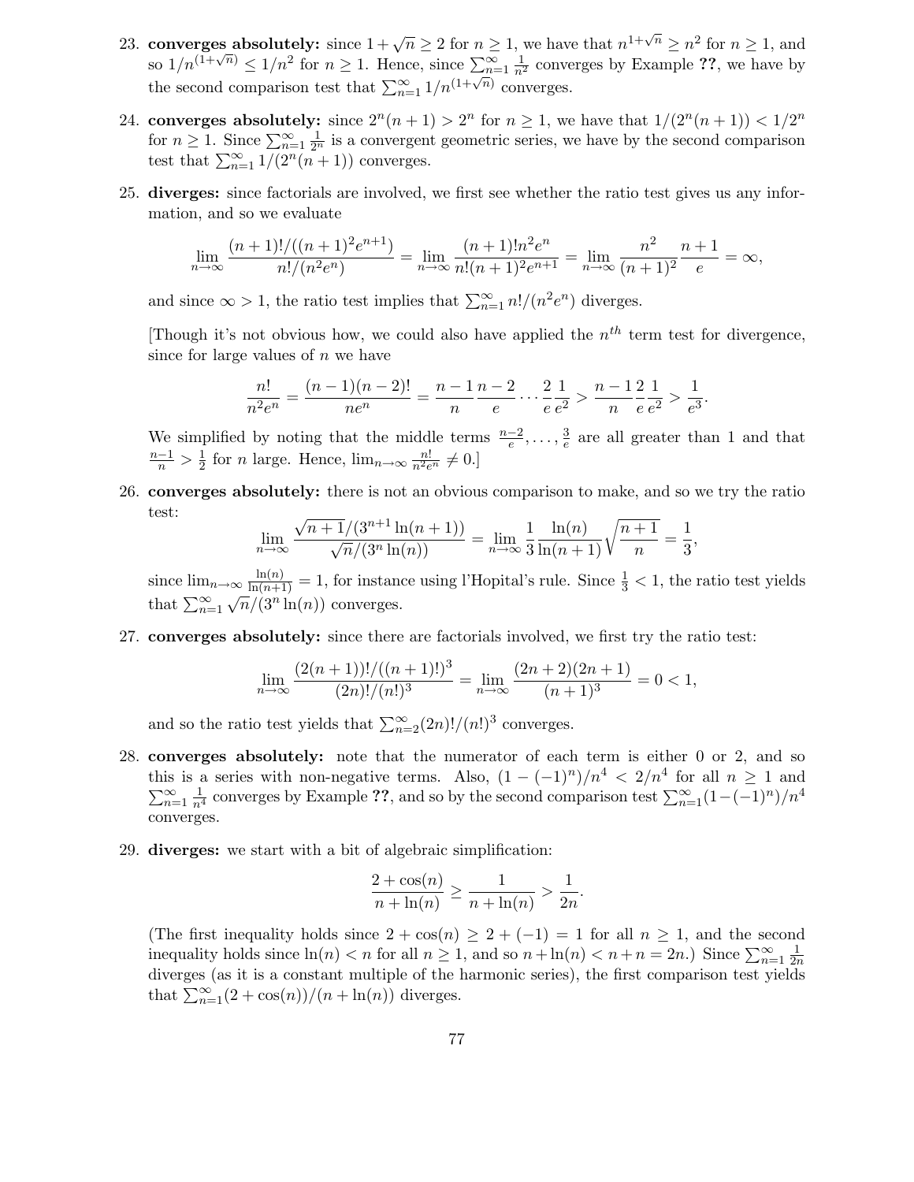23. **converges absolutely:** since $1+\sqrt{n} \geq 2$ for $n \geq 1$, we have that $n^{1+\sqrt{n}} \geq n^2$ for $n \geq 1$, and so $1/n^{(1+\sqrt{n})} \leq 1/n^2$ for $n \geq 1$. Hence, since $\sum_{n=1}^{\infty} \frac{1}{n^2}$ converges by Example **??**, we have by the second comparison test that $\sum_{n=1}^{\infty} 1/n^{(1+\sqrt{n})}$ converges.

24. **converges absolutely:** since $2^n(n+1) > 2^n$ for $n \geq 1$, we have that $1/(2^n(n+1)) < 1/2^n$ for $n \geq 1$. Since $\sum_{n=1}^{\infty} \frac{1}{2^n}$ is a convergent geometric series, we have by the second comparison test that $\sum_{n=1}^{\infty} 1/(2^n(n+1))$ converges.

25. **diverges:** since factorials are involved, we first see whether the ratio test gives us any information, and so we evaluate

$$\lim_{n\to\infty} \frac{(n+1)!/((n+1)^2 e^{n+1})}{n!/(n^2 e^n)} = \lim_{n\to\infty} \frac{(n+1)! n^2 e^n}{n!(n+1)^2 e^{n+1}} = \lim_{n\to\infty} \frac{n^2}{(n+1)^2} \frac{n+1}{e} = \infty,$$

and since $\infty > 1$, the ratio test implies that $\sum_{n=1}^{\infty} n!/(n^2 e^n)$ diverges.

[Though it's not obvious how, we could also have applied the $n^{th}$ term test for divergence, since for large values of $n$ we have

$$\frac{n!}{n^2 e^n} = \frac{(n-1)(n-2)!}{n e^n} = \frac{n-1}{n} \frac{n-2}{e} \cdots \frac{2}{e} \frac{1}{e^2} > \frac{n-1}{n} \frac{2}{e} \frac{1}{e^2} > \frac{1}{e^3}.$$

We simplified by noting that the middle terms $\frac{n-2}{e}, \ldots, \frac{3}{e}$ are all greater than 1 and that $\frac{n-1}{n} > \frac{1}{2}$ for $n$ large. Hence, $\lim_{n\to\infty} \frac{n!}{n^2 e^n} \neq 0$.]

26. **converges absolutely:** there is not an obvious comparison to make, and so we try the ratio test:

$$\lim_{n\to\infty} \frac{\sqrt{n+1}/(3^{n+1}\ln(n+1))}{\sqrt{n}/(3^n \ln(n))} = \lim_{n\to\infty} \frac{1}{3} \frac{\ln(n)}{\ln(n+1)} \sqrt{\frac{n+1}{n}} = \frac{1}{3},$$

since $\lim_{n\to\infty} \frac{\ln(n)}{\ln(n+1)} = 1$, for instance using l'Hopital's rule. Since $\frac{1}{3} < 1$, the ratio test yields that $\sum_{n=1}^{\infty} \sqrt{n}/(3^n \ln(n))$ converges.

27. **converges absolutely:** since there are factorials involved, we first try the ratio test:

$$\lim_{n\to\infty} \frac{(2(n+1))!/((n+1)!)^3}{(2n)!/(n!)^3} = \lim_{n\to\infty} \frac{(2n+2)(2n+1)}{(n+1)^3} = 0 < 1,$$

and so the ratio test yields that $\sum_{n=2}^{\infty} (2n)!/(n!)^3$ converges.

28. **converges absolutely:** note that the numerator of each term is either 0 or 2, and so this is a series with non-negative terms. Also, $(1-(-1)^n)/n^4 < 2/n^4$ for all $n \geq 1$ and $\sum_{n=1}^{\infty} \frac{1}{n^4}$ converges by Example **??**, and so by the second comparison test $\sum_{n=1}^{\infty} (1-(-1)^n)/n^4$ converges.

29. **diverges:** we start with a bit of algebraic simplification:

$$\frac{2+\cos(n)}{n+\ln(n)} \geq \frac{1}{n+\ln(n)} > \frac{1}{2n}.$$

(The first inequality holds since $2+\cos(n) \geq 2+(-1) = 1$ for all $n \geq 1$, and the second inequality holds since $\ln(n) < n$ for all $n \geq 1$, and so $n+\ln(n) < n+n = 2n$.) Since $\sum_{n=1}^{\infty} \frac{1}{2n}$ diverges (as it is a constant multiple of the harmonic series), the first comparison test yields that $\sum_{n=1}^{\infty} (2+\cos(n))/(n+\ln(n))$ diverges.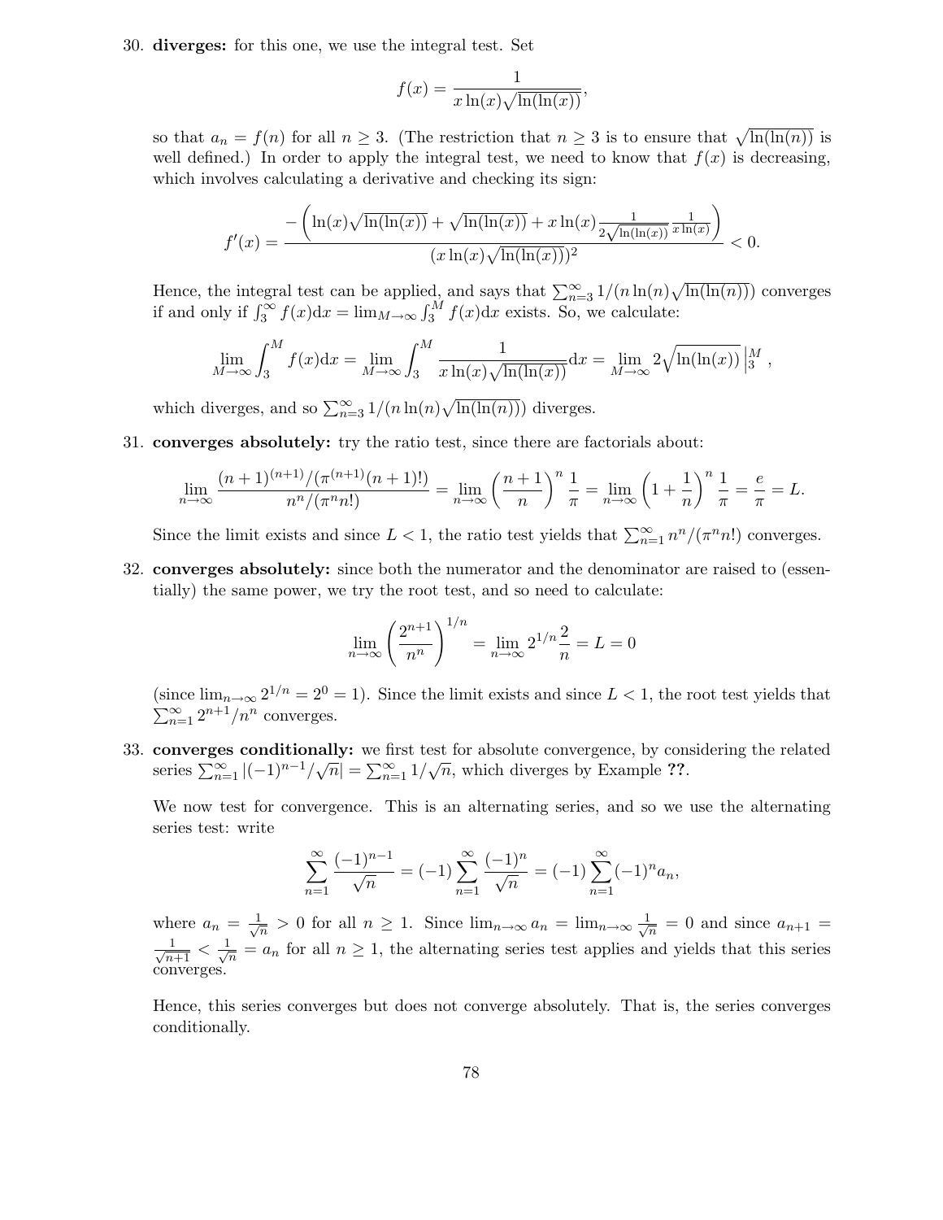30. **diverges:** for this one, we use the integral test. Set

$$f(x) = \frac{1}{x\ln(x)\sqrt{\ln(\ln(x))}},$$

so that $a_n = f(n)$ for all $n \geq 3$. (The restriction that $n \geq 3$ is to ensure that $\sqrt{\ln(\ln(n))}$ is well defined.) In order to apply the integral test, we need to know that $f(x)$ is decreasing, which involves calculating a derivative and checking its sign:

$$f'(x) = \frac{-\left(\ln(x)\sqrt{\ln(\ln(x))} + \sqrt{\ln(\ln(x))} + x\ln(x)\frac{1}{2\sqrt{\ln(\ln(x))}}\frac{1}{x\ln(x)}\right)}{(x\ln(x)\sqrt{\ln(\ln(x))})^2} < 0.$$

Hence, the integral test can be applied, and says that $\sum_{n=3}^{\infty} 1/(n\ln(n)\sqrt{\ln(\ln(n))})$ converges if and only if $\int_3^{\infty} f(x)\mathrm{d}x = \lim_{M\to\infty}\int_3^M f(x)\mathrm{d}x$ exists. So, we calculate:

$$\lim_{M\to\infty}\int_3^M f(x)\mathrm{d}x = \lim_{M\to\infty}\int_3^M \frac{1}{x\ln(x)\sqrt{\ln(\ln(x))}}\mathrm{d}x = \lim_{M\to\infty} 2\sqrt{\ln(\ln(x))}\,\Big|_3^M,$$

which diverges, and so $\sum_{n=3}^{\infty} 1/(n\ln(n)\sqrt{\ln(\ln(n))})$ diverges.

31. **converges absolutely:** try the ratio test, since there are factorials about:

$$\lim_{n\to\infty}\frac{(n+1)^{(n+1)}/(\pi^{(n+1)}(n+1)!)}{n^n/(\pi^n n!)} = \lim_{n\to\infty}\left(\frac{n+1}{n}\right)^n\frac{1}{\pi} = \lim_{n\to\infty}\left(1+\frac{1}{n}\right)^n\frac{1}{\pi} = \frac{e}{\pi} = L.$$

Since the limit exists and since $L < 1$, the ratio test yields that $\sum_{n=1}^{\infty} n^n/(\pi^n n!)$ converges.

32. **converges absolutely:** since both the numerator and the denominator are raised to (essentially) the same power, we try the root test, and so need to calculate:

$$\lim_{n\to\infty}\left(\frac{2^{n+1}}{n^n}\right)^{1/n} = \lim_{n\to\infty} 2^{1/n}\frac{2}{n} = L = 0$$

(since $\lim_{n\to\infty} 2^{1/n} = 2^0 = 1$). Since the limit exists and since $L < 1$, the root test yields that $\sum_{n=1}^{\infty} 2^{n+1}/n^n$ converges.

33. **converges conditionally:** we first test for absolute convergence, by considering the related series $\sum_{n=1}^{\infty} |(-1)^{n-1}/\sqrt{n}| = \sum_{n=1}^{\infty} 1/\sqrt{n}$, which diverges by Example **??**.

We now test for convergence. This is an alternating series, and so we use the alternating series test: write

$$\sum_{n=1}^{\infty}\frac{(-1)^{n-1}}{\sqrt{n}} = (-1)\sum_{n=1}^{\infty}\frac{(-1)^n}{\sqrt{n}} = (-1)\sum_{n=1}^{\infty}(-1)^n a_n,$$

where $a_n = \frac{1}{\sqrt{n}} > 0$ for all $n \geq 1$. Since $\lim_{n\to\infty} a_n = \lim_{n\to\infty}\frac{1}{\sqrt{n}} = 0$ and since $a_{n+1} = \frac{1}{\sqrt{n+1}} < \frac{1}{\sqrt{n}} = a_n$ for all $n \geq 1$, the alternating series test applies and yields that this series converges.

Hence, this series converges but does not converge absolutely. That is, the series converges conditionally.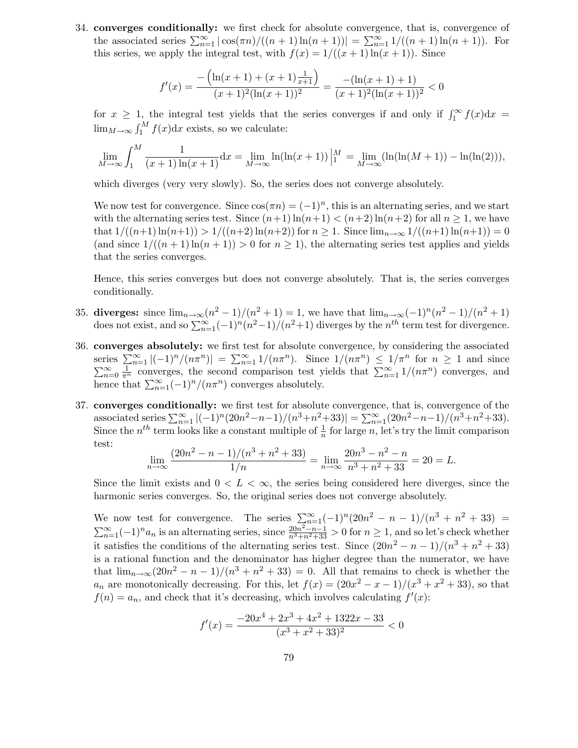34. **converges conditionally:** we first check for absolute convergence, that is, convergence of the associated series $\sum_{n=1}^{\infty} |\cos(\pi n)/((n+1)\ln(n+1))| = \sum_{n=1}^{\infty} 1/((n+1)\ln(n+1))$. For this series, we apply the integral test, with $f(x) = 1/((x+1)\ln(x+1))$. Since

$$f'(x) = \frac{-\left(\ln(x+1) + (x+1)\frac{1}{x+1}\right)}{(x+1)^2(\ln(x+1))^2} = \frac{-(\ln(x+1)+1)}{(x+1)^2(\ln(x+1))^2} < 0$$

for $x \geq 1$, the integral test yields that the series converges if and only if $\int_1^{\infty} f(x)\mathrm{d}x = \lim_{M\to\infty} \int_1^M f(x)\mathrm{d}x$ exists, so we calculate:

$$\lim_{M\to\infty} \int_1^M \frac{1}{(x+1)\ln(x+1)}\mathrm{d}x = \lim_{M\to\infty} \ln(\ln(x+1))\Big|_1^M = \lim_{M\to\infty} (\ln(\ln(M+1)) - \ln(\ln(2))),$$

which diverges (very very slowly). So, the series does not converge absolutely.

We now test for convergence. Since $\cos(\pi n) = (-1)^n$, this is an alternating series, and we start with the alternating series test. Since $(n+1)\ln(n+1) < (n+2)\ln(n+2)$ for all $n \geq 1$, we have that $1/((n+1)\ln(n+1)) > 1/((n+2)\ln(n+2))$ for $n \geq 1$. Since $\lim_{n\to\infty} 1/((n+1)\ln(n+1)) = 0$ (and since $1/((n+1)\ln(n+1)) > 0$ for $n \geq 1$), the alternating series test applies and yields that the series converges.

Hence, this series converges but does not converge absolutely. That is, the series converges conditionally.

35. **diverges:** since $\lim_{n\to\infty}(n^2-1)/(n^2+1) = 1$, we have that $\lim_{n\to\infty}(-1)^n(n^2-1)/(n^2+1)$ does not exist, and so $\sum_{n=1}^{\infty}(-1)^n(n^2-1)/(n^2+1)$ diverges by the $n^{th}$ term test for divergence.

36. **converges absolutely:** we first test for absolute convergence, by considering the associated series $\sum_{n=1}^{\infty} |(-1)^n/(n\pi^n)| = \sum_{n=1}^{\infty} 1/(n\pi^n)$. Since $1/(n\pi^n) \leq 1/\pi^n$ for $n \geq 1$ and since $\sum_{n=0}^{\infty} \frac{1}{\pi^n}$ converges, the second comparison test yields that $\sum_{n=1}^{\infty} 1/(n\pi^n)$ converges, and hence that $\sum_{n=1}^{\infty}(-1)^n/(n\pi^n)$ converges absolutely.

37. **converges conditionally:** we first test for absolute convergence, that is, convergence of the associated series $\sum_{n=1}^{\infty} |(-1)^n(20n^2-n-1)/(n^3+n^2+33)| = \sum_{n=1}^{\infty}(20n^2-n-1)/(n^3+n^2+33)$. Since the $n^{th}$ term looks like a constant multiple of $\frac{1}{n}$ for large $n$, let's try the limit comparison test:

$$\lim_{n\to\infty} \frac{(20n^2-n-1)/(n^3+n^2+33)}{1/n} = \lim_{n\to\infty} \frac{20n^3-n^2-n}{n^3+n^2+33} = 20 = L.$$

Since the limit exists and $0 < L < \infty$, the series being considered here diverges, since the harmonic series converges. So, the original series does not converge absolutely.

We now test for convergence. The series $\sum_{n=1}^{\infty}(-1)^n(20n^2-n-1)/(n^3+n^2+33) = \sum_{n=1}^{\infty}(-1)^n a_n$ is an alternating series, since $\frac{20n^2-n-1}{n^3+n^2+33} > 0$ for $n \geq 1$, and so let's check whether it satisfies the conditions of the alternating series test. Since $(20n^2-n-1)/(n^3+n^2+33)$ is a rational function and the denominator has higher degree than the numerator, we have that $\lim_{n\to\infty}(20n^2-n-1)/(n^3+n^2+33) = 0$. All that remains to check is whether the $a_n$ are monotonically decreasing. For this, let $f(x) = (20x^2-x-1)/(x^3+x^2+33)$, so that $f(n) = a_n$, and check that it's decreasing, which involves calculating $f'(x)$:

$$f'(x) = \frac{-20x^4+2x^3+4x^2+1322x-33}{(x^3+x^2+33)^2} < 0$$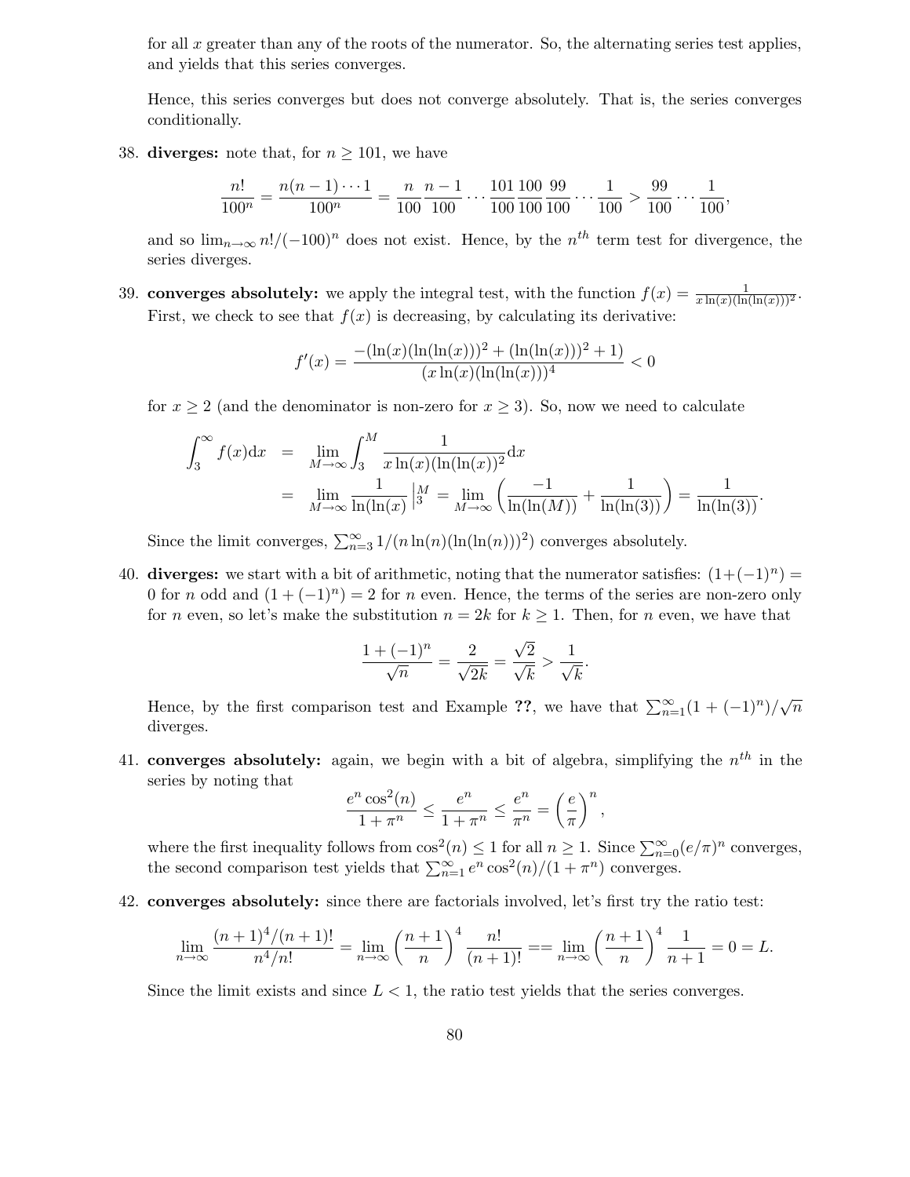for all $x$ greater than any of the roots of the numerator. So, the alternating series test applies, and yields that this series converges.

Hence, this series converges but does not converge absolutely. That is, the series converges conditionally.

38. **diverges:** note that, for $n \geq 101$, we have

$$\frac{n!}{100^n} = \frac{n(n-1)\cdots 1}{100^n} = \frac{n}{100}\frac{n-1}{100}\cdots\frac{101}{100}\frac{100}{100}\frac{99}{100}\cdots\frac{1}{100} > \frac{99}{100}\cdots\frac{1}{100},$$

and so $\lim_{n\to\infty} n!/(-100)^n$ does not exist. Hence, by the $n^{th}$ term test for divergence, the series diverges.

39. **converges absolutely:** we apply the integral test, with the function $f(x) = \frac{1}{x\ln(x)(\ln(\ln(x)))^2}$. First, we check to see that $f(x)$ is decreasing, by calculating its derivative:

$$f'(x) = \frac{-(\ln(x)(\ln(\ln(x)))^2 + (\ln(\ln(x)))^2 + 1)}{(x\ln(x)(\ln(\ln(x)))^4} < 0$$

for $x \geq 2$ (and the denominator is non-zero for $x \geq 3$). So, now we need to calculate

$$\begin{aligned}
\int_3^\infty f(x)\mathrm{d}x &= \lim_{M\to\infty}\int_3^M \frac{1}{x\ln(x)(\ln(\ln(x))^2}\mathrm{d}x \\
&= \lim_{M\to\infty}\frac{1}{\ln(\ln(x)}\Big|_3^M = \lim_{M\to\infty}\left(\frac{-1}{\ln(\ln(M))} + \frac{1}{\ln(\ln(3))}\right) = \frac{1}{\ln(\ln(3))}.
\end{aligned}$$

Since the limit converges, $\sum_{n=3}^\infty 1/(n\ln(n)(\ln(\ln(n)))^2)$ converges absolutely.

40. **diverges:** we start with a bit of arithmetic, noting that the numerator satisfies: $(1+(-1)^n) = 0$ for $n$ odd and $(1+(-1)^n) = 2$ for $n$ even. Hence, the terms of the series are non-zero only for $n$ even, so let's make the substitution $n = 2k$ for $k \geq 1$. Then, for $n$ even, we have that

$$\frac{1+(-1)^n}{\sqrt{n}} = \frac{2}{\sqrt{2k}} = \frac{\sqrt{2}}{\sqrt{k}} > \frac{1}{\sqrt{k}}.$$

Hence, by the first comparison test and Example **??**, we have that $\sum_{n=1}^\infty (1+(-1)^n)/\sqrt{n}$ diverges.

41. **converges absolutely:** again, we begin with a bit of algebra, simplifying the $n^{th}$ in the series by noting that

$$\frac{e^n\cos^2(n)}{1+\pi^n} \leq \frac{e^n}{1+\pi^n} \leq \frac{e^n}{\pi^n} = \left(\frac{e}{\pi}\right)^n,$$

where the first inequality follows from $\cos^2(n) \leq 1$ for all $n \geq 1$. Since $\sum_{n=0}^\infty (e/\pi)^n$ converges, the second comparison test yields that $\sum_{n=1}^\infty e^n\cos^2(n)/(1+\pi^n)$ converges.

42. **converges absolutely:** since there are factorials involved, let's first try the ratio test:

$$\lim_{n\to\infty}\frac{(n+1)^4/(n+1)!}{n^4/n!} = \lim_{n\to\infty}\left(\frac{n+1}{n}\right)^4\frac{n!}{(n+1)!} == \lim_{n\to\infty}\left(\frac{n+1}{n}\right)^4\frac{1}{n+1} = 0 = L.$$

Since the limit exists and since $L < 1$, the ratio test yields that the series converges.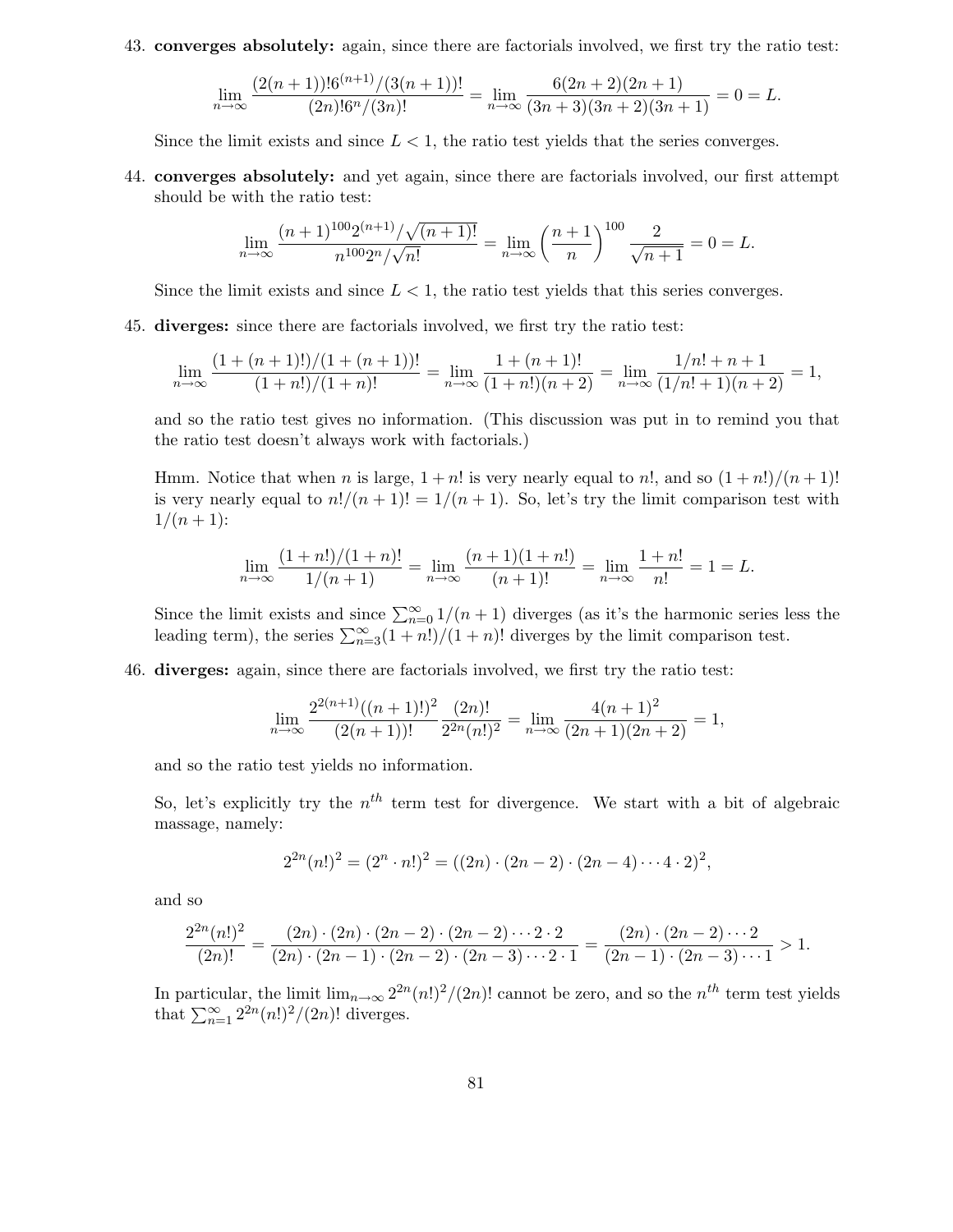43. **converges absolutely:** again, since there are factorials involved, we first try the ratio test:

$$\lim_{n\to\infty} \frac{(2(n+1))!6^{(n+1)}/(3(n+1))!}{(2n)!6^n/(3n)!} = \lim_{n\to\infty} \frac{6(2n+2)(2n+1)}{(3n+3)(3n+2)(3n+1)} = 0 = L.$$

Since the limit exists and since $L < 1$, the ratio test yields that the series converges.

44. **converges absolutely:** and yet again, since there are factorials involved, our first attempt should be with the ratio test:

$$\lim_{n\to\infty} \frac{(n+1)^{100}2^{(n+1)}/\sqrt{(n+1)!}}{n^{100}2^n/\sqrt{n!}} = \lim_{n\to\infty} \left(\frac{n+1}{n}\right)^{100} \frac{2}{\sqrt{n+1}} = 0 = L.$$

Since the limit exists and since $L < 1$, the ratio test yields that this series converges.

45. **diverges:** since there are factorials involved, we first try the ratio test:

$$\lim_{n\to\infty} \frac{(1+(n+1)!)/(1+(n+1))!}{(1+n!)/(1+n)!} = \lim_{n\to\infty} \frac{1+(n+1)!}{(1+n!)(n+2)} = \lim_{n\to\infty} \frac{1/n! + n + 1}{(1/n! + 1)(n+2)} = 1,$$

and so the ratio test gives no information. (This discussion was put in to remind you that the ratio test doesn't always work with factorials.)

Hmm. Notice that when $n$ is large, $1 + n!$ is very nearly equal to $n!$, and so $(1+n!)/(n+1)!$ is very nearly equal to $n!/(n+1)! = 1/(n+1)$. So, let's try the limit comparison test with $1/(n+1)$:

$$\lim_{n\to\infty} \frac{(1+n!)/(1+n)!}{1/(n+1)} = \lim_{n\to\infty} \frac{(n+1)(1+n!)}{(n+1)!} = \lim_{n\to\infty} \frac{1+n!}{n!} = 1 = L.$$

Since the limit exists and since $\sum_{n=0}^{\infty} 1/(n+1)$ diverges (as it's the harmonic series less the leading term), the series $\sum_{n=3}^{\infty}(1+n!)/(1+n)!$ diverges by the limit comparison test.

46. **diverges:** again, since there are factorials involved, we first try the ratio test:

$$\lim_{n\to\infty} \frac{2^{2(n+1)}((n+1)!)^2}{(2(n+1))!} \frac{(2n)!}{2^{2n}(n!)^2} = \lim_{n\to\infty} \frac{4(n+1)^2}{(2n+1)(2n+2)} = 1,$$

and so the ratio test yields no information.

So, let's explicitly try the $n^{th}$ term test for divergence. We start with a bit of algebraic massage, namely:

$$2^{2n}(n!)^2 = (2^n \cdot n!)^2 = ((2n)\cdot(2n-2)\cdot(2n-4)\cdots 4\cdot 2)^2,$$

and so

$$\frac{2^{2n}(n!)^2}{(2n)!} = \frac{(2n)\cdot(2n)\cdot(2n-2)\cdot(2n-2)\cdots 2\cdot 2}{(2n)\cdot(2n-1)\cdot(2n-2)\cdot(2n-3)\cdots 2\cdot 1} = \frac{(2n)\cdot(2n-2)\cdots 2}{(2n-1)\cdot(2n-3)\cdots 1} > 1.$$

In particular, the limit $\lim_{n\to\infty} 2^{2n}(n!)^2/(2n)!$ cannot be zero, and so the $n^{th}$ term test yields that $\sum_{n=1}^{\infty} 2^{2n}(n!)^2/(2n)!$ diverges.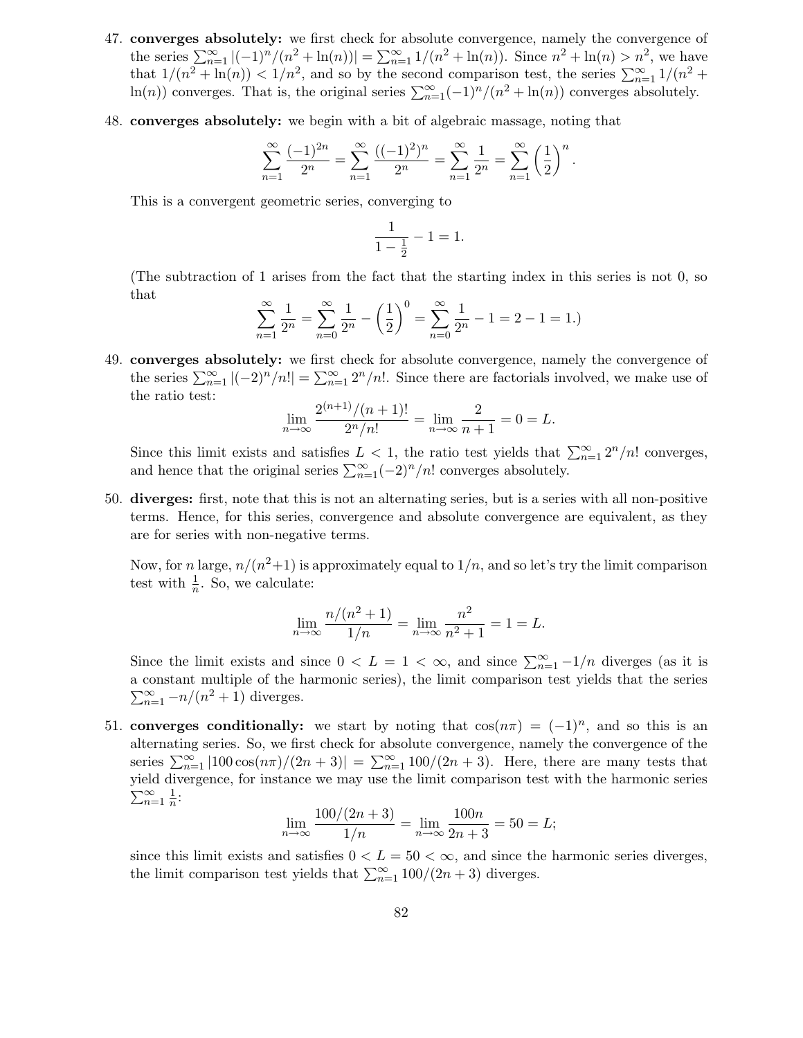47. **converges absolutely:** we first check for absolute convergence, namely the convergence of the series $\sum_{n=1}^{\infty} |(-1)^n/(n^2+\ln(n))| = \sum_{n=1}^{\infty} 1/(n^2+\ln(n))$. Since $n^2+\ln(n) > n^2$, we have that $1/(n^2+\ln(n)) < 1/n^2$, and so by the second comparison test, the series $\sum_{n=1}^{\infty} 1/(n^2+\ln(n))$ converges. That is, the original series $\sum_{n=1}^{\infty}(-1)^n/(n^2+\ln(n))$ converges absolutely.

48. **converges absolutely:** we begin with a bit of algebraic massage, noting that

$$\sum_{n=1}^{\infty} \frac{(-1)^{2n}}{2^n} = \sum_{n=1}^{\infty} \frac{((-1)^2)^n}{2^n} = \sum_{n=1}^{\infty} \frac{1}{2^n} = \sum_{n=1}^{\infty} \left(\frac{1}{2}\right)^n.$$

This is a convergent geometric series, converging to

$$\frac{1}{1-\frac{1}{2}} - 1 = 1.$$

(The subtraction of 1 arises from the fact that the starting index in this series is not 0, so that

$$\sum_{n=1}^{\infty} \frac{1}{2^n} = \sum_{n=0}^{\infty} \frac{1}{2^n} - \left(\frac{1}{2}\right)^0 = \sum_{n=0}^{\infty} \frac{1}{2^n} - 1 = 2 - 1 = 1.)$$

49. **converges absolutely:** we first check for absolute convergence, namely the convergence of the series $\sum_{n=1}^{\infty} |(-2)^n/n!| = \sum_{n=1}^{\infty} 2^n/n!$. Since there are factorials involved, we make use of the ratio test:

$$\lim_{n\to\infty} \frac{2^{(n+1)}/(n+1)!}{2^n/n!} = \lim_{n\to\infty} \frac{2}{n+1} = 0 = L.$$

Since this limit exists and satisfies $L < 1$, the ratio test yields that $\sum_{n=1}^{\infty} 2^n/n!$ converges, and hence that the original series $\sum_{n=1}^{\infty}(-2)^n/n!$ converges absolutely.

50. **diverges:** first, note that this is not an alternating series, but is a series with all non-positive terms. Hence, for this series, convergence and absolute convergence are equivalent, as they are for series with non-negative terms.

Now, for $n$ large, $n/(n^2+1)$ is approximately equal to $1/n$, and so let's try the limit comparison test with $\frac{1}{n}$. So, we calculate:

$$\lim_{n\to\infty} \frac{n/(n^2+1)}{1/n} = \lim_{n\to\infty} \frac{n^2}{n^2+1} = 1 = L.$$

Since the limit exists and since $0 < L = 1 < \infty$, and since $\sum_{n=1}^{\infty} -1/n$ diverges (as it is a constant multiple of the harmonic series), the limit comparison test yields that the series $\sum_{n=1}^{\infty} -n/(n^2+1)$ diverges.

51. **converges conditionally:** we start by noting that $\cos(n\pi) = (-1)^n$, and so this is an alternating series. So, we first check for absolute convergence, namely the convergence of the series $\sum_{n=1}^{\infty} |100\cos(n\pi)/(2n+3)| = \sum_{n=1}^{\infty} 100/(2n+3)$. Here, there are many tests that yield divergence, for instance we may use the limit comparison test with the harmonic series $\sum_{n=1}^{\infty} \frac{1}{n}$:

$$\lim_{n\to\infty} \frac{100/(2n+3)}{1/n} = \lim_{n\to\infty} \frac{100n}{2n+3} = 50 = L;$$

since this limit exists and satisfies $0 < L = 50 < \infty$, and since the harmonic series diverges, the limit comparison test yields that $\sum_{n=1}^{\infty} 100/(2n+3)$ diverges.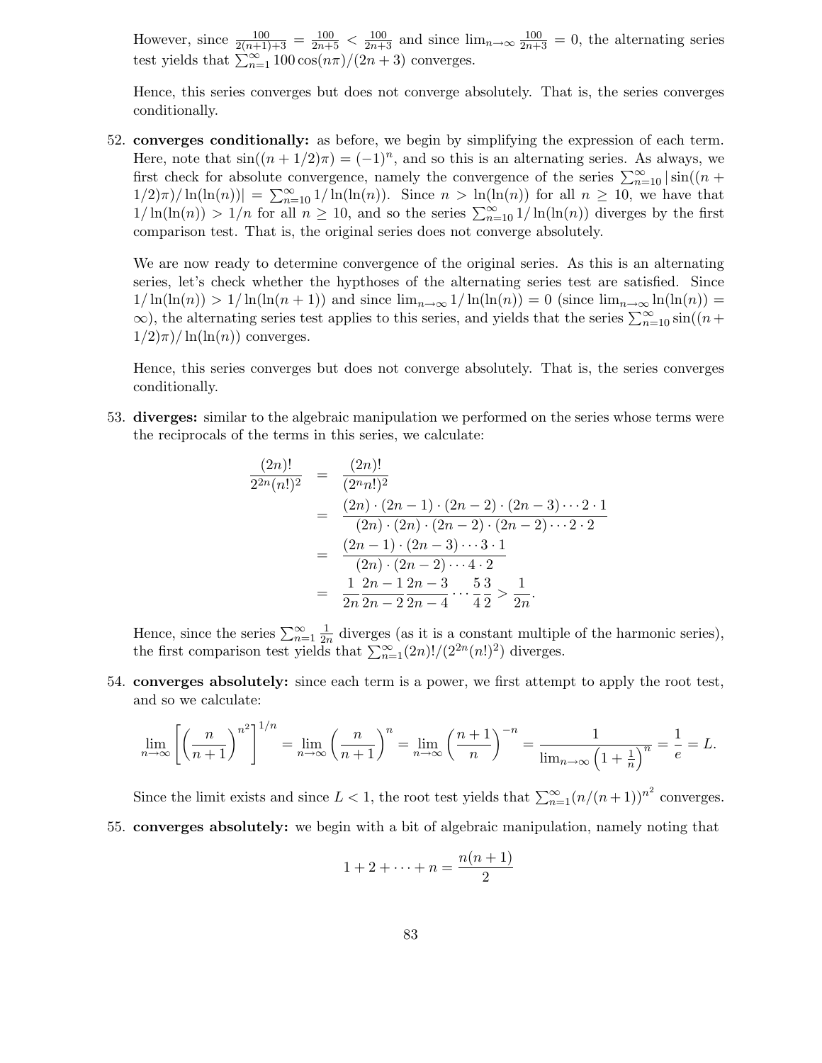However, since $\frac{100}{2(n+1)+3} = \frac{100}{2n+5} < \frac{100}{2n+3}$ and since $\lim_{n\to\infty} \frac{100}{2n+3} = 0$, the alternating series test yields that $\sum_{n=1}^{\infty} 100\cos(n\pi)/(2n+3)$ converges.

Hence, this series converges but does not converge absolutely. That is, the series converges conditionally.

52. **converges conditionally:** as before, we begin by simplifying the expression of each term. Here, note that $\sin((n+1/2)\pi) = (-1)^n$, and so this is an alternating series. As always, we first check for absolute convergence, namely the convergence of the series $\sum_{n=10}^{\infty} |\sin((n+1/2)\pi)/\ln(\ln(n))| = \sum_{n=10}^{\infty} 1/\ln(\ln(n))$. Since $n > \ln(\ln(n))$ for all $n \geq 10$, we have that $1/\ln(\ln(n)) > 1/n$ for all $n \geq 10$, and so the series $\sum_{n=10}^{\infty} 1/\ln(\ln(n))$ diverges by the first comparison test. That is, the original series does not converge absolutely.

   We are now ready to determine convergence of the original series. As this is an alternating series, let's check whether the hypthoses of the alternating series test are satisfied. Since $1/\ln(\ln(n)) > 1/\ln(\ln(n+1))$ and since $\lim_{n\to\infty} 1/\ln(\ln(n)) = 0$ (since $\lim_{n\to\infty} \ln(\ln(n)) = \infty$), the alternating series test applies to this series, and yields that the series $\sum_{n=10}^{\infty} \sin((n+1/2)\pi)/\ln(\ln(n))$ converges.

   Hence, this series converges but does not converge absolutely. That is, the series converges conditionally.

53. **diverges:** similar to the algebraic manipulation we performed on the series whose terms were the reciprocals of the terms in this series, we calculate:

$$\begin{aligned}
\frac{(2n)!}{2^{2n}(n!)^2} &= \frac{(2n)!}{(2^n n!)^2} \\
&= \frac{(2n)\cdot(2n-1)\cdot(2n-2)\cdot(2n-3)\cdots 2\cdot 1}{(2n)\cdot(2n)\cdot(2n-2)\cdot(2n-2)\cdots 2\cdot 2} \\
&= \frac{(2n-1)\cdot(2n-3)\cdots 3\cdot 1}{(2n)\cdot(2n-2)\cdots 4\cdot 2} \\
&= \frac{1}{2n}\frac{2n-1}{2n-2}\frac{2n-3}{2n-4}\cdots\frac{5}{4}\frac{3}{2} > \frac{1}{2n}.
\end{aligned}$$

   Hence, since the series $\sum_{n=1}^{\infty} \frac{1}{2n}$ diverges (as it is a constant multiple of the harmonic series), the first comparison test yields that $\sum_{n=1}^{\infty} (2n)!/(2^{2n}(n!)^2)$ diverges.

54. **converges absolutely:** since each term is a power, we first attempt to apply the root test, and so we calculate:

$$\lim_{n\to\infty}\left[\left(\frac{n}{n+1}\right)^{n^2}\right]^{1/n} = \lim_{n\to\infty}\left(\frac{n}{n+1}\right)^n = \lim_{n\to\infty}\left(\frac{n+1}{n}\right)^{-n} = \frac{1}{\lim_{n\to\infty}\left(1+\frac{1}{n}\right)^n} = \frac{1}{e} = L.$$

   Since the limit exists and since $L < 1$, the root test yields that $\sum_{n=1}^{\infty}(n/(n+1))^{n^2}$ converges.

55. **converges absolutely:** we begin with a bit of algebraic manipulation, namely noting that

$$1 + 2 + \cdots + n = \frac{n(n+1)}{2}$$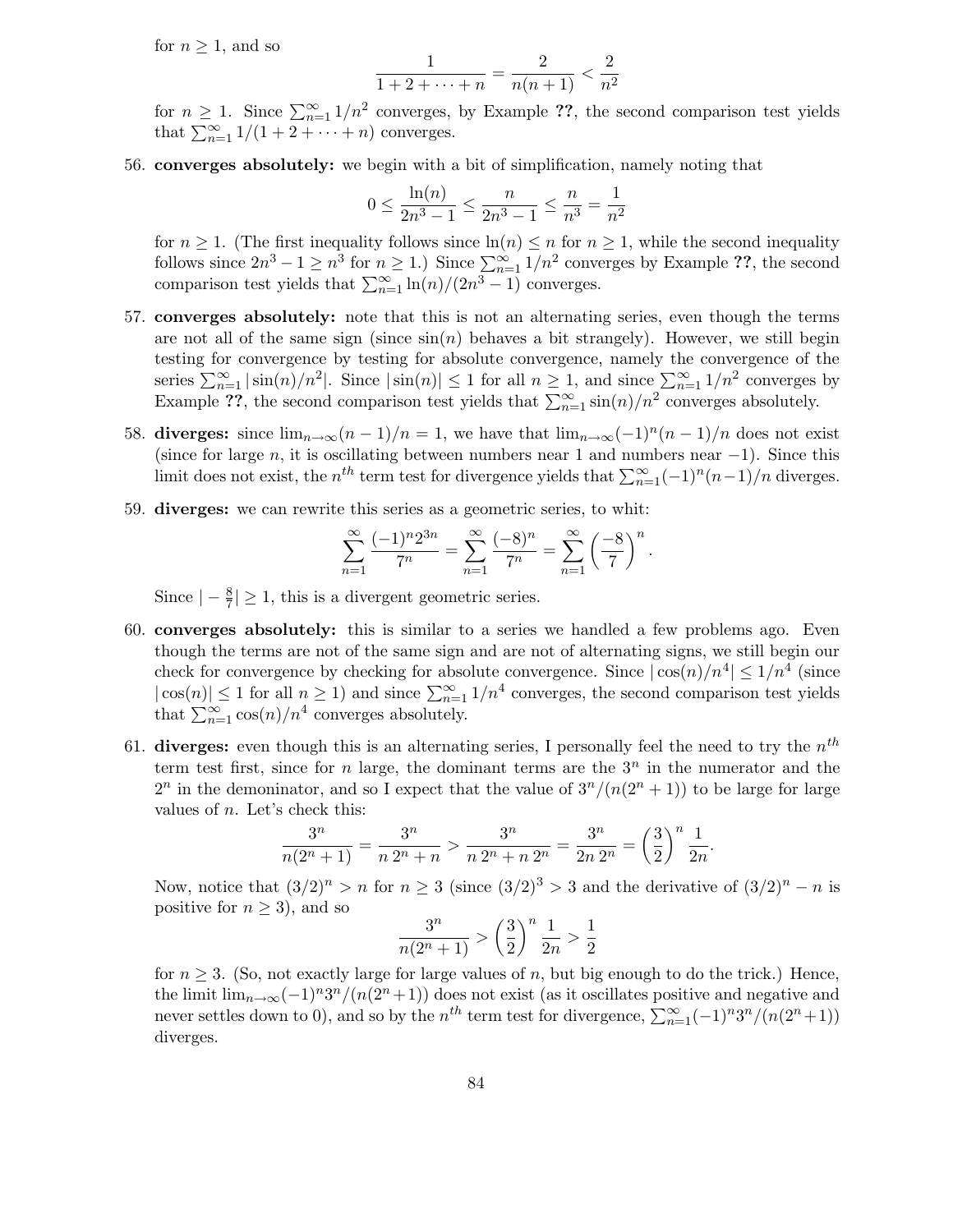for $n \geq 1$, and so

$$\frac{1}{1+2+\cdots+n} = \frac{2}{n(n+1)} < \frac{2}{n^2}$$

for $n \geq 1$. Since $\sum_{n=1}^{\infty} 1/n^2$ converges, by Example **??**, the second comparison test yields that $\sum_{n=1}^{\infty} 1/(1+2+\cdots+n)$ converges.

56. **converges absolutely:** we begin with a bit of simplification, namely noting that

$$0 \leq \frac{\ln(n)}{2n^3-1} \leq \frac{n}{2n^3-1} \leq \frac{n}{n^3} = \frac{1}{n^2}$$

for $n \geq 1$. (The first inequality follows since $\ln(n) \leq n$ for $n \geq 1$, while the second inequality follows since $2n^3 - 1 \geq n^3$ for $n \geq 1$.) Since $\sum_{n=1}^{\infty} 1/n^2$ converges by Example **??**, the second comparison test yields that $\sum_{n=1}^{\infty} \ln(n)/(2n^3-1)$ converges.

57. **converges absolutely:** note that this is not an alternating series, even though the terms are not all of the same sign (since $\sin(n)$ behaves a bit strangely). However, we still begin testing for convergence by testing for absolute convergence, namely the convergence of the series $\sum_{n=1}^{\infty} |\sin(n)/n^2|$. Since $|\sin(n)| \leq 1$ for all $n \geq 1$, and since $\sum_{n=1}^{\infty} 1/n^2$ converges by Example **??**, the second comparison test yields that $\sum_{n=1}^{\infty} \sin(n)/n^2$ converges absolutely.

58. **diverges:** since $\lim_{n\to\infty}(n-1)/n = 1$, we have that $\lim_{n\to\infty}(-1)^n(n-1)/n$ does not exist (since for large $n$, it is oscillating between numbers near 1 and numbers near $-1$). Since this limit does not exist, the $n^{th}$ term test for divergence yields that $\sum_{n=1}^{\infty}(-1)^n(n-1)/n$ diverges.

59. **diverges:** we can rewrite this series as a geometric series, to whit:

$$\sum_{n=1}^{\infty} \frac{(-1)^n 2^{3n}}{7^n} = \sum_{n=1}^{\infty} \frac{(-8)^n}{7^n} = \sum_{n=1}^{\infty} \left(\frac{-8}{7}\right)^n.$$

Since $|-\frac{8}{7}| \geq 1$, this is a divergent geometric series.

60. **converges absolutely:** this is similar to a series we handled a few problems ago. Even though the terms are not of the same sign and are not of alternating signs, we still begin our check for convergence by checking for absolute convergence. Since $|\cos(n)/n^4| \leq 1/n^4$ (since $|\cos(n)| \leq 1$ for all $n \geq 1$) and since $\sum_{n=1}^{\infty} 1/n^4$ converges, the second comparison test yields that $\sum_{n=1}^{\infty} \cos(n)/n^4$ converges absolutely.

61. **diverges:** even though this is an alternating series, I personally feel the need to try the $n^{th}$ term test first, since for $n$ large, the dominant terms are the $3^n$ in the numerator and the $2^n$ in the demoninator, and so I expect that the value of $3^n/(n(2^n+1))$ to be large for large values of $n$. Let's check this:

$$\frac{3^n}{n(2^n+1)} = \frac{3^n}{n\,2^n+n} > \frac{3^n}{n\,2^n+n\,2^n} = \frac{3^n}{2n\,2^n} = \left(\frac{3}{2}\right)^n \frac{1}{2n}.$$

Now, notice that $(3/2)^n > n$ for $n \geq 3$ (since $(3/2)^3 > 3$ and the derivative of $(3/2)^n - n$ is positive for $n \geq 3$), and so

$$\frac{3^n}{n(2^n+1)} > \left(\frac{3}{2}\right)^n \frac{1}{2n} > \frac{1}{2}$$

for $n \geq 3$. (So, not exactly large for large values of $n$, but big enough to do the trick.) Hence, the limit $\lim_{n\to\infty}(-1)^n 3^n/(n(2^n+1))$ does not exist (as it oscillates positive and negative and never settles down to 0), and so by the $n^{th}$ term test for divergence, $\sum_{n=1}^{\infty}(-1)^n 3^n/(n(2^n+1))$ diverges.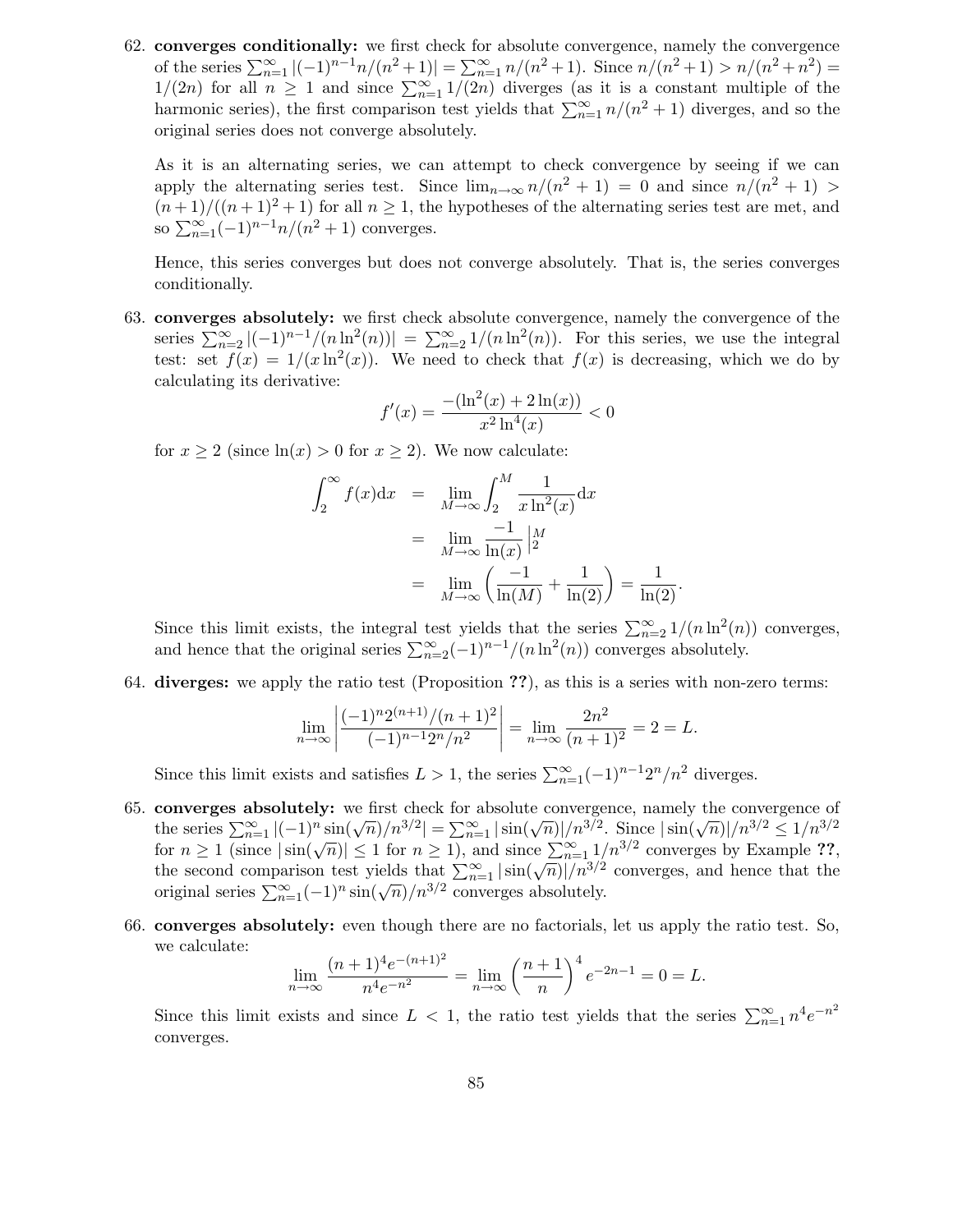62. **converges conditionally:** we first check for absolute convergence, namely the convergence of the series $\sum_{n=1}^{\infty} |(-1)^{n-1}n/(n^2+1)| = \sum_{n=1}^{\infty} n/(n^2+1)$. Since $n/(n^2+1) > n/(n^2+n^2) = 1/(2n)$ for all $n \geq 1$ and since $\sum_{n=1}^{\infty} 1/(2n)$ diverges (as it is a constant multiple of the harmonic series), the first comparison test yields that $\sum_{n=1}^{\infty} n/(n^2+1)$ diverges, and so the original series does not converge absolutely.

    As it is an alternating series, we can attempt to check convergence by seeing if we can apply the alternating series test. Since $\lim_{n\to\infty} n/(n^2+1) = 0$ and since $n/(n^2+1) > (n+1)/((n+1)^2+1)$ for all $n \geq 1$, the hypotheses of the alternating series test are met, and so $\sum_{n=1}^{\infty}(-1)^{n-1}n/(n^2+1)$ converges.

    Hence, this series converges but does not converge absolutely. That is, the series converges conditionally.

63. **converges absolutely:** we first check for absolute convergence, namely the convergence of the series $\sum_{n=2}^{\infty} |(-1)^{n-1}/(n\ln^2(n))| = \sum_{n=2}^{\infty} 1/(n\ln^2(n))$. For this series, we use the integral test: set $f(x) = 1/(x\ln^2(x))$. We need to check that $f(x)$ is decreasing, which we do by calculating its derivative:

    $$f'(x) = \frac{-(\ln^2(x) + 2\ln(x))}{x^2\ln^4(x)} < 0$$

    for $x \geq 2$ (since $\ln(x) > 0$ for $x \geq 2$). We now calculate:

    $$\begin{aligned} \int_2^{\infty} f(x)\mathrm{d}x &= \lim_{M\to\infty} \int_2^M \frac{1}{x\ln^2(x)}\mathrm{d}x \\ &= \lim_{M\to\infty} \frac{-1}{\ln(x)}\Big|_2^M \\ &= \lim_{M\to\infty}\left(\frac{-1}{\ln(M)} + \frac{1}{\ln(2)}\right) = \frac{1}{\ln(2)}. \end{aligned}$$

    Since this limit exists, the integral test yields that the series $\sum_{n=2}^{\infty} 1/(n\ln^2(n))$ converges, and hence that the original series $\sum_{n=2}^{\infty}(-1)^{n-1}/(n\ln^2(n))$ converges absolutely.

64. **diverges:** we apply the ratio test (Proposition **??**), as this is a series with non-zero terms:

    $$\lim_{n\to\infty}\left|\frac{(-1)^n 2^{(n+1)}/(n+1)^2}{(-1)^{n-1}2^n/n^2}\right| = \lim_{n\to\infty}\frac{2n^2}{(n+1)^2} = 2 = L.$$

    Since this limit exists and satisfies $L > 1$, the series $\sum_{n=1}^{\infty}(-1)^{n-1}2^n/n^2$ diverges.

65. **converges absolutely:** we first check for absolute convergence, namely the convergence of the series $\sum_{n=1}^{\infty} |(-1)^n \sin(\sqrt{n})/n^{3/2}| = \sum_{n=1}^{\infty} |\sin(\sqrt{n})|/n^{3/2}$. Since $|\sin(\sqrt{n})|/n^{3/2} \leq 1/n^{3/2}$ for $n \geq 1$ (since $|\sin(\sqrt{n})| \leq 1$ for $n \geq 1$), and since $\sum_{n=1}^{\infty} 1/n^{3/2}$ converges by Example **??**, the second comparison test yields that $\sum_{n=1}^{\infty} |\sin(\sqrt{n})|/n^{3/2}$ converges, and hence that the original series $\sum_{n=1}^{\infty}(-1)^n \sin(\sqrt{n})/n^{3/2}$ converges absolutely.

66. **converges absolutely:** even though there are no factorials, let us apply the ratio test. So, we calculate:

    $$\lim_{n\to\infty}\frac{(n+1)^4 e^{-(n+1)^2}}{n^4 e^{-n^2}} = \lim_{n\to\infty}\left(\frac{n+1}{n}\right)^4 e^{-2n-1} = 0 = L.$$

    Since this limit exists and since $L < 1$, the ratio test yields that the series $\sum_{n=1}^{\infty} n^4 e^{-n^2}$ converges.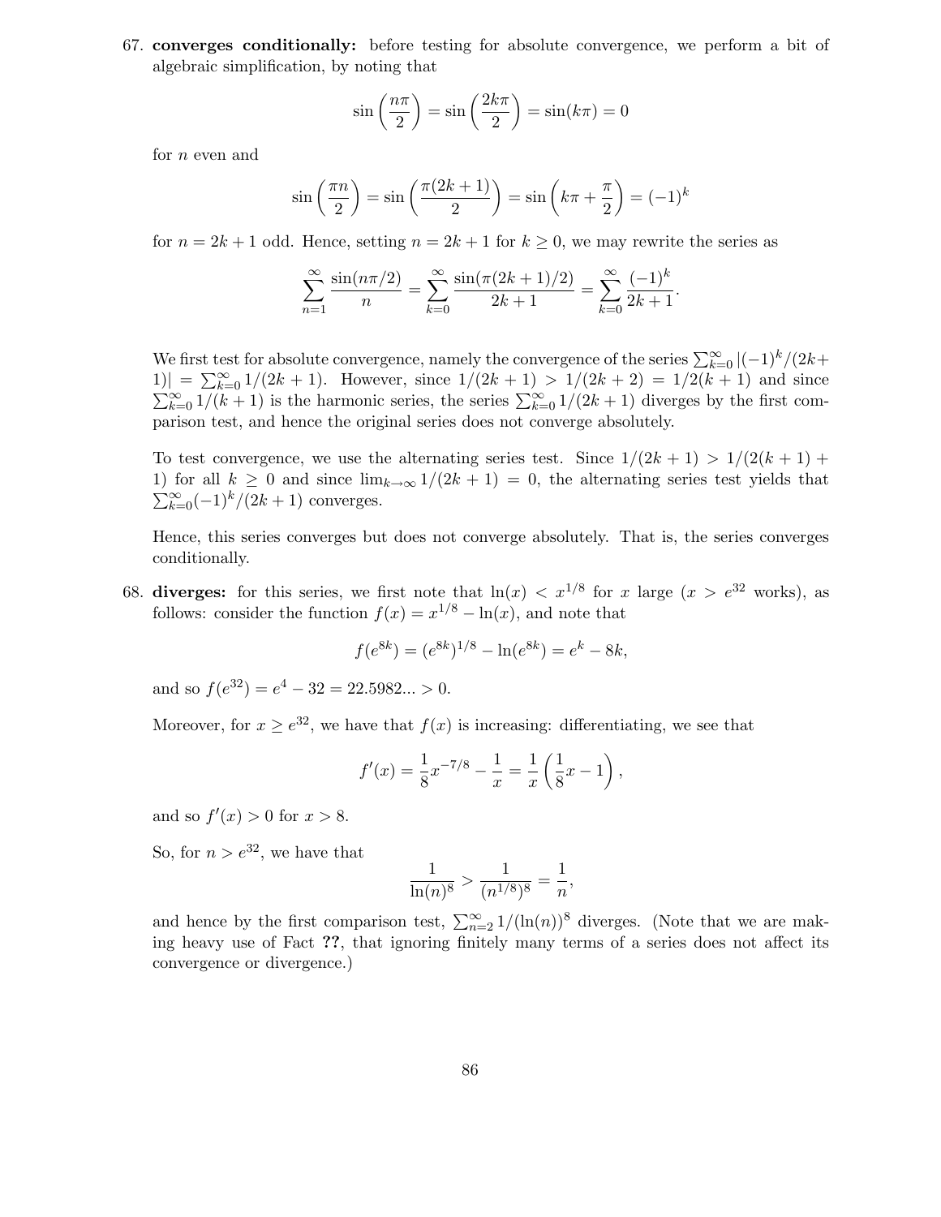67. **converges conditionally:** before testing for absolute convergence, we perform a bit of algebraic simplification, by noting that

$$\sin\left(\frac{n\pi}{2}\right) = \sin\left(\frac{2k\pi}{2}\right) = \sin(k\pi) = 0$$

for $n$ even and

$$\sin\left(\frac{\pi n}{2}\right) = \sin\left(\frac{\pi(2k+1)}{2}\right) = \sin\left(k\pi + \frac{\pi}{2}\right) = (-1)^k$$

for $n = 2k+1$ odd. Hence, setting $n = 2k+1$ for $k \geq 0$, we may rewrite the series as

$$\sum_{n=1}^{\infty} \frac{\sin(n\pi/2)}{n} = \sum_{k=0}^{\infty} \frac{\sin(\pi(2k+1)/2)}{2k+1} = \sum_{k=0}^{\infty} \frac{(-1)^k}{2k+1}.$$

We first test for absolute convergence, namely the convergence of the series $\sum_{k=0}^{\infty} |(-1)^k/(2k+1)| = \sum_{k=0}^{\infty} 1/(2k+1)$. However, since $1/(2k+1) > 1/(2k+2) = 1/2(k+1)$ and since $\sum_{k=0}^{\infty} 1/(k+1)$ is the harmonic series, the series $\sum_{k=0}^{\infty} 1/(2k+1)$ diverges by the first comparison test, and hence the original series does not converge absolutely.

To test convergence, we use the alternating series test. Since $1/(2k+1) > 1/(2(k+1)+1)$ for all $k \geq 0$ and since $\lim_{k\to\infty} 1/(2k+1) = 0$, the alternating series test yields that $\sum_{k=0}^{\infty} (-1)^k/(2k+1)$ converges.

Hence, this series converges but does not converge absolutely. That is, the series converges conditionally.

68. **diverges:** for this series, we first note that $\ln(x) < x^{1/8}$ for $x$ large ($x > e^{32}$ works), as follows: consider the function $f(x) = x^{1/8} - \ln(x)$, and note that

$$f(e^{8k}) = (e^{8k})^{1/8} - \ln(e^{8k}) = e^k - 8k,$$

and so $f(e^{32}) = e^4 - 32 = 22.5982... > 0$.

Moreover, for $x \geq e^{32}$, we have that $f(x)$ is increasing: differentiating, we see that

$$f'(x) = \frac{1}{8}x^{-7/8} - \frac{1}{x} = \frac{1}{x}\left(\frac{1}{8}x - 1\right),$$

and so $f'(x) > 0$ for $x > 8$.

So, for $n > e^{32}$, we have that

$$\frac{1}{\ln(n)^8} > \frac{1}{(n^{1/8})^8} = \frac{1}{n},$$

and hence by the first comparison test, $\sum_{n=2}^{\infty} 1/(\ln(n))^8$ diverges. (Note that we are making heavy use of Fact **??**, that ignoring finitely many terms of a series does not affect its convergence or divergence.)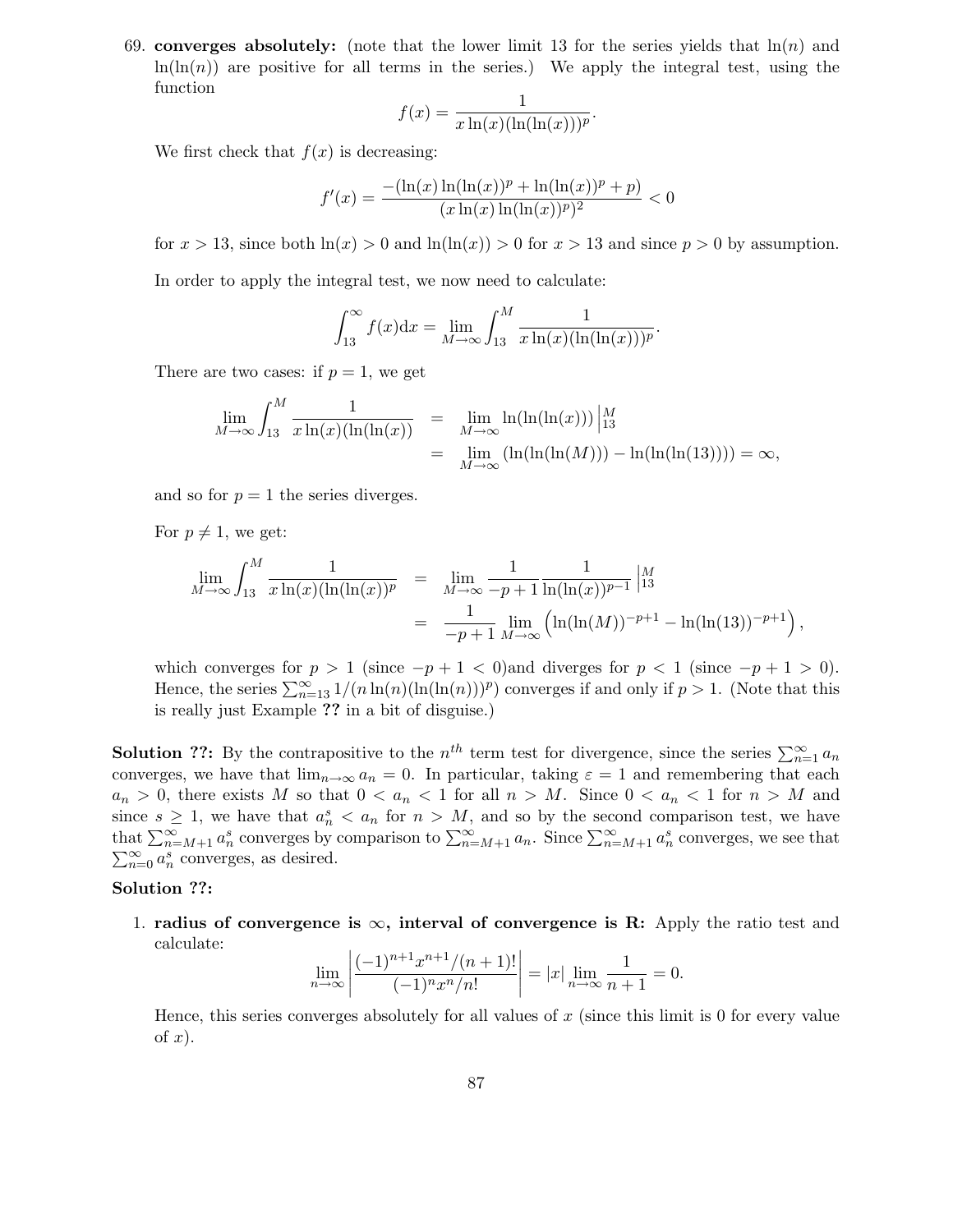69. **converges absolutely:** (note that the lower limit 13 for the series yields that $\ln(n)$ and $\ln(\ln(n))$ are positive for all terms in the series.) We apply the integral test, using the function

$$f(x) = \frac{1}{x\ln(x)(\ln(\ln(x)))^p}.$$

We first check that $f(x)$ is decreasing:

$$f'(x) = \frac{-(\ln(x)\ln(\ln(x))^p + \ln(\ln(x))^p + p)}{(x\ln(x)\ln(\ln(x))^p)^2} < 0$$

for $x > 13$, since both $\ln(x) > 0$ and $\ln(\ln(x)) > 0$ for $x > 13$ and since $p > 0$ by assumption.

In order to apply the integral test, we now need to calculate:

$$\int_{13}^{\infty} f(x)\mathrm{d}x = \lim_{M\to\infty}\int_{13}^{M} \frac{1}{x\ln(x)(\ln(\ln(x)))^p}.$$

There are two cases: if $p = 1$, we get

$$\begin{aligned}
\lim_{M\to\infty}\int_{13}^{M} \frac{1}{x\ln(x)(\ln(\ln(x))} &= \lim_{M\to\infty} \ln(\ln(\ln(x)))\Big|_{13}^{M} \\
&= \lim_{M\to\infty} (\ln(\ln(\ln(M))) - \ln(\ln(\ln(13)))) = \infty,
\end{aligned}$$

and so for $p = 1$ the series diverges.

For $p \neq 1$, we get:

$$\begin{aligned}
\lim_{M\to\infty}\int_{13}^{M} \frac{1}{x\ln(x)(\ln(\ln(x))^p} &= \lim_{M\to\infty} \frac{1}{-p+1}\frac{1}{\ln(\ln(x))^{p-1}}\Big|_{13}^{M} \\
&= \frac{1}{-p+1}\lim_{M\to\infty}\left(\ln(\ln(M))^{-p+1} - \ln(\ln(13))^{-p+1}\right),
\end{aligned}$$

which converges for $p > 1$ (since $-p+1 < 0$)and diverges for $p < 1$ (since $-p+1 > 0$). Hence, the series $\sum_{n=13}^{\infty} 1/(n\ln(n)(\ln(\ln(n)))^p)$ converges if and only if $p > 1$. (Note that this is really just Example **??** in a bit of disguise.)

**Solution ??:** By the contrapositive to the $n^{th}$ term test for divergence, since the series $\sum_{n=1}^{\infty} a_n$ converges, we have that $\lim_{n\to\infty} a_n = 0$. In particular, taking $\varepsilon = 1$ and remembering that each $a_n > 0$, there exists $M$ so that $0 < a_n < 1$ for all $n > M$. Since $0 < a_n < 1$ for $n > M$ and since $s \geq 1$, we have that $a_n^s < a_n$ for $n > M$, and so by the second comparison test, we have that $\sum_{n=M+1}^{\infty} a_n^s$ converges by comparison to $\sum_{n=M+1}^{\infty} a_n$. Since $\sum_{n=M+1}^{\infty} a_n^s$ converges, we see that $\sum_{n=0}^{\infty} a_n^s$ converges, as desired.

**Solution ??:**

1. **radius of convergence is $\infty$, interval of convergence is R:** Apply the ratio test and calculate:

$$\lim_{n\to\infty}\left|\frac{(-1)^{n+1}x^{n+1}/(n+1)!}{(-1)^n x^n/n!}\right| = |x|\lim_{n\to\infty}\frac{1}{n+1} = 0.$$

Hence, this series converges absolutely for all values of $x$ (since this limit is 0 for every value of $x$).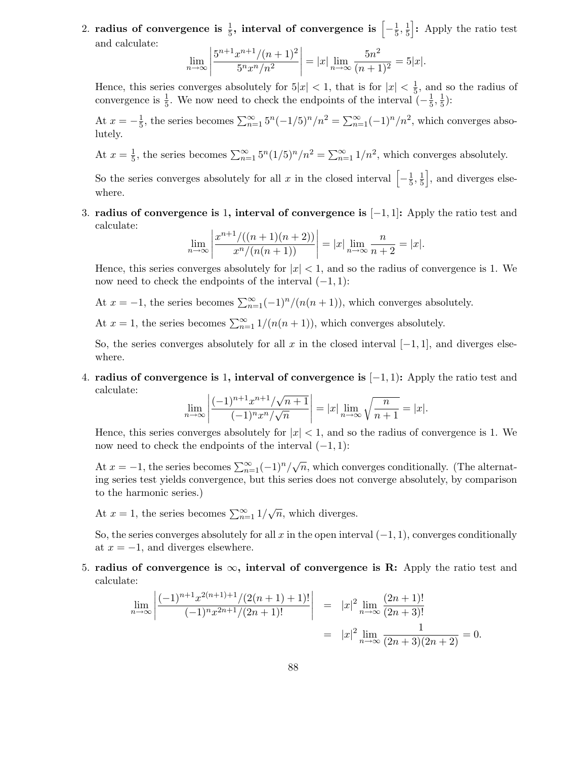2. **radius of convergence is $\frac{1}{5}$, interval of convergence is $\left[-\frac{1}{5}, \frac{1}{5}\right]$:** Apply the ratio test and calculate:

$$\lim_{n\to\infty} \left| \frac{5^{n+1}x^{n+1}/(n+1)^2}{5^n x^n/n^2} \right| = |x| \lim_{n\to\infty} \frac{5n^2}{(n+1)^2} = 5|x|.$$

Hence, this series converges absolutely for $5|x| < 1$, that is for $|x| < \frac{1}{5}$, and so the radius of convergence is $\frac{1}{5}$. We now need to check the endpoints of the interval $(-\frac{1}{5}, \frac{1}{5})$:

At $x = -\frac{1}{5}$, the series becomes $\sum_{n=1}^{\infty} 5^n(-1/5)^n/n^2 = \sum_{n=1}^{\infty}(-1)^n/n^2$, which converges absolutely.

At $x = \frac{1}{5}$, the series becomes $\sum_{n=1}^{\infty} 5^n(1/5)^n/n^2 = \sum_{n=1}^{\infty} 1/n^2$, which converges absolutely.

So the series converges absolutely for all $x$ in the closed interval $\left[-\frac{1}{5}, \frac{1}{5}\right]$, and diverges elsewhere.

3. **radius of convergence is 1, interval of convergence is $[-1, 1]$:** Apply the ratio test and calculate:

$$\lim_{n\to\infty} \left| \frac{x^{n+1}/((n+1)(n+2))}{x^n/(n(n+1))} \right| = |x| \lim_{n\to\infty} \frac{n}{n+2} = |x|.$$

Hence, this series converges absolutely for $|x| < 1$, and so the radius of convergence is 1. We now need to check the endpoints of the interval $(-1, 1)$:

At $x = -1$, the series becomes $\sum_{n=1}^{\infty}(-1)^n/(n(n+1))$, which converges absolutely.

At $x = 1$, the series becomes $\sum_{n=1}^{\infty} 1/(n(n+1))$, which converges absolutely.

So, the series converges absolutely for all $x$ in the closed interval $[-1, 1]$, and diverges elsewhere.

4. **radius of convergence is 1, interval of convergence is $[-1, 1)$:** Apply the ratio test and calculate:

$$\lim_{n\to\infty} \left| \frac{(-1)^{n+1}x^{n+1}/\sqrt{n+1}}{(-1)^n x^n/\sqrt{n}} \right| = |x| \lim_{n\to\infty} \sqrt{\frac{n}{n+1}} = |x|.$$

Hence, this series converges absolutely for $|x| < 1$, and so the radius of convergence is 1. We now need to check the endpoints of the interval $(-1, 1)$:

At $x = -1$, the series becomes $\sum_{n=1}^{\infty}(-1)^n/\sqrt{n}$, which converges conditionally. (The alternating series test yields convergence, but this series does not converge absolutely, by comparison to the harmonic series.)

At $x = 1$, the series becomes $\sum_{n=1}^{\infty} 1/\sqrt{n}$, which diverges.

So, the series converges absolutely for all $x$ in the open interval $(-1, 1)$, converges conditionally at $x = -1$, and diverges elsewhere.

5. **radius of convergence is $\infty$, interval of convergence is $\mathbf{R}$:** Apply the ratio test and calculate:

$$\begin{aligned}
\lim_{n\to\infty} \left| \frac{(-1)^{n+1}x^{2(n+1)+1}/(2(n+1)+1)!}{(-1)^n x^{2n+1}/(2n+1)!} \right| &= |x|^2 \lim_{n\to\infty} \frac{(2n+1)!}{(2n+3)!} \\
&= |x|^2 \lim_{n\to\infty} \frac{1}{(2n+3)(2n+2)} = 0.
\end{aligned}$$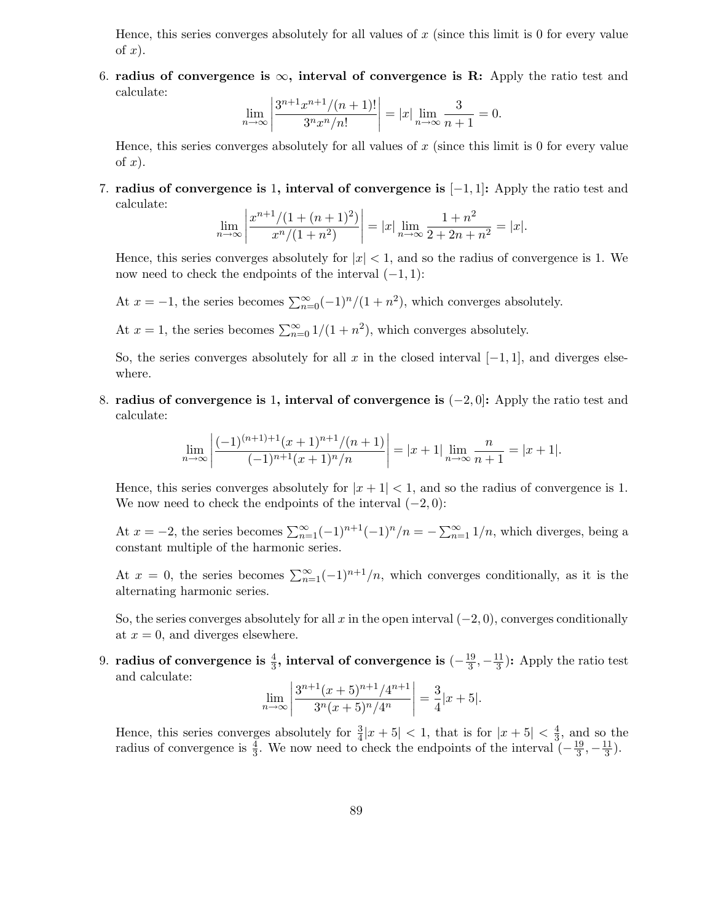Hence, this series converges absolutely for all values of $x$ (since this limit is 0 for every value of $x$).

6. **radius of convergence is $\infty$, interval of convergence is R:** Apply the ratio test and calculate:
$$\lim_{n\to\infty}\left|\frac{3^{n+1}x^{n+1}/(n+1)!}{3^n x^n/n!}\right| = |x|\lim_{n\to\infty}\frac{3}{n+1} = 0.$$
Hence, this series converges absolutely for all values of $x$ (since this limit is 0 for every value of $x$).

7. **radius of convergence is 1, interval of convergence is $[-1,1]$:** Apply the ratio test and calculate:
$$\lim_{n\to\infty}\left|\frac{x^{n+1}/(1+(n+1)^2)}{x^n/(1+n^2)}\right| = |x|\lim_{n\to\infty}\frac{1+n^2}{2+2n+n^2} = |x|.$$
Hence, this series converges absolutely for $|x|<1$, and so the radius of convergence is 1. We now need to check the endpoints of the interval $(-1,1)$:

   At $x=-1$, the series becomes $\sum_{n=0}^{\infty}(-1)^n/(1+n^2)$, which converges absolutely.

   At $x=1$, the series becomes $\sum_{n=0}^{\infty}1/(1+n^2)$, which converges absolutely.

   So, the series converges absolutely for all $x$ in the closed interval $[-1,1]$, and diverges elsewhere.

8. **radius of convergence is 1, interval of convergence is $(-2,0]$:** Apply the ratio test and calculate:
$$\lim_{n\to\infty}\left|\frac{(-1)^{(n+1)+1}(x+1)^{n+1}/(n+1)}{(-1)^{n+1}(x+1)^n/n}\right| = |x+1|\lim_{n\to\infty}\frac{n}{n+1} = |x+1|.$$
Hence, this series converges absolutely for $|x+1|<1$, and so the radius of convergence is 1. We now need to check the endpoints of the interval $(-2,0)$:

   At $x=-2$, the series becomes $\sum_{n=1}^{\infty}(-1)^{n+1}(-1)^n/n = -\sum_{n=1}^{\infty}1/n$, which diverges, being a constant multiple of the harmonic series.

   At $x=0$, the series becomes $\sum_{n=1}^{\infty}(-1)^{n+1}/n$, which converges conditionally, as it is the alternating harmonic series.

   So, the series converges absolutely for all $x$ in the open interval $(-2,0)$, converges conditionally at $x=0$, and diverges elsewhere.

9. **radius of convergence is $\frac{4}{3}$, interval of convergence is $(-\frac{19}{3},-\frac{11}{3})$:** Apply the ratio test and calculate:
$$\lim_{n\to\infty}\left|\frac{3^{n+1}(x+5)^{n+1}/4^{n+1}}{3^n(x+5)^n/4^n}\right| = \frac{3}{4}|x+5|.$$
Hence, this series converges absolutely for $\frac{3}{4}|x+5|<1$, that is for $|x+5|<\frac{4}{3}$, and so the radius of convergence is $\frac{4}{3}$. We now need to check the endpoints of the interval $(-\frac{19}{3},-\frac{11}{3})$.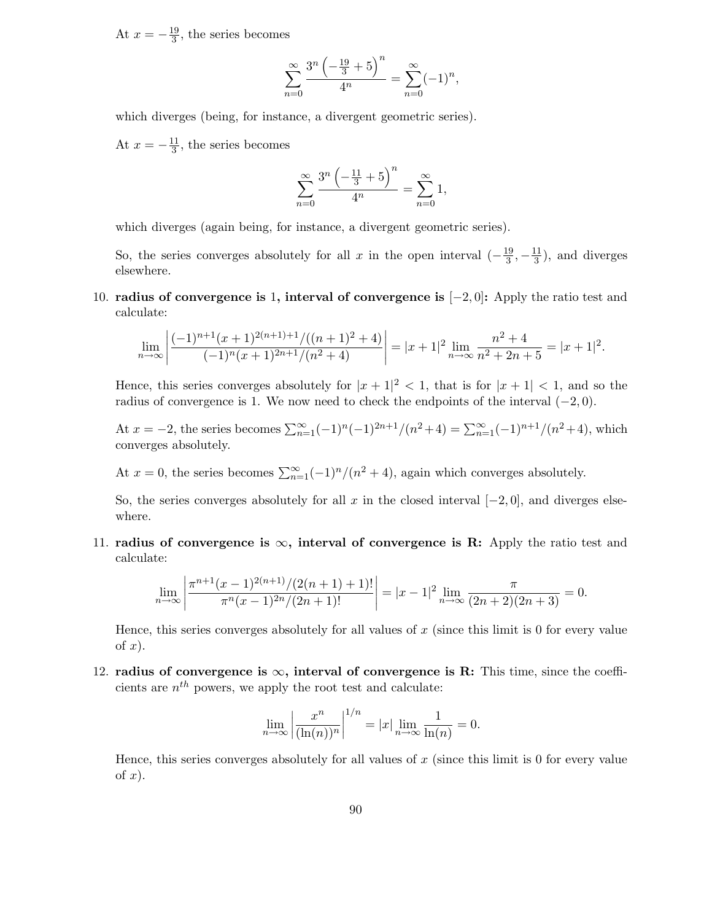At $x = -\frac{19}{3}$, the series becomes

$$\sum_{n=0}^{\infty} \frac{3^n \left(-\frac{19}{3}+5\right)^n}{4^n} = \sum_{n=0}^{\infty} (-1)^n,$$

which diverges (being, for instance, a divergent geometric series).

At $x = -\frac{11}{3}$, the series becomes

$$\sum_{n=0}^{\infty} \frac{3^n \left(-\frac{11}{3}+5\right)^n}{4^n} = \sum_{n=0}^{\infty} 1,$$

which diverges (again being, for instance, a divergent geometric series).

So, the series converges absolutely for all $x$ in the open interval $(-\frac{19}{3}, -\frac{11}{3})$, and diverges elsewhere.

10. **radius of convergence is 1, interval of convergence is $[-2, 0]$:** Apply the ratio test and calculate:

$$\lim_{n\to\infty} \left| \frac{(-1)^{n+1}(x+1)^{2(n+1)+1}/((n+1)^2+4)}{(-1)^n(x+1)^{2n+1}/(n^2+4)} \right| = |x+1|^2 \lim_{n\to\infty} \frac{n^2+4}{n^2+2n+5} = |x+1|^2.$$

Hence, this series converges absolutely for $|x+1|^2 < 1$, that is for $|x+1| < 1$, and so the radius of convergence is 1. We now need to check the endpoints of the interval $(-2, 0)$.

At $x = -2$, the series becomes $\sum_{n=1}^{\infty} (-1)^n (-1)^{2n+1}/(n^2+4) = \sum_{n=1}^{\infty} (-1)^{n+1}/(n^2+4)$, which converges absolutely.

At $x = 0$, the series becomes $\sum_{n=1}^{\infty} (-1)^n/(n^2+4)$, again which converges absolutely.

So, the series converges absolutely for all $x$ in the closed interval $[-2, 0]$, and diverges elsewhere.

11. **radius of convergence is $\infty$, interval of convergence is R:** Apply the ratio test and calculate:

$$\lim_{n\to\infty} \left| \frac{\pi^{n+1}(x-1)^{2(n+1)}/(2(n+1)+1)!}{\pi^n(x-1)^{2n}/(2n+1)!} \right| = |x-1|^2 \lim_{n\to\infty} \frac{\pi}{(2n+2)(2n+3)} = 0.$$

Hence, this series converges absolutely for all values of $x$ (since this limit is 0 for every value of $x$).

12. **radius of convergence is $\infty$, interval of convergence is R:** This time, since the coefficients are $n^{th}$ powers, we apply the root test and calculate:

$$\lim_{n\to\infty} \left| \frac{x^n}{(\ln(n))^n} \right|^{1/n} = |x| \lim_{n\to\infty} \frac{1}{\ln(n)} = 0.$$

Hence, this series converges absolutely for all values of $x$ (since this limit is 0 for every value of $x$).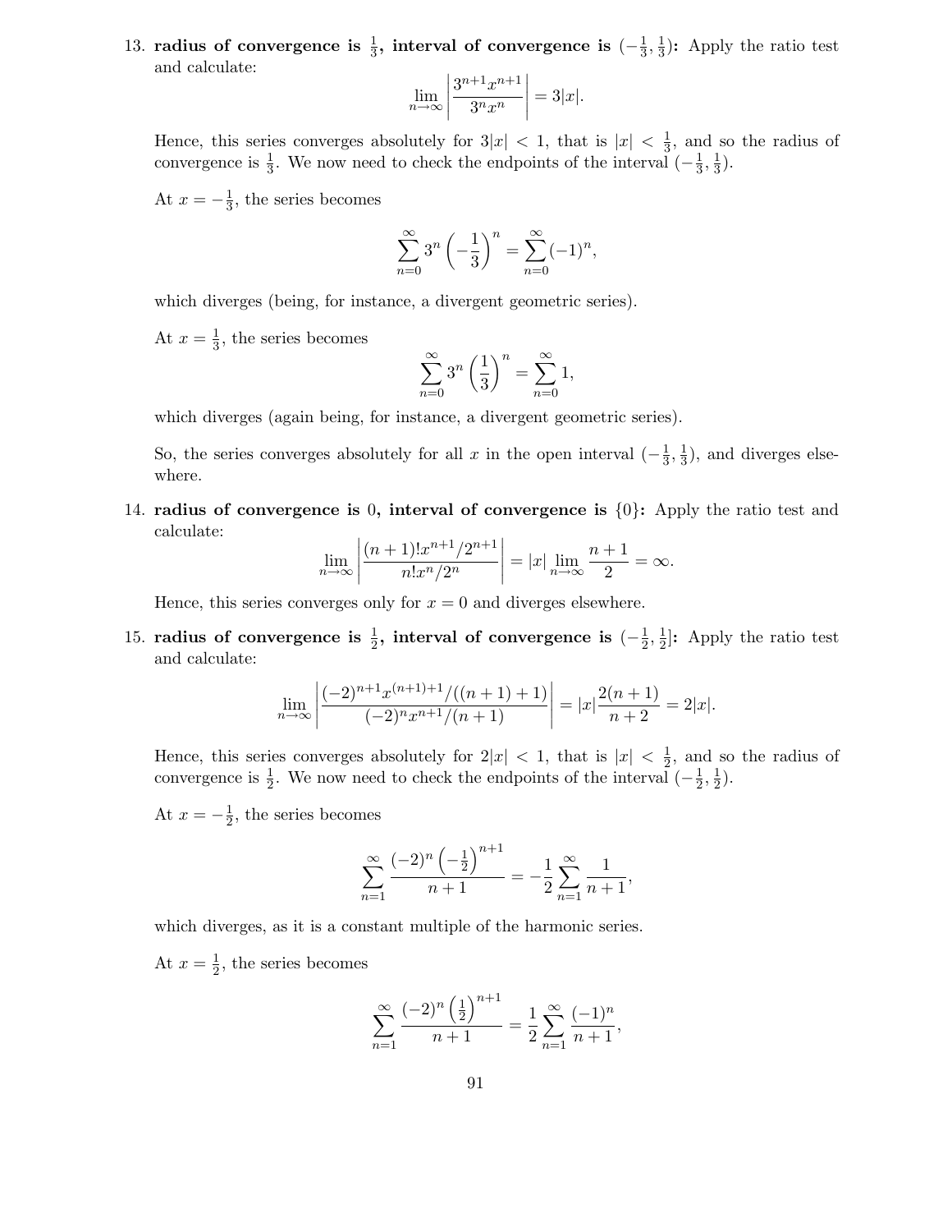13. **radius of convergence is $\frac{1}{3}$, interval of convergence is $(-\frac{1}{3}, \frac{1}{3})$:** Apply the ratio test and calculate:

$$\lim_{n\to\infty} \left| \frac{3^{n+1}x^{n+1}}{3^n x^n} \right| = 3|x|.$$

Hence, this series converges absolutely for $3|x| < 1$, that is $|x| < \frac{1}{3}$, and so the radius of convergence is $\frac{1}{3}$. We now need to check the endpoints of the interval $(-\frac{1}{3}, \frac{1}{3})$.

At $x = -\frac{1}{3}$, the series becomes

$$\sum_{n=0}^{\infty} 3^n \left(-\frac{1}{3}\right)^n = \sum_{n=0}^{\infty} (-1)^n,$$

which diverges (being, for instance, a divergent geometric series).

At $x = \frac{1}{3}$, the series becomes

$$\sum_{n=0}^{\infty} 3^n \left(\frac{1}{3}\right)^n = \sum_{n=0}^{\infty} 1,$$

which diverges (again being, for instance, a divergent geometric series).

So, the series converges absolutely for all $x$ in the open interval $(-\frac{1}{3}, \frac{1}{3})$, and diverges elsewhere.

14. **radius of convergence is 0, interval of convergence is $\{0\}$:** Apply the ratio test and calculate:

$$\lim_{n\to\infty} \left| \frac{(n+1)!x^{n+1}/2^{n+1}}{n!x^n/2^n} \right| = |x| \lim_{n\to\infty} \frac{n+1}{2} = \infty.$$

Hence, this series converges only for $x = 0$ and diverges elsewhere.

15. **radius of convergence is $\frac{1}{2}$, interval of convergence is $(-\frac{1}{2}, \frac{1}{2}]$:** Apply the ratio test and calculate:

$$\lim_{n\to\infty} \left| \frac{(-2)^{n+1}x^{(n+1)+1}/((n+1)+1)}{(-2)^n x^{n+1}/(n+1)} \right| = |x| \frac{2(n+1)}{n+2} = 2|x|.$$

Hence, this series converges absolutely for $2|x| < 1$, that is $|x| < \frac{1}{2}$, and so the radius of convergence is $\frac{1}{2}$. We now need to check the endpoints of the interval $(-\frac{1}{2}, \frac{1}{2})$.

At $x = -\frac{1}{2}$, the series becomes

$$\sum_{n=1}^{\infty} \frac{(-2)^n \left(-\frac{1}{2}\right)^{n+1}}{n+1} = -\frac{1}{2} \sum_{n=1}^{\infty} \frac{1}{n+1},$$

which diverges, as it is a constant multiple of the harmonic series.

At $x = \frac{1}{2}$, the series becomes

$$\sum_{n=1}^{\infty} \frac{(-2)^n \left(\frac{1}{2}\right)^{n+1}}{n+1} = \frac{1}{2} \sum_{n=1}^{\infty} \frac{(-1)^n}{n+1},$$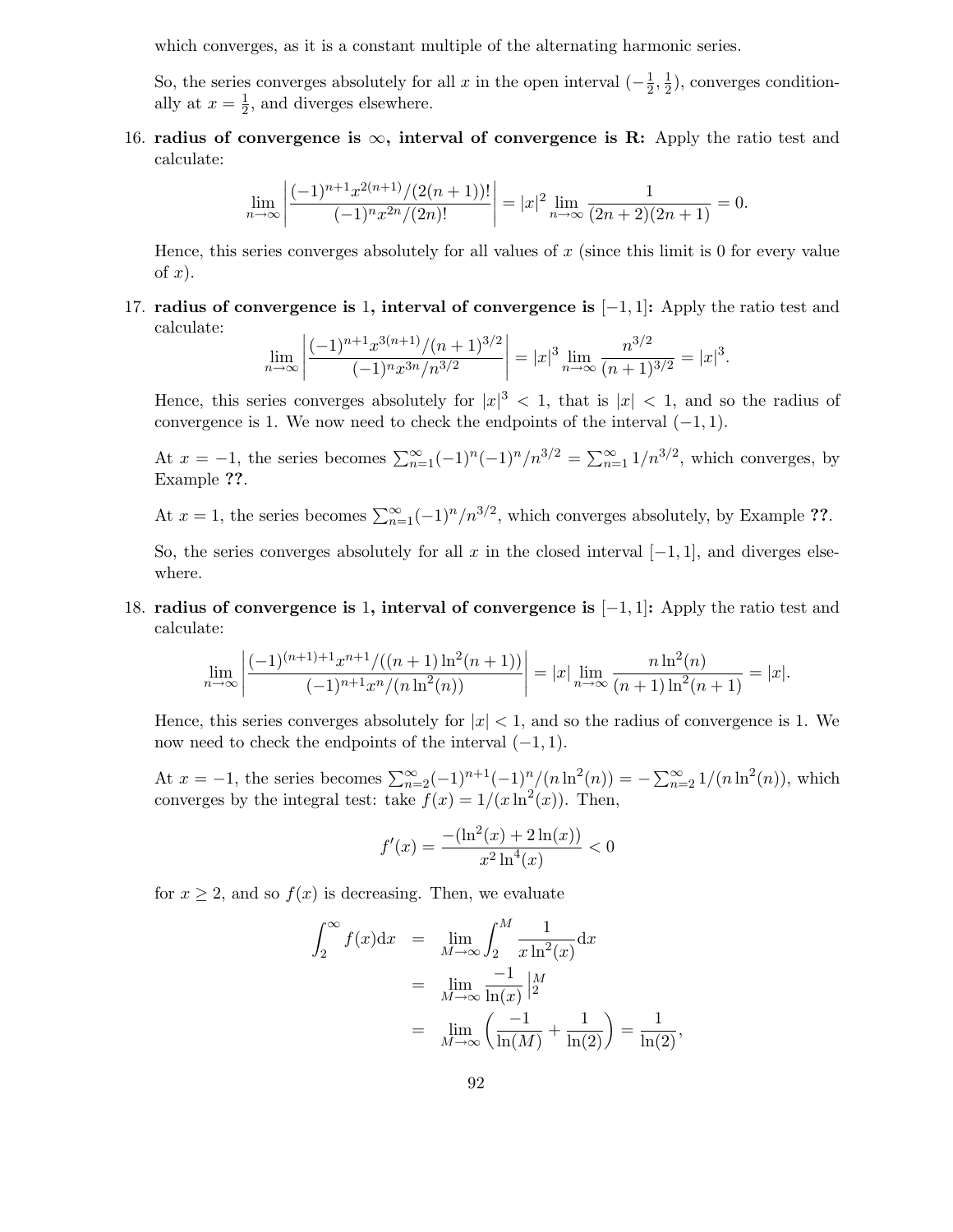which converges, as it is a constant multiple of the alternating harmonic series.

So, the series converges absolutely for all $x$ in the open interval $(-\frac{1}{2}, \frac{1}{2})$, converges conditionally at $x = \frac{1}{2}$, and diverges elsewhere.

16. **radius of convergence is $\infty$, interval of convergence is R:** Apply the ratio test and calculate:

$$\lim_{n\to\infty} \left| \frac{(-1)^{n+1}x^{2(n+1)}/(2(n+1))!}{(-1)^n x^{2n}/(2n)!} \right| = |x|^2 \lim_{n\to\infty} \frac{1}{(2n+2)(2n+1)} = 0.$$

Hence, this series converges absolutely for all values of $x$ (since this limit is 0 for every value of $x$).

17. **radius of convergence is 1, interval of convergence is $[-1, 1]$:** Apply the ratio test and calculate:

$$\lim_{n\to\infty} \left| \frac{(-1)^{n+1}x^{3(n+1)}/(n+1)^{3/2}}{(-1)^n x^{3n}/n^{3/2}} \right| = |x|^3 \lim_{n\to\infty} \frac{n^{3/2}}{(n+1)^{3/2}} = |x|^3.$$

Hence, this series converges absolutely for $|x|^3 < 1$, that is $|x| < 1$, and so the radius of convergence is 1. We now need to check the endpoints of the interval $(-1, 1)$.

At $x = -1$, the series becomes $\sum_{n=1}^{\infty}(-1)^n(-1)^n/n^{3/2} = \sum_{n=1}^{\infty} 1/n^{3/2}$, which converges, by Example **??**.

At $x = 1$, the series becomes $\sum_{n=1}^{\infty}(-1)^n/n^{3/2}$, which converges absolutely, by Example **??**.

So, the series converges absolutely for all $x$ in the closed interval $[-1, 1]$, and diverges elsewhere.

18. **radius of convergence is 1, interval of convergence is $[-1, 1]$:** Apply the ratio test and calculate:

$$\lim_{n\to\infty} \left| \frac{(-1)^{(n+1)+1}x^{n+1}/((n+1)\ln^2(n+1))}{(-1)^{n+1}x^n/(n\ln^2(n))} \right| = |x| \lim_{n\to\infty} \frac{n\ln^2(n)}{(n+1)\ln^2(n+1)} = |x|.$$

Hence, this series converges absolutely for $|x| < 1$, and so the radius of convergence is 1. We now need to check the endpoints of the interval $(-1, 1)$.

At $x = -1$, the series becomes $\sum_{n=2}^{\infty}(-1)^{n+1}(-1)^n/(n\ln^2(n)) = -\sum_{n=2}^{\infty} 1/(n\ln^2(n))$, which converges by the integral test: take $f(x) = 1/(x\ln^2(x))$. Then,

$$f'(x) = \frac{-(\ln^2(x) + 2\ln(x))}{x^2\ln^4(x)} < 0$$

for $x \geq 2$, and so $f(x)$ is decreasing. Then, we evaluate

$$\begin{aligned}
\int_2^{\infty} f(x)\mathrm{d}x &= \lim_{M\to\infty} \int_2^M \frac{1}{x\ln^2(x)}\mathrm{d}x \\
&= \lim_{M\to\infty} \frac{-1}{\ln(x)}\Big|_2^M \\
&= \lim_{M\to\infty} \left( \frac{-1}{\ln(M)} + \frac{1}{\ln(2)} \right) = \frac{1}{\ln(2)},
\end{aligned}$$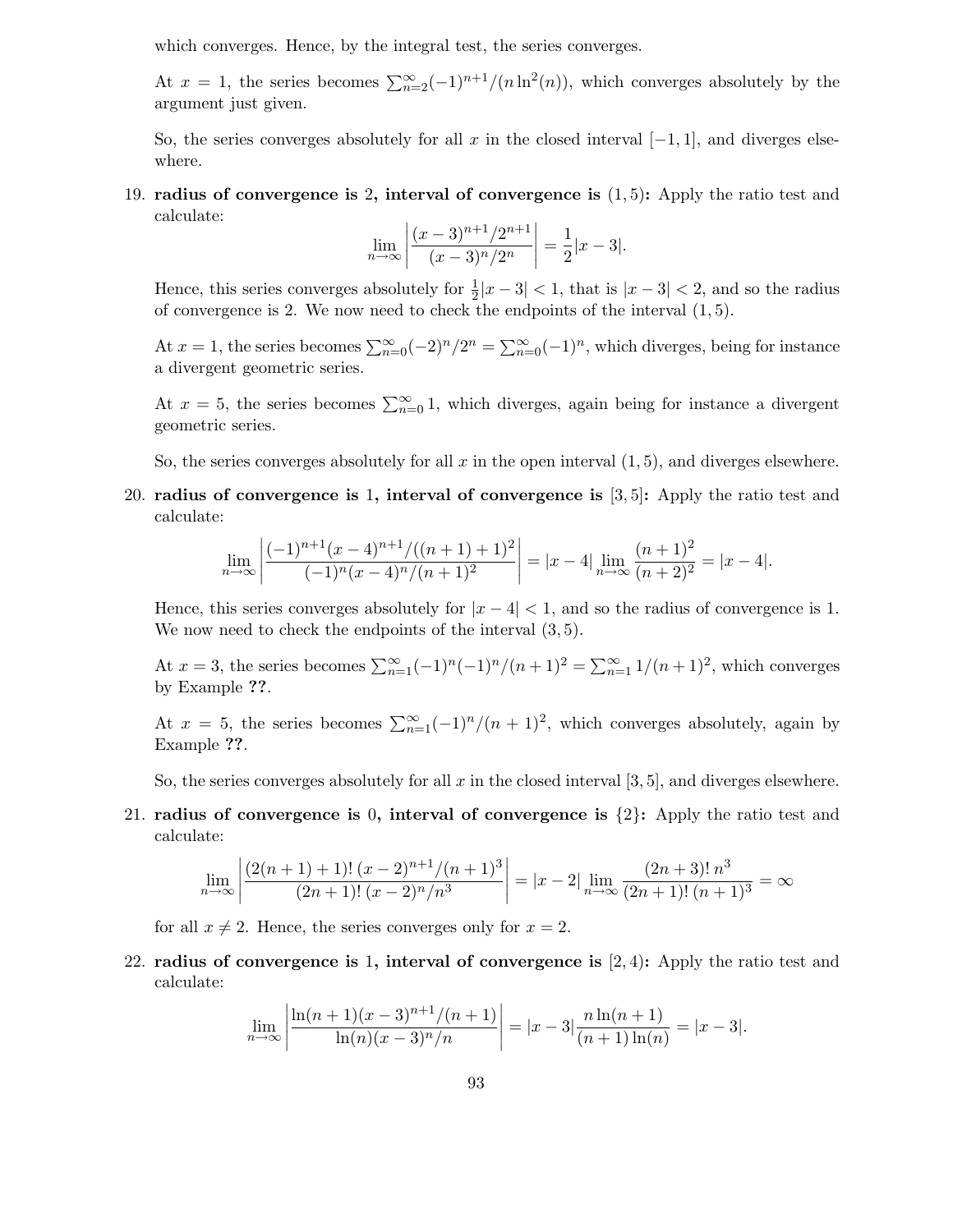which converges. Hence, by the integral test, the series converges.

At $x = 1$, the series becomes $\sum_{n=2}^{\infty} (-1)^{n+1}/(n \ln^2(n))$, which converges absolutely by the argument just given.

So, the series converges absolutely for all $x$ in the closed interval $[-1, 1]$, and diverges elsewhere.

19. **radius of convergence is 2, interval of convergence is $(1, 5)$:** Apply the ratio test and calculate:

$$\lim_{n\to\infty} \left| \frac{(x-3)^{n+1}/2^{n+1}}{(x-3)^n/2^n} \right| = \frac{1}{2}|x-3|.$$

Hence, this series converges absolutely for $\frac{1}{2}|x-3| < 1$, that is $|x-3| < 2$, and so the radius of convergence is 2. We now need to check the endpoints of the interval $(1, 5)$.

At $x = 1$, the series becomes $\sum_{n=0}^{\infty} (-2)^n/2^n = \sum_{n=0}^{\infty} (-1)^n$, which diverges, being for instance a divergent geometric series.

At $x = 5$, the series becomes $\sum_{n=0}^{\infty} 1$, which diverges, again being for instance a divergent geometric series.

So, the series converges absolutely for all $x$ in the open interval $(1, 5)$, and diverges elsewhere.

20. **radius of convergence is 1, interval of convergence is $[3, 5]$:** Apply the ratio test and calculate:

$$\lim_{n\to\infty} \left| \frac{(-1)^{n+1}(x-4)^{n+1}/((n+1)+1)^2}{(-1)^n(x-4)^n/(n+1)^2} \right| = |x-4| \lim_{n\to\infty} \frac{(n+1)^2}{(n+2)^2} = |x-4|.$$

Hence, this series converges absolutely for $|x-4| < 1$, and so the radius of convergence is 1. We now need to check the endpoints of the interval $(3, 5)$.

At $x = 3$, the series becomes $\sum_{n=1}^{\infty} (-1)^n(-1)^n/(n+1)^2 = \sum_{n=1}^{\infty} 1/(n+1)^2$, which converges by Example **??**.

At $x = 5$, the series becomes $\sum_{n=1}^{\infty} (-1)^n/(n+1)^2$, which converges absolutely, again by Example **??**.

So, the series converges absolutely for all $x$ in the closed interval $[3, 5]$, and diverges elsewhere.

21. **radius of convergence is 0, interval of convergence is $\{2\}$:** Apply the ratio test and calculate:

$$\lim_{n\to\infty} \left| \frac{(2(n+1)+1)!\,(x-2)^{n+1}/(n+1)^3}{(2n+1)!\,(x-2)^n/n^3} \right| = |x-2| \lim_{n\to\infty} \frac{(2n+3)!\,n^3}{(2n+1)!\,(n+1)^3} = \infty$$

for all $x \neq 2$. Hence, the series converges only for $x = 2$.

22. **radius of convergence is 1, interval of convergence is $[2, 4)$:** Apply the ratio test and calculate:

$$\lim_{n\to\infty} \left| \frac{\ln(n+1)(x-3)^{n+1}/(n+1)}{\ln(n)(x-3)^n/n} \right| = |x-3| \frac{n \ln(n+1)}{(n+1)\ln(n)} = |x-3|.$$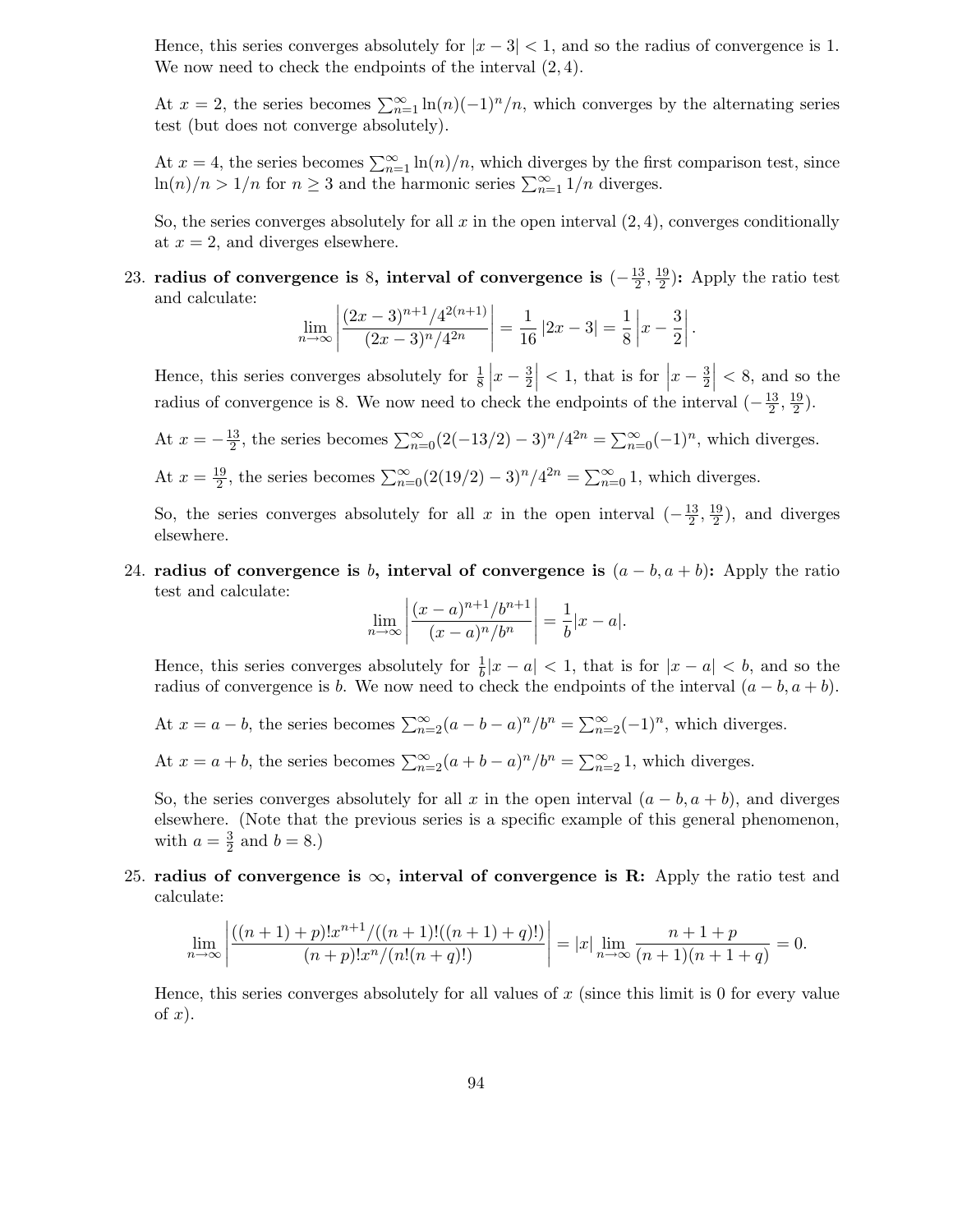Hence, this series converges absolutely for $|x-3|<1$, and so the radius of convergence is 1. We now need to check the endpoints of the interval $(2,4)$.

At $x=2$, the series becomes $\sum_{n=1}^{\infty} \ln(n)(-1)^n/n$, which converges by the alternating series test (but does not converge absolutely).

At $x=4$, the series becomes $\sum_{n=1}^{\infty} \ln(n)/n$, which diverges by the first comparison test, since $\ln(n)/n > 1/n$ for $n \geq 3$ and the harmonic series $\sum_{n=1}^{\infty} 1/n$ diverges.

So, the series converges absolutely for all $x$ in the open interval $(2,4)$, converges conditionally at $x=2$, and diverges elsewhere.

23. **radius of convergence is 8, interval of convergence is $(-\frac{13}{2}, \frac{19}{2})$:** Apply the ratio test and calculate:
$$\lim_{n\to\infty}\left|\frac{(2x-3)^{n+1}/4^{2(n+1)}}{(2x-3)^n/4^{2n}}\right| = \frac{1}{16}|2x-3| = \frac{1}{8}\left|x-\frac{3}{2}\right|.$$
Hence, this series converges absolutely for $\frac{1}{8}\left|x-\frac{3}{2}\right|<1$, that is for $\left|x-\frac{3}{2}\right|<8$, and so the radius of convergence is 8. We now need to check the endpoints of the interval $(-\frac{13}{2}, \frac{19}{2})$.

   At $x=-\frac{13}{2}$, the series becomes $\sum_{n=0}^{\infty}(2(-13/2)-3)^n/4^{2n} = \sum_{n=0}^{\infty}(-1)^n$, which diverges.

   At $x=\frac{19}{2}$, the series becomes $\sum_{n=0}^{\infty}(2(19/2)-3)^n/4^{2n} = \sum_{n=0}^{\infty} 1$, which diverges.

   So, the series converges absolutely for all $x$ in the open interval $(-\frac{13}{2}, \frac{19}{2})$, and diverges elsewhere.

24. **radius of convergence is $b$, interval of convergence is $(a-b, a+b)$:** Apply the ratio test and calculate:
$$\lim_{n\to\infty}\left|\frac{(x-a)^{n+1}/b^{n+1}}{(x-a)^n/b^n}\right| = \frac{1}{b}|x-a|.$$
Hence, this series converges absolutely for $\frac{1}{b}|x-a|<1$, that is for $|x-a|<b$, and so the radius of convergence is $b$. We now need to check the endpoints of the interval $(a-b, a+b)$.

   At $x=a-b$, the series becomes $\sum_{n=2}^{\infty}(a-b-a)^n/b^n = \sum_{n=2}^{\infty}(-1)^n$, which diverges.

   At $x=a+b$, the series becomes $\sum_{n=2}^{\infty}(a+b-a)^n/b^n = \sum_{n=2}^{\infty} 1$, which diverges.

   So, the series converges absolutely for all $x$ in the open interval $(a-b, a+b)$, and diverges elsewhere. (Note that the previous series is a specific example of this general phenomenon, with $a=\frac{3}{2}$ and $b=8$.)

25. **radius of convergence is $\infty$, interval of convergence is R:** Apply the ratio test and calculate:
$$\lim_{n\to\infty}\left|\frac{((n+1)+p)!x^{n+1}/((n+1)!((n+1)+q)!)}{(n+p)!x^n/(n!(n+q)!)}\right| = |x|\lim_{n\to\infty}\frac{n+1+p}{(n+1)(n+1+q)} = 0.$$
Hence, this series converges absolutely for all values of $x$ (since this limit is 0 for every value of $x$).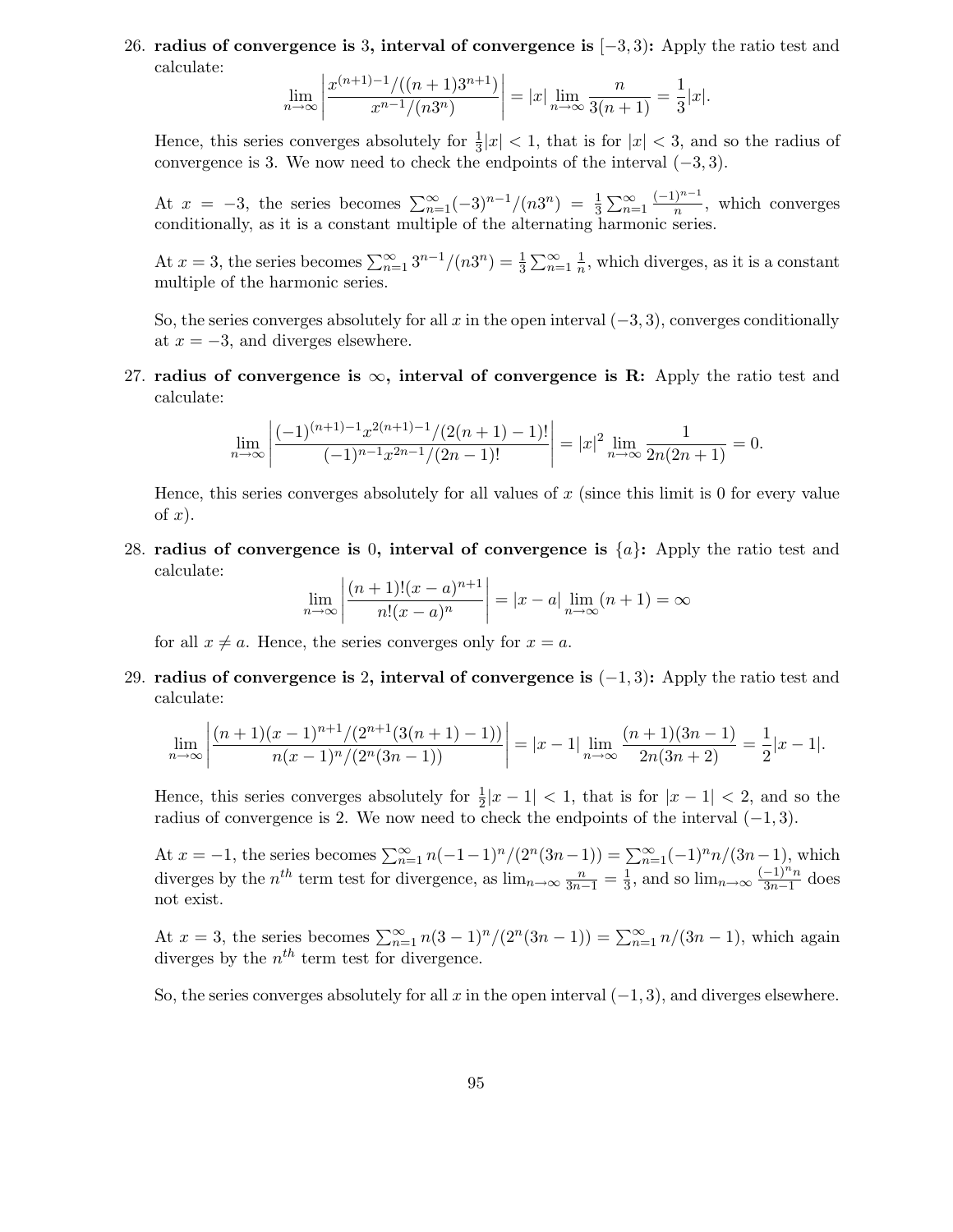26. **radius of convergence is 3, interval of convergence is $[-3, 3)$:** Apply the ratio test and calculate:

$$\lim_{n\to\infty}\left|\frac{x^{(n+1)-1}/((n+1)3^{n+1})}{x^{n-1}/(n3^n)}\right| = |x|\lim_{n\to\infty}\frac{n}{3(n+1)} = \frac{1}{3}|x|.$$

Hence, this series converges absolutely for $\frac{1}{3}|x| < 1$, that is for $|x| < 3$, and so the radius of convergence is 3. We now need to check the endpoints of the interval $(-3, 3)$.

At $x = -3$, the series becomes $\sum_{n=1}^{\infty}(-3)^{n-1}/(n3^n) = \frac{1}{3}\sum_{n=1}^{\infty}\frac{(-1)^{n-1}}{n}$, which converges conditionally, as it is a constant multiple of the alternating harmonic series.

At $x = 3$, the series becomes $\sum_{n=1}^{\infty} 3^{n-1}/(n3^n) = \frac{1}{3}\sum_{n=1}^{\infty}\frac{1}{n}$, which diverges, as it is a constant multiple of the harmonic series.

So, the series converges absolutely for all $x$ in the open interval $(-3, 3)$, converges conditionally at $x = -3$, and diverges elsewhere.

27. **radius of convergence is $\infty$, interval of convergence is R:** Apply the ratio test and calculate:

$$\lim_{n\to\infty}\left|\frac{(-1)^{(n+1)-1}x^{2(n+1)-1}/(2(n+1)-1)!}{(-1)^{n-1}x^{2n-1}/(2n-1)!}\right| = |x|^2\lim_{n\to\infty}\frac{1}{2n(2n+1)} = 0.$$

Hence, this series converges absolutely for all values of $x$ (since this limit is 0 for every value of $x$).

28. **radius of convergence is 0, interval of convergence is $\{a\}$:** Apply the ratio test and calculate:

$$\lim_{n\to\infty}\left|\frac{(n+1)!(x-a)^{n+1}}{n!(x-a)^n}\right| = |x-a|\lim_{n\to\infty}(n+1) = \infty$$

for all $x \neq a$. Hence, the series converges only for $x = a$.

29. **radius of convergence is 2, interval of convergence is $(-1, 3)$:** Apply the ratio test and calculate:

$$\lim_{n\to\infty}\left|\frac{(n+1)(x-1)^{n+1}/(2^{n+1}(3(n+1)-1))}{n(x-1)^n/(2^n(3n-1))}\right| = |x-1|\lim_{n\to\infty}\frac{(n+1)(3n-1)}{2n(3n+2)} = \frac{1}{2}|x-1|.$$

Hence, this series converges absolutely for $\frac{1}{2}|x-1| < 1$, that is for $|x-1| < 2$, and so the radius of convergence is 2. We now need to check the endpoints of the interval $(-1, 3)$.

At $x = -1$, the series becomes $\sum_{n=1}^{\infty} n(-1-1)^n/(2^n(3n-1)) = \sum_{n=1}^{\infty}(-1)^n n/(3n-1)$, which diverges by the $n^{th}$ term test for divergence, as $\lim_{n\to\infty}\frac{n}{3n-1} = \frac{1}{3}$, and so $\lim_{n\to\infty}\frac{(-1)^n n}{3n-1}$ does not exist.

At $x = 3$, the series becomes $\sum_{n=1}^{\infty} n(3-1)^n/(2^n(3n-1)) = \sum_{n=1}^{\infty} n/(3n-1)$, which again diverges by the $n^{th}$ term test for divergence.

So, the series converges absolutely for all $x$ in the open interval $(-1, 3)$, and diverges elsewhere.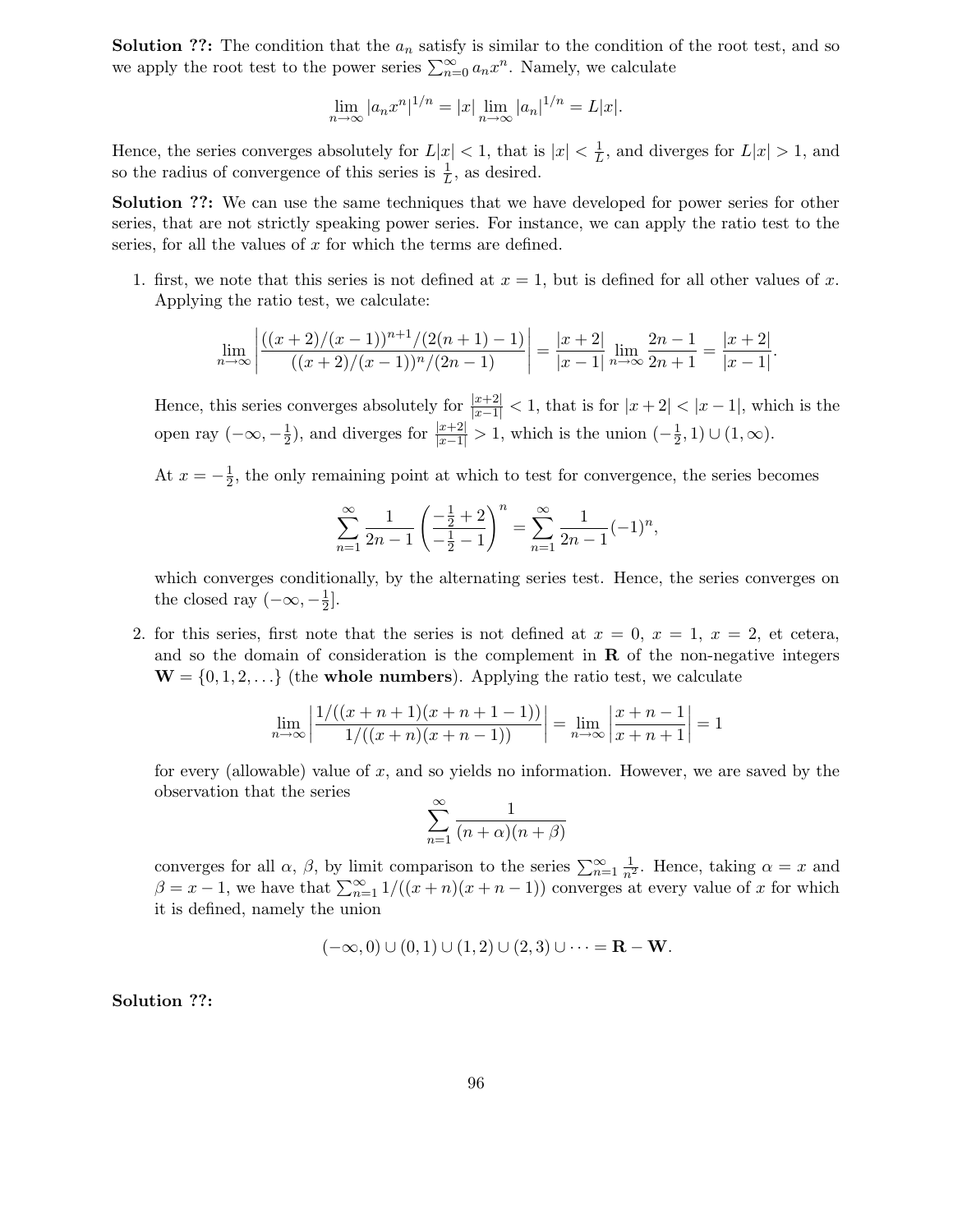**Solution ??:** The condition that the $a_n$ satisfy is similar to the condition of the root test, and so we apply the root test to the power series $\sum_{n=0}^{\infty} a_n x^n$. Namely, we calculate

$$\lim_{n\to\infty} |a_n x^n|^{1/n} = |x| \lim_{n\to\infty} |a_n|^{1/n} = L|x|.$$

Hence, the series converges absolutely for $L|x| < 1$, that is $|x| < \frac{1}{L}$, and diverges for $L|x| > 1$, and so the radius of convergence of this series is $\frac{1}{L}$, as desired.

**Solution ??:** We can use the same techniques that we have developed for power series for other series, that are not strictly speaking power series. For instance, we can apply the ratio test to the series, for all the values of $x$ for which the terms are defined.

1. first, we note that this series is not defined at $x = 1$, but is defined for all other values of $x$. Applying the ratio test, we calculate:

   $$\lim_{n\to\infty} \left| \frac{((x+2)/(x-1))^{n+1}/(2(n+1)-1)}{((x+2)/(x-1))^n/(2n-1)} \right| = \frac{|x+2|}{|x-1|} \lim_{n\to\infty} \frac{2n-1}{2n+1} = \frac{|x+2|}{|x-1|}.$$

   Hence, this series converges absolutely for $\frac{|x+2|}{|x-1|} < 1$, that is for $|x+2| < |x-1|$, which is the open ray $(-\infty, -\frac{1}{2})$, and diverges for $\frac{|x+2|}{|x-1|} > 1$, which is the union $(-\frac{1}{2}, 1) \cup (1, \infty)$.

   At $x = -\frac{1}{2}$, the only remaining point at which to test for convergence, the series becomes

   $$\sum_{n=1}^{\infty} \frac{1}{2n-1} \left( \frac{-\frac{1}{2}+2}{-\frac{1}{2}-1} \right)^n = \sum_{n=1}^{\infty} \frac{1}{2n-1} (-1)^n,$$

   which converges conditionally, by the alternating series test. Hence, the series converges on the closed ray $(-\infty, -\frac{1}{2}]$.

2. for this series, first note that the series is not defined at $x = 0$, $x = 1$, $x = 2$, et cetera, and so the domain of consideration is the complement in $\mathbf{R}$ of the non-negative integers $\mathbf{W} = \{0, 1, 2, \ldots\}$ (the **whole numbers**). Applying the ratio test, we calculate

   $$\lim_{n\to\infty} \left| \frac{1/((x+n+1)(x+n+1-1))}{1/((x+n)(x+n-1))} \right| = \lim_{n\to\infty} \left| \frac{x+n-1}{x+n+1} \right| = 1$$

   for every (allowable) value of $x$, and so yields no information. However, we are saved by the observation that the series

   $$\sum_{n=1}^{\infty} \frac{1}{(n+\alpha)(n+\beta)}$$

   converges for all $\alpha$, $\beta$, by limit comparison to the series $\sum_{n=1}^{\infty} \frac{1}{n^2}$. Hence, taking $\alpha = x$ and $\beta = x - 1$, we have that $\sum_{n=1}^{\infty} 1/((x+n)(x+n-1))$ converges at every value of $x$ for which it is defined, namely the union

   $$(-\infty, 0) \cup (0, 1) \cup (1, 2) \cup (2, 3) \cup \cdots = \mathbf{R} - \mathbf{W}.$$

**Solution ??:**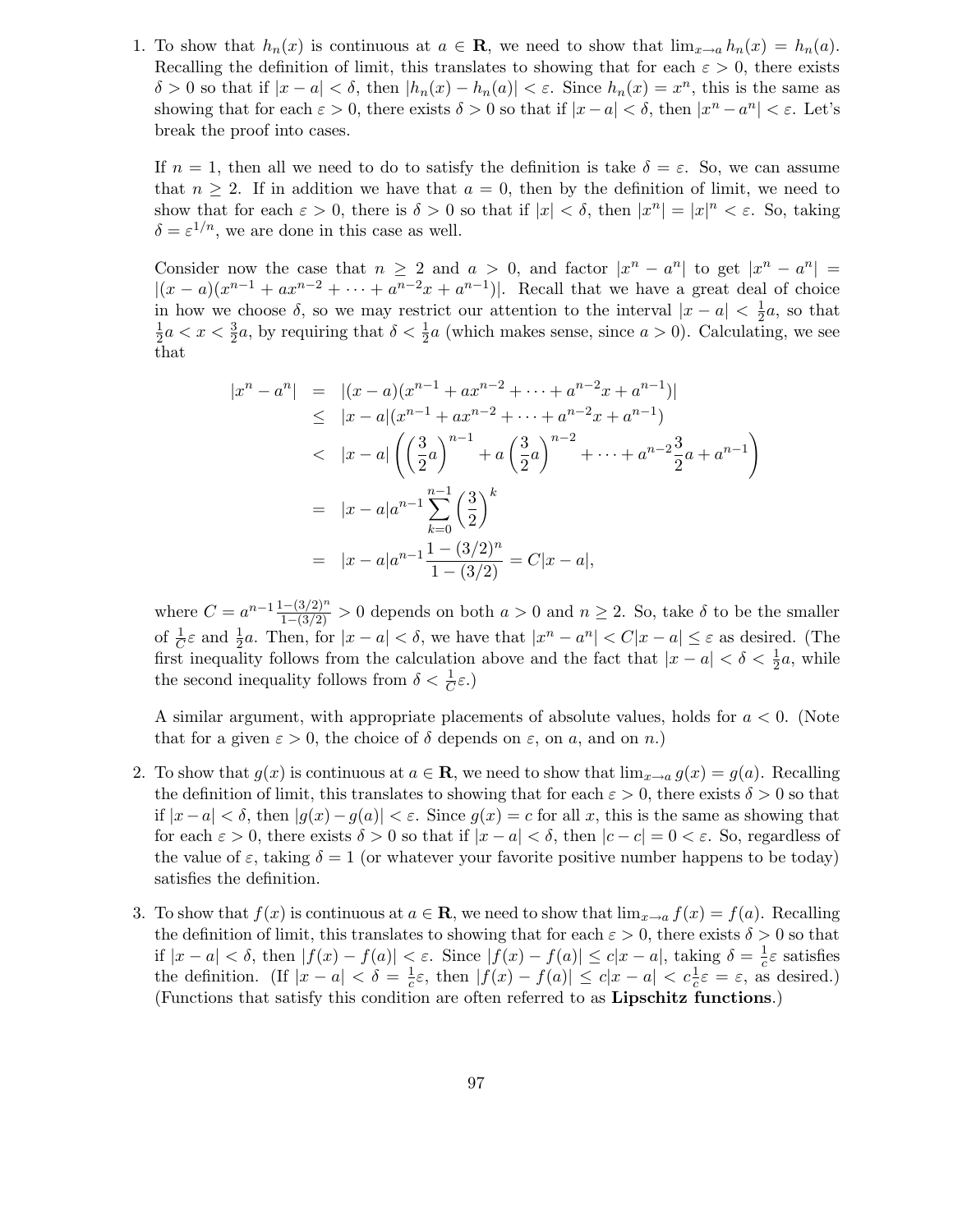1. To show that $h_n(x)$ is continuous at $a \in \mathbf{R}$, we need to show that $\lim_{x\to a} h_n(x) = h_n(a)$. Recalling the definition of limit, this translates to showing that for each $\varepsilon > 0$, there exists $\delta > 0$ so that if $|x - a| < \delta$, then $|h_n(x) - h_n(a)| < \varepsilon$. Since $h_n(x) = x^n$, this is the same as showing that for each $\varepsilon > 0$, there exists $\delta > 0$ so that if $|x - a| < \delta$, then $|x^n - a^n| < \varepsilon$. Let's break the proof into cases.

   If $n = 1$, then all we need to do to satisfy the definition is take $\delta = \varepsilon$. So, we can assume that $n \geq 2$. If in addition we have that $a = 0$, then by the definition of limit, we need to show that for each $\varepsilon > 0$, there is $\delta > 0$ so that if $|x| < \delta$, then $|x^n| = |x|^n < \varepsilon$. So, taking $\delta = \varepsilon^{1/n}$, we are done in this case as well.

   Consider now the case that $n \geq 2$ and $a > 0$, and factor $|x^n - a^n|$ to get $|x^n - a^n| = |(x-a)(x^{n-1} + ax^{n-2} + \cdots + a^{n-2}x + a^{n-1})|$. Recall that we have a great deal of choice in how we choose $\delta$, so we may restrict our attention to the interval $|x - a| < \frac{1}{2}a$, so that $\frac{1}{2}a < x < \frac{3}{2}a$, by requiring that $\delta < \frac{1}{2}a$ (which makes sense, since $a > 0$). Calculating, we see that

$$
\begin{aligned}
|x^n - a^n| &= |(x-a)(x^{n-1} + ax^{n-2} + \cdots + a^{n-2}x + a^{n-1})| \\
&\leq |x-a|(x^{n-1} + ax^{n-2} + \cdots + a^{n-2}x + a^{n-1}) \\
&< |x-a|\left(\left(\frac{3}{2}a\right)^{n-1} + a\left(\frac{3}{2}a\right)^{n-2} + \cdots + a^{n-2}\frac{3}{2}a + a^{n-1}\right) \\
&= |x-a|a^{n-1}\sum_{k=0}^{n-1}\left(\frac{3}{2}\right)^k \\
&= |x-a|a^{n-1}\frac{1-(3/2)^n}{1-(3/2)} = C|x-a|,
\end{aligned}
$$

   where $C = a^{n-1}\frac{1-(3/2)^n}{1-(3/2)} > 0$ depends on both $a > 0$ and $n \geq 2$. So, take $\delta$ to be the smaller of $\frac{1}{C}\varepsilon$ and $\frac{1}{2}a$. Then, for $|x - a| < \delta$, we have that $|x^n - a^n| < C|x - a| \leq \varepsilon$ as desired. (The first inequality follows from the calculation above and the fact that $|x - a| < \delta < \frac{1}{2}a$, while the second inequality follows from $\delta < \frac{1}{C}\varepsilon$.)

   A similar argument, with appropriate placements of absolute values, holds for $a < 0$. (Note that for a given $\varepsilon > 0$, the choice of $\delta$ depends on $\varepsilon$, on $a$, and on $n$.)

2. To show that $g(x)$ is continuous at $a \in \mathbf{R}$, we need to show that $\lim_{x\to a} g(x) = g(a)$. Recalling the definition of limit, this translates to showing that for each $\varepsilon > 0$, there exists $\delta > 0$ so that if $|x - a| < \delta$, then $|g(x) - g(a)| < \varepsilon$. Since $g(x) = c$ for all $x$, this is the same as showing that for each $\varepsilon > 0$, there exists $\delta > 0$ so that if $|x - a| < \delta$, then $|c - c| = 0 < \varepsilon$. So, regardless of the value of $\varepsilon$, taking $\delta = 1$ (or whatever your favorite positive number happens to be today) satisfies the definition.

3. To show that $f(x)$ is continuous at $a \in \mathbf{R}$, we need to show that $\lim_{x\to a} f(x) = f(a)$. Recalling the definition of limit, this translates to showing that for each $\varepsilon > 0$, there exists $\delta > 0$ so that if $|x - a| < \delta$, then $|f(x) - f(a)| < \varepsilon$. Since $|f(x) - f(a)| \leq c|x - a|$, taking $\delta = \frac{1}{c}\varepsilon$ satisfies the definition. (If $|x - a| < \delta = \frac{1}{c}\varepsilon$, then $|f(x) - f(a)| \leq c|x - a| < c\frac{1}{c}\varepsilon = \varepsilon$, as desired.) (Functions that satisfy this condition are often referred to as **Lipschitz functions**.)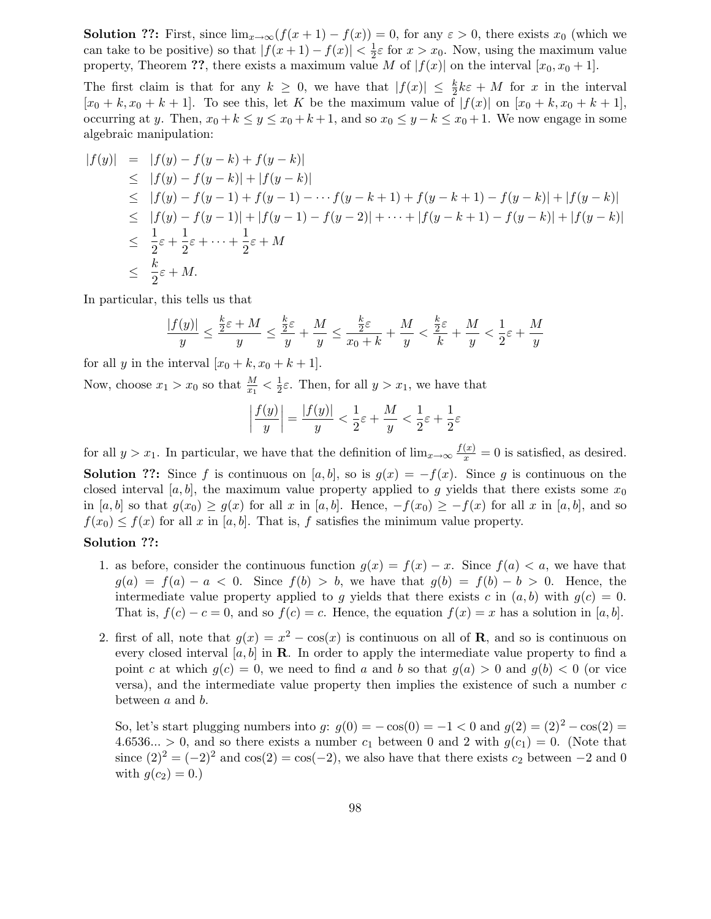**Solution ??:** First, since $\lim_{x\to\infty}(f(x+1) - f(x)) = 0$, for any $\varepsilon > 0$, there exists $x_0$ (which we can take to be positive) so that $|f(x+1) - f(x)| < \frac{1}{2}\varepsilon$ for $x > x_0$. Now, using the maximum value property, Theorem **??**, there exists a maximum value $M$ of $|f(x)|$ on the interval $[x_0, x_0+1]$.

The first claim is that for any $k \geq 0$, we have that $|f(x)| \leq \frac{k}{2}k\varepsilon + M$ for $x$ in the interval $[x_0+k, x_0+k+1]$. To see this, let $K$ be the maximum value of $|f(x)|$ on $[x_0+k, x_0+k+1]$, occurring at $y$. Then, $x_0+k \leq y \leq x_0+k+1$, and so $x_0 \leq y-k \leq x_0+1$. We now engage in some algebraic manipulation:

$$
\begin{aligned}
|f(y)| &= |f(y) - f(y-k) + f(y-k)| \\
&\leq |f(y) - f(y-k)| + |f(y-k)| \\
&\leq |f(y) - f(y-1) + f(y-1) - \cdots f(y-k+1) + f(y-k+1) - f(y-k)| + |f(y-k)| \\
&\leq |f(y) - f(y-1)| + |f(y-1) - f(y-2)| + \cdots + |f(y-k+1) - f(y-k)| + |f(y-k)| \\
&\leq \frac{1}{2}\varepsilon + \frac{1}{2}\varepsilon + \cdots + \frac{1}{2}\varepsilon + M \\
&\leq \frac{k}{2}\varepsilon + M.
\end{aligned}
$$

In particular, this tells us that

$$
\frac{|f(y)|}{y} \leq \frac{\frac{k}{2}\varepsilon + M}{y} \leq \frac{\frac{k}{2}\varepsilon}{y} + \frac{M}{y} \leq \frac{\frac{k}{2}\varepsilon}{x_0+k} + \frac{M}{y} < \frac{\frac{k}{2}\varepsilon}{k} + \frac{M}{y} < \frac{1}{2}\varepsilon + \frac{M}{y}
$$

for all $y$ in the interval $[x_0+k, x_0+k+1]$.

Now, choose $x_1 > x_0$ so that $\frac{M}{x_1} < \frac{1}{2}\varepsilon$. Then, for all $y > x_1$, we have that

$$
\left|\frac{f(y)}{y}\right| = \frac{|f(y)|}{y} < \frac{1}{2}\varepsilon + \frac{M}{y} < \frac{1}{2}\varepsilon + \frac{1}{2}\varepsilon
$$

for all $y > x_1$. In particular, we have that the definition of $\lim_{x\to\infty}\frac{f(x)}{x} = 0$ is satisfied, as desired.

**Solution ??:** Since $f$ is continuous on $[a,b]$, so is $g(x) = -f(x)$. Since $g$ is continuous on the closed interval $[a,b]$, the maximum value property applied to $g$ yields that there exists some $x_0$ in $[a,b]$ so that $g(x_0) \geq g(x)$ for all $x$ in $[a,b]$. Hence, $-f(x_0) \geq -f(x)$ for all $x$ in $[a,b]$, and so $f(x_0) \leq f(x)$ for all $x$ in $[a,b]$. That is, $f$ satisfies the minimum value property.

**Solution ??:**

1. as before, consider the continuous function $g(x) = f(x) - x$. Since $f(a) < a$, we have that $g(a) = f(a) - a < 0$. Since $f(b) > b$, we have that $g(b) = f(b) - b > 0$. Hence, the intermediate value property applied to $g$ yields that there exists $c$ in $(a,b)$ with $g(c) = 0$. That is, $f(c) - c = 0$, and so $f(c) = c$. Hence, the equation $f(x) = x$ has a solution in $[a,b]$.

2. first of all, note that $g(x) = x^2 - \cos(x)$ is continuous on all of $\mathbf{R}$, and so is continuous on every closed interval $[a,b]$ in $\mathbf{R}$. In order to apply the intermediate value property to find a point $c$ at which $g(c) = 0$, we need to find $a$ and $b$ so that $g(a) > 0$ and $g(b) < 0$ (or vice versa), and the intermediate value property then implies the existence of such a number $c$ between $a$ and $b$.

   So, let's start plugging numbers into $g$: $g(0) = -\cos(0) = -1 < 0$ and $g(2) = (2)^2 - \cos(2) = 4.6536... > 0$, and so there exists a number $c_1$ between 0 and 2 with $g(c_1) = 0$. (Note that since $(2)^2 = (-2)^2$ and $\cos(2) = \cos(-2)$, we also have that there exists $c_2$ between $-2$ and 0 with $g(c_2) = 0$.)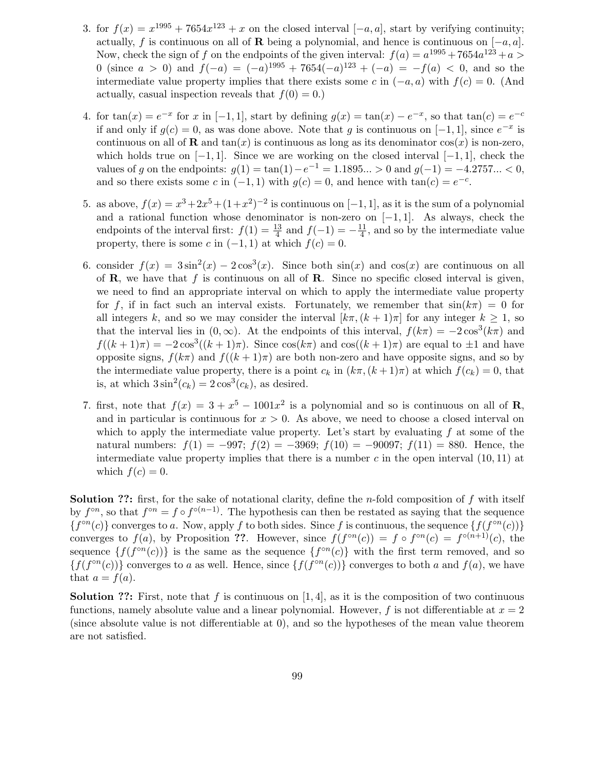3. for $f(x) = x^{1995} + 7654x^{123} + x$ on the closed interval $[-a, a]$, start by verifying continuity; actually, $f$ is continuous on all of $\mathbf{R}$ being a polynomial, and hence is continuous on $[-a, a]$. Now, check the sign of $f$ on the endpoints of the given interval: $f(a) = a^{1995} + 7654a^{123} + a > 0$ (since $a > 0$) and $f(-a) = (-a)^{1995} + 7654(-a)^{123} + (-a) = -f(a) < 0$, and so the intermediate value property implies that there exists some $c$ in $(-a, a)$ with $f(c) = 0$. (And actually, casual inspection reveals that $f(0) = 0$.)

4. for $\tan(x) = e^{-x}$ for $x$ in $[-1, 1]$, start by defining $g(x) = \tan(x) - e^{-x}$, so that $\tan(c) = e^{-c}$ if and only if $g(c) = 0$, as was done above. Note that $g$ is continuous on $[-1, 1]$, since $e^{-x}$ is continuous on all of $\mathbf{R}$ and $\tan(x)$ is continuous as long as its denominator $\cos(x)$ is non-zero, which holds true on $[-1, 1]$. Since we are working on the closed interval $[-1, 1]$, check the values of $g$ on the endpoints: $g(1) = \tan(1) - e^{-1} = 1.1895... > 0$ and $g(-1) = -4.2757... < 0$, and so there exists some $c$ in $(-1, 1)$ with $g(c) = 0$, and hence with $\tan(c) = e^{-c}$.

5. as above, $f(x) = x^3 + 2x^5 + (1 + x^2)^{-2}$ is continuous on $[-1, 1]$, as it is the sum of a polynomial and a rational function whose denominator is non-zero on $[-1, 1]$. As always, check the endpoints of the interval first: $f(1) = \frac{13}{4}$ and $f(-1) = -\frac{11}{4}$, and so by the intermediate value property, there is some $c$ in $(-1, 1)$ at which $f(c) = 0$.

6. consider $f(x) = 3\sin^2(x) - 2\cos^3(x)$. Since both $\sin(x)$ and $\cos(x)$ are continuous on all of $\mathbf{R}$, we have that $f$ is continuous on all of $\mathbf{R}$. Since no specific closed interval is given, we need to find an appropriate interval on which to apply the intermediate value property for $f$, if in fact such an interval exists. Fortunately, we remember that $\sin(k\pi) = 0$ for all integers $k$, and so we may consider the interval $[k\pi, (k+1)\pi]$ for any integer $k \geq 1$, so that the interval lies in $(0, \infty)$. At the endpoints of this interval, $f(k\pi) = -2\cos^3(k\pi)$ and $f((k+1)\pi) = -2\cos^3((k+1)\pi)$. Since $\cos(k\pi)$ and $\cos((k+1)\pi)$ are equal to $\pm 1$ and have opposite signs, $f(k\pi)$ and $f((k+1)\pi)$ are both non-zero and have opposite signs, and so by the intermediate value property, there is a point $c_k$ in $(k\pi, (k+1)\pi)$ at which $f(c_k) = 0$, that is, at which $3\sin^2(c_k) = 2\cos^3(c_k)$, as desired.

7. first, note that $f(x) = 3 + x^5 - 1001x^2$ is a polynomial and so is continuous on all of $\mathbf{R}$, and in particular is continuous for $x > 0$. As above, we need to choose a closed interval on which to apply the intermediate value property. Let's start by evaluating $f$ at some of the natural numbers: $f(1) = -997$; $f(2) = -3969$; $f(10) = -90097$; $f(11) = 880$. Hence, the intermediate value property implies that there is a number $c$ in the open interval $(10, 11)$ at which $f(c) = 0$.

**Solution ??:** first, for the sake of notational clarity, define the $n$-fold composition of $f$ with itself by $f^{\circ n}$, so that $f^{\circ n} = f \circ f^{\circ(n-1)}$. The hypothesis can then be restated as saying that the sequence $\{f^{\circ n}(c)\}$ converges to $a$. Now, apply $f$ to both sides. Since $f$ is continuous, the sequence $\{f(f^{\circ n}(c))\}$ converges to $f(a)$, by Proposition **??**. However, since $f(f^{\circ n}(c)) = f \circ f^{\circ n}(c) = f^{\circ(n+1)}(c)$, the sequence $\{f(f^{\circ n}(c))\}$ is the same as the sequence $\{f^{\circ n}(c)\}$ with the first term removed, and so $\{f(f^{\circ n}(c))\}$ converges to $a$ as well. Hence, since $\{f(f^{\circ n}(c))\}$ converges to both $a$ and $f(a)$, we have that $a = f(a)$.

**Solution ??:** First, note that $f$ is continuous on $[1, 4]$, as it is the composition of two continuous functions, namely absolute value and a linear polynomial. However, $f$ is not differentiable at $x = 2$ (since absolute value is not differentiable at 0), and so the hypotheses of the mean value theorem are not satisfied.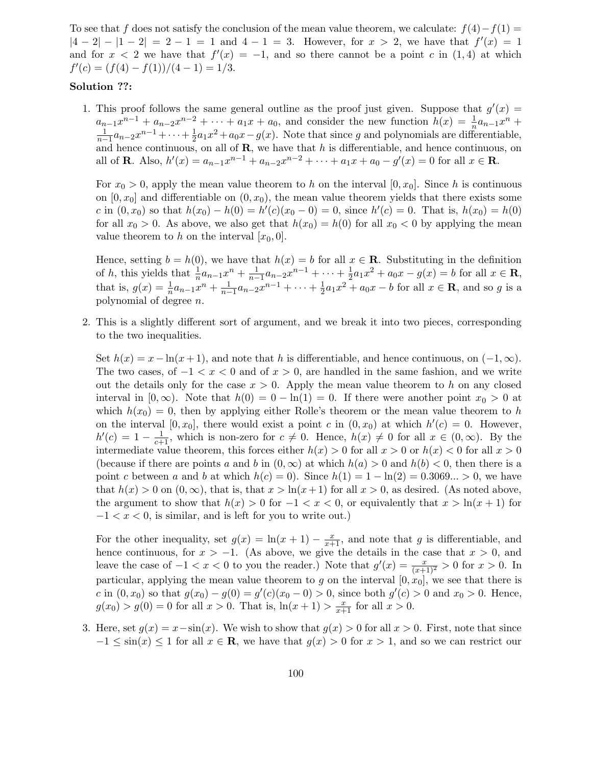To see that $f$ does not satisfy the conclusion of the mean value theorem, we calculate: $f(4)-f(1) = |4-2|-|1-2| = 2-1 = 1$ and $4-1 = 3$. However, for $x > 2$, we have that $f'(x) = 1$ and for $x < 2$ we have that $f'(x) = -1$, and so there cannot be a point $c$ in $(1,4)$ at which $f'(c) = (f(4)-f(1))/(4-1) = 1/3$.

**Solution ??:**

1. This proof follows the same general outline as the proof just given. Suppose that $g'(x) = a_{n-1}x^{n-1} + a_{n-2}x^{n-2} + \cdots + a_1 x + a_0$, and consider the new function $h(x) = \frac{1}{n}a_{n-1}x^n + \frac{1}{n-1}a_{n-2}x^{n-1} + \cdots + \frac{1}{2}a_1 x^2 + a_0 x - g(x)$. Note that since $g$ and polynomials are differentiable, and hence continuous, on all of $\mathbf{R}$, we have that $h$ is differentiable, and hence continuous, on all of $\mathbf{R}$. Also, $h'(x) = a_{n-1}x^{n-1} + a_{n-2}x^{n-2} + \cdots + a_1 x + a_0 - g'(x) = 0$ for all $x \in \mathbf{R}$.

   For $x_0 > 0$, apply the mean value theorem to $h$ on the interval $[0, x_0]$. Since $h$ is continuous on $[0, x_0]$ and differentiable on $(0, x_0)$, the mean value theorem yields that there exists some $c$ in $(0, x_0)$ so that $h(x_0) - h(0) = h'(c)(x_0 - 0) = 0$, since $h'(c) = 0$. That is, $h(x_0) = h(0)$ for all $x_0 > 0$. As above, we also get that $h(x_0) = h(0)$ for all $x_0 < 0$ by applying the mean value theorem to $h$ on the interval $[x_0, 0]$.

   Hence, setting $b = h(0)$, we have that $h(x) = b$ for all $x \in \mathbf{R}$. Substituting in the definition of $h$, this yields that $\frac{1}{n}a_{n-1}x^n + \frac{1}{n-1}a_{n-2}x^{n-1} + \cdots + \frac{1}{2}a_1 x^2 + a_0 x - g(x) = b$ for all $x \in \mathbf{R}$, that is, $g(x) = \frac{1}{n}a_{n-1}x^n + \frac{1}{n-1}a_{n-2}x^{n-1} + \cdots + \frac{1}{2}a_1 x^2 + a_0 x - b$ for all $x \in \mathbf{R}$, and so $g$ is a polynomial of degree $n$.

2. This is a slightly different sort of argument, and we break it into two pieces, corresponding to the two inequalities.

   Set $h(x) = x - \ln(x+1)$, and note that $h$ is differentiable, and hence continuous, on $(-1, \infty)$. The two cases, of $-1 < x < 0$ and of $x > 0$, are handled in the same fashion, and we write out the details only for the case $x > 0$. Apply the mean value theorem to $h$ on any closed interval in $[0, \infty)$. Note that $h(0) = 0 - \ln(1) = 0$. If there were another point $x_0 > 0$ at which $h(x_0) = 0$, then by applying either Rolle's theorem or the mean value theorem to $h$ on the interval $[0, x_0]$, there would exist a point $c$ in $(0, x_0)$ at which $h'(c) = 0$. However, $h'(c) = 1 - \frac{1}{c+1}$, which is non-zero for $c \neq 0$. Hence, $h(x) \neq 0$ for all $x \in (0, \infty)$. By the intermediate value theorem, this forces either $h(x) > 0$ for all $x > 0$ or $h(x) < 0$ for all $x > 0$ (because if there are points $a$ and $b$ in $(0, \infty)$ at which $h(a) > 0$ and $h(b) < 0$, then there is a point $c$ between $a$ and $b$ at which $h(c) = 0$). Since $h(1) = 1 - \ln(2) = 0.3069... > 0$, we have that $h(x) > 0$ on $(0, \infty)$, that is, that $x > \ln(x+1)$ for all $x > 0$, as desired. (As noted above, the argument to show that $h(x) > 0$ for $-1 < x < 0$, or equivalently that $x > \ln(x+1)$ for $-1 < x < 0$, is similar, and is left for you to write out.)

   For the other inequality, set $g(x) = \ln(x+1) - \frac{x}{x+1}$, and note that $g$ is differentiable, and hence continuous, for $x > -1$. (As above, we give the details in the case that $x > 0$, and leave the case of $-1 < x < 0$ to you the reader.) Note that $g'(x) = \frac{x}{(x+1)^2} > 0$ for $x > 0$. In particular, applying the mean value theorem to $g$ on the interval $[0, x_0]$, we see that there is $c$ in $(0, x_0)$ so that $g(x_0) - g(0) = g'(c)(x_0 - 0) > 0$, since both $g'(c) > 0$ and $x_0 > 0$. Hence, $g(x_0) > g(0) = 0$ for all $x > 0$. That is, $\ln(x+1) > \frac{x}{x+1}$ for all $x > 0$.

3. Here, set $g(x) = x - \sin(x)$. We wish to show that $g(x) > 0$ for all $x > 0$. First, note that since $-1 \leq \sin(x) \leq 1$ for all $x \in \mathbf{R}$, we have that $g(x) > 0$ for $x > 1$, and so we can restrict our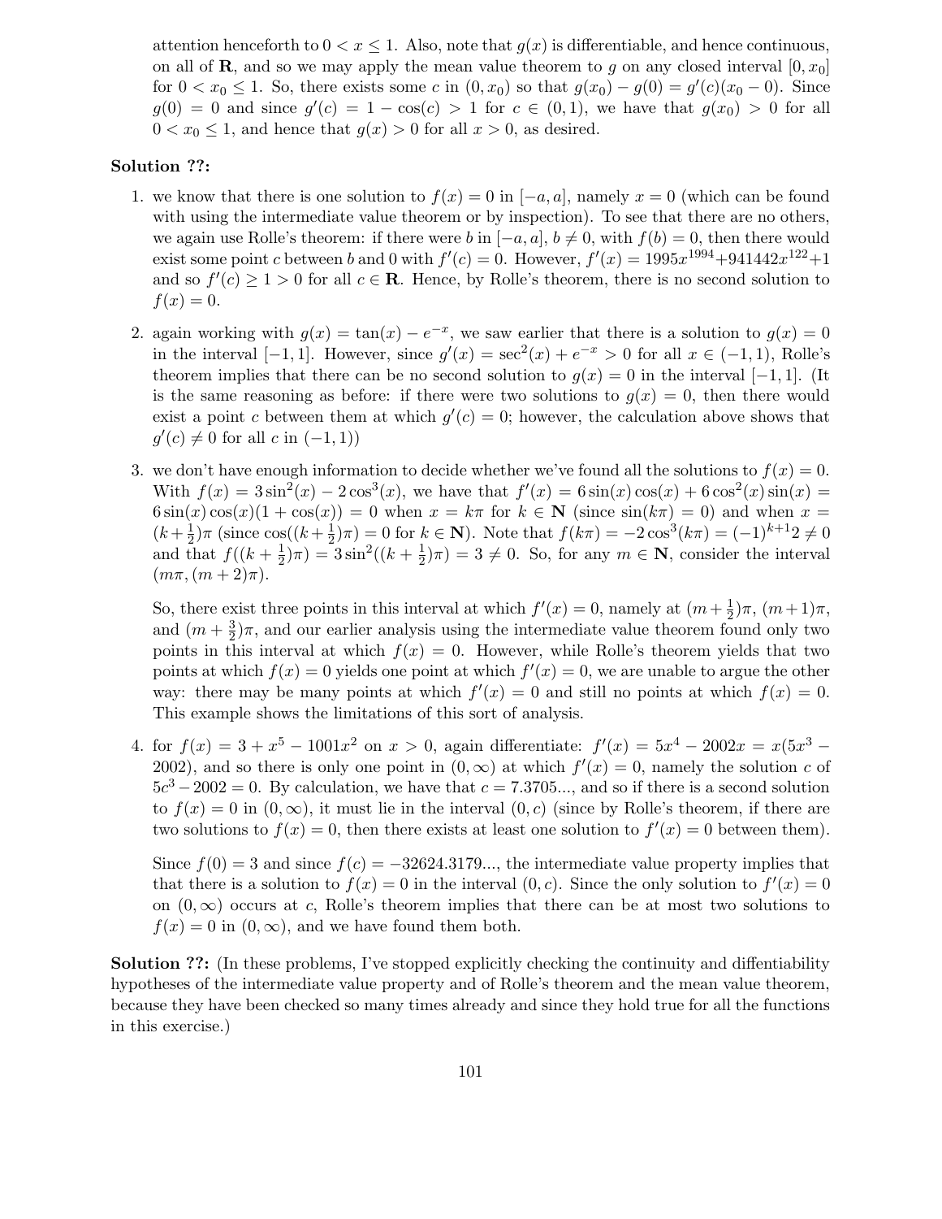attention henceforth to $0 < x \leq 1$. Also, note that $g(x)$ is differentiable, and hence continuous, on all of $\mathbf{R}$, and so we may apply the mean value theorem to $g$ on any closed interval $[0, x_0]$ for $0 < x_0 \leq 1$. So, there exists some $c$ in $(0, x_0)$ so that $g(x_0) - g(0) = g'(c)(x_0 - 0)$. Since $g(0) = 0$ and since $g'(c) = 1 - \cos(c) > 1$ for $c \in (0, 1)$, we have that $g(x_0) > 0$ for all $0 < x_0 \leq 1$, and hence that $g(x) > 0$ for all $x > 0$, as desired.

**Solution ??:**

1. we know that there is one solution to $f(x) = 0$ in $[-a, a]$, namely $x = 0$ (which can be found with using the intermediate value theorem or by inspection). To see that there are no others, we again use Rolle's theorem: if there were $b$ in $[-a, a]$, $b \neq 0$, with $f(b) = 0$, then there would exist some point $c$ between $b$ and 0 with $f'(c) = 0$. However, $f'(x) = 1995x^{1994} + 941442x^{122} + 1$ and so $f'(c) \geq 1 > 0$ for all $c \in \mathbf{R}$. Hence, by Rolle's theorem, there is no second solution to $f(x) = 0$.

2. again working with $g(x) = \tan(x) - e^{-x}$, we saw earlier that there is a solution to $g(x) = 0$ in the interval $[-1, 1]$. However, since $g'(x) = \sec^2(x) + e^{-x} > 0$ for all $x \in (-1, 1)$, Rolle's theorem implies that there can be no second solution to $g(x) = 0$ in the interval $[-1, 1]$. (It is the same reasoning as before: if there were two solutions to $g(x) = 0$, then there would exist a point $c$ between them at which $g'(c) = 0$; however, the calculation above shows that $g'(c) \neq 0$ for all $c$ in $(-1, 1)$)

3. we don't have enough information to decide whether we've found all the solutions to $f(x) = 0$. With $f(x) = 3\sin^2(x) - 2\cos^3(x)$, we have that $f'(x) = 6\sin(x)\cos(x) + 6\cos^2(x)\sin(x) = 6\sin(x)\cos(x)(1 + \cos(x)) = 0$ when $x = k\pi$ for $k \in \mathbf{N}$ (since $\sin(k\pi) = 0$) and when $x = (k + \frac{1}{2})\pi$ (since $\cos((k + \frac{1}{2})\pi) = 0$ for $k \in \mathbf{N}$). Note that $f(k\pi) = -2\cos^3(k\pi) = (-1)^{k+1}2 \neq 0$ and that $f((k + \frac{1}{2})\pi) = 3\sin^2((k + \frac{1}{2})\pi) = 3 \neq 0$. So, for any $m \in \mathbf{N}$, consider the interval $(m\pi, (m + 2)\pi)$.

   So, there exist three points in this interval at which $f'(x) = 0$, namely at $(m + \frac{1}{2})\pi$, $(m + 1)\pi$, and $(m + \frac{3}{2})\pi$, and our earlier analysis using the intermediate value theorem found only two points in this interval at which $f(x) = 0$. However, while Rolle's theorem yields that two points at which $f(x) = 0$ yields one point at which $f'(x) = 0$, we are unable to argue the other way: there may be many points at which $f'(x) = 0$ and still no points at which $f(x) = 0$. This example shows the limitations of this sort of analysis.

4. for $f(x) = 3 + x^5 - 1001x^2$ on $x > 0$, again differentiate: $f'(x) = 5x^4 - 2002x = x(5x^3 - 2002)$, and so there is only one point in $(0, \infty)$ at which $f'(x) = 0$, namely the solution $c$ of $5c^3 - 2002 = 0$. By calculation, we have that $c = 7.3705...$, and so if there is a second solution to $f(x) = 0$ in $(0, \infty)$, it must lie in the interval $(0, c)$ (since by Rolle's theorem, if there are two solutions to $f(x) = 0$, then there exists at least one solution to $f'(x) = 0$ between them).

   Since $f(0) = 3$ and since $f(c) = -32624.3179...$, the intermediate value property implies that that there is a solution to $f(x) = 0$ in the interval $(0, c)$. Since the only solution to $f'(x) = 0$ on $(0, \infty)$ occurs at $c$, Rolle's theorem implies that there can be at most two solutions to $f(x) = 0$ in $(0, \infty)$, and we have found them both.

**Solution ??:** (In these problems, I've stopped explicitly checking the continuity and diffentiability hypotheses of the intermediate value property and of Rolle's theorem and the mean value theorem, because they have been checked so many times already and since they hold true for all the functions in this exercise.)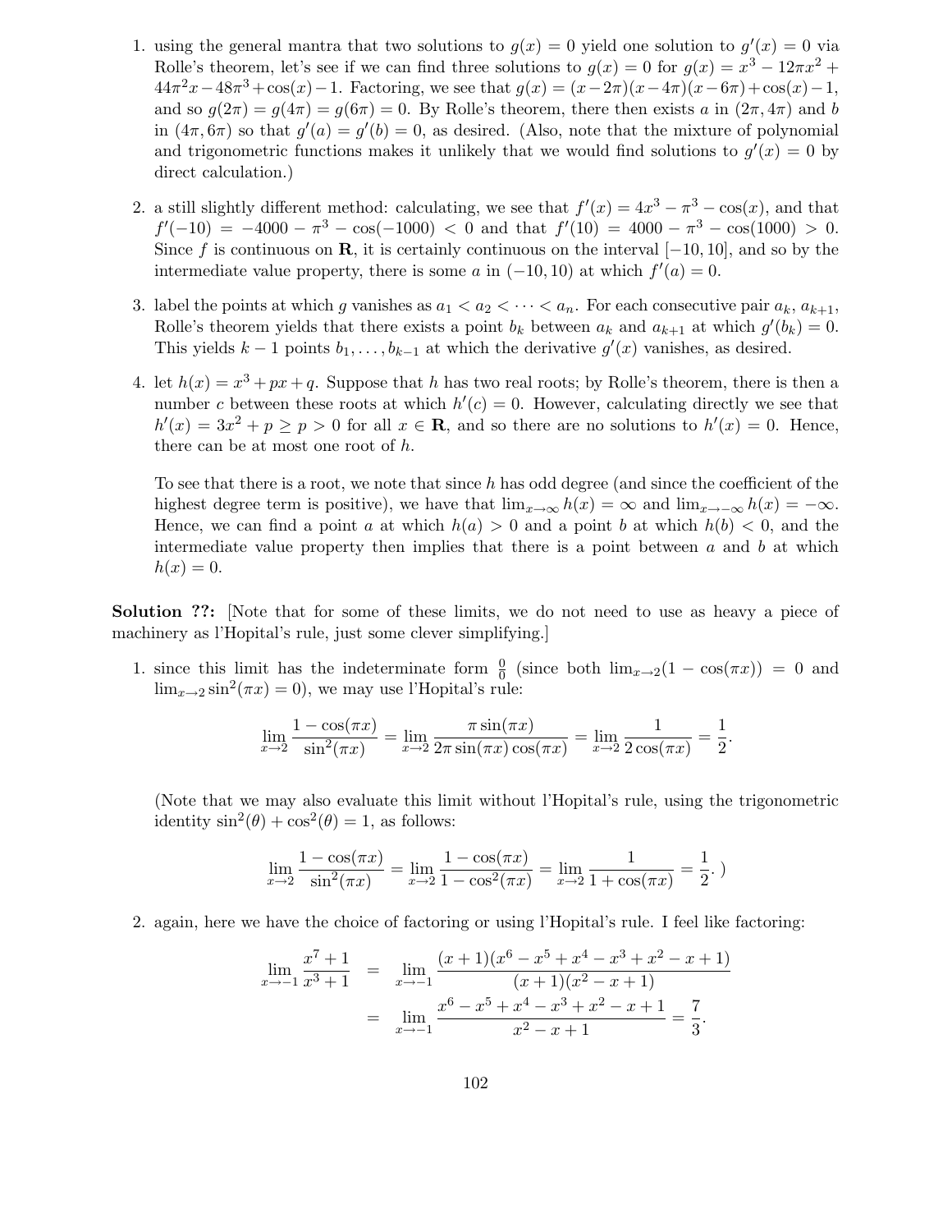1. using the general mantra that two solutions to $g(x) = 0$ yield one solution to $g'(x) = 0$ via Rolle's theorem, let's see if we can find three solutions to $g(x) = 0$ for $g(x) = x^3 - 12\pi x^2 + 44\pi^2 x - 48\pi^3 + \cos(x) - 1$. Factoring, we see that $g(x) = (x-2\pi)(x-4\pi)(x-6\pi) + \cos(x) - 1$, and so $g(2\pi) = g(4\pi) = g(6\pi) = 0$. By Rolle's theorem, there then exists $a$ in $(2\pi, 4\pi)$ and $b$ in $(4\pi, 6\pi)$ so that $g'(a) = g'(b) = 0$, as desired. (Also, note that the mixture of polynomial and trigonometric functions makes it unlikely that we would find solutions to $g'(x) = 0$ by direct calculation.)

2. a still slightly different method: calculating, we see that $f'(x) = 4x^3 - \pi^3 - \cos(x)$, and that $f'(-10) = -4000 - \pi^3 - \cos(-1000) < 0$ and that $f'(10) = 4000 - \pi^3 - \cos(1000) > 0$. Since $f$ is continuous on $\mathbf{R}$, it is certainly continuous on the interval $[-10, 10]$, and so by the intermediate value property, there is some $a$ in $(-10, 10)$ at which $f'(a) = 0$.

3. label the points at which $g$ vanishes as $a_1 < a_2 < \cdots < a_n$. For each consecutive pair $a_k$, $a_{k+1}$, Rolle's theorem yields that there exists a point $b_k$ between $a_k$ and $a_{k+1}$ at which $g'(b_k) = 0$. This yields $k-1$ points $b_1, \ldots, b_{k-1}$ at which the derivative $g'(x)$ vanishes, as desired.

4. let $h(x) = x^3 + px + q$. Suppose that $h$ has two real roots; by Rolle's theorem, there is then a number $c$ between these roots at which $h'(c) = 0$. However, calculating directly we see that $h'(x) = 3x^2 + p \geq p > 0$ for all $x \in \mathbf{R}$, and so there are no solutions to $h'(x) = 0$. Hence, there can be at most one root of $h$.

   To see that there is a root, we note that since $h$ has odd degree (and since the coefficient of the highest degree term is positive), we have that $\lim_{x\to\infty} h(x) = \infty$ and $\lim_{x\to-\infty} h(x) = -\infty$. Hence, we can find a point $a$ at which $h(a) > 0$ and a point $b$ at which $h(b) < 0$, and the intermediate value property then implies that there is a point between $a$ and $b$ at which $h(x) = 0$.

**Solution ??:** [Note that for some of these limits, we do not need to use as heavy a piece of machinery as l'Hopital's rule, just some clever simplifying.]

1. since this limit has the indeterminate form $\frac{0}{0}$ (since both $\lim_{x\to 2}(1 - \cos(\pi x)) = 0$ and $\lim_{x\to 2} \sin^2(\pi x) = 0$), we may use l'Hopital's rule:

$$\lim_{x\to 2} \frac{1 - \cos(\pi x)}{\sin^2(\pi x)} = \lim_{x\to 2} \frac{\pi \sin(\pi x)}{2\pi \sin(\pi x)\cos(\pi x)} = \lim_{x\to 2} \frac{1}{2\cos(\pi x)} = \frac{1}{2}.$$

   (Note that we may also evaluate this limit without l'Hopital's rule, using the trigonometric identity $\sin^2(\theta) + \cos^2(\theta) = 1$, as follows:

$$\lim_{x\to 2} \frac{1 - \cos(\pi x)}{\sin^2(\pi x)} = \lim_{x\to 2} \frac{1 - \cos(\pi x)}{1 - \cos^2(\pi x)} = \lim_{x\to 2} \frac{1}{1 + \cos(\pi x)} = \frac{1}{2}.\ )$$

2. again, here we have the choice of factoring or using l'Hopital's rule. I feel like factoring:

$$\begin{aligned}
\lim_{x\to -1} \frac{x^7 + 1}{x^3 + 1} &= \lim_{x\to -1} \frac{(x+1)(x^6 - x^5 + x^4 - x^3 + x^2 - x + 1)}{(x+1)(x^2 - x + 1)} \\
&= \lim_{x\to -1} \frac{x^6 - x^5 + x^4 - x^3 + x^2 - x + 1}{x^2 - x + 1} = \frac{7}{3}.
\end{aligned}$$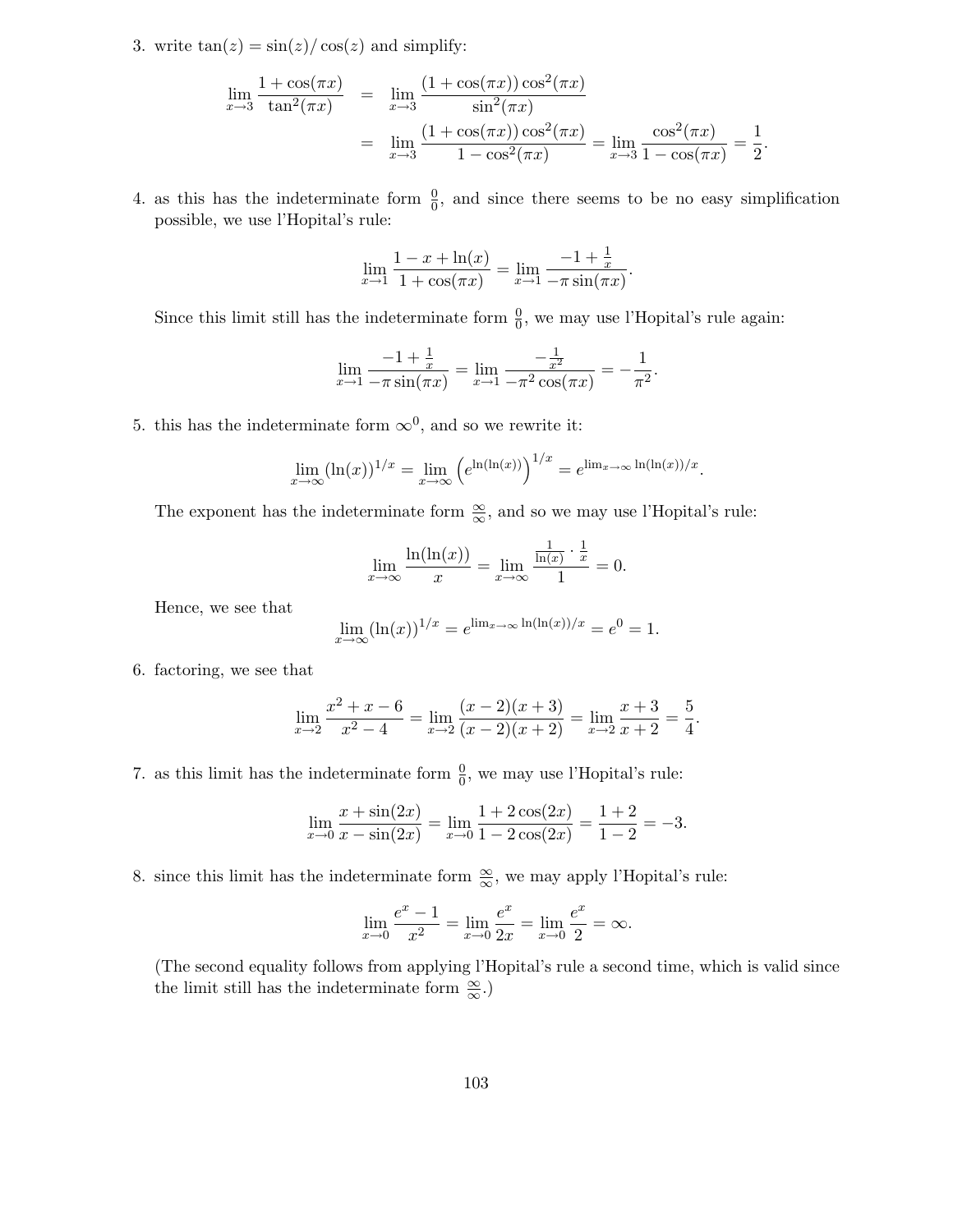3. write $\tan(z) = \sin(z)/\cos(z)$ and simplify:

$$\begin{aligned}
\lim_{x\to 3} \frac{1+\cos(\pi x)}{\tan^2(\pi x)} &= \lim_{x\to 3} \frac{(1+\cos(\pi x))\cos^2(\pi x)}{\sin^2(\pi x)} \\
&= \lim_{x\to 3} \frac{(1+\cos(\pi x))\cos^2(\pi x)}{1-\cos^2(\pi x)} = \lim_{x\to 3} \frac{\cos^2(\pi x)}{1-\cos(\pi x)} = \frac{1}{2}.
\end{aligned}$$

4. as this has the indeterminate form $\frac{0}{0}$, and since there seems to be no easy simplification possible, we use l'Hopital's rule:

$$\lim_{x\to 1} \frac{1-x+\ln(x)}{1+\cos(\pi x)} = \lim_{x\to 1} \frac{-1+\frac{1}{x}}{-\pi\sin(\pi x)}.$$

Since this limit still has the indeterminate form $\frac{0}{0}$, we may use l'Hopital's rule again:

$$\lim_{x\to 1} \frac{-1+\frac{1}{x}}{-\pi\sin(\pi x)} = \lim_{x\to 1} \frac{-\frac{1}{x^2}}{-\pi^2\cos(\pi x)} = -\frac{1}{\pi^2}.$$

5. this has the indeterminate form $\infty^0$, and so we rewrite it:

$$\lim_{x\to\infty} (\ln(x))^{1/x} = \lim_{x\to\infty} \left(e^{\ln(\ln(x))}\right)^{1/x} = e^{\lim_{x\to\infty} \ln(\ln(x))/x}.$$

The exponent has the indeterminate form $\frac{\infty}{\infty}$, and so we may use l'Hopital's rule:

$$\lim_{x\to\infty} \frac{\ln(\ln(x))}{x} = \lim_{x\to\infty} \frac{\frac{1}{\ln(x)}\cdot\frac{1}{x}}{1} = 0.$$

Hence, we see that

$$\lim_{x\to\infty} (\ln(x))^{1/x} = e^{\lim_{x\to\infty} \ln(\ln(x))/x} = e^0 = 1.$$

6. factoring, we see that

$$\lim_{x\to 2} \frac{x^2+x-6}{x^2-4} = \lim_{x\to 2} \frac{(x-2)(x+3)}{(x-2)(x+2)} = \lim_{x\to 2} \frac{x+3}{x+2} = \frac{5}{4}.$$

7. as this limit has the indeterminate form $\frac{0}{0}$, we may use l'Hopital's rule:

$$\lim_{x\to 0} \frac{x+\sin(2x)}{x-\sin(2x)} = \lim_{x\to 0} \frac{1+2\cos(2x)}{1-2\cos(2x)} = \frac{1+2}{1-2} = -3.$$

8. since this limit has the indeterminate form $\frac{\infty}{\infty}$, we may apply l'Hopital's rule:

$$\lim_{x\to 0} \frac{e^x-1}{x^2} = \lim_{x\to 0} \frac{e^x}{2x} = \lim_{x\to 0} \frac{e^x}{2} = \infty.$$

(The second equality follows from applying l'Hopital's rule a second time, which is valid since the limit still has the indeterminate form $\frac{\infty}{\infty}$.)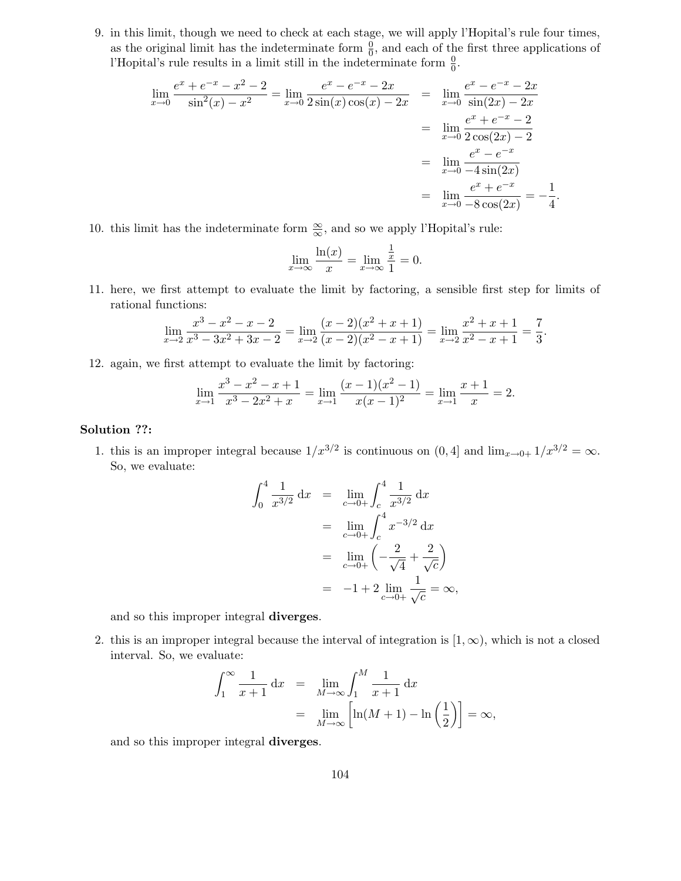9. in this limit, though we need to check at each stage, we will apply l'Hopital's rule four times, as the original limit has the indeterminate form $\frac{0}{0}$, and each of the first three applications of l'Hopital's rule results in a limit still in the indeterminate form $\frac{0}{0}$.

$$
\begin{aligned}
\lim_{x\to 0} \frac{e^x + e^{-x} - x^2 - 2}{\sin^2(x) - x^2} = \lim_{x\to 0} \frac{e^x - e^{-x} - 2x}{2\sin(x)\cos(x) - 2x} &= \lim_{x\to 0} \frac{e^x - e^{-x} - 2x}{\sin(2x) - 2x} \\
&= \lim_{x\to 0} \frac{e^x + e^{-x} - 2}{2\cos(2x) - 2} \\
&= \lim_{x\to 0} \frac{e^x - e^{-x}}{-4\sin(2x)} \\
&= \lim_{x\to 0} \frac{e^x + e^{-x}}{-8\cos(2x)} = -\frac{1}{4}.
\end{aligned}
$$

10. this limit has the indeterminate form $\frac{\infty}{\infty}$, and so we apply l'Hopital's rule:

$$\lim_{x\to\infty} \frac{\ln(x)}{x} = \lim_{x\to\infty} \frac{\frac{1}{x}}{1} = 0.$$

11. here, we first attempt to evaluate the limit by factoring, a sensible first step for limits of rational functions:

$$\lim_{x\to 2} \frac{x^3 - x^2 - x - 2}{x^3 - 3x^2 + 3x - 2} = \lim_{x\to 2} \frac{(x-2)(x^2+x+1)}{(x-2)(x^2-x+1)} = \lim_{x\to 2} \frac{x^2+x+1}{x^2-x+1} = \frac{7}{3}.$$

12. again, we first attempt to evaluate the limit by factoring:

$$\lim_{x\to 1} \frac{x^3 - x^2 - x + 1}{x^3 - 2x^2 + x} = \lim_{x\to 1} \frac{(x-1)(x^2-1)}{x(x-1)^2} = \lim_{x\to 1} \frac{x+1}{x} = 2.$$

**Solution ??:**

1. this is an improper integral because $1/x^{3/2}$ is continuous on $(0, 4]$ and $\lim_{x\to 0+} 1/x^{3/2} = \infty$. So, we evaluate:

$$
\begin{aligned}
\int_0^4 \frac{1}{x^{3/2}}\,\mathrm{d}x &= \lim_{c\to 0+} \int_c^4 \frac{1}{x^{3/2}}\,\mathrm{d}x \\
&= \lim_{c\to 0+} \int_c^4 x^{-3/2}\,\mathrm{d}x \\
&= \lim_{c\to 0+} \left( -\frac{2}{\sqrt{4}} + \frac{2}{\sqrt{c}} \right) \\
&= -1 + 2 \lim_{c\to 0+} \frac{1}{\sqrt{c}} = \infty,
\end{aligned}
$$

and so this improper integral **diverges**.

2. this is an improper integral because the interval of integration is $[1, \infty)$, which is not a closed interval. So, we evaluate:

$$
\begin{aligned}
\int_1^\infty \frac{1}{x+1}\,\mathrm{d}x &= \lim_{M\to\infty} \int_1^M \frac{1}{x+1}\,\mathrm{d}x \\
&= \lim_{M\to\infty} \left[ \ln(M+1) - \ln\left(\frac{1}{2}\right) \right] = \infty,
\end{aligned}
$$

and so this improper integral **diverges**.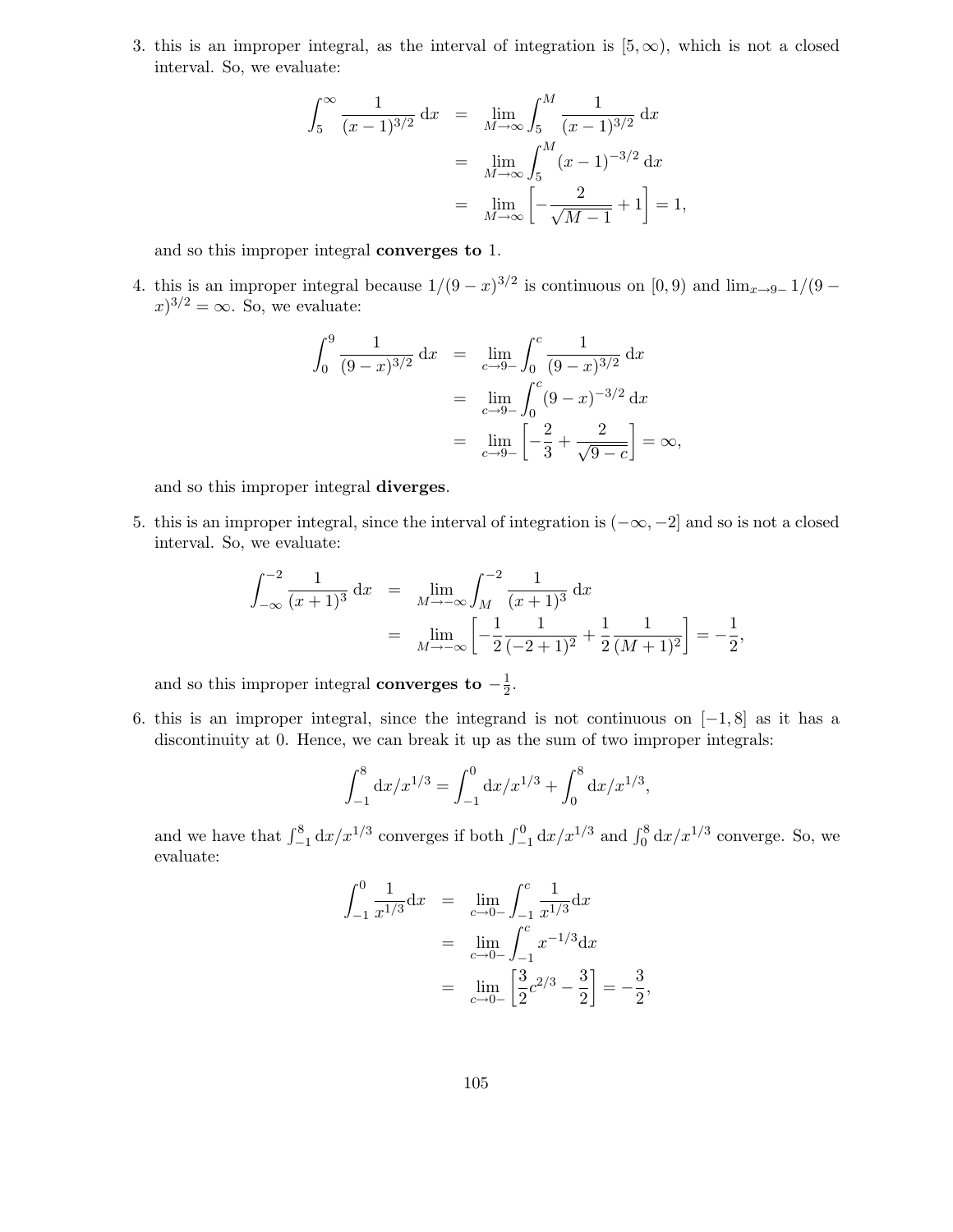3. this is an improper integral, as the interval of integration is $[5, \infty)$, which is not a closed interval. So, we evaluate:

$$\begin{aligned}
\int_5^\infty \frac{1}{(x-1)^{3/2}}\,\mathrm{d}x &= \lim_{M\to\infty}\int_5^M \frac{1}{(x-1)^{3/2}}\,\mathrm{d}x \\
&= \lim_{M\to\infty}\int_5^M (x-1)^{-3/2}\,\mathrm{d}x \\
&= \lim_{M\to\infty}\left[-\frac{2}{\sqrt{M-1}}+1\right] = 1,
\end{aligned}$$

and so this improper integral **converges to** 1.

4. this is an improper integral because $1/(9-x)^{3/2}$ is continuous on $[0, 9)$ and $\lim_{x\to 9-} 1/(9-x)^{3/2} = \infty$. So, we evaluate:

$$\begin{aligned}
\int_0^9 \frac{1}{(9-x)^{3/2}}\,\mathrm{d}x &= \lim_{c\to 9-}\int_0^c \frac{1}{(9-x)^{3/2}}\,\mathrm{d}x \\
&= \lim_{c\to 9-}\int_0^c (9-x)^{-3/2}\,\mathrm{d}x \\
&= \lim_{c\to 9-}\left[-\frac{2}{3}+\frac{2}{\sqrt{9-c}}\right] = \infty,
\end{aligned}$$

and so this improper integral **diverges**.

5. this is an improper integral, since the interval of integration is $(-\infty, -2]$ and so is not a closed interval. So, we evaluate:

$$\begin{aligned}
\int_{-\infty}^{-2} \frac{1}{(x+1)^3}\,\mathrm{d}x &= \lim_{M\to-\infty}\int_M^{-2} \frac{1}{(x+1)^3}\,\mathrm{d}x \\
&= \lim_{M\to-\infty}\left[-\frac{1}{2}\frac{1}{(-2+1)^2}+\frac{1}{2}\frac{1}{(M+1)^2}\right] = -\frac{1}{2},
\end{aligned}$$

and so this improper integral **converges to** $-\frac{1}{2}$.

6. this is an improper integral, since the integrand is not continuous on $[-1, 8]$ as it has a discontinuity at 0. Hence, we can break it up as the sum of two improper integrals:

$$\int_{-1}^{8} \mathrm{d}x/x^{1/3} = \int_{-1}^{0} \mathrm{d}x/x^{1/3} + \int_{0}^{8} \mathrm{d}x/x^{1/3},$$

and we have that $\int_{-1}^{8} \mathrm{d}x/x^{1/3}$ converges if both $\int_{-1}^{0} \mathrm{d}x/x^{1/3}$ and $\int_{0}^{8} \mathrm{d}x/x^{1/3}$ converge. So, we evaluate:

$$\begin{aligned}
\int_{-1}^{0} \frac{1}{x^{1/3}}\mathrm{d}x &= \lim_{c\to 0-}\int_{-1}^{c} \frac{1}{x^{1/3}}\mathrm{d}x \\
&= \lim_{c\to 0-}\int_{-1}^{c} x^{-1/3}\mathrm{d}x \\
&= \lim_{c\to 0-}\left[\frac{3}{2}c^{2/3}-\frac{3}{2}\right] = -\frac{3}{2},
\end{aligned}$$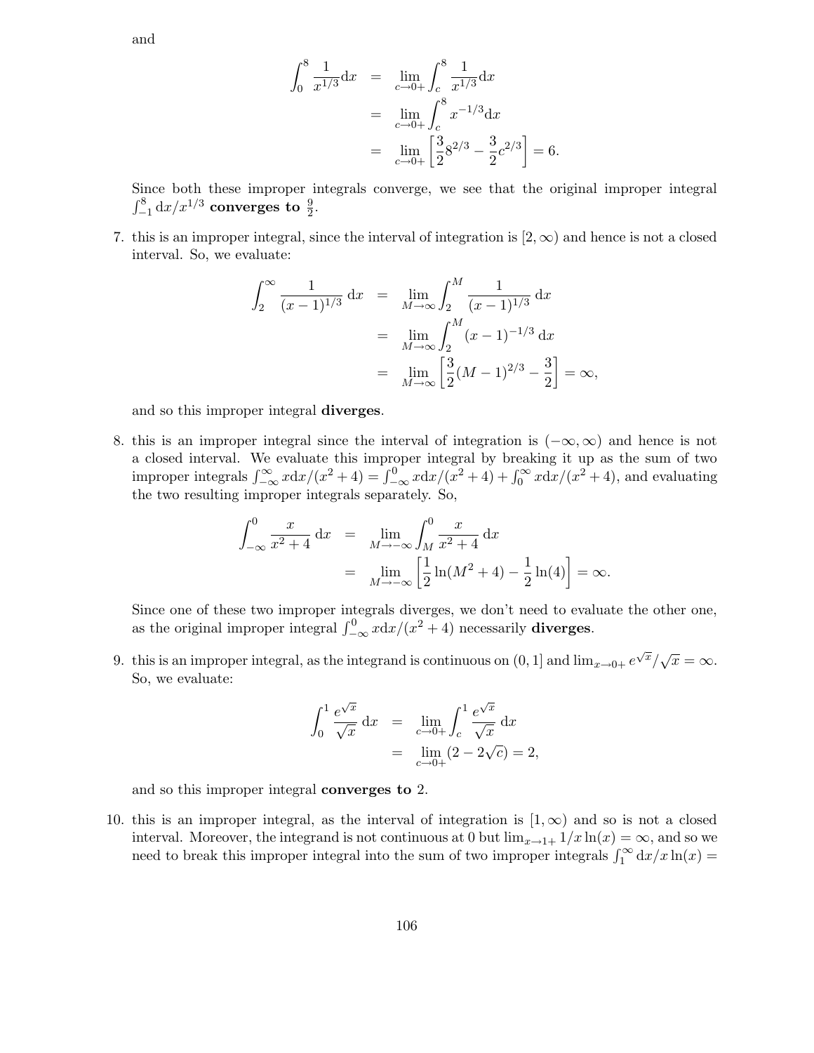and

$$\begin{aligned}
\int_0^8 \frac{1}{x^{1/3}} \mathrm{d}x &= \lim_{c \to 0+} \int_c^8 \frac{1}{x^{1/3}} \mathrm{d}x \\
&= \lim_{c \to 0+} \int_c^8 x^{-1/3} \mathrm{d}x \\
&= \lim_{c \to 0+} \left[ \frac{3}{2} 8^{2/3} - \frac{3}{2} c^{2/3} \right] = 6.
\end{aligned}$$

Since both these improper integrals converge, we see that the original improper integral $\int_{-1}^8 \mathrm{d}x/x^{1/3}$ **converges to** $\frac{9}{2}$.

7. this is an improper integral, since the interval of integration is $[2, \infty)$ and hence is not a closed interval. So, we evaluate:

$$\begin{aligned}
\int_2^\infty \frac{1}{(x-1)^{1/3}} \, \mathrm{d}x &= \lim_{M \to \infty} \int_2^M \frac{1}{(x-1)^{1/3}} \, \mathrm{d}x \\
&= \lim_{M \to \infty} \int_2^M (x-1)^{-1/3} \, \mathrm{d}x \\
&= \lim_{M \to \infty} \left[ \frac{3}{2}(M-1)^{2/3} - \frac{3}{2} \right] = \infty,
\end{aligned}$$

and so this improper integral **diverges**.

8. this is an improper integral since the interval of integration is $(-\infty, \infty)$ and hence is not a closed interval. We evaluate this improper integral by breaking it up as the sum of two improper integrals $\int_{-\infty}^\infty x\mathrm{d}x/(x^2+4) = \int_{-\infty}^0 x\mathrm{d}x/(x^2+4) + \int_0^\infty x\mathrm{d}x/(x^2+4)$, and evaluating the two resulting improper integrals separately. So,

$$\begin{aligned}
\int_{-\infty}^0 \frac{x}{x^2+4} \, \mathrm{d}x &= \lim_{M \to -\infty} \int_M^0 \frac{x}{x^2+4} \, \mathrm{d}x \\
&= \lim_{M \to -\infty} \left[ \frac{1}{2} \ln(M^2+4) - \frac{1}{2} \ln(4) \right] = \infty.
\end{aligned}$$

Since one of these two improper integrals diverges, we don't need to evaluate the other one, as the original improper integral $\int_{-\infty}^0 x\mathrm{d}x/(x^2+4)$ necessarily **diverges**.

9. this is an improper integral, as the integrand is continuous on $(0, 1]$ and $\lim_{x \to 0+} e^{\sqrt{x}}/\sqrt{x} = \infty$. So, we evaluate:

$$\begin{aligned}
\int_0^1 \frac{e^{\sqrt{x}}}{\sqrt{x}} \, \mathrm{d}x &= \lim_{c \to 0+} \int_c^1 \frac{e^{\sqrt{x}}}{\sqrt{x}} \, \mathrm{d}x \\
&= \lim_{c \to 0+} (2 - 2\sqrt{c}) = 2,
\end{aligned}$$

and so this improper integral **converges to** 2.

10. this is an improper integral, as the interval of integration is $[1, \infty)$ and so is not a closed interval. Moreover, the integrand is not continuous at 0 but $\lim_{x \to 1+} 1/x \ln(x) = \infty$, and so we need to break this improper integral into the sum of two improper integrals $\int_1^\infty \mathrm{d}x/x\ln(x) =$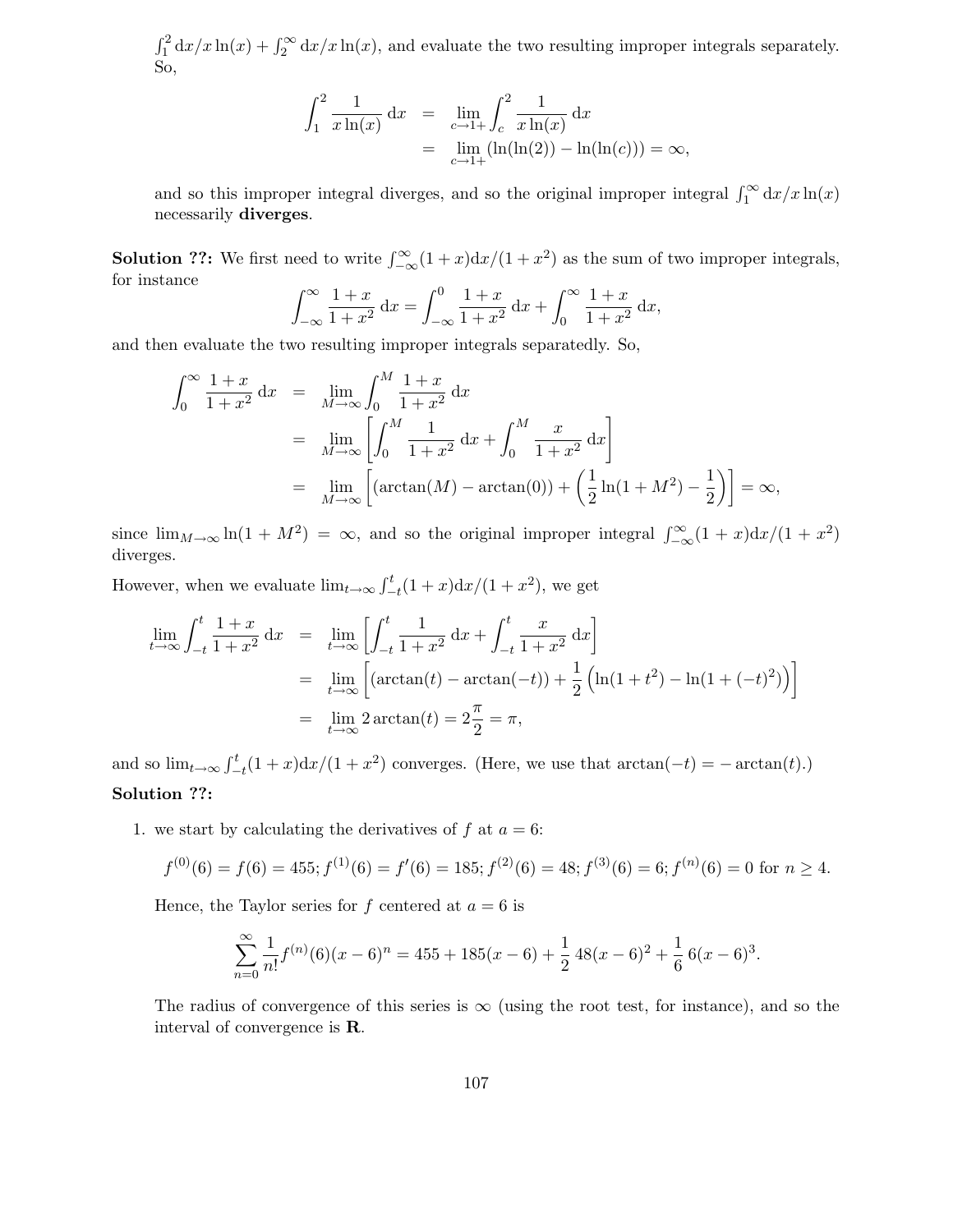$\int_1^2 \mathrm{d}x/x\ln(x) + \int_2^\infty \mathrm{d}x/x\ln(x)$, and evaluate the two resulting improper integrals separately. So,

$$\begin{aligned}
\int_1^2 \frac{1}{x\ln(x)}\,\mathrm{d}x &= \lim_{c\to 1+}\int_c^2 \frac{1}{x\ln(x)}\,\mathrm{d}x \\
&= \lim_{c\to 1+}(\ln(\ln(2)) - \ln(\ln(c))) = \infty,
\end{aligned}$$

and so this improper integral diverges, and so the original improper integral $\int_1^\infty \mathrm{d}x/x\ln(x)$ necessarily **diverges**.

**Solution ??:** We first need to write $\int_{-\infty}^{\infty}(1+x)\mathrm{d}x/(1+x^2)$ as the sum of two improper integrals, for instance

$$\int_{-\infty}^{\infty}\frac{1+x}{1+x^2}\,\mathrm{d}x = \int_{-\infty}^{0}\frac{1+x}{1+x^2}\,\mathrm{d}x + \int_0^\infty \frac{1+x}{1+x^2}\,\mathrm{d}x,$$

and then evaluate the two resulting improper integrals separatedly. So,

$$\begin{aligned}
\int_0^\infty \frac{1+x}{1+x^2}\,\mathrm{d}x &= \lim_{M\to\infty}\int_0^M \frac{1+x}{1+x^2}\,\mathrm{d}x \\
&= \lim_{M\to\infty}\left[\int_0^M \frac{1}{1+x^2}\,\mathrm{d}x + \int_0^M \frac{x}{1+x^2}\,\mathrm{d}x\right] \\
&= \lim_{M\to\infty}\left[(\arctan(M) - \arctan(0)) + \left(\frac{1}{2}\ln(1+M^2) - \frac{1}{2}\right)\right] = \infty,
\end{aligned}$$

since $\lim_{M\to\infty}\ln(1+M^2) = \infty$, and so the original improper integral $\int_{-\infty}^{\infty}(1+x)\mathrm{d}x/(1+x^2)$ diverges.

However, when we evaluate $\lim_{t\to\infty}\int_{-t}^{t}(1+x)\mathrm{d}x/(1+x^2)$, we get

$$\begin{aligned}
\lim_{t\to\infty}\int_{-t}^{t}\frac{1+x}{1+x^2}\,\mathrm{d}x &= \lim_{t\to\infty}\left[\int_{-t}^{t}\frac{1}{1+x^2}\,\mathrm{d}x + \int_{-t}^{t}\frac{x}{1+x^2}\,\mathrm{d}x\right] \\
&= \lim_{t\to\infty}\left[(\arctan(t) - \arctan(-t)) + \frac{1}{2}\left(\ln(1+t^2) - \ln(1+(-t)^2)\right)\right] \\
&= \lim_{t\to\infty} 2\arctan(t) = 2\frac{\pi}{2} = \pi,
\end{aligned}$$

and so $\lim_{t\to\infty}\int_{-t}^{t}(1+x)\mathrm{d}x/(1+x^2)$ converges. (Here, we use that $\arctan(-t) = -\arctan(t)$.)

**Solution ??:**

1. we start by calculating the derivatives of $f$ at $a = 6$:

   $$f^{(0)}(6) = f(6) = 455; f^{(1)}(6) = f'(6) = 185; f^{(2)}(6) = 48; f^{(3)}(6) = 6; f^{(n)}(6) = 0 \text{ for } n \geq 4.$$

   Hence, the Taylor series for $f$ centered at $a = 6$ is

   $$\sum_{n=0}^{\infty}\frac{1}{n!}f^{(n)}(6)(x-6)^n = 455 + 185(x-6) + \frac{1}{2}\,48(x-6)^2 + \frac{1}{6}\,6(x-6)^3.$$

   The radius of convergence of this series is $\infty$ (using the root test, for instance), and so the interval of convergence is $\mathbf{R}$.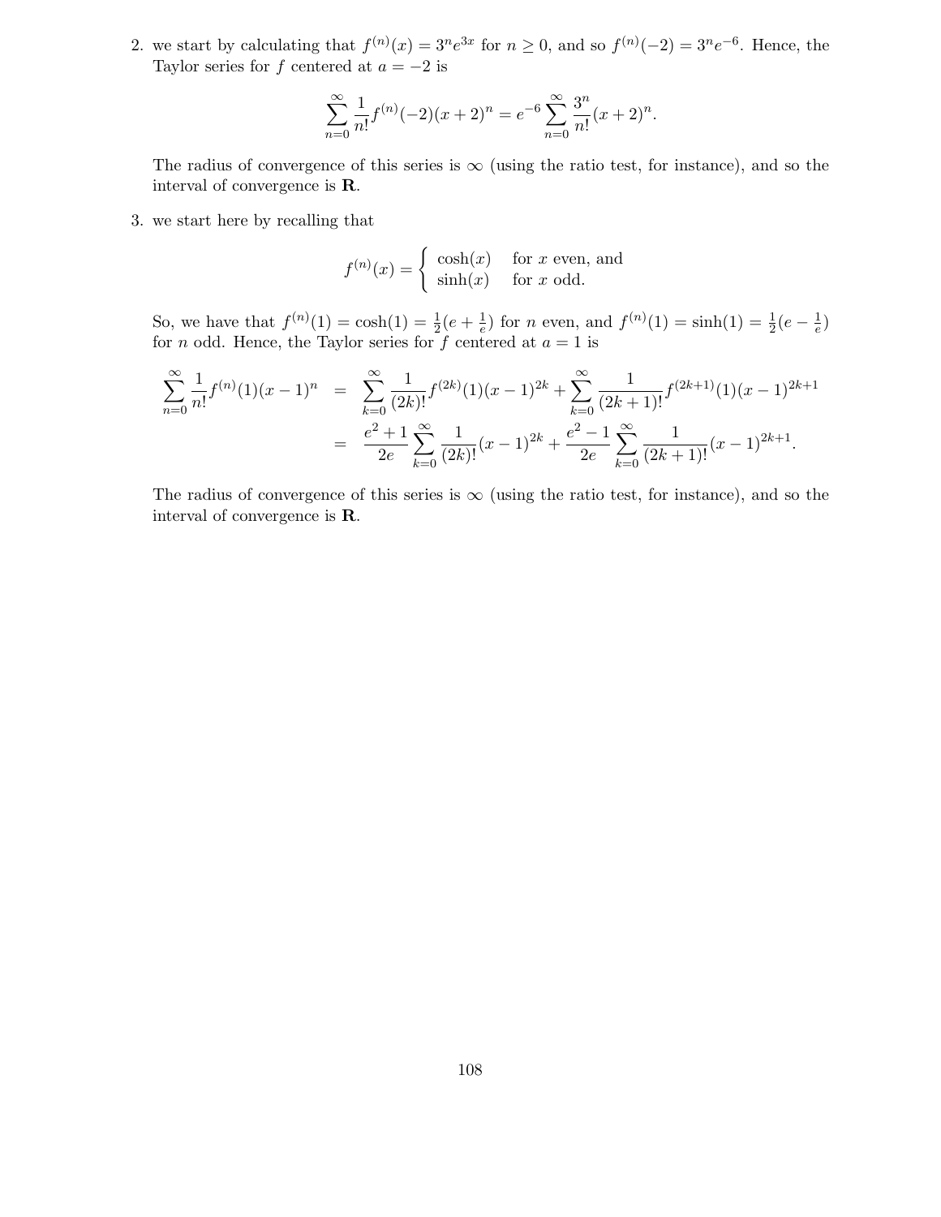2. we start by calculating that $f^{(n)}(x) = 3^n e^{3x}$ for $n \geq 0$, and so $f^{(n)}(-2) = 3^n e^{-6}$. Hence, the Taylor series for $f$ centered at $a = -2$ is

$$\sum_{n=0}^{\infty} \frac{1}{n!} f^{(n)}(-2)(x+2)^n = e^{-6} \sum_{n=0}^{\infty} \frac{3^n}{n!}(x+2)^n.$$

The radius of convergence of this series is $\infty$ (using the ratio test, for instance), and so the interval of convergence is $\mathbf{R}$.

3. we start here by recalling that

$$f^{(n)}(x) = \begin{cases} \cosh(x) & \text{for } x \text{ even, and} \\ \sinh(x) & \text{for } x \text{ odd.} \end{cases}$$

So, we have that $f^{(n)}(1) = \cosh(1) = \frac{1}{2}(e + \frac{1}{e})$ for $n$ even, and $f^{(n)}(1) = \sinh(1) = \frac{1}{2}(e - \frac{1}{e})$ for $n$ odd. Hence, the Taylor series for $f$ centered at $a = 1$ is

$$\begin{aligned} \sum_{n=0}^{\infty} \frac{1}{n!} f^{(n)}(1)(x-1)^n &= \sum_{k=0}^{\infty} \frac{1}{(2k)!} f^{(2k)}(1)(x-1)^{2k} + \sum_{k=0}^{\infty} \frac{1}{(2k+1)!} f^{(2k+1)}(1)(x-1)^{2k+1} \\ &= \frac{e^2+1}{2e} \sum_{k=0}^{\infty} \frac{1}{(2k)!}(x-1)^{2k} + \frac{e^2-1}{2e} \sum_{k=0}^{\infty} \frac{1}{(2k+1)!}(x-1)^{2k+1}. \end{aligned}$$

The radius of convergence of this series is $\infty$ (using the ratio test, for instance), and so the interval of convergence is $\mathbf{R}$.